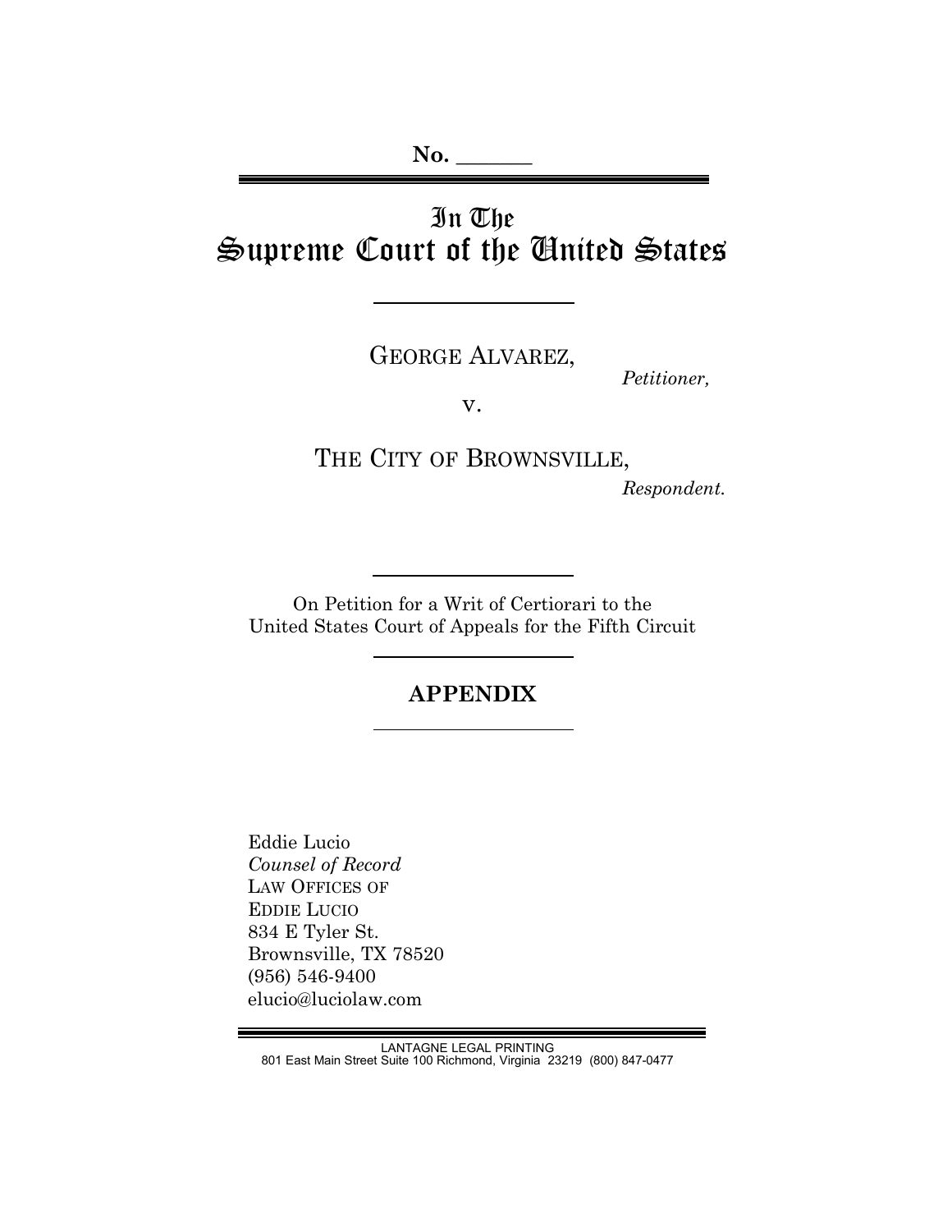**No. \_\_\_\_\_\_\_**

# In The Supreme Court of the United States

GEORGE ALVAREZ,

*Petitioner,*

v.

THE CITY OF BROWNSVILLE,

*Respondent.*

On Petition for a Writ of Certiorari to the United States Court of Appeals for the Fifth Circuit

## APPENDIX

Eddie Lucio
*Counsel of Record*
LAW OFFICES OF
EDDIE LUCIO
834 E Tyler St.
Brownsville, TX 78520
(956) 546-9400
elucio@luciolaw.com

LANTAGNE LEGAL PRINTING
801 East Main Street Suite 100 Richmond, Virginia 23219 (800) 847-0477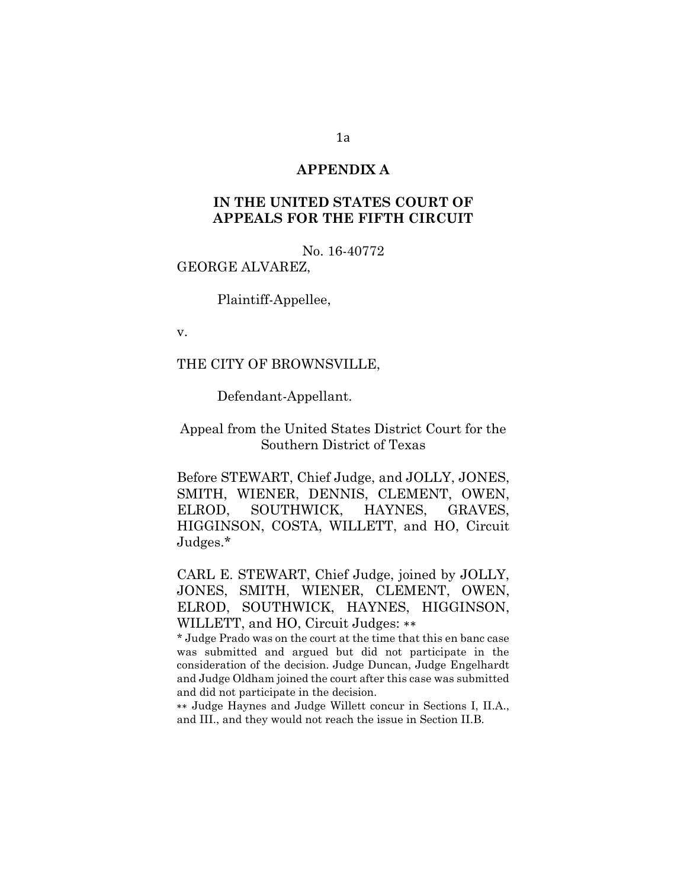# APPENDIX A

## IN THE UNITED STATES COURT OF APPEALS FOR THE FIFTH CIRCUIT

No. 16-40772

GEORGE ALVAREZ,

Plaintiff-Appellee,

v.

THE CITY OF BROWNSVILLE,

Defendant-Appellant.

Appeal from the United States District Court for the Southern District of Texas

Before STEWART, Chief Judge, and JOLLY, JONES, SMITH, WIENER, DENNIS, CLEMENT, OWEN, ELROD, SOUTHWICK, HAYNES, GRAVES, HIGGINSON, COSTA, WILLETT, and HO, Circuit Judges.*

CARL E. STEWART, Chief Judge, joined by JOLLY, JONES, SMITH, WIENER, CLEMENT, OWEN, ELROD, SOUTHWICK, HAYNES, HIGGINSON, WILLETT, and HO, Circuit Judges: **

\* Judge Prado was on the court at the time that this en banc case was submitted and argued but did not participate in the consideration of the decision. Judge Duncan, Judge Engelhardt and Judge Oldham joined the court after this case was submitted and did not participate in the decision.

\*\* Judge Haynes and Judge Willett concur in Sections I, II.A., and III., and they would not reach the issue in Section II.B.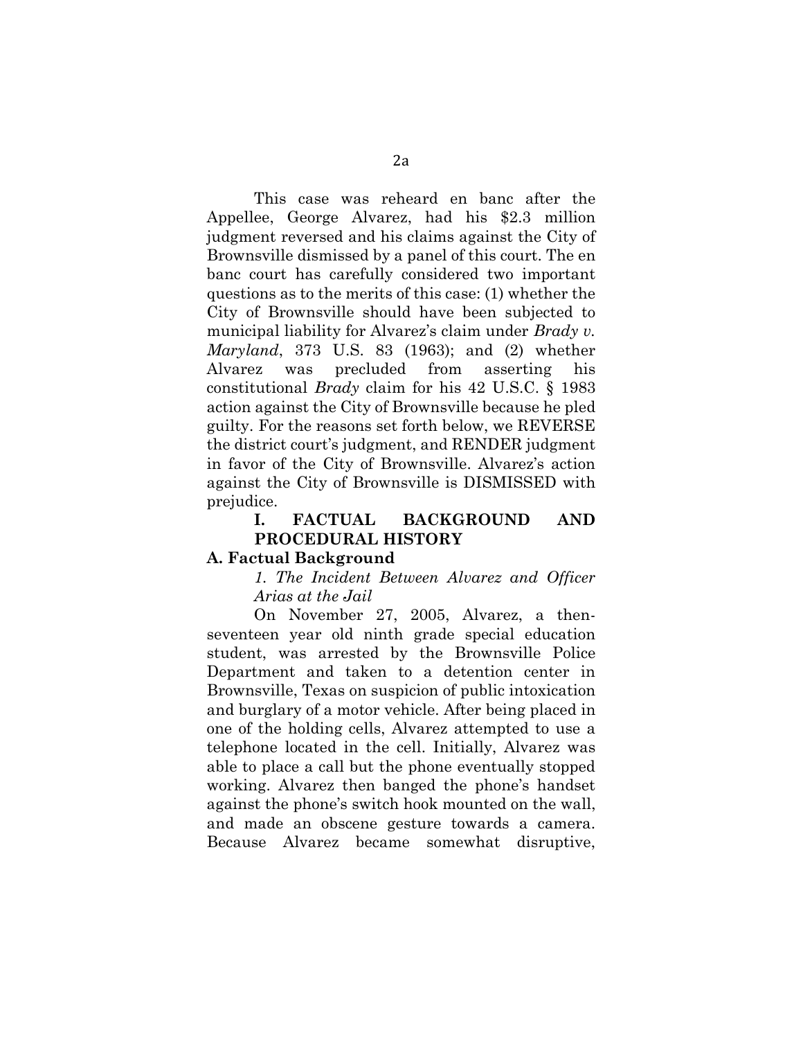This case was reheard en banc after the Appellee, George Alvarez, had his $2.3 million judgment reversed and his claims against the City of Brownsville dismissed by a panel of this court. The en banc court has carefully considered two important questions as to the merits of this case: (1) whether the City of Brownsville should have been subjected to municipal liability for Alvarez's claim under *Brady v. Maryland*, 373 U.S. 83 (1963); and (2) whether Alvarez was precluded from asserting his constitutional *Brady* claim for his 42 U.S.C. § 1983 action against the City of Brownsville because he pled guilty. For the reasons set forth below, we REVERSE the district court's judgment, and RENDER judgment in favor of the City of Brownsville. Alvarez's action against the City of Brownsville is DISMISSED with prejudice.

## I. FACTUAL BACKGROUND AND PROCEDURAL HISTORY

### A. Factual Background

#### *1. The Incident Between Alvarez and Officer Arias at the Jail*

On November 27, 2005, Alvarez, a then-seventeen year old ninth grade special education student, was arrested by the Brownsville Police Department and taken to a detention center in Brownsville, Texas on suspicion of public intoxication and burglary of a motor vehicle. After being placed in one of the holding cells, Alvarez attempted to use a telephone located in the cell. Initially, Alvarez was able to place a call but the phone eventually stopped working. Alvarez then banged the phone's handset against the phone's switch hook mounted on the wall, and made an obscene gesture towards a camera. Because Alvarez became somewhat disruptive,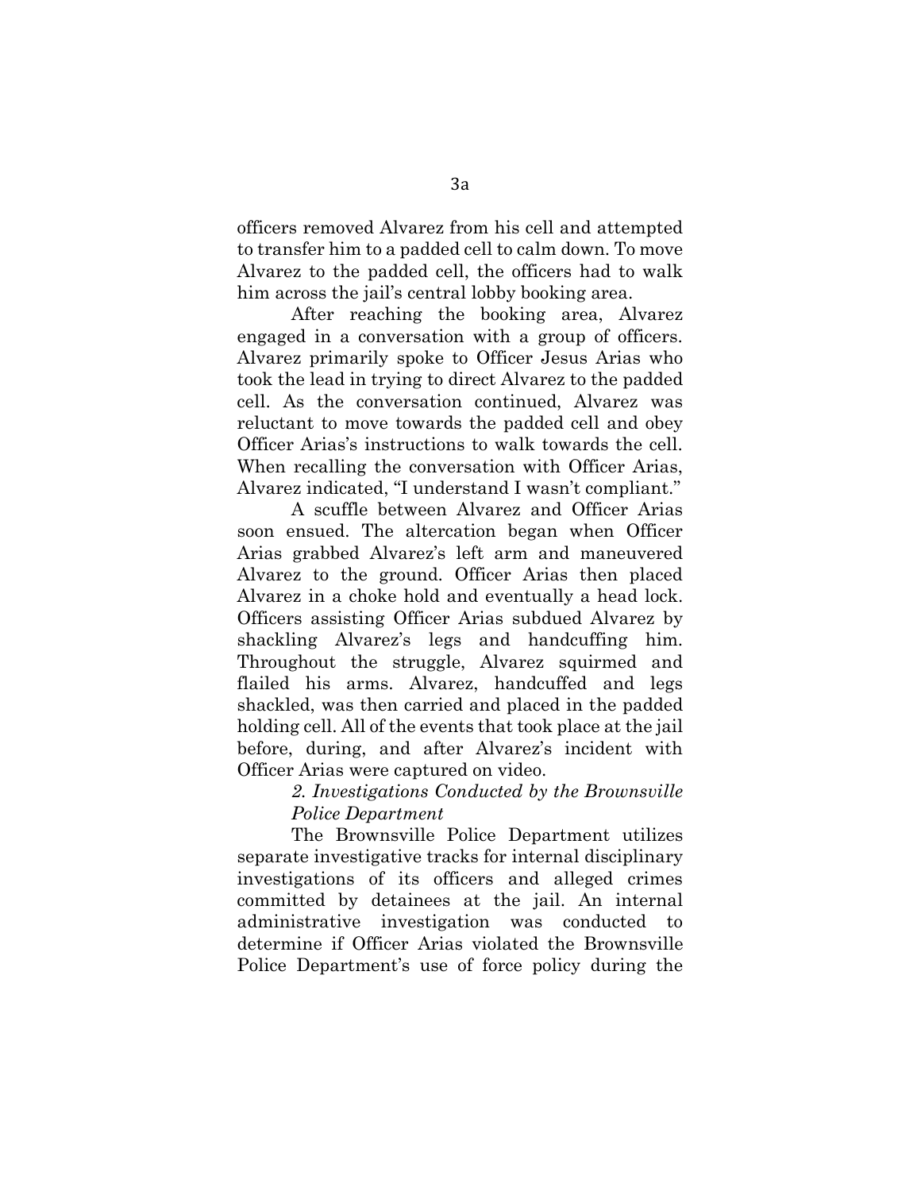officers removed Alvarez from his cell and attempted to transfer him to a padded cell to calm down. To move Alvarez to the padded cell, the officers had to walk him across the jail's central lobby booking area.

After reaching the booking area, Alvarez engaged in a conversation with a group of officers. Alvarez primarily spoke to Officer Jesus Arias who took the lead in trying to direct Alvarez to the padded cell. As the conversation continued, Alvarez was reluctant to move towards the padded cell and obey Officer Arias's instructions to walk towards the cell. When recalling the conversation with Officer Arias, Alvarez indicated, "I understand I wasn't compliant."

A scuffle between Alvarez and Officer Arias soon ensued. The altercation began when Officer Arias grabbed Alvarez's left arm and maneuvered Alvarez to the ground. Officer Arias then placed Alvarez in a choke hold and eventually a head lock. Officers assisting Officer Arias subdued Alvarez by shackling Alvarez's legs and handcuffing him. Throughout the struggle, Alvarez squirmed and flailed his arms. Alvarez, handcuffed and legs shackled, was then carried and placed in the padded holding cell. All of the events that took place at the jail before, during, and after Alvarez's incident with Officer Arias were captured on video.

*2. Investigations Conducted by the Brownsville Police Department*

The Brownsville Police Department utilizes separate investigative tracks for internal disciplinary investigations of its officers and alleged crimes committed by detainees at the jail. An internal administrative investigation was conducted to determine if Officer Arias violated the Brownsville Police Department's use of force policy during the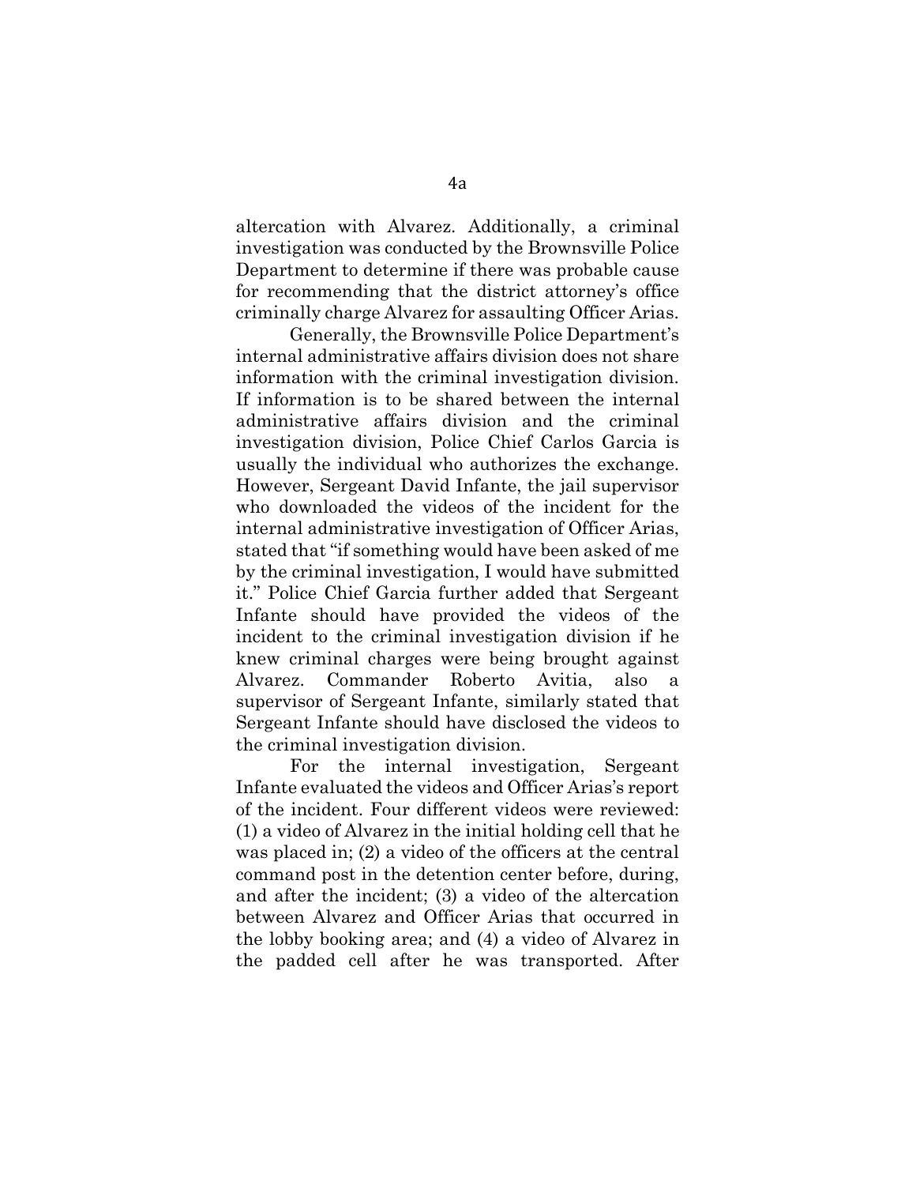altercation with Alvarez. Additionally, a criminal investigation was conducted by the Brownsville Police Department to determine if there was probable cause for recommending that the district attorney's office criminally charge Alvarez for assaulting Officer Arias.

Generally, the Brownsville Police Department's internal administrative affairs division does not share information with the criminal investigation division. If information is to be shared between the internal administrative affairs division and the criminal investigation division, Police Chief Carlos Garcia is usually the individual who authorizes the exchange. However, Sergeant David Infante, the jail supervisor who downloaded the videos of the incident for the internal administrative investigation of Officer Arias, stated that "if something would have been asked of me by the criminal investigation, I would have submitted it." Police Chief Garcia further added that Sergeant Infante should have provided the videos of the incident to the criminal investigation division if he knew criminal charges were being brought against Alvarez. Commander Roberto Avitia, also a supervisor of Sergeant Infante, similarly stated that Sergeant Infante should have disclosed the videos to the criminal investigation division.

For the internal investigation, Sergeant Infante evaluated the videos and Officer Arias's report of the incident. Four different videos were reviewed: (1) a video of Alvarez in the initial holding cell that he was placed in; (2) a video of the officers at the central command post in the detention center before, during, and after the incident; (3) a video of the altercation between Alvarez and Officer Arias that occurred in the lobby booking area; and (4) a video of Alvarez in the padded cell after he was transported. After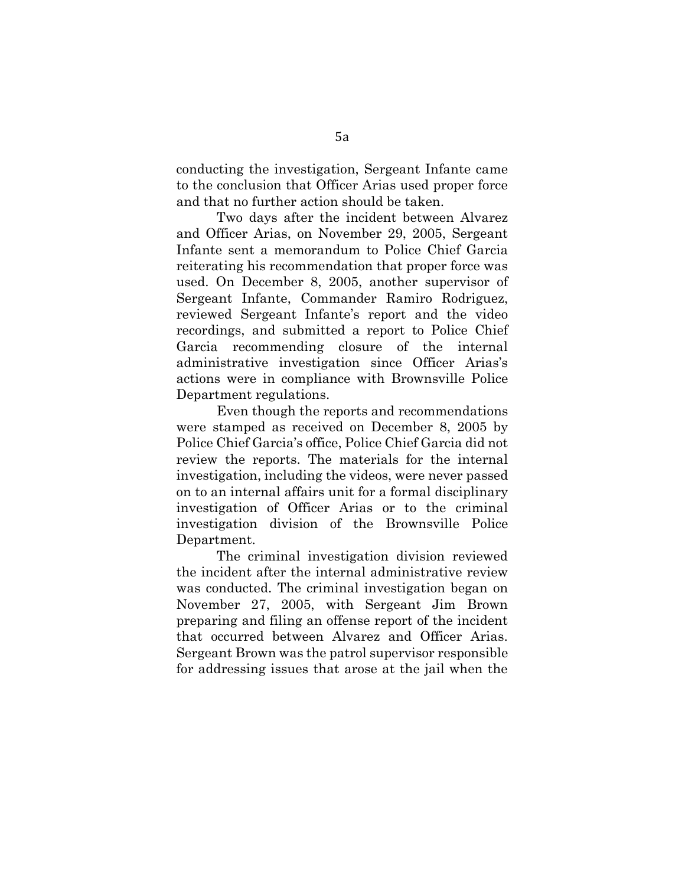conducting the investigation, Sergeant Infante came to the conclusion that Officer Arias used proper force and that no further action should be taken.

Two days after the incident between Alvarez and Officer Arias, on November 29, 2005, Sergeant Infante sent a memorandum to Police Chief Garcia reiterating his recommendation that proper force was used. On December 8, 2005, another supervisor of Sergeant Infante, Commander Ramiro Rodriguez, reviewed Sergeant Infante's report and the video recordings, and submitted a report to Police Chief Garcia recommending closure of the internal administrative investigation since Officer Arias's actions were in compliance with Brownsville Police Department regulations.

Even though the reports and recommendations were stamped as received on December 8, 2005 by Police Chief Garcia's office, Police Chief Garcia did not review the reports. The materials for the internal investigation, including the videos, were never passed on to an internal affairs unit for a formal disciplinary investigation of Officer Arias or to the criminal investigation division of the Brownsville Police Department.

The criminal investigation division reviewed the incident after the internal administrative review was conducted. The criminal investigation began on November 27, 2005, with Sergeant Jim Brown preparing and filing an offense report of the incident that occurred between Alvarez and Officer Arias. Sergeant Brown was the patrol supervisor responsible for addressing issues that arose at the jail when the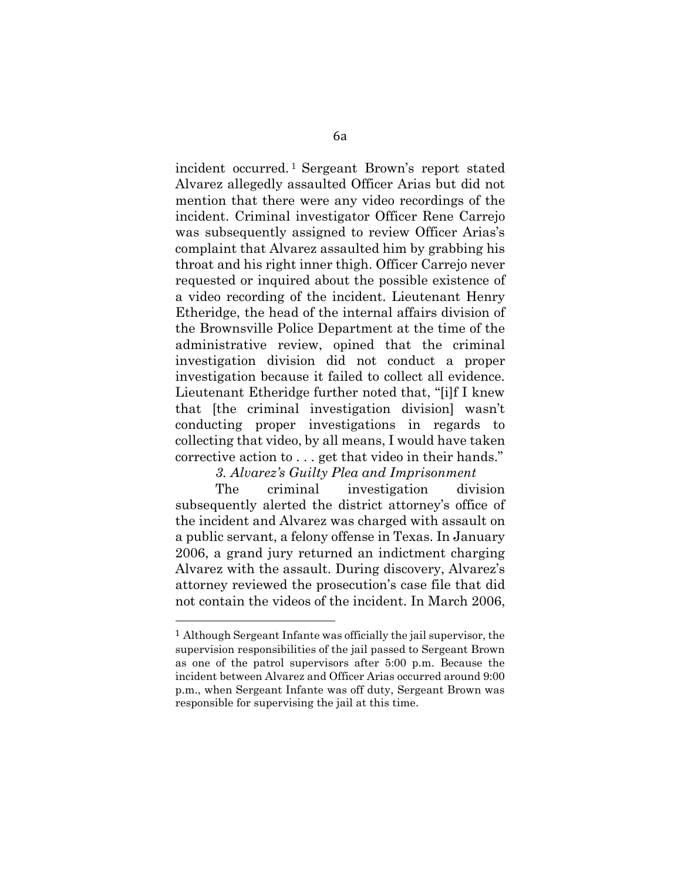incident occurred.[1] Sergeant Brown's report stated Alvarez allegedly assaulted Officer Arias but did not mention that there were any video recordings of the incident. Criminal investigator Officer Rene Carrejo was subsequently assigned to review Officer Arias's complaint that Alvarez assaulted him by grabbing his throat and his right inner thigh. Officer Carrejo never requested or inquired about the possible existence of a video recording of the incident. Lieutenant Henry Etheridge, the head of the internal affairs division of the Brownsville Police Department at the time of the administrative review, opined that the criminal investigation division did not conduct a proper investigation because it failed to collect all evidence. Lieutenant Etheridge further noted that, "[i]f I knew that [the criminal investigation division] wasn't conducting proper investigations in regards to collecting that video, by all means, I would have taken corrective action to . . . get that video in their hands."

*3. Alvarez's Guilty Plea and Imprisonment*

The criminal investigation division subsequently alerted the district attorney's office of the incident and Alvarez was charged with assault on a public servant, a felony offense in Texas. In January 2006, a grand jury returned an indictment charging Alvarez with the assault. During discovery, Alvarez's attorney reviewed the prosecution's case file that did not contain the videos of the incident. In March 2006,

---

[1] Although Sergeant Infante was officially the jail supervisor, the supervision responsibilities of the jail passed to Sergeant Brown as one of the patrol supervisors after 5:00 p.m. Because the incident between Alvarez and Officer Arias occurred around 9:00 p.m., when Sergeant Infante was off duty, Sergeant Brown was responsible for supervising the jail at this time.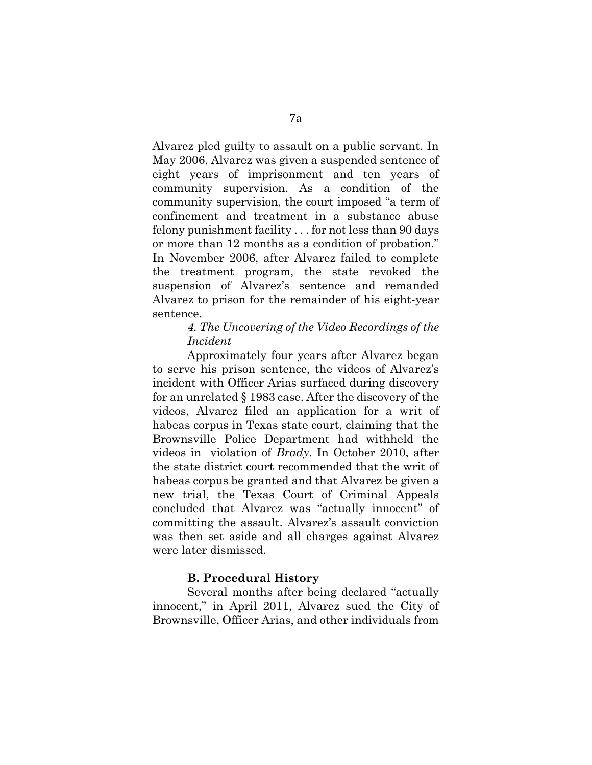Alvarez pled guilty to assault on a public servant. In May 2006, Alvarez was given a suspended sentence of eight years of imprisonment and ten years of community supervision. As a condition of the community supervision, the court imposed "a term of confinement and treatment in a substance abuse felony punishment facility . . . for not less than 90 days or more than 12 months as a condition of probation." In November 2006, after Alvarez failed to complete the treatment program, the state revoked the suspension of Alvarez's sentence and remanded Alvarez to prison for the remainder of his eight-year sentence.

*4. The Uncovering of the Video Recordings of the Incident*

Approximately four years after Alvarez began to serve his prison sentence, the videos of Alvarez's incident with Officer Arias surfaced during discovery for an unrelated § 1983 case. After the discovery of the videos, Alvarez filed an application for a writ of habeas corpus in Texas state court, claiming that the Brownsville Police Department had withheld the videos in violation of *Brady*. In October 2010, after the state district court recommended that the writ of habeas corpus be granted and that Alvarez be given a new trial, the Texas Court of Criminal Appeals concluded that Alvarez was "actually innocent" of committing the assault. Alvarez's assault conviction was then set aside and all charges against Alvarez were later dismissed.

### B. Procedural History

Several months after being declared "actually innocent," in April 2011, Alvarez sued the City of Brownsville, Officer Arias, and other individuals from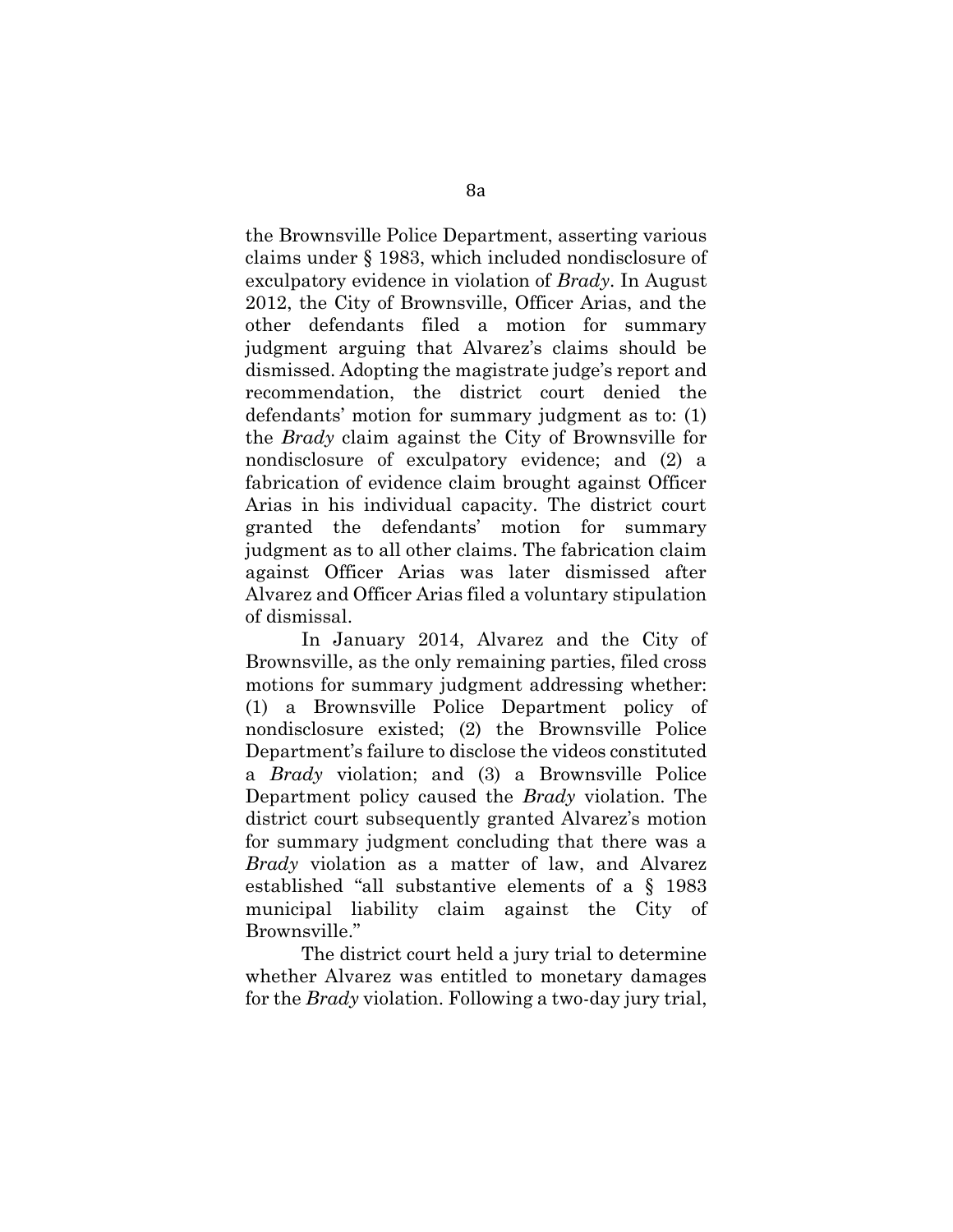the Brownsville Police Department, asserting various claims under § 1983, which included nondisclosure of exculpatory evidence in violation of *Brady*. In August 2012, the City of Brownsville, Officer Arias, and the other defendants filed a motion for summary judgment arguing that Alvarez's claims should be dismissed. Adopting the magistrate judge's report and recommendation, the district court denied the defendants' motion for summary judgment as to: (1) the *Brady* claim against the City of Brownsville for nondisclosure of exculpatory evidence; and (2) a fabrication of evidence claim brought against Officer Arias in his individual capacity. The district court granted the defendants' motion for summary judgment as to all other claims. The fabrication claim against Officer Arias was later dismissed after Alvarez and Officer Arias filed a voluntary stipulation of dismissal.

In January 2014, Alvarez and the City of Brownsville, as the only remaining parties, filed cross motions for summary judgment addressing whether: (1) a Brownsville Police Department policy of nondisclosure existed; (2) the Brownsville Police Department's failure to disclose the videos constituted a *Brady* violation; and (3) a Brownsville Police Department policy caused the *Brady* violation. The district court subsequently granted Alvarez's motion for summary judgment concluding that there was a *Brady* violation as a matter of law, and Alvarez established "all substantive elements of a § 1983 municipal liability claim against the City of Brownsville."

The district court held a jury trial to determine whether Alvarez was entitled to monetary damages for the *Brady* violation. Following a two-day jury trial,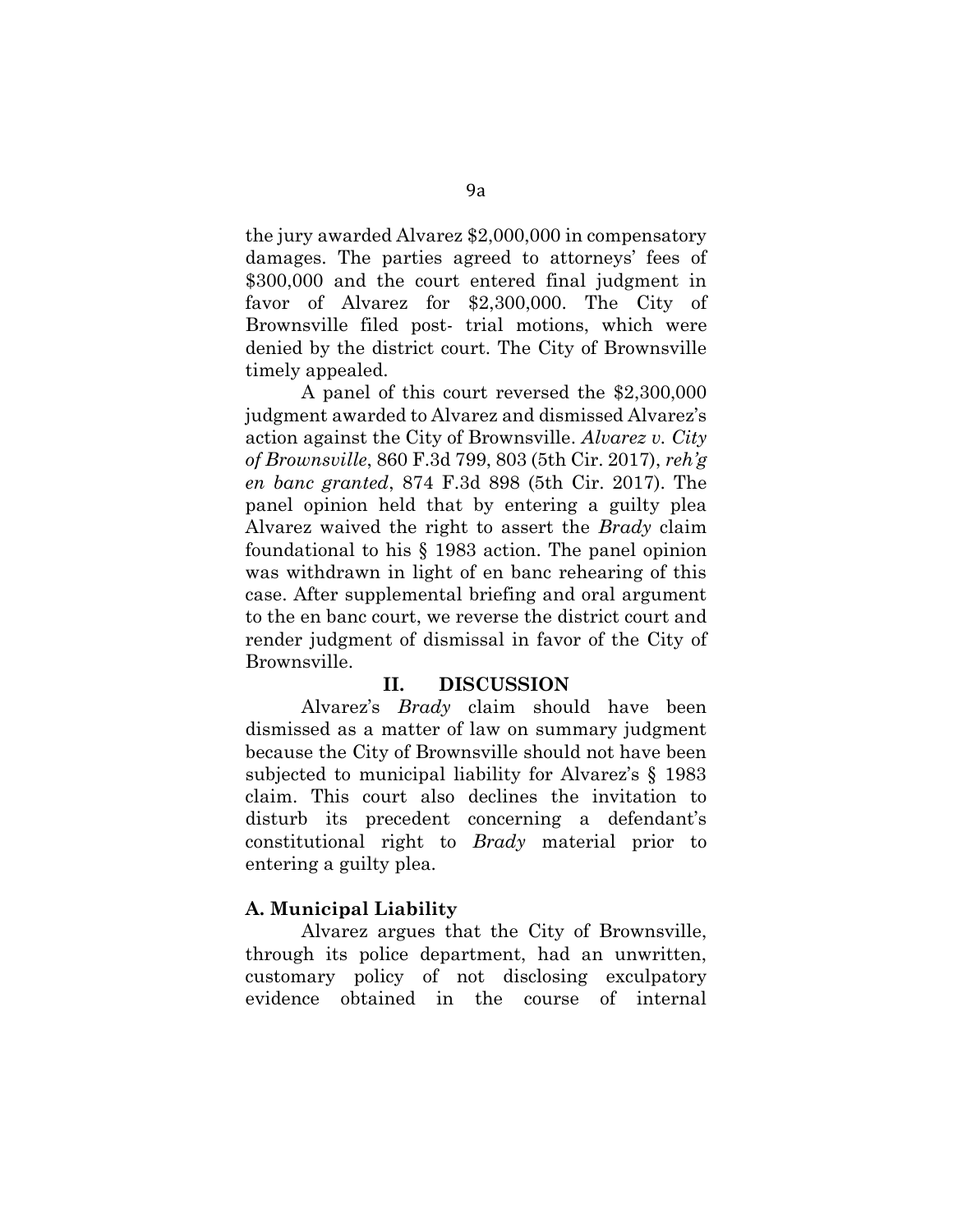the jury awarded Alvarez $2,000,000 in compensatory damages. The parties agreed to attorneys' fees of $300,000 and the court entered final judgment in favor of Alvarez for $2,300,000. The City of Brownsville filed post- trial motions, which were denied by the district court. The City of Brownsville timely appealed.

A panel of this court reversed the $2,300,000 judgment awarded to Alvarez and dismissed Alvarez's action against the City of Brownsville. *Alvarez v. City of Brownsville*, 860 F.3d 799, 803 (5th Cir. 2017), *reh'g en banc granted*, 874 F.3d 898 (5th Cir. 2017). The panel opinion held that by entering a guilty plea Alvarez waived the right to assert the *Brady* claim foundational to his § 1983 action. The panel opinion was withdrawn in light of en banc rehearing of this case. After supplemental briefing and oral argument to the en banc court, we reverse the district court and render judgment of dismissal in favor of the City of Brownsville.

## II. DISCUSSION

Alvarez's *Brady* claim should have been dismissed as a matter of law on summary judgment because the City of Brownsville should not have been subjected to municipal liability for Alvarez's § 1983 claim. This court also declines the invitation to disturb its precedent concerning a defendant's constitutional right to *Brady* material prior to entering a guilty plea.

### A. Municipal Liability

Alvarez argues that the City of Brownsville, through its police department, had an unwritten, customary policy of not disclosing exculpatory evidence obtained in the course of internal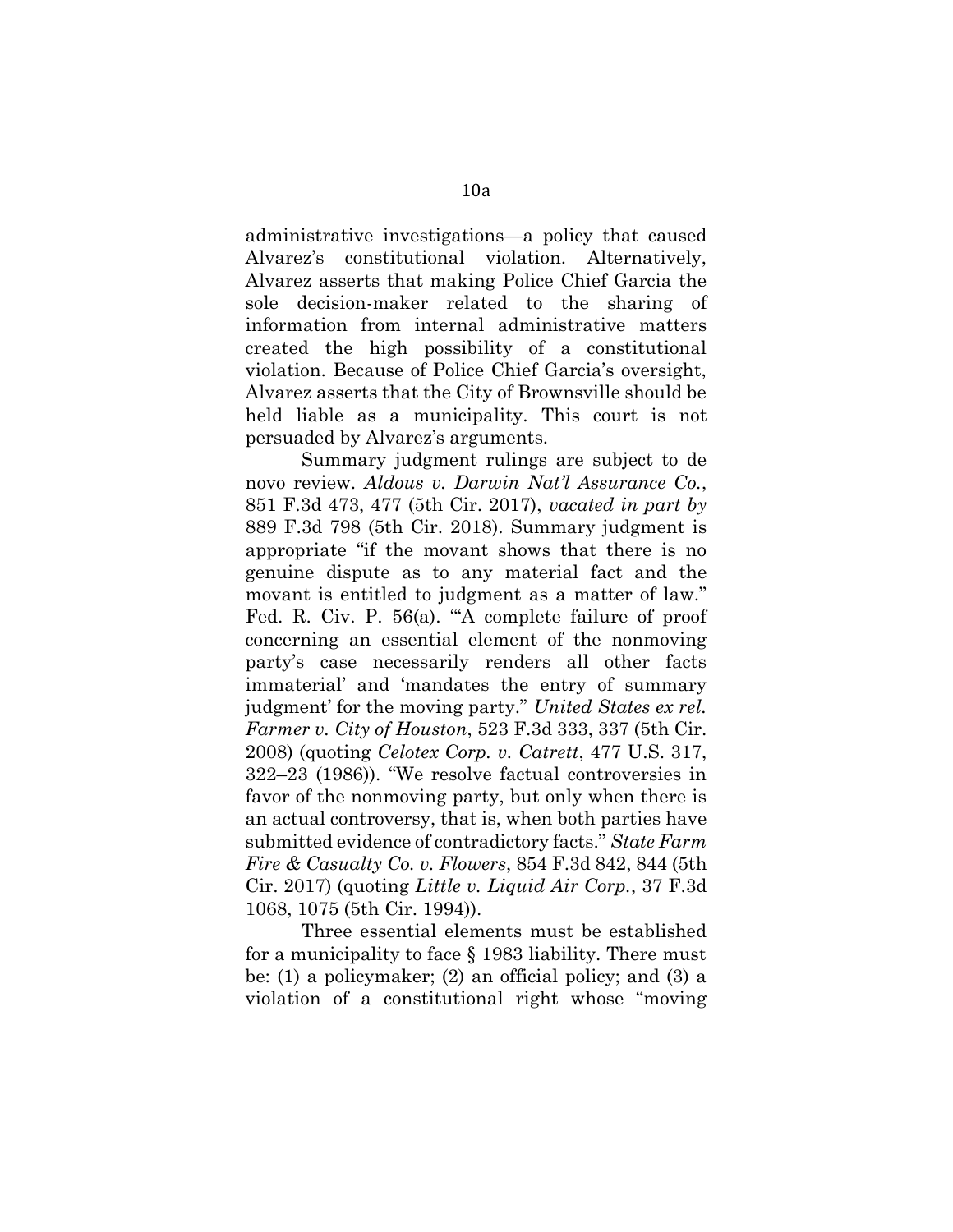administrative investigations—a policy that caused Alvarez's constitutional violation. Alternatively, Alvarez asserts that making Police Chief Garcia the sole decision-maker related to the sharing of information from internal administrative matters created the high possibility of a constitutional violation. Because of Police Chief Garcia's oversight, Alvarez asserts that the City of Brownsville should be held liable as a municipality. This court is not persuaded by Alvarez's arguments.

Summary judgment rulings are subject to de novo review. *Aldous v. Darwin Nat'l Assurance Co.*, 851 F.3d 473, 477 (5th Cir. 2017), *vacated in part by* 889 F.3d 798 (5th Cir. 2018). Summary judgment is appropriate "if the movant shows that there is no genuine dispute as to any material fact and the movant is entitled to judgment as a matter of law." Fed. R. Civ. P. 56(a). "'A complete failure of proof concerning an essential element of the nonmoving party's case necessarily renders all other facts immaterial' and 'mandates the entry of summary judgment' for the moving party." *United States ex rel. Farmer v. City of Houston*, 523 F.3d 333, 337 (5th Cir. 2008) (quoting *Celotex Corp. v. Catrett*, 477 U.S. 317, 322–23 (1986)). "We resolve factual controversies in favor of the nonmoving party, but only when there is an actual controversy, that is, when both parties have submitted evidence of contradictory facts." *State Farm Fire & Casualty Co. v. Flowers*, 854 F.3d 842, 844 (5th Cir. 2017) (quoting *Little v. Liquid Air Corp.*, 37 F.3d 1068, 1075 (5th Cir. 1994)).

Three essential elements must be established for a municipality to face § 1983 liability. There must be: (1) a policymaker; (2) an official policy; and (3) a violation of a constitutional right whose "moving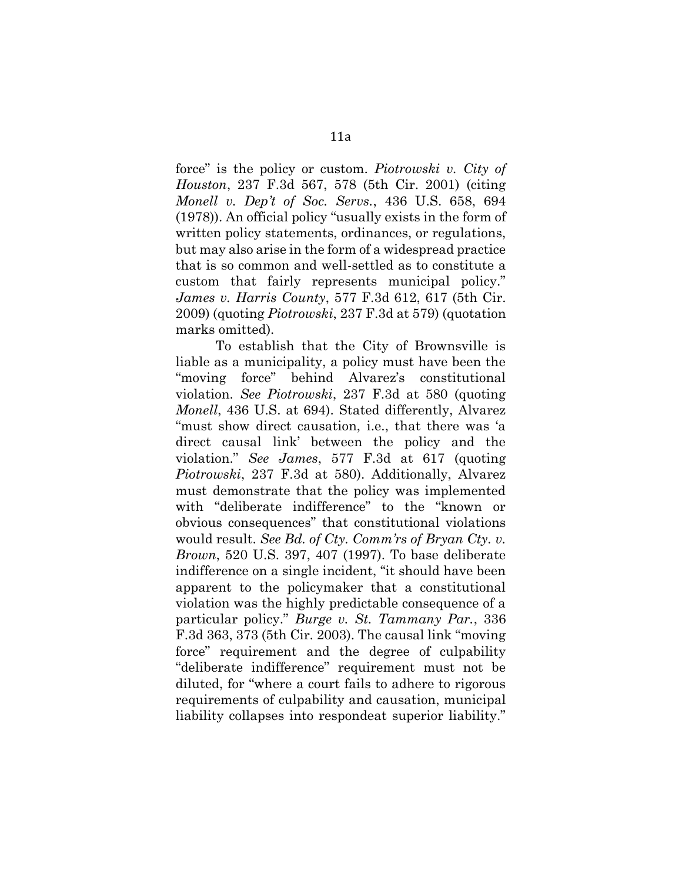force" is the policy or custom. *Piotrowski v. City of Houston*, 237 F.3d 567, 578 (5th Cir. 2001) (citing *Monell v. Dep't of Soc. Servs.*, 436 U.S. 658, 694 (1978)). An official policy "usually exists in the form of written policy statements, ordinances, or regulations, but may also arise in the form of a widespread practice that is so common and well-settled as to constitute a custom that fairly represents municipal policy." *James v. Harris County*, 577 F.3d 612, 617 (5th Cir. 2009) (quoting *Piotrowski*, 237 F.3d at 579) (quotation marks omitted).

To establish that the City of Brownsville is liable as a municipality, a policy must have been the "moving force" behind Alvarez's constitutional violation. *See Piotrowski*, 237 F.3d at 580 (quoting *Monell*, 436 U.S. at 694). Stated differently, Alvarez "must show direct causation, i.e., that there was 'a direct causal link' between the policy and the violation." *See James*, 577 F.3d at 617 (quoting *Piotrowski*, 237 F.3d at 580). Additionally, Alvarez must demonstrate that the policy was implemented with "deliberate indifference" to the "known or obvious consequences" that constitutional violations would result. *See Bd. of Cty. Comm'rs of Bryan Cty. v. Brown*, 520 U.S. 397, 407 (1997). To base deliberate indifference on a single incident, "it should have been apparent to the policymaker that a constitutional violation was the highly predictable consequence of a particular policy." *Burge v. St. Tammany Par.*, 336 F.3d 363, 373 (5th Cir. 2003). The causal link "moving force" requirement and the degree of culpability "deliberate indifference" requirement must not be diluted, for "where a court fails to adhere to rigorous requirements of culpability and causation, municipal liability collapses into respondeat superior liability."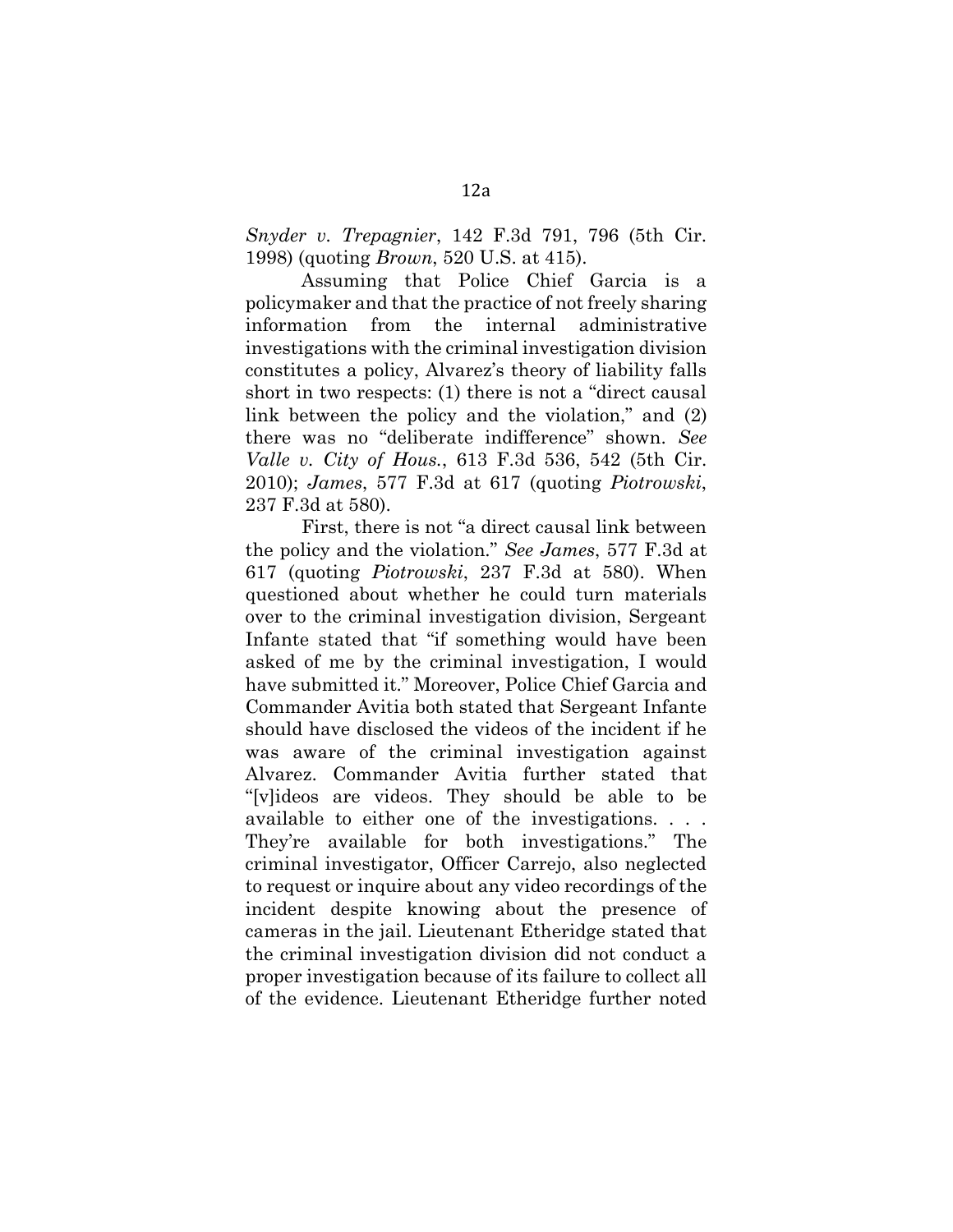*Snyder v. Trepagnier*, 142 F.3d 791, 796 (5th Cir. 1998) (quoting *Brown*, 520 U.S. at 415).

Assuming that Police Chief Garcia is a policymaker and that the practice of not freely sharing information from the internal administrative investigations with the criminal investigation division constitutes a policy, Alvarez's theory of liability falls short in two respects: (1) there is not a "direct causal link between the policy and the violation," and (2) there was no "deliberate indifference" shown. *See Valle v. City of Hous.*, 613 F.3d 536, 542 (5th Cir. 2010); *James*, 577 F.3d at 617 (quoting *Piotrowski*, 237 F.3d at 580).

First, there is not "a direct causal link between the policy and the violation." *See James*, 577 F.3d at 617 (quoting *Piotrowski*, 237 F.3d at 580). When questioned about whether he could turn materials over to the criminal investigation division, Sergeant Infante stated that "if something would have been asked of me by the criminal investigation, I would have submitted it." Moreover, Police Chief Garcia and Commander Avitia both stated that Sergeant Infante should have disclosed the videos of the incident if he was aware of the criminal investigation against Alvarez. Commander Avitia further stated that "[v]ideos are videos. They should be able to be available to either one of the investigations. . . . They're available for both investigations." The criminal investigator, Officer Carrejo, also neglected to request or inquire about any video recordings of the incident despite knowing about the presence of cameras in the jail. Lieutenant Etheridge stated that the criminal investigation division did not conduct a proper investigation because of its failure to collect all of the evidence. Lieutenant Etheridge further noted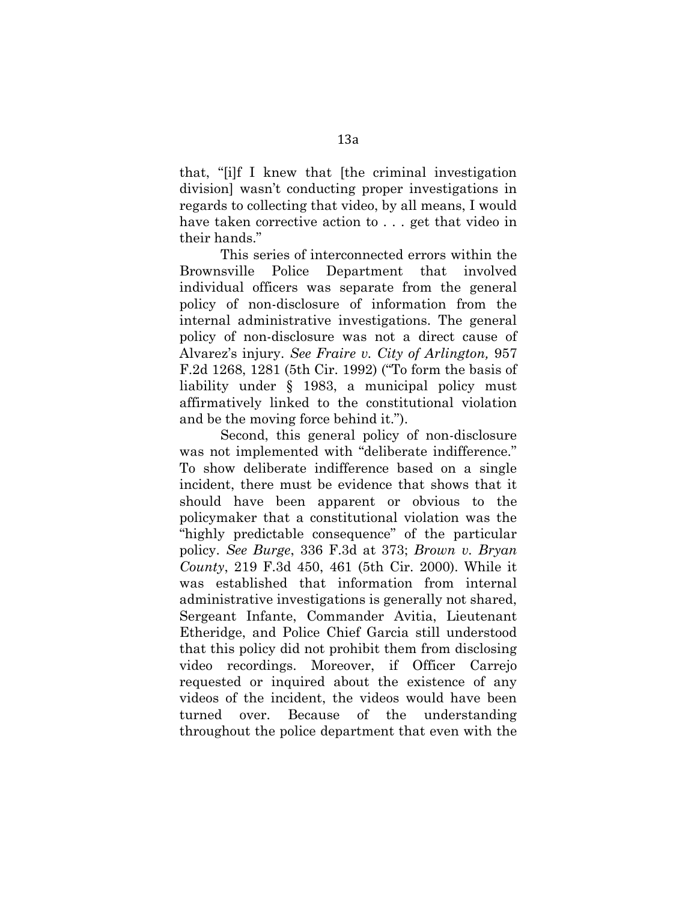that, "[i]f I knew that [the criminal investigation division] wasn't conducting proper investigations in regards to collecting that video, by all means, I would have taken corrective action to . . . get that video in their hands."

This series of interconnected errors within the Brownsville Police Department that involved individual officers was separate from the general policy of non-disclosure of information from the internal administrative investigations. The general policy of non-disclosure was not a direct cause of Alvarez's injury. *See Fraire v. City of Arlington,* 957 F.2d 1268, 1281 (5th Cir. 1992) ("To form the basis of liability under § 1983, a municipal policy must affirmatively linked to the constitutional violation and be the moving force behind it.").

Second, this general policy of non-disclosure was not implemented with "deliberate indifference." To show deliberate indifference based on a single incident, there must be evidence that shows that it should have been apparent or obvious to the policymaker that a constitutional violation was the "highly predictable consequence" of the particular policy. *See Burge*, 336 F.3d at 373; *Brown v. Bryan County*, 219 F.3d 450, 461 (5th Cir. 2000). While it was established that information from internal administrative investigations is generally not shared, Sergeant Infante, Commander Avitia, Lieutenant Etheridge, and Police Chief Garcia still understood that this policy did not prohibit them from disclosing video recordings. Moreover, if Officer Carrejo requested or inquired about the existence of any videos of the incident, the videos would have been turned over. Because of the understanding throughout the police department that even with the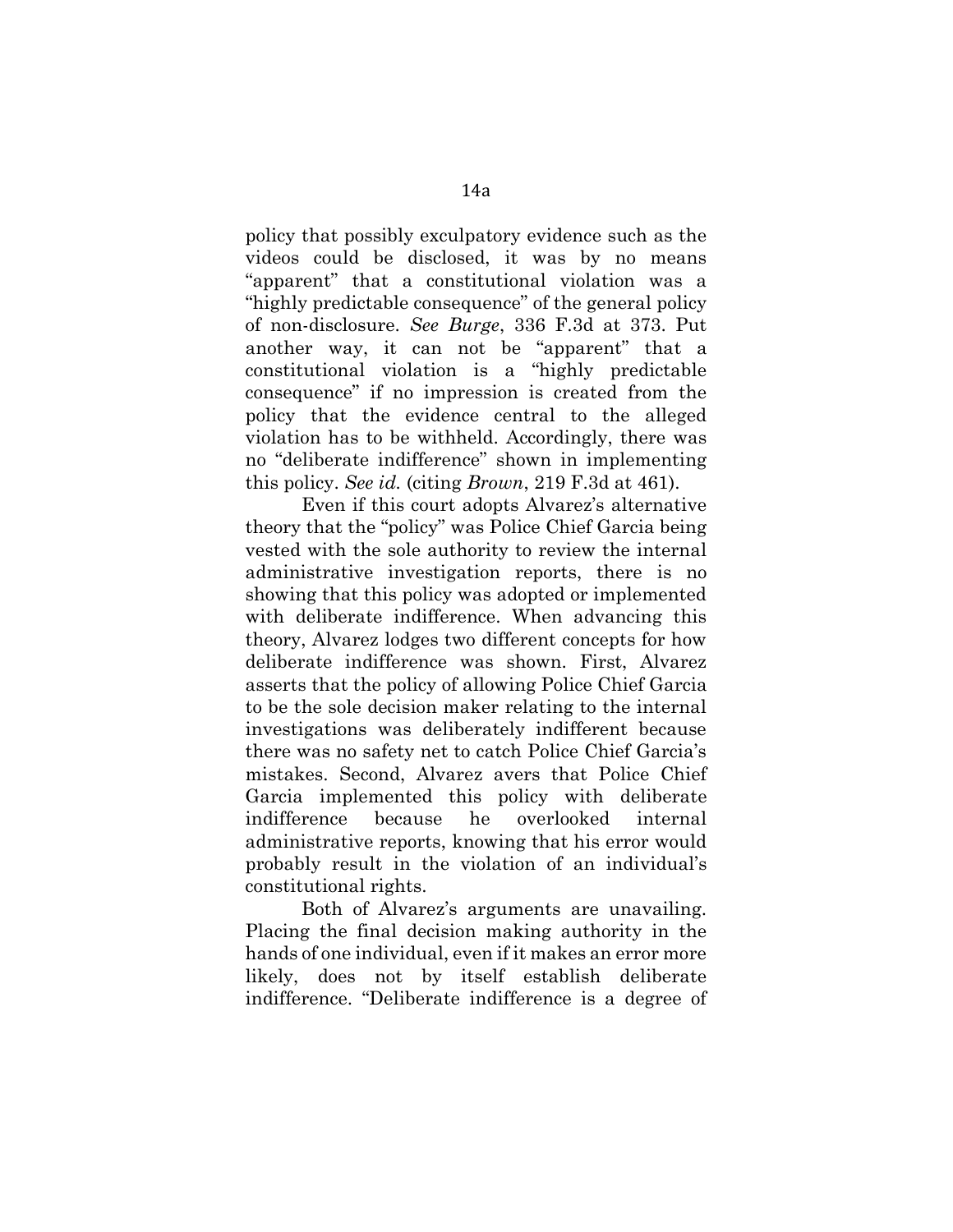policy that possibly exculpatory evidence such as the videos could be disclosed, it was by no means "apparent" that a constitutional violation was a "highly predictable consequence" of the general policy of non-disclosure. *See Burge*, 336 F.3d at 373. Put another way, it can not be "apparent" that a constitutional violation is a "highly predictable consequence" if no impression is created from the policy that the evidence central to the alleged violation has to be withheld. Accordingly, there was no "deliberate indifference" shown in implementing this policy. *See id.* (citing *Brown*, 219 F.3d at 461).

Even if this court adopts Alvarez's alternative theory that the "policy" was Police Chief Garcia being vested with the sole authority to review the internal administrative investigation reports, there is no showing that this policy was adopted or implemented with deliberate indifference. When advancing this theory, Alvarez lodges two different concepts for how deliberate indifference was shown. First, Alvarez asserts that the policy of allowing Police Chief Garcia to be the sole decision maker relating to the internal investigations was deliberately indifferent because there was no safety net to catch Police Chief Garcia's mistakes. Second, Alvarez avers that Police Chief Garcia implemented this policy with deliberate indifference because he overlooked internal administrative reports, knowing that his error would probably result in the violation of an individual's constitutional rights.

Both of Alvarez's arguments are unavailing. Placing the final decision making authority in the hands of one individual, even if it makes an error more likely, does not by itself establish deliberate indifference. "Deliberate indifference is a degree of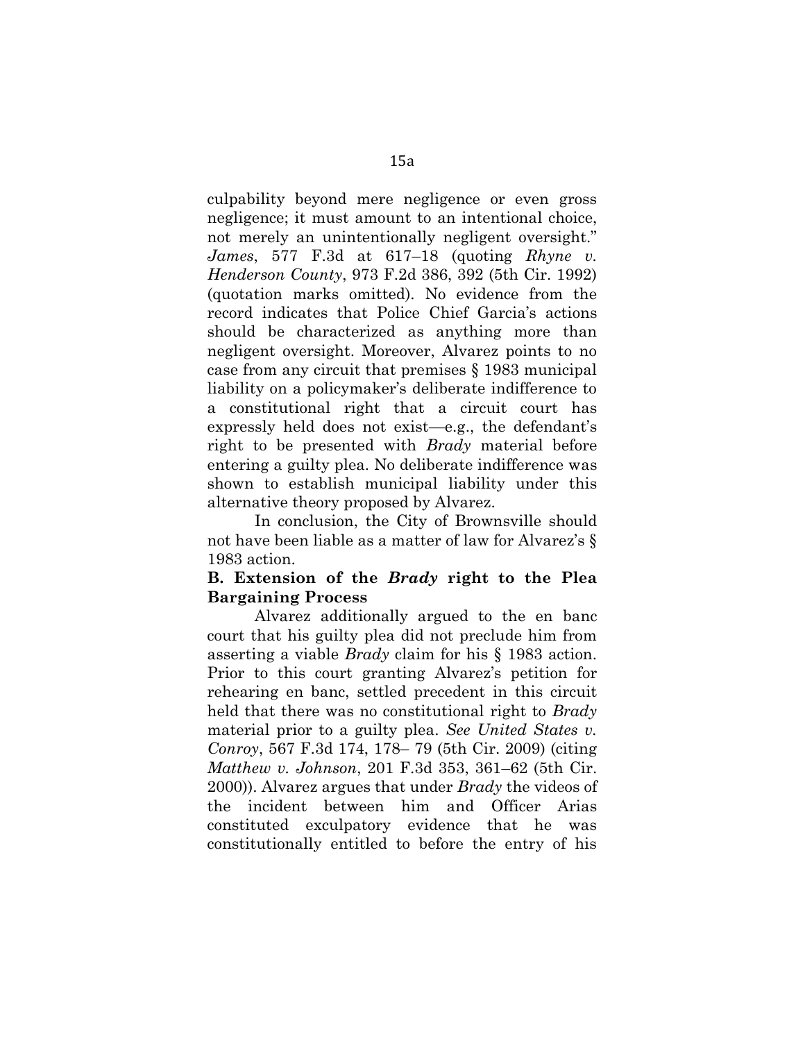culpability beyond mere negligence or even gross negligence; it must amount to an intentional choice, not merely an unintentionally negligent oversight." *James*, 577 F.3d at 617–18 (quoting *Rhyne v. Henderson County*, 973 F.2d 386, 392 (5th Cir. 1992) (quotation marks omitted). No evidence from the record indicates that Police Chief Garcia's actions should be characterized as anything more than negligent oversight. Moreover, Alvarez points to no case from any circuit that premises § 1983 municipal liability on a policymaker's deliberate indifference to a constitutional right that a circuit court has expressly held does not exist—e.g., the defendant's right to be presented with *Brady* material before entering a guilty plea. No deliberate indifference was shown to establish municipal liability under this alternative theory proposed by Alvarez.

In conclusion, the City of Brownsville should not have been liable as a matter of law for Alvarez's § 1983 action.

**B. Extension of the *Brady* right to the Plea Bargaining Process**

Alvarez additionally argued to the en banc court that his guilty plea did not preclude him from asserting a viable *Brady* claim for his § 1983 action. Prior to this court granting Alvarez's petition for rehearing en banc, settled precedent in this circuit held that there was no constitutional right to *Brady* material prior to a guilty plea. *See United States v. Conroy*, 567 F.3d 174, 178– 79 (5th Cir. 2009) (citing *Matthew v. Johnson*, 201 F.3d 353, 361–62 (5th Cir. 2000)). Alvarez argues that under *Brady* the videos of the incident between him and Officer Arias constituted exculpatory evidence that he was constitutionally entitled to before the entry of his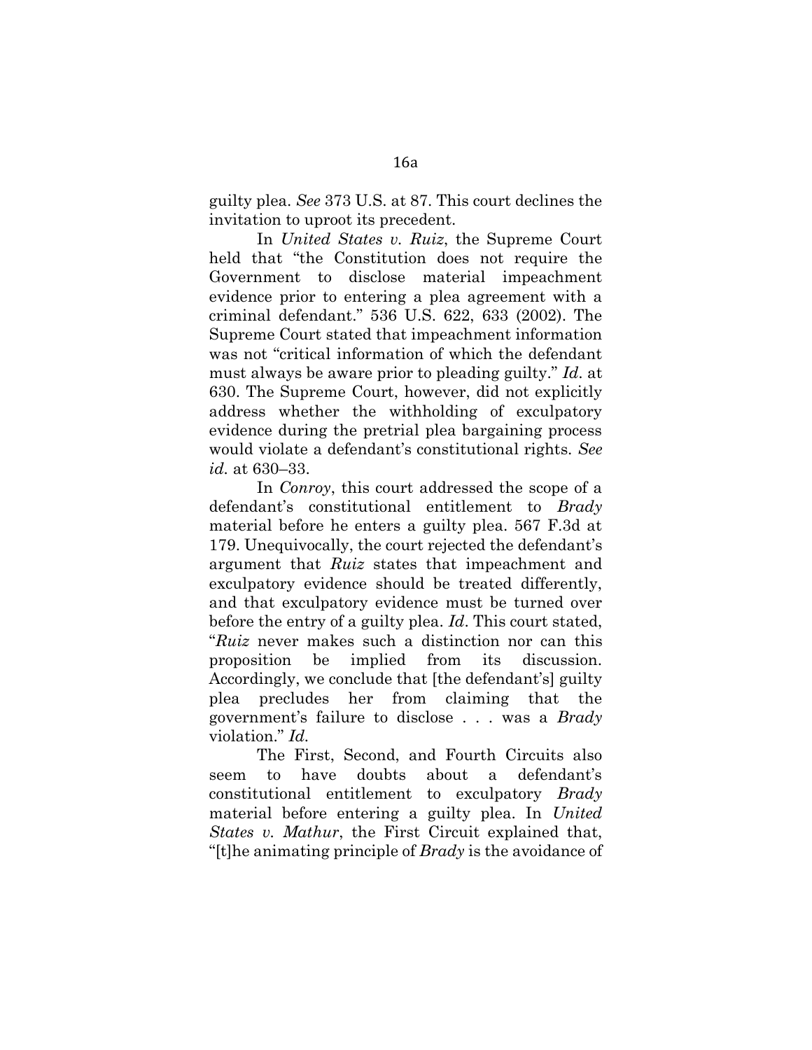guilty plea. *See* 373 U.S. at 87. This court declines the invitation to uproot its precedent.

In *United States v. Ruiz*, the Supreme Court held that "the Constitution does not require the Government to disclose material impeachment evidence prior to entering a plea agreement with a criminal defendant." 536 U.S. 622, 633 (2002). The Supreme Court stated that impeachment information was not "critical information of which the defendant must always be aware prior to pleading guilty." *Id*. at 630. The Supreme Court, however, did not explicitly address whether the withholding of exculpatory evidence during the pretrial plea bargaining process would violate a defendant's constitutional rights. *See id*. at 630–33.

In *Conroy*, this court addressed the scope of a defendant's constitutional entitlement to *Brady* material before he enters a guilty plea. 567 F.3d at 179. Unequivocally, the court rejected the defendant's argument that *Ruiz* states that impeachment and exculpatory evidence should be treated differently, and that exculpatory evidence must be turned over before the entry of a guilty plea. *Id*. This court stated, "*Ruiz* never makes such a distinction nor can this proposition be implied from its discussion. Accordingly, we conclude that [the defendant's] guilty plea precludes her from claiming that the government's failure to disclose . . . was a *Brady* violation." *Id.*

The First, Second, and Fourth Circuits also seem to have doubts about a defendant's constitutional entitlement to exculpatory *Brady* material before entering a guilty plea. In *United States v. Mathur*, the First Circuit explained that, "[t]he animating principle of *Brady* is the avoidance of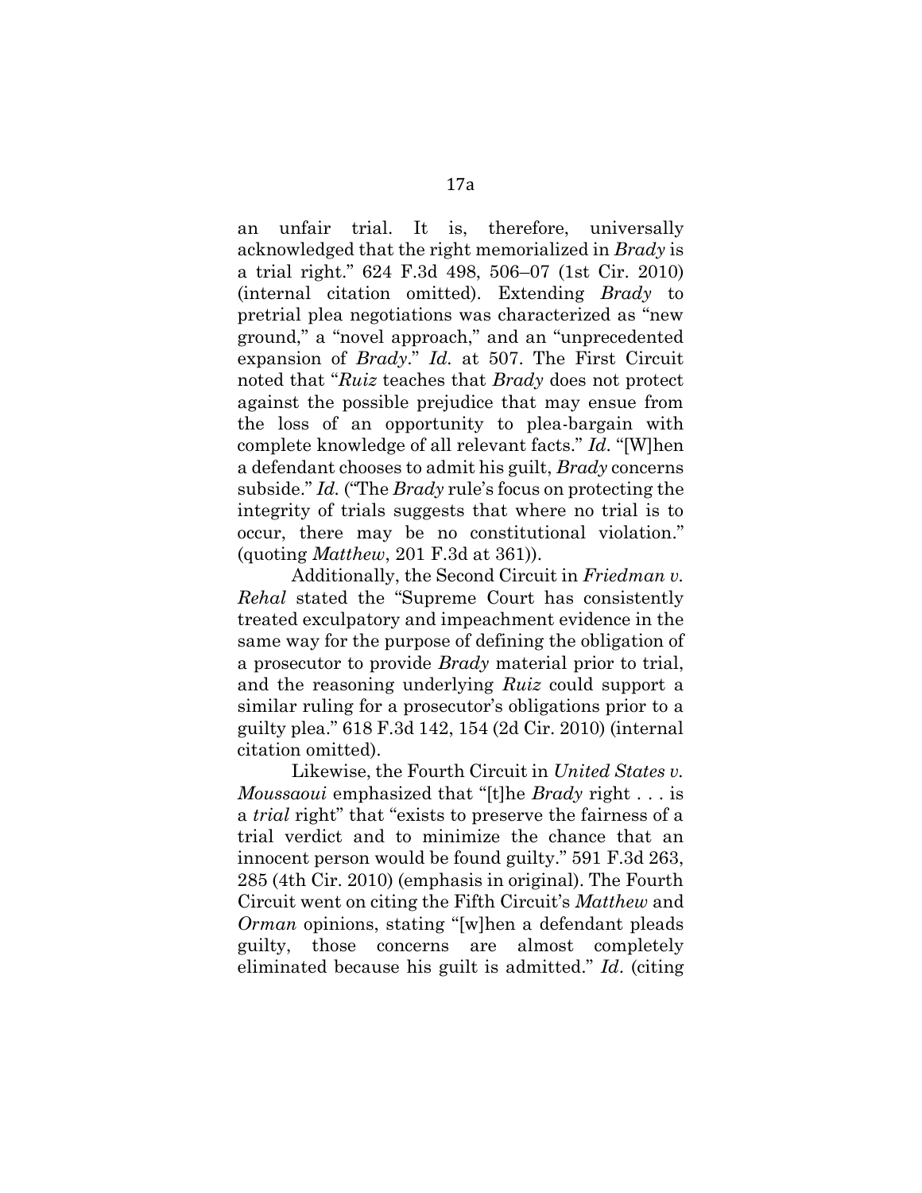an unfair trial. It is, therefore, universally acknowledged that the right memorialized in *Brady* is a trial right." 624 F.3d 498, 506–07 (1st Cir. 2010) (internal citation omitted). Extending *Brady* to pretrial plea negotiations was characterized as "new ground," a "novel approach," and an "unprecedented expansion of *Brady*." *Id.* at 507. The First Circuit noted that "*Ruiz* teaches that *Brady* does not protect against the possible prejudice that may ensue from the loss of an opportunity to plea-bargain with complete knowledge of all relevant facts." *Id*. "[W]hen a defendant chooses to admit his guilt, *Brady* concerns subside." *Id.* ("The *Brady* rule's focus on protecting the integrity of trials suggests that where no trial is to occur, there may be no constitutional violation." (quoting *Matthew*, 201 F.3d at 361)).

Additionally, the Second Circuit in *Friedman v. Rehal* stated the "Supreme Court has consistently treated exculpatory and impeachment evidence in the same way for the purpose of defining the obligation of a prosecutor to provide *Brady* material prior to trial, and the reasoning underlying *Ruiz* could support a similar ruling for a prosecutor's obligations prior to a guilty plea." 618 F.3d 142, 154 (2d Cir. 2010) (internal citation omitted).

Likewise, the Fourth Circuit in *United States v. Moussaoui* emphasized that "[t]he *Brady* right . . . is a *trial* right" that "exists to preserve the fairness of a trial verdict and to minimize the chance that an innocent person would be found guilty." 591 F.3d 263, 285 (4th Cir. 2010) (emphasis in original). The Fourth Circuit went on citing the Fifth Circuit's *Matthew* and *Orman* opinions, stating "[w]hen a defendant pleads guilty, those concerns are almost completely eliminated because his guilt is admitted." *Id*. (citing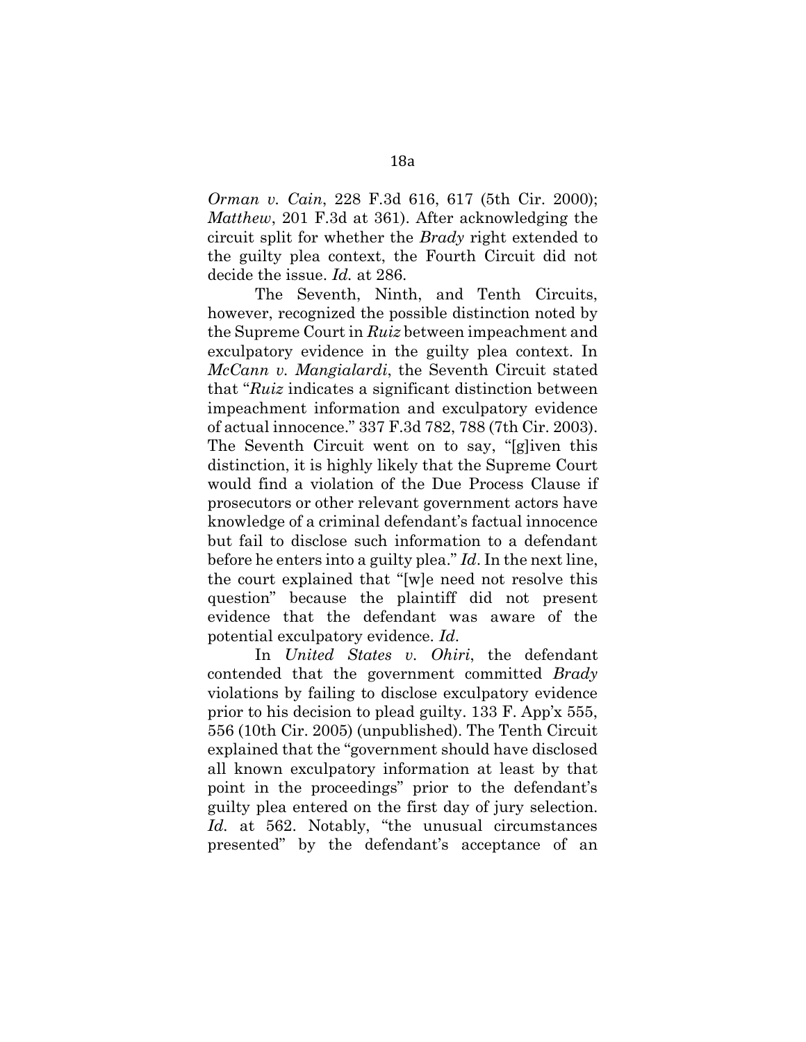*Orman v. Cain*, 228 F.3d 616, 617 (5th Cir. 2000); *Matthew*, 201 F.3d at 361). After acknowledging the circuit split for whether the *Brady* right extended to the guilty plea context, the Fourth Circuit did not decide the issue. *Id.* at 286.

The Seventh, Ninth, and Tenth Circuits, however, recognized the possible distinction noted by the Supreme Court in *Ruiz* between impeachment and exculpatory evidence in the guilty plea context. In *McCann v. Mangialardi*, the Seventh Circuit stated that "*Ruiz* indicates a significant distinction between impeachment information and exculpatory evidence of actual innocence." 337 F.3d 782, 788 (7th Cir. 2003). The Seventh Circuit went on to say, "[g]iven this distinction, it is highly likely that the Supreme Court would find a violation of the Due Process Clause if prosecutors or other relevant government actors have knowledge of a criminal defendant's factual innocence but fail to disclose such information to a defendant before he enters into a guilty plea." *Id*. In the next line, the court explained that "[w]e need not resolve this question" because the plaintiff did not present evidence that the defendant was aware of the potential exculpatory evidence. *Id*.

In *United States v. Ohiri*, the defendant contended that the government committed *Brady* violations by failing to disclose exculpatory evidence prior to his decision to plead guilty. 133 F. App'x 555, 556 (10th Cir. 2005) (unpublished). The Tenth Circuit explained that the "government should have disclosed all known exculpatory information at least by that point in the proceedings" prior to the defendant's guilty plea entered on the first day of jury selection. *Id.* at 562. Notably, "the unusual circumstances presented" by the defendant's acceptance of an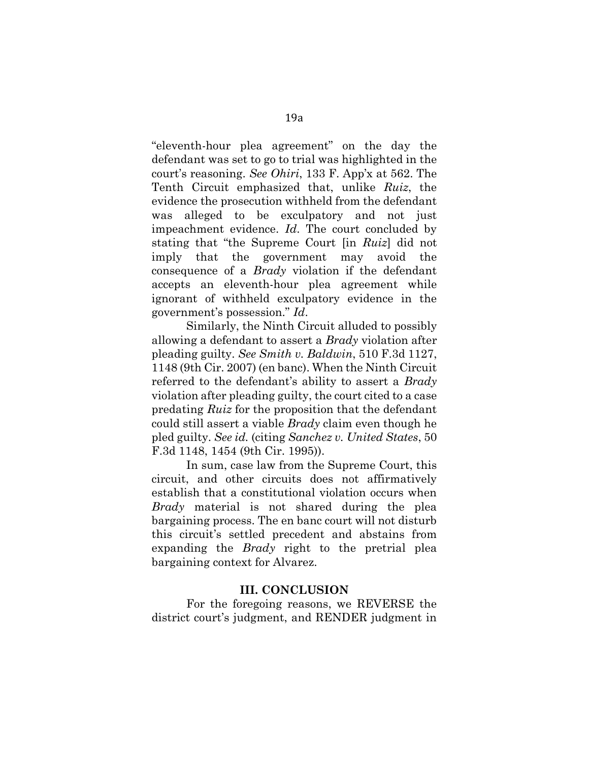"eleventh-hour plea agreement" on the day the defendant was set to go to trial was highlighted in the court's reasoning. *See Ohiri*, 133 F. App'x at 562. The Tenth Circuit emphasized that, unlike *Ruiz*, the evidence the prosecution withheld from the defendant was alleged to be exculpatory and not just impeachment evidence. *Id*. The court concluded by stating that "the Supreme Court [in *Ruiz*] did not imply that the government may avoid the consequence of a *Brady* violation if the defendant accepts an eleventh-hour plea agreement while ignorant of withheld exculpatory evidence in the government's possession." *Id*.

Similarly, the Ninth Circuit alluded to possibly allowing a defendant to assert a *Brady* violation after pleading guilty. *See Smith v. Baldwin*, 510 F.3d 1127, 1148 (9th Cir. 2007) (en banc). When the Ninth Circuit referred to the defendant's ability to assert a *Brady* violation after pleading guilty, the court cited to a case predating *Ruiz* for the proposition that the defendant could still assert a viable *Brady* claim even though he pled guilty. *See id.* (citing *Sanchez v. United States*, 50 F.3d 1148, 1454 (9th Cir. 1995)).

In sum, case law from the Supreme Court, this circuit, and other circuits does not affirmatively establish that a constitutional violation occurs when *Brady* material is not shared during the plea bargaining process. The en banc court will not disturb this circuit's settled precedent and abstains from expanding the *Brady* right to the pretrial plea bargaining context for Alvarez.

## III. CONCLUSION

For the foregoing reasons, we REVERSE the district court's judgment, and RENDER judgment in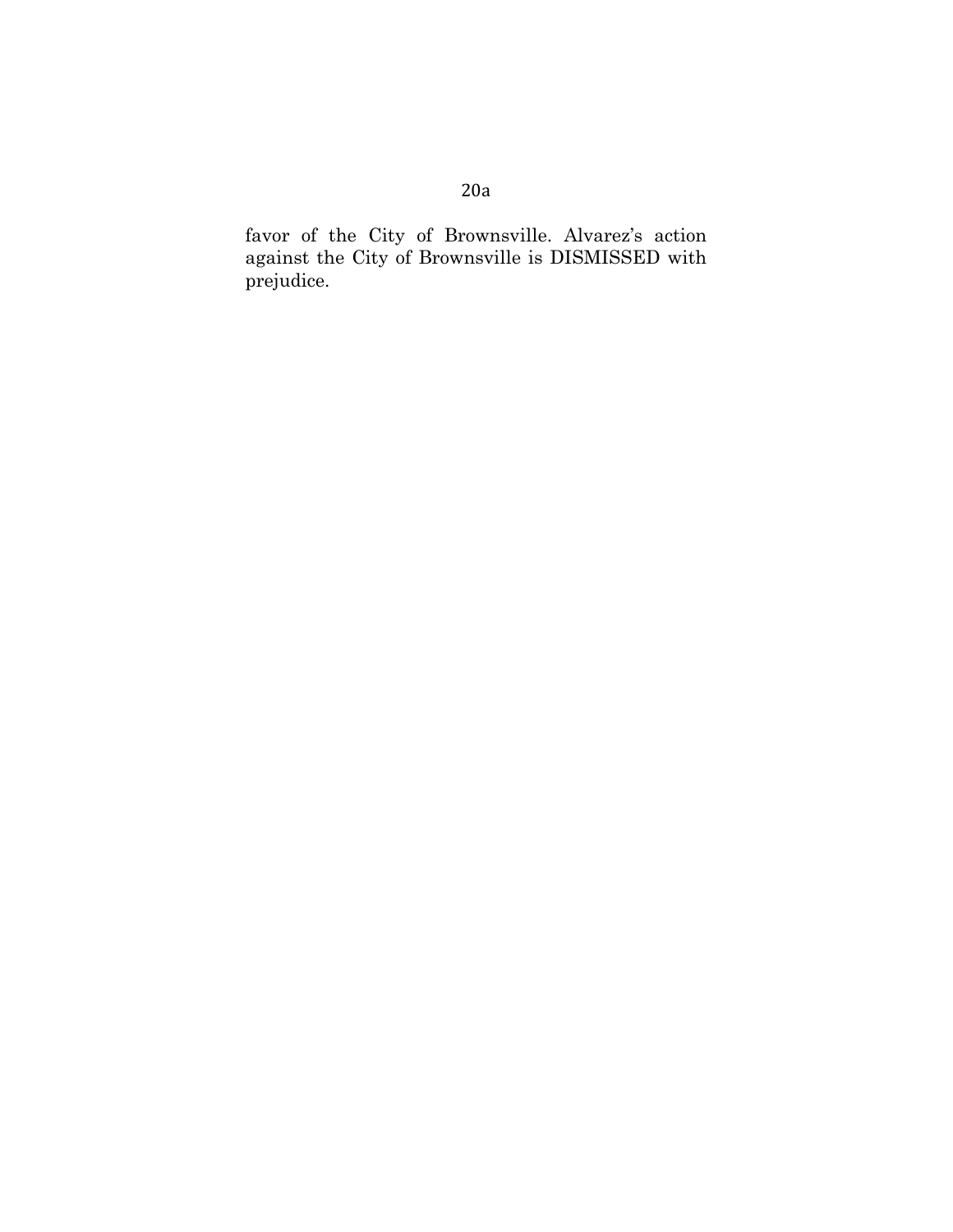favor of the City of Brownsville. Alvarez's action against the City of Brownsville is DISMISSED with prejudice.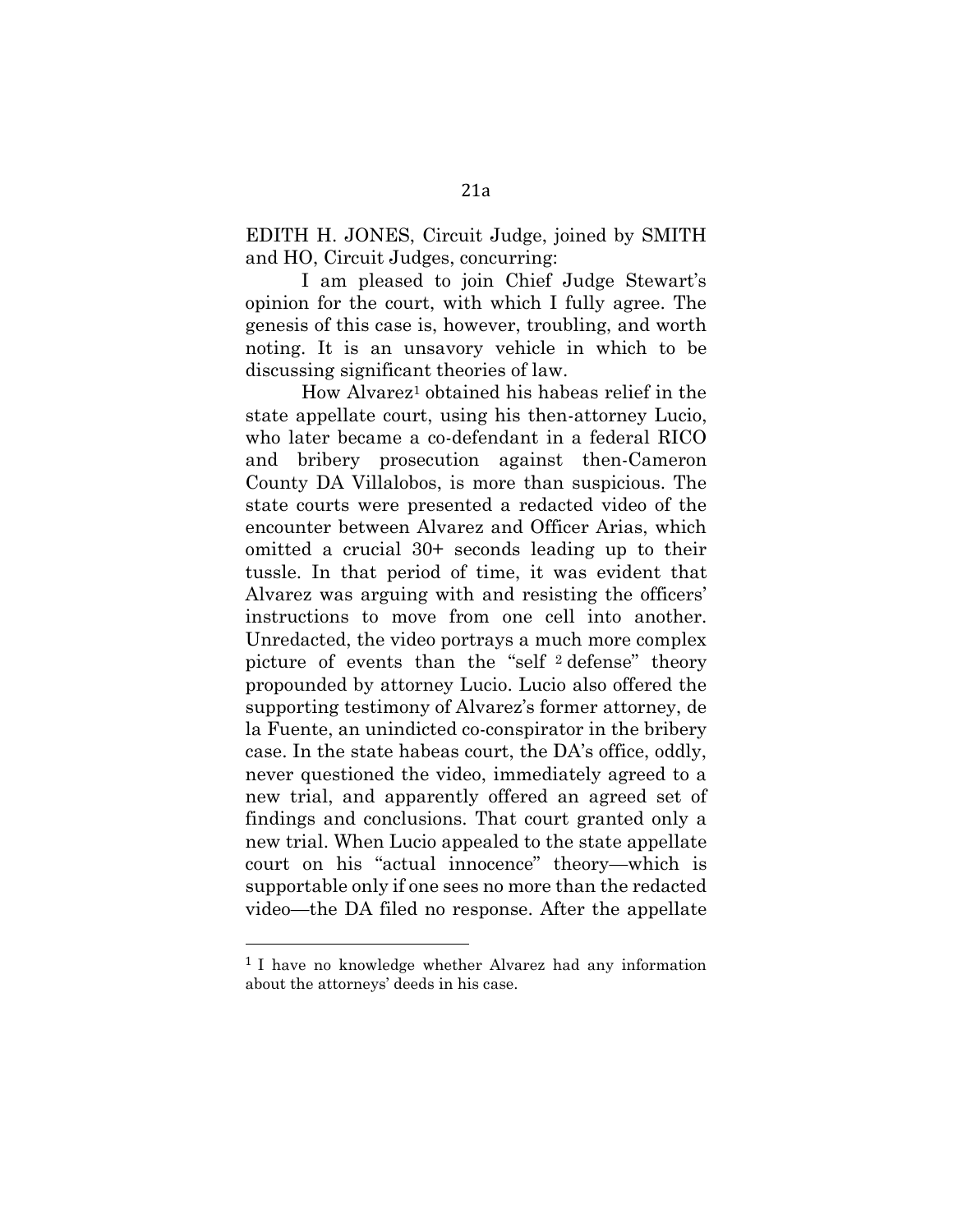EDITH H. JONES, Circuit Judge, joined by SMITH and HO, Circuit Judges, concurring:

I am pleased to join Chief Judge Stewart's opinion for the court, with which I fully agree. The genesis of this case is, however, troubling, and worth noting. It is an unsavory vehicle in which to be discussing significant theories of law.

How Alvarez[1] obtained his habeas relief in the state appellate court, using his then-attorney Lucio, who later became a co-defendant in a federal RICO and bribery prosecution against then-Cameron County DA Villalobos, is more than suspicious. The state courts were presented a redacted video of the encounter between Alvarez and Officer Arias, which omitted a crucial 30+ seconds leading up to their tussle. In that period of time, it was evident that Alvarez was arguing with and resisting the officers' instructions to move from one cell into another. Unredacted, the video portrays a much more complex picture of events than the "self [2] defense" theory propounded by attorney Lucio. Lucio also offered the supporting testimony of Alvarez's former attorney, de la Fuente, an unindicted co-conspirator in the bribery case. In the state habeas court, the DA's office, oddly, never questioned the video, immediately agreed to a new trial, and apparently offered an agreed set of findings and conclusions. That court granted only a new trial. When Lucio appealed to the state appellate court on his "actual innocence" theory—which is supportable only if one sees no more than the redacted video—the DA filed no response. After the appellate

---

[1] I have no knowledge whether Alvarez had any information about the attorneys' deeds in his case.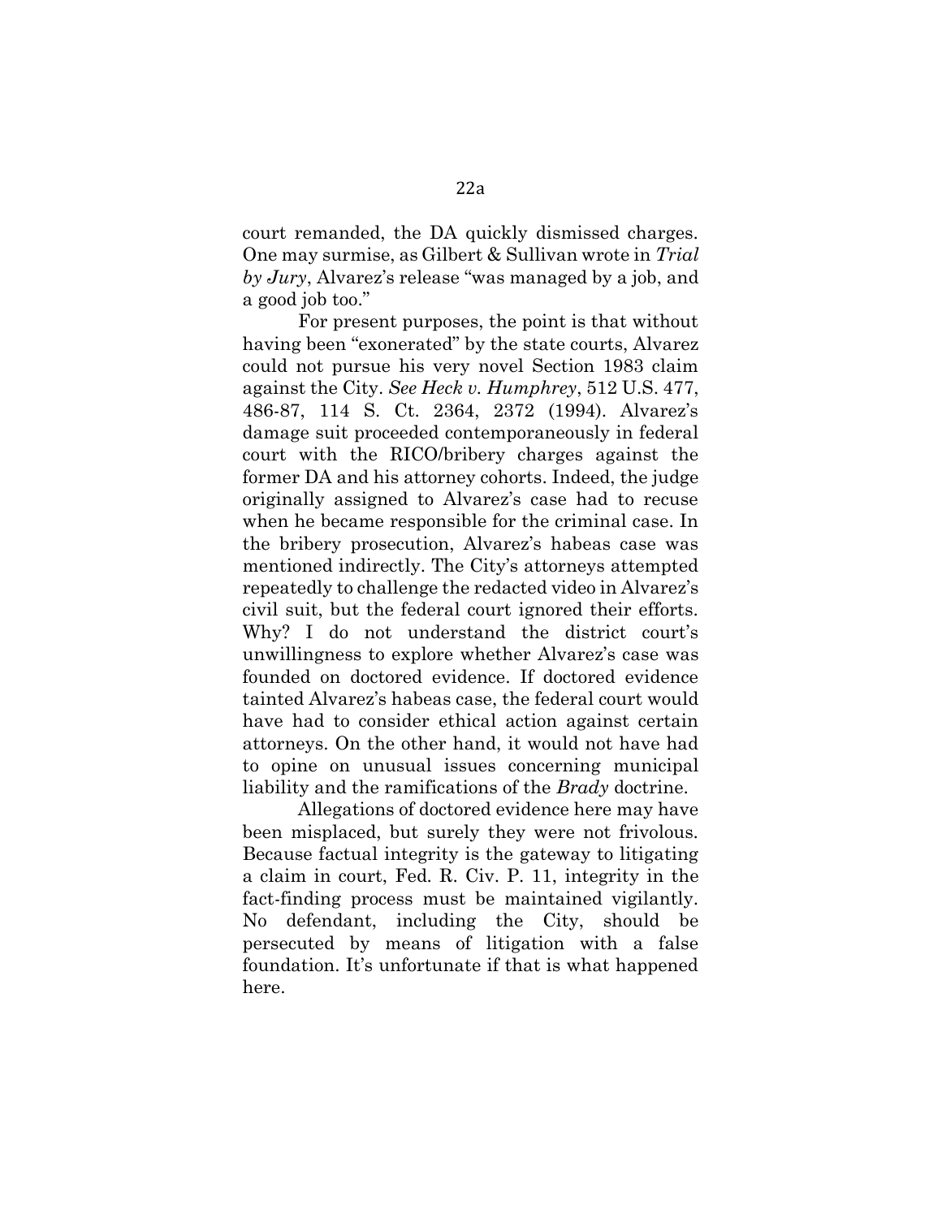court remanded, the DA quickly dismissed charges. One may surmise, as Gilbert & Sullivan wrote in *Trial by Jury*, Alvarez's release "was managed by a job, and a good job too."

For present purposes, the point is that without having been "exonerated" by the state courts, Alvarez could not pursue his very novel Section 1983 claim against the City. *See Heck v. Humphrey*, 512 U.S. 477, 486-87, 114 S. Ct. 2364, 2372 (1994). Alvarez's damage suit proceeded contemporaneously in federal court with the RICO/bribery charges against the former DA and his attorney cohorts. Indeed, the judge originally assigned to Alvarez's case had to recuse when he became responsible for the criminal case. In the bribery prosecution, Alvarez's habeas case was mentioned indirectly. The City's attorneys attempted repeatedly to challenge the redacted video in Alvarez's civil suit, but the federal court ignored their efforts. Why? I do not understand the district court's unwillingness to explore whether Alvarez's case was founded on doctored evidence. If doctored evidence tainted Alvarez's habeas case, the federal court would have had to consider ethical action against certain attorneys. On the other hand, it would not have had to opine on unusual issues concerning municipal liability and the ramifications of the *Brady* doctrine.

Allegations of doctored evidence here may have been misplaced, but surely they were not frivolous. Because factual integrity is the gateway to litigating a claim in court, Fed. R. Civ. P. 11, integrity in the fact-finding process must be maintained vigilantly. No defendant, including the City, should be persecuted by means of litigation with a false foundation. It's unfortunate if that is what happened here.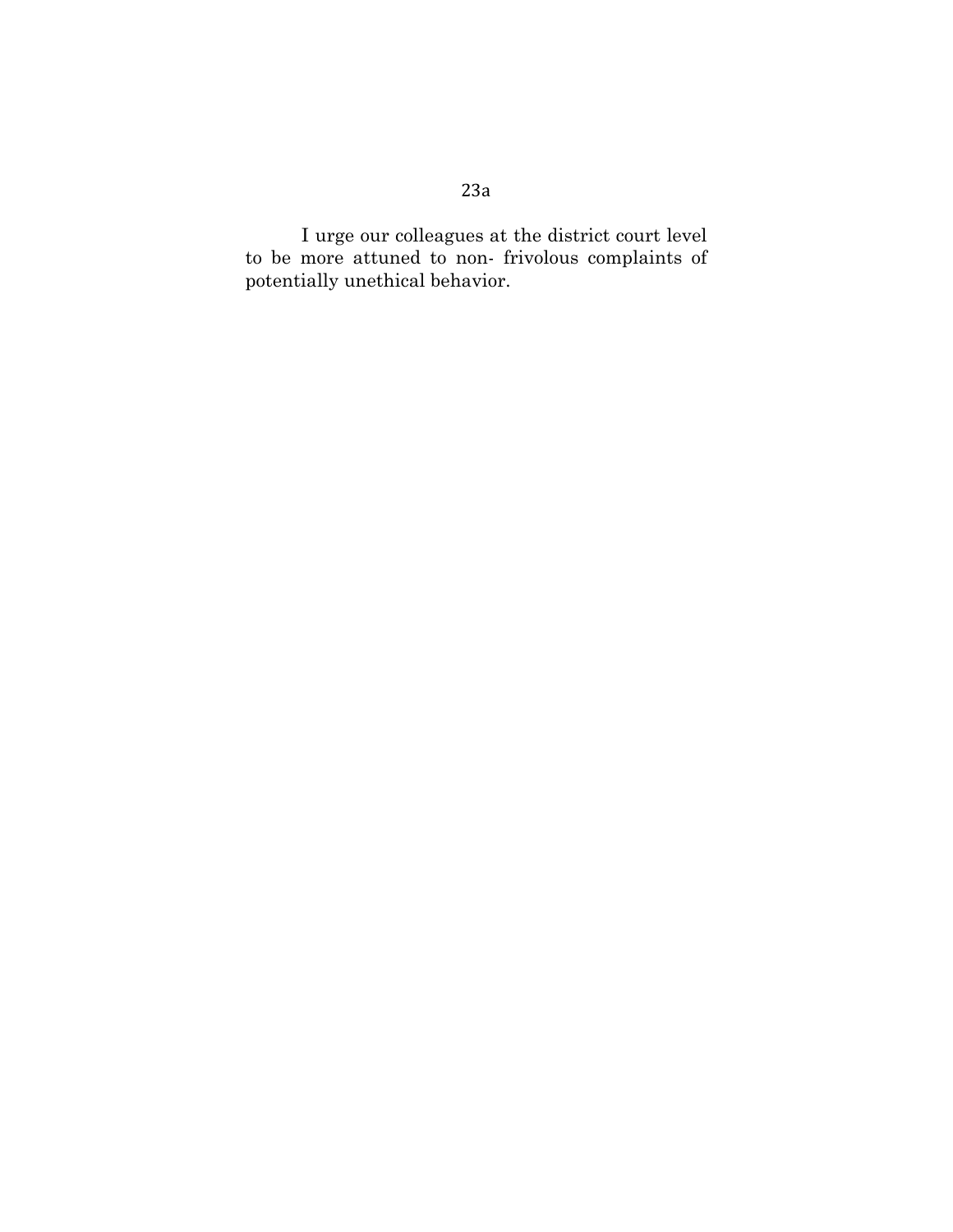I urge our colleagues at the district court level to be more attuned to non- frivolous complaints of potentially unethical behavior.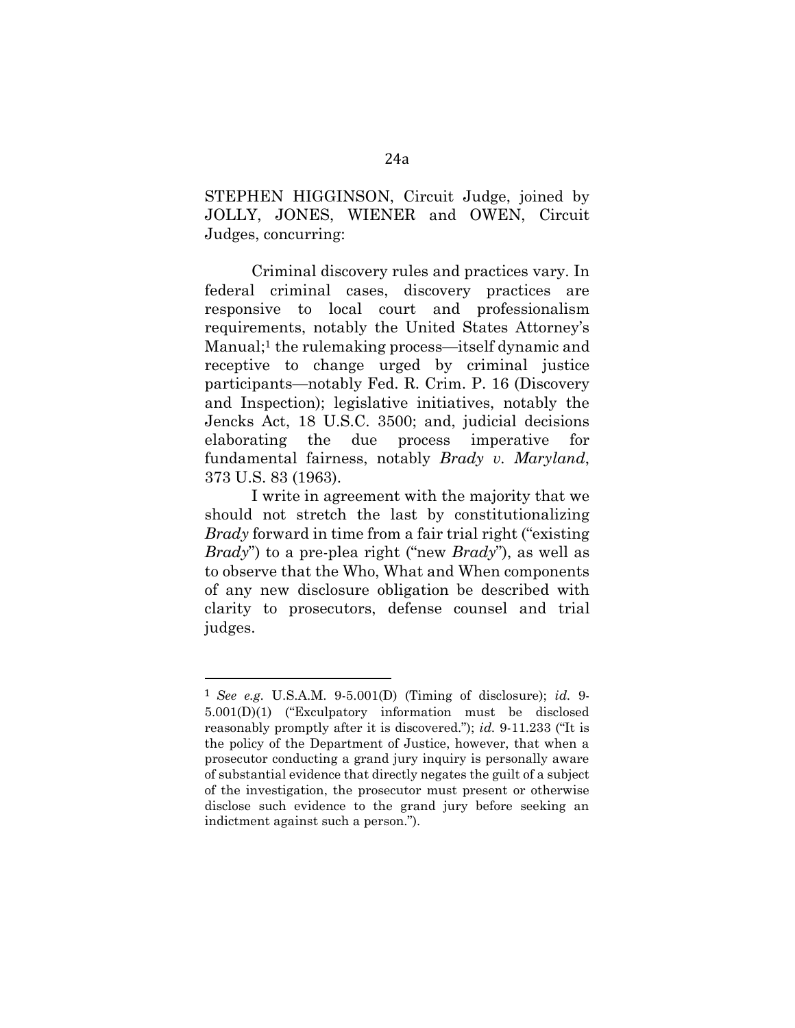STEPHEN HIGGINSON, Circuit Judge, joined by JOLLY, JONES, WIENER and OWEN, Circuit Judges, concurring:

Criminal discovery rules and practices vary. In federal criminal cases, discovery practices are responsive to local court and professionalism requirements, notably the United States Attorney's Manual;[1] the rulemaking process—itself dynamic and receptive to change urged by criminal justice participants—notably Fed. R. Crim. P. 16 (Discovery and Inspection); legislative initiatives, notably the Jencks Act, 18 U.S.C. 3500; and, judicial decisions elaborating the due process imperative for fundamental fairness, notably *Brady v. Maryland*, 373 U.S. 83 (1963).

I write in agreement with the majority that we should not stretch the last by constitutionalizing *Brady* forward in time from a fair trial right ("existing *Brady*") to a pre-plea right ("new *Brady*"), as well as to observe that the Who, What and When components of any new disclosure obligation be described with clarity to prosecutors, defense counsel and trial judges.

---

[1] *See e.g.* U.S.A.M. 9-5.001(D) (Timing of disclosure); *id.* 9-5.001(D)(1) ("Exculpatory information must be disclosed reasonably promptly after it is discovered."); *id.* 9-11.233 ("It is the policy of the Department of Justice, however, that when a prosecutor conducting a grand jury inquiry is personally aware of substantial evidence that directly negates the guilt of a subject of the investigation, the prosecutor must present or otherwise disclose such evidence to the grand jury before seeking an indictment against such a person.").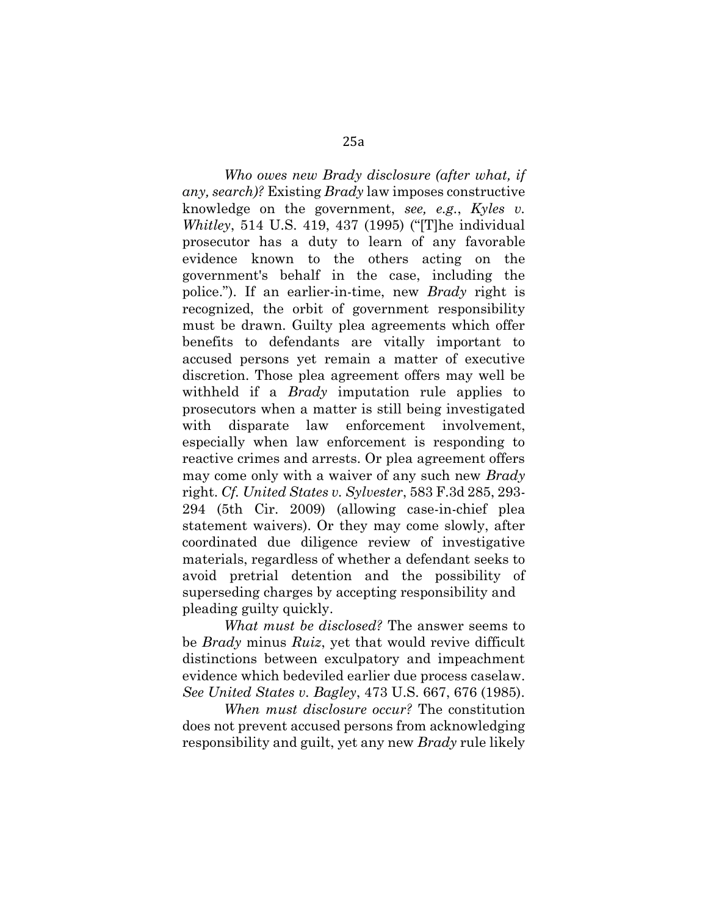*Who owes new Brady disclosure (after what, if any, search)?* Existing *Brady* law imposes constructive knowledge on the government, *see, e.g.*, *Kyles v. Whitley*, 514 U.S. 419, 437 (1995) ("[T]he individual prosecutor has a duty to learn of any favorable evidence known to the others acting on the government's behalf in the case, including the police."). If an earlier-in-time, new *Brady* right is recognized, the orbit of government responsibility must be drawn. Guilty plea agreements which offer benefits to defendants are vitally important to accused persons yet remain a matter of executive discretion. Those plea agreement offers may well be withheld if a *Brady* imputation rule applies to prosecutors when a matter is still being investigated with disparate law enforcement involvement, especially when law enforcement is responding to reactive crimes and arrests. Or plea agreement offers may come only with a waiver of any such new *Brady* right. *Cf. United States v. Sylvester*, 583 F.3d 285, 293-294 (5th Cir. 2009) (allowing case-in-chief plea statement waivers). Or they may come slowly, after coordinated due diligence review of investigative materials, regardless of whether a defendant seeks to avoid pretrial detention and the possibility of superseding charges by accepting responsibility and pleading guilty quickly.

*What must be disclosed?* The answer seems to be *Brady* minus *Ruiz*, yet that would revive difficult distinctions between exculpatory and impeachment evidence which bedeviled earlier due process caselaw. *See United States v. Bagley*, 473 U.S. 667, 676 (1985).

*When must disclosure occur?* The constitution does not prevent accused persons from acknowledging responsibility and guilt, yet any new *Brady* rule likely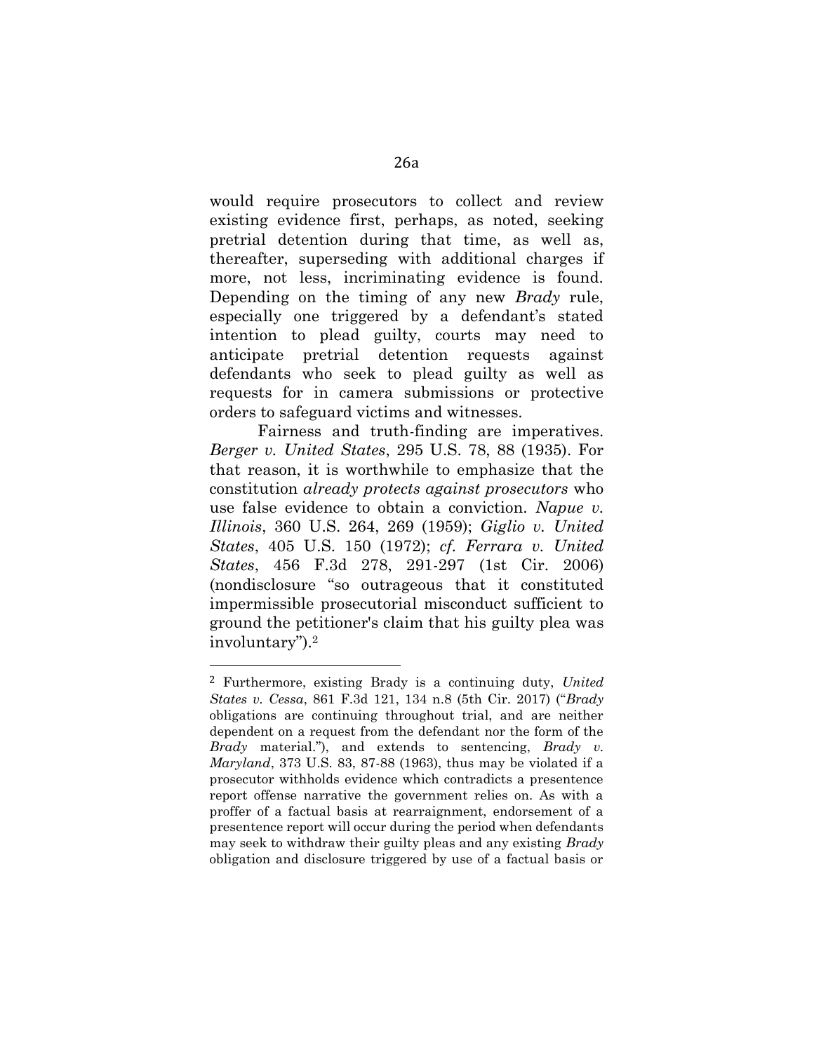would require prosecutors to collect and review existing evidence first, perhaps, as noted, seeking pretrial detention during that time, as well as, thereafter, superseding with additional charges if more, not less, incriminating evidence is found. Depending on the timing of any new *Brady* rule, especially one triggered by a defendant's stated intention to plead guilty, courts may need to anticipate pretrial detention requests against defendants who seek to plead guilty as well as requests for in camera submissions or protective orders to safeguard victims and witnesses.

Fairness and truth-finding are imperatives. *Berger v. United States*, 295 U.S. 78, 88 (1935). For that reason, it is worthwhile to emphasize that the constitution *already protects against prosecutors* who use false evidence to obtain a conviction. *Napue v. Illinois*, 360 U.S. 264, 269 (1959); *Giglio v. United States*, 405 U.S. 150 (1972); *cf. Ferrara v. United States*, 456 F.3d 278, 291-297 (1st Cir. 2006) (nondisclosure "so outrageous that it constituted impermissible prosecutorial misconduct sufficient to ground the petitioner's claim that his guilty plea was involuntary").[2]

---

[2] Furthermore, existing Brady is a continuing duty, *United States v. Cessa*, 861 F.3d 121, 134 n.8 (5th Cir. 2017) ("*Brady* obligations are continuing throughout trial, and are neither dependent on a request from the defendant nor the form of the *Brady* material."), and extends to sentencing, *Brady v. Maryland*, 373 U.S. 83, 87-88 (1963), thus may be violated if a prosecutor withholds evidence which contradicts a presentence report offense narrative the government relies on. As with a proffer of a factual basis at rearraignment, endorsement of a presentence report will occur during the period when defendants may seek to withdraw their guilty pleas and any existing *Brady* obligation and disclosure triggered by use of a factual basis or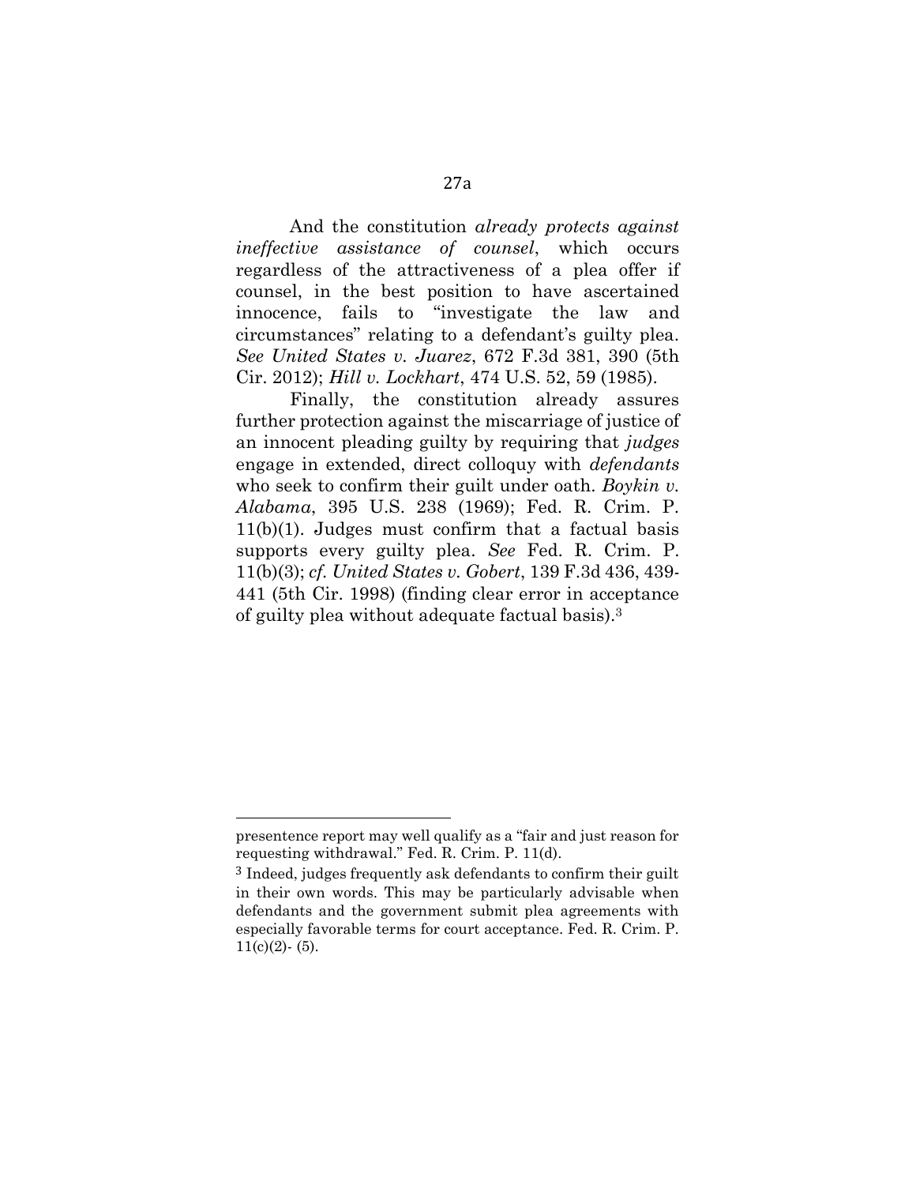And the constitution *already protects against ineffective assistance of counsel*, which occurs regardless of the attractiveness of a plea offer if counsel, in the best position to have ascertained innocence, fails to "investigate the law and circumstances" relating to a defendant's guilty plea. *See United States v. Juarez*, 672 F.3d 381, 390 (5th Cir. 2012); *Hill v. Lockhart*, 474 U.S. 52, 59 (1985).

Finally, the constitution already assures further protection against the miscarriage of justice of an innocent pleading guilty by requiring that *judges* engage in extended, direct colloquy with *defendants* who seek to confirm their guilt under oath. *Boykin v. Alabama*, 395 U.S. 238 (1969); Fed. R. Crim. P. 11(b)(1). Judges must confirm that a factual basis supports every guilty plea. *See* Fed. R. Crim. P. 11(b)(3); *cf. United States v. Gobert*, 139 F.3d 436, 439-441 (5th Cir. 1998) (finding clear error in acceptance of guilty plea without adequate factual basis).[3]

---

presentence report may well qualify as a "fair and just reason for requesting withdrawal." Fed. R. Crim. P. 11(d).

[3] Indeed, judges frequently ask defendants to confirm their guilt in their own words. This may be particularly advisable when defendants and the government submit plea agreements with especially favorable terms for court acceptance. Fed. R. Crim. P. 11(c)(2)- (5).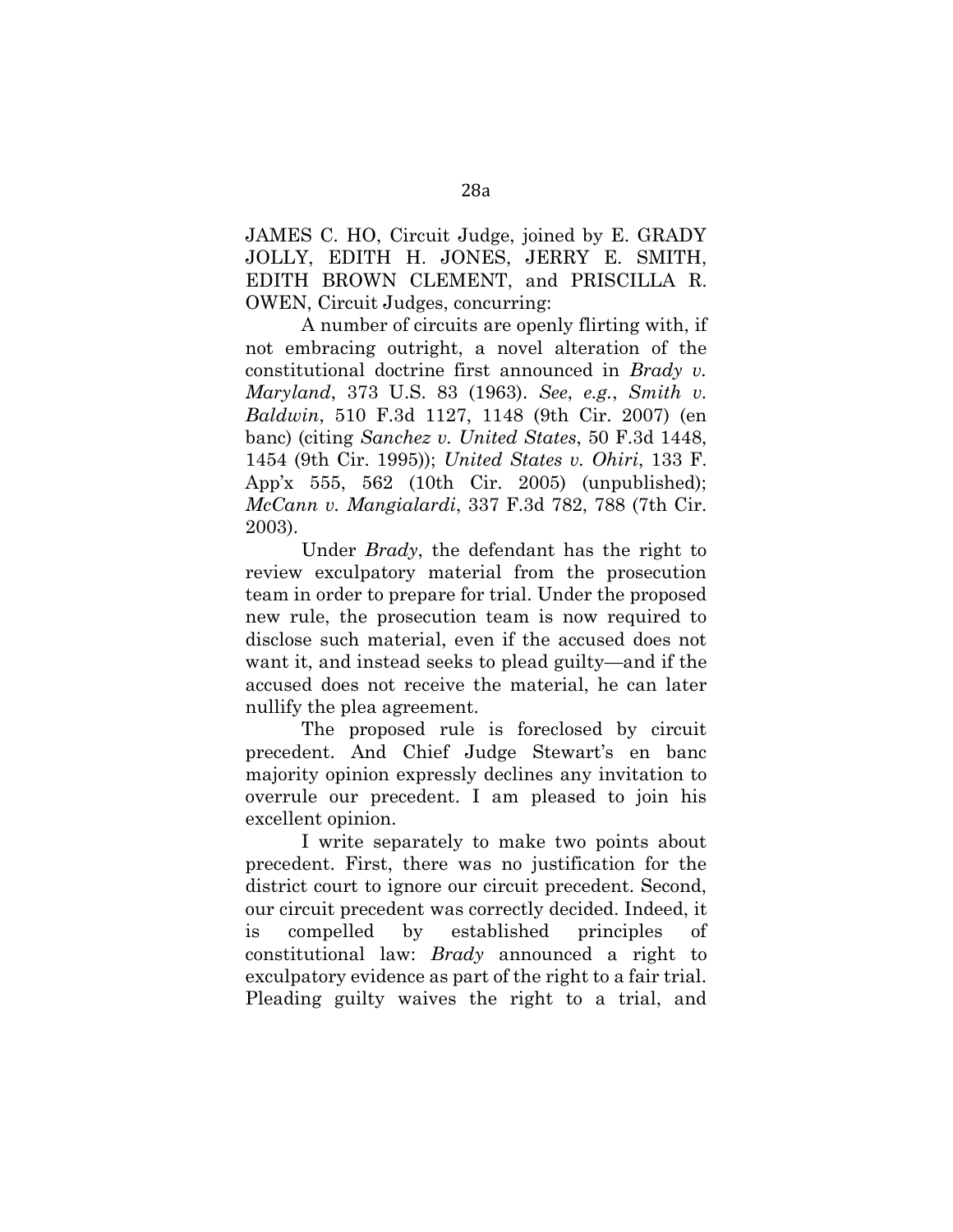JAMES C. HO, Circuit Judge, joined by E. GRADY JOLLY, EDITH H. JONES, JERRY E. SMITH, EDITH BROWN CLEMENT, and PRISCILLA R. OWEN, Circuit Judges, concurring:

A number of circuits are openly flirting with, if not embracing outright, a novel alteration of the constitutional doctrine first announced in *Brady v. Maryland*, 373 U.S. 83 (1963). *See*, *e.g.*, *Smith v. Baldwin*, 510 F.3d 1127, 1148 (9th Cir. 2007) (en banc) (citing *Sanchez v. United States*, 50 F.3d 1448, 1454 (9th Cir. 1995)); *United States v. Ohiri*, 133 F. App'x 555, 562 (10th Cir. 2005) (unpublished); *McCann v. Mangialardi*, 337 F.3d 782, 788 (7th Cir. 2003).

Under *Brady*, the defendant has the right to review exculpatory material from the prosecution team in order to prepare for trial. Under the proposed new rule, the prosecution team is now required to disclose such material, even if the accused does not want it, and instead seeks to plead guilty—and if the accused does not receive the material, he can later nullify the plea agreement.

The proposed rule is foreclosed by circuit precedent. And Chief Judge Stewart's en banc majority opinion expressly declines any invitation to overrule our precedent. I am pleased to join his excellent opinion.

I write separately to make two points about precedent. First, there was no justification for the district court to ignore our circuit precedent. Second, our circuit precedent was correctly decided. Indeed, it is compelled by established principles of constitutional law: *Brady* announced a right to exculpatory evidence as part of the right to a fair trial. Pleading guilty waives the right to a trial, and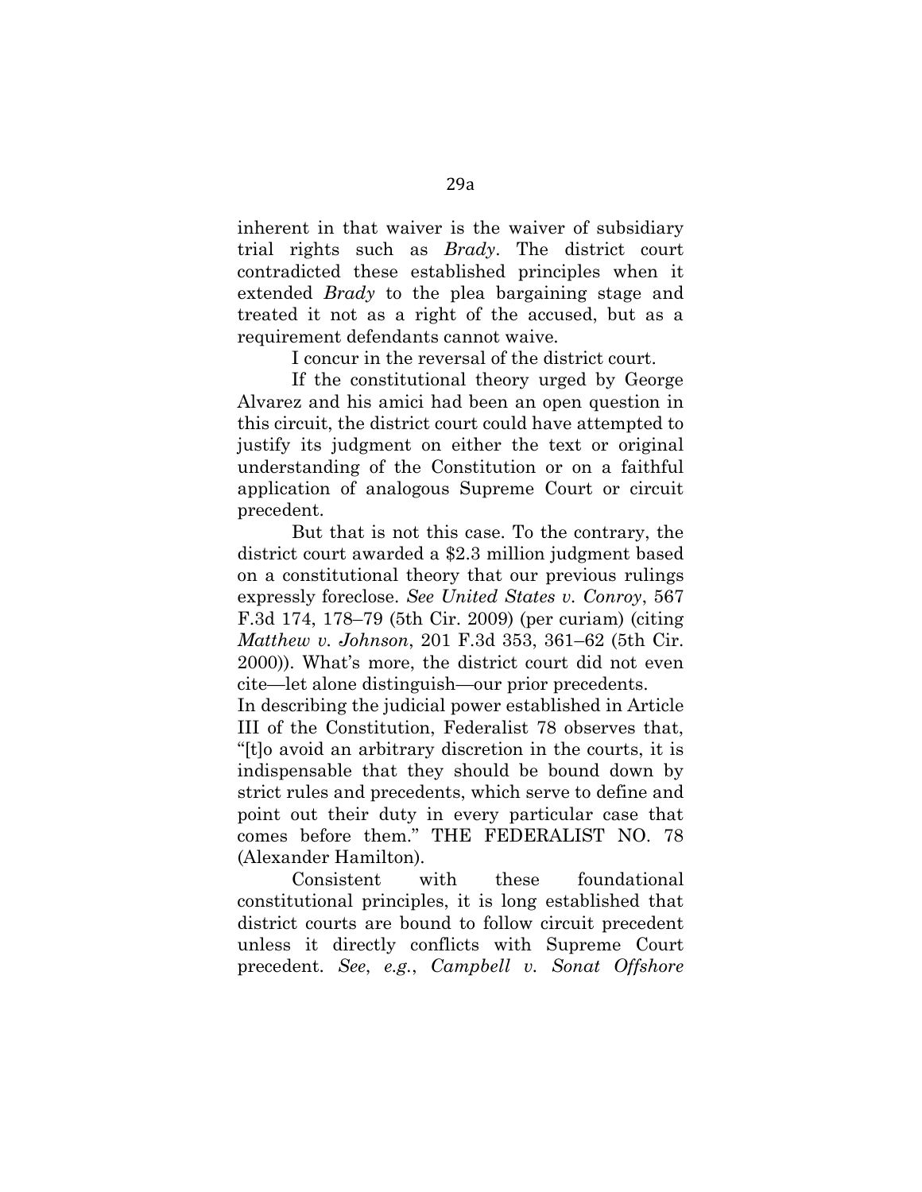inherent in that waiver is the waiver of subsidiary trial rights such as *Brady*. The district court contradicted these established principles when it extended *Brady* to the plea bargaining stage and treated it not as a right of the accused, but as a requirement defendants cannot waive.

I concur in the reversal of the district court.

If the constitutional theory urged by George Alvarez and his amici had been an open question in this circuit, the district court could have attempted to justify its judgment on either the text or original understanding of the Constitution or on a faithful application of analogous Supreme Court or circuit precedent.

But that is not this case. To the contrary, the district court awarded a $2.3 million judgment based on a constitutional theory that our previous rulings expressly foreclose. *See United States v. Conroy*, 567 F.3d 174, 178–79 (5th Cir. 2009) (per curiam) (citing *Matthew v. Johnson*, 201 F.3d 353, 361–62 (5th Cir. 2000)). What's more, the district court did not even cite—let alone distinguish—our prior precedents.

In describing the judicial power established in Article III of the Constitution, Federalist 78 observes that, "[t]o avoid an arbitrary discretion in the courts, it is indispensable that they should be bound down by strict rules and precedents, which serve to define and point out their duty in every particular case that comes before them." THE FEDERALIST NO. 78 (Alexander Hamilton).

Consistent with these foundational constitutional principles, it is long established that district courts are bound to follow circuit precedent unless it directly conflicts with Supreme Court precedent. *See*, *e.g.*, *Campbell v. Sonat Offshore*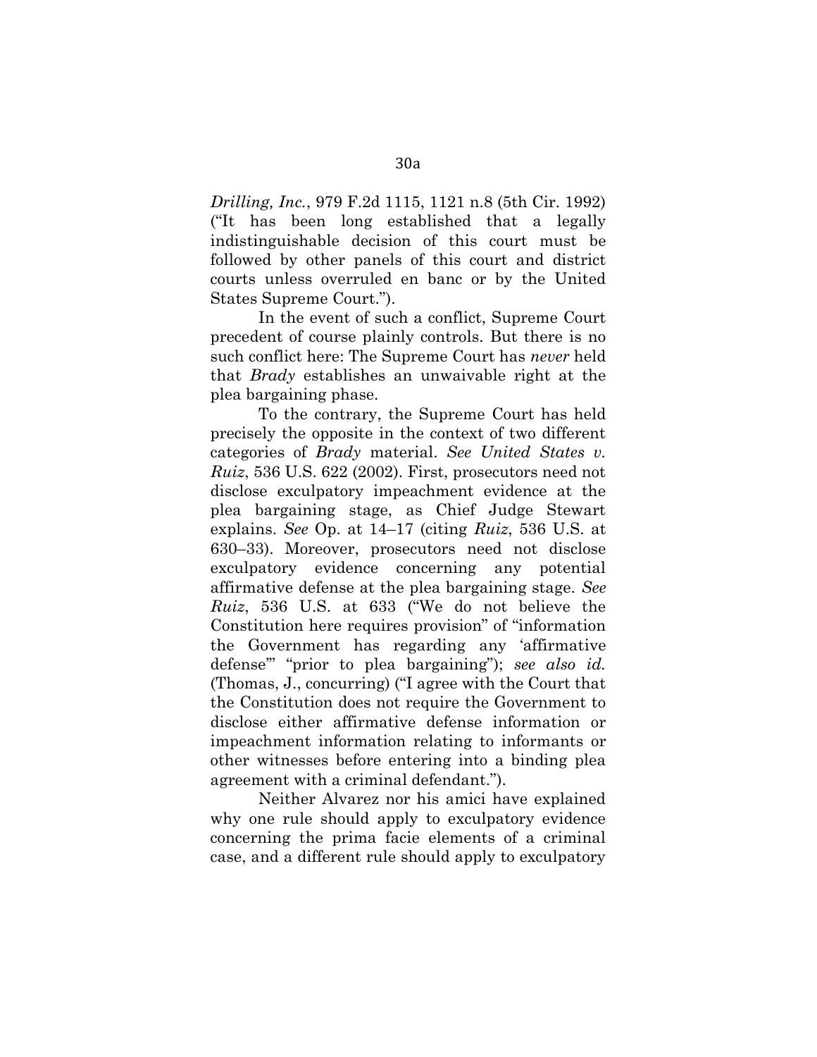*Drilling, Inc.*, 979 F.2d 1115, 1121 n.8 (5th Cir. 1992) ("It has been long established that a legally indistinguishable decision of this court must be followed by other panels of this court and district courts unless overruled en banc or by the United States Supreme Court.").

In the event of such a conflict, Supreme Court precedent of course plainly controls. But there is no such conflict here: The Supreme Court has *never* held that *Brady* establishes an unwaivable right at the plea bargaining phase.

To the contrary, the Supreme Court has held precisely the opposite in the context of two different categories of *Brady* material. *See United States v. Ruiz*, 536 U.S. 622 (2002). First, prosecutors need not disclose exculpatory impeachment evidence at the plea bargaining stage, as Chief Judge Stewart explains. *See* Op. at 14–17 (citing *Ruiz*, 536 U.S. at 630–33). Moreover, prosecutors need not disclose exculpatory evidence concerning any potential affirmative defense at the plea bargaining stage. *See Ruiz*, 536 U.S. at 633 ("We do not believe the Constitution here requires provision" of "information the Government has regarding any 'affirmative defense'" "prior to plea bargaining"); *see also id.* (Thomas, J., concurring) ("I agree with the Court that the Constitution does not require the Government to disclose either affirmative defense information or impeachment information relating to informants or other witnesses before entering into a binding plea agreement with a criminal defendant.").

Neither Alvarez nor his amici have explained why one rule should apply to exculpatory evidence concerning the prima facie elements of a criminal case, and a different rule should apply to exculpatory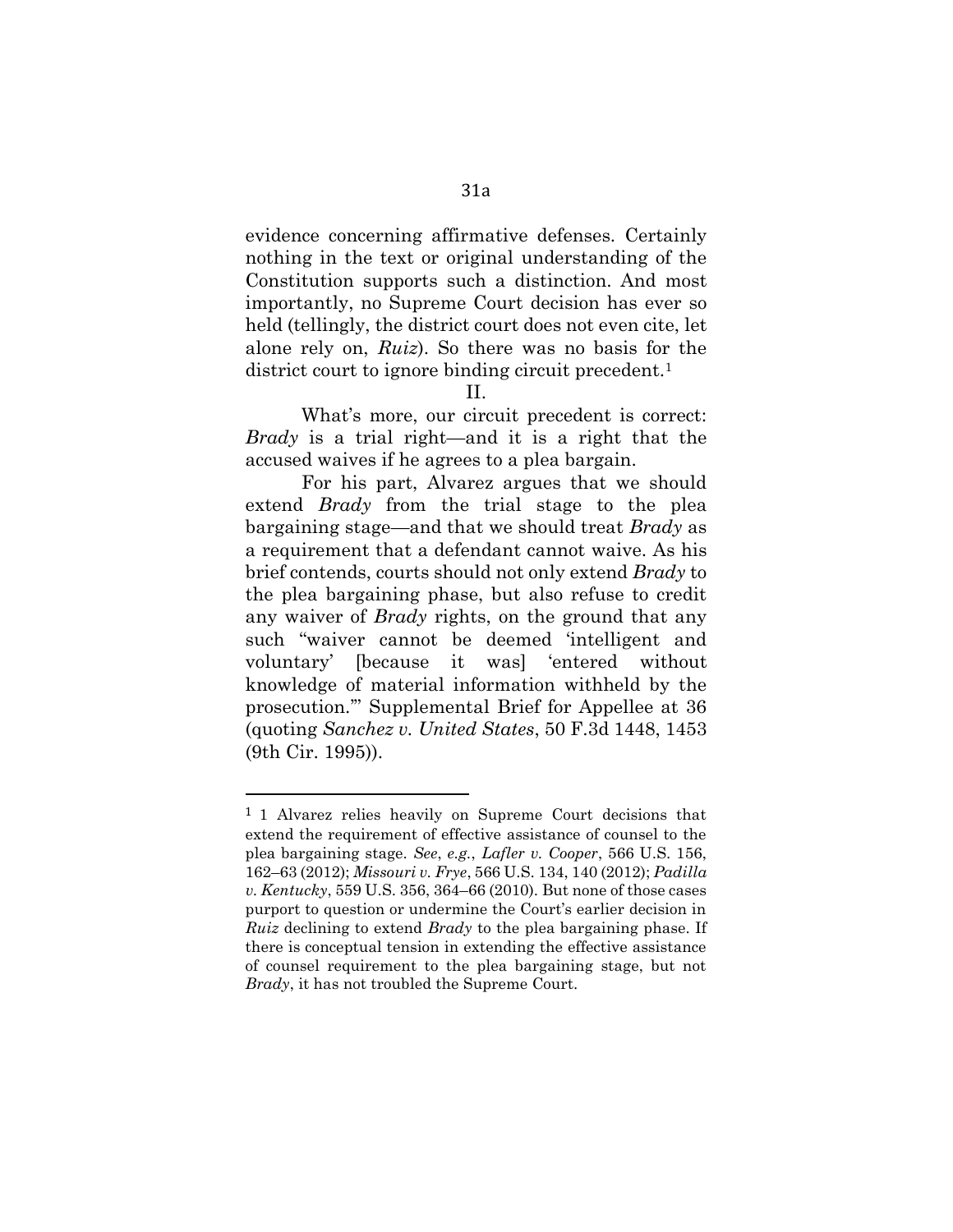evidence concerning affirmative defenses. Certainly nothing in the text or original understanding of the Constitution supports such a distinction. And most importantly, no Supreme Court decision has ever so held (tellingly, the district court does not even cite, let alone rely on, *Ruiz*). So there was no basis for the district court to ignore binding circuit precedent.[1]

II.

What's more, our circuit precedent is correct: *Brady* is a trial right—and it is a right that the accused waives if he agrees to a plea bargain.

For his part, Alvarez argues that we should extend *Brady* from the trial stage to the plea bargaining stage—and that we should treat *Brady* as a requirement that a defendant cannot waive. As his brief contends, courts should not only extend *Brady* to the plea bargaining phase, but also refuse to credit any waiver of *Brady* rights, on the ground that any such "waiver cannot be deemed 'intelligent and voluntary' [because it was] 'entered without knowledge of material information withheld by the prosecution.'" Supplemental Brief for Appellee at 36 (quoting *Sanchez v. United States*, 50 F.3d 1448, 1453 (9th Cir. 1995)).

---

[1] 1 Alvarez relies heavily on Supreme Court decisions that extend the requirement of effective assistance of counsel to the plea bargaining stage. *See*, *e.g.*, *Lafler v. Cooper*, 566 U.S. 156, 162–63 (2012); *Missouri v. Frye*, 566 U.S. 134, 140 (2012); *Padilla v. Kentucky*, 559 U.S. 356, 364–66 (2010). But none of those cases purport to question or undermine the Court's earlier decision in *Ruiz* declining to extend *Brady* to the plea bargaining phase. If there is conceptual tension in extending the effective assistance of counsel requirement to the plea bargaining stage, but not *Brady*, it has not troubled the Supreme Court.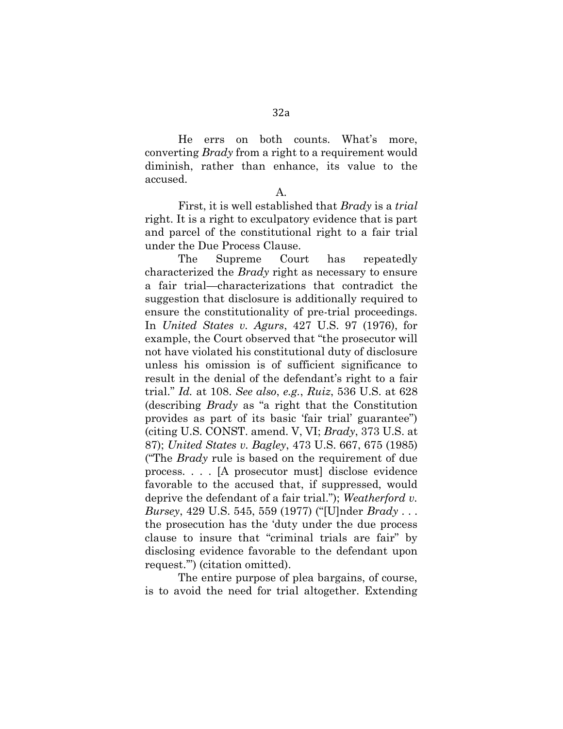He errs on both counts. What's more, converting *Brady* from a right to a requirement would diminish, rather than enhance, its value to the accused.

A.

First, it is well established that *Brady* is a *trial* right. It is a right to exculpatory evidence that is part and parcel of the constitutional right to a fair trial under the Due Process Clause.

The Supreme Court has repeatedly characterized the *Brady* right as necessary to ensure a fair trial—characterizations that contradict the suggestion that disclosure is additionally required to ensure the constitutionality of pre-trial proceedings. In *United States v. Agurs*, 427 U.S. 97 (1976), for example, the Court observed that "the prosecutor will not have violated his constitutional duty of disclosure unless his omission is of sufficient significance to result in the denial of the defendant's right to a fair trial." *Id.* at 108. *See also*, *e.g.*, *Ruiz*, 536 U.S. at 628 (describing *Brady* as "a right that the Constitution provides as part of its basic 'fair trial' guarantee") (citing U.S. CONST. amend. V, VI; *Brady*, 373 U.S. at 87); *United States v. Bagley*, 473 U.S. 667, 675 (1985) ("The *Brady* rule is based on the requirement of due process. . . . [A prosecutor must] disclose evidence favorable to the accused that, if suppressed, would deprive the defendant of a fair trial."); *Weatherford v. Bursey*, 429 U.S. 545, 559 (1977) ("[U]nder *Brady* . . . the prosecution has the 'duty under the due process clause to insure that "criminal trials are fair" by disclosing evidence favorable to the defendant upon request.'") (citation omitted).

The entire purpose of plea bargains, of course, is to avoid the need for trial altogether. Extending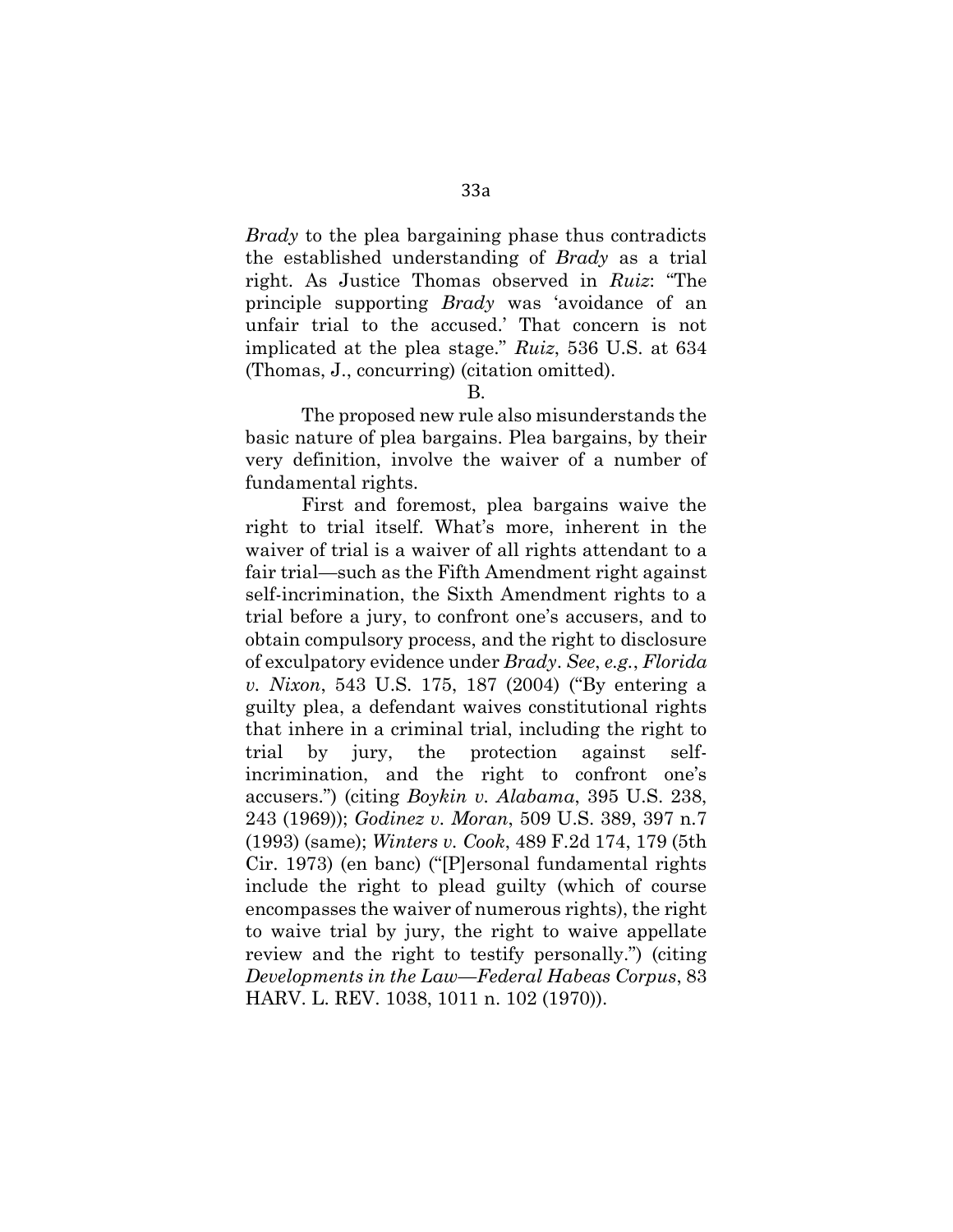*Brady* to the plea bargaining phase thus contradicts the established understanding of *Brady* as a trial right. As Justice Thomas observed in *Ruiz*: "The principle supporting *Brady* was 'avoidance of an unfair trial to the accused.' That concern is not implicated at the plea stage." *Ruiz*, 536 U.S. at 634 (Thomas, J., concurring) (citation omitted).

B.

The proposed new rule also misunderstands the basic nature of plea bargains. Plea bargains, by their very definition, involve the waiver of a number of fundamental rights.

First and foremost, plea bargains waive the right to trial itself. What's more, inherent in the waiver of trial is a waiver of all rights attendant to a fair trial—such as the Fifth Amendment right against self-incrimination, the Sixth Amendment rights to a trial before a jury, to confront one's accusers, and to obtain compulsory process, and the right to disclosure of exculpatory evidence under *Brady*. *See*, *e.g.*, *Florida v. Nixon*, 543 U.S. 175, 187 (2004) ("By entering a guilty plea, a defendant waives constitutional rights that inhere in a criminal trial, including the right to trial by jury, the protection against self-incrimination, and the right to confront one's accusers.") (citing *Boykin v. Alabama*, 395 U.S. 238, 243 (1969)); *Godinez v. Moran*, 509 U.S. 389, 397 n.7 (1993) (same); *Winters v. Cook*, 489 F.2d 174, 179 (5th Cir. 1973) (en banc) ("[P]ersonal fundamental rights include the right to plead guilty (which of course encompasses the waiver of numerous rights), the right to waive trial by jury, the right to waive appellate review and the right to testify personally.") (citing *Developments in the Law—Federal Habeas Corpus*, 83 HARV. L. REV. 1038, 1011 n. 102 (1970)).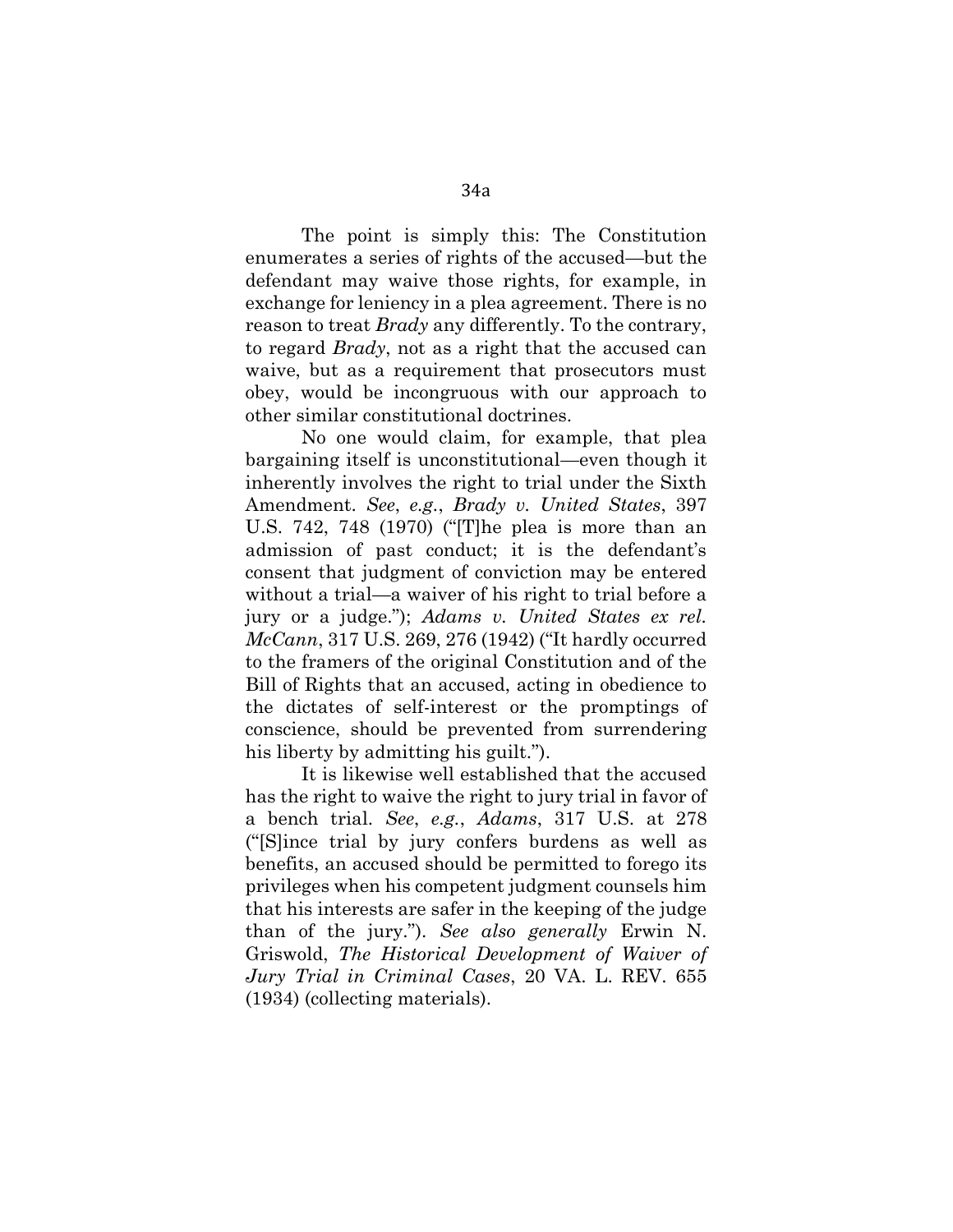The point is simply this: The Constitution enumerates a series of rights of the accused—but the defendant may waive those rights, for example, in exchange for leniency in a plea agreement. There is no reason to treat *Brady* any differently. To the contrary, to regard *Brady*, not as a right that the accused can waive, but as a requirement that prosecutors must obey, would be incongruous with our approach to other similar constitutional doctrines.

No one would claim, for example, that plea bargaining itself is unconstitutional—even though it inherently involves the right to trial under the Sixth Amendment. *See*, *e.g.*, *Brady v. United States*, 397 U.S. 742, 748 (1970) ("[T]he plea is more than an admission of past conduct; it is the defendant's consent that judgment of conviction may be entered without a trial—a waiver of his right to trial before a jury or a judge."); *Adams v. United States ex rel. McCann*, 317 U.S. 269, 276 (1942) ("It hardly occurred to the framers of the original Constitution and of the Bill of Rights that an accused, acting in obedience to the dictates of self-interest or the promptings of conscience, should be prevented from surrendering his liberty by admitting his guilt.").

It is likewise well established that the accused has the right to waive the right to jury trial in favor of a bench trial. *See*, *e.g.*, *Adams*, 317 U.S. at 278 ("[S]ince trial by jury confers burdens as well as benefits, an accused should be permitted to forego its privileges when his competent judgment counsels him that his interests are safer in the keeping of the judge than of the jury."). *See also generally* Erwin N. Griswold, *The Historical Development of Waiver of Jury Trial in Criminal Cases*, 20 VA. L. REV. 655 (1934) (collecting materials).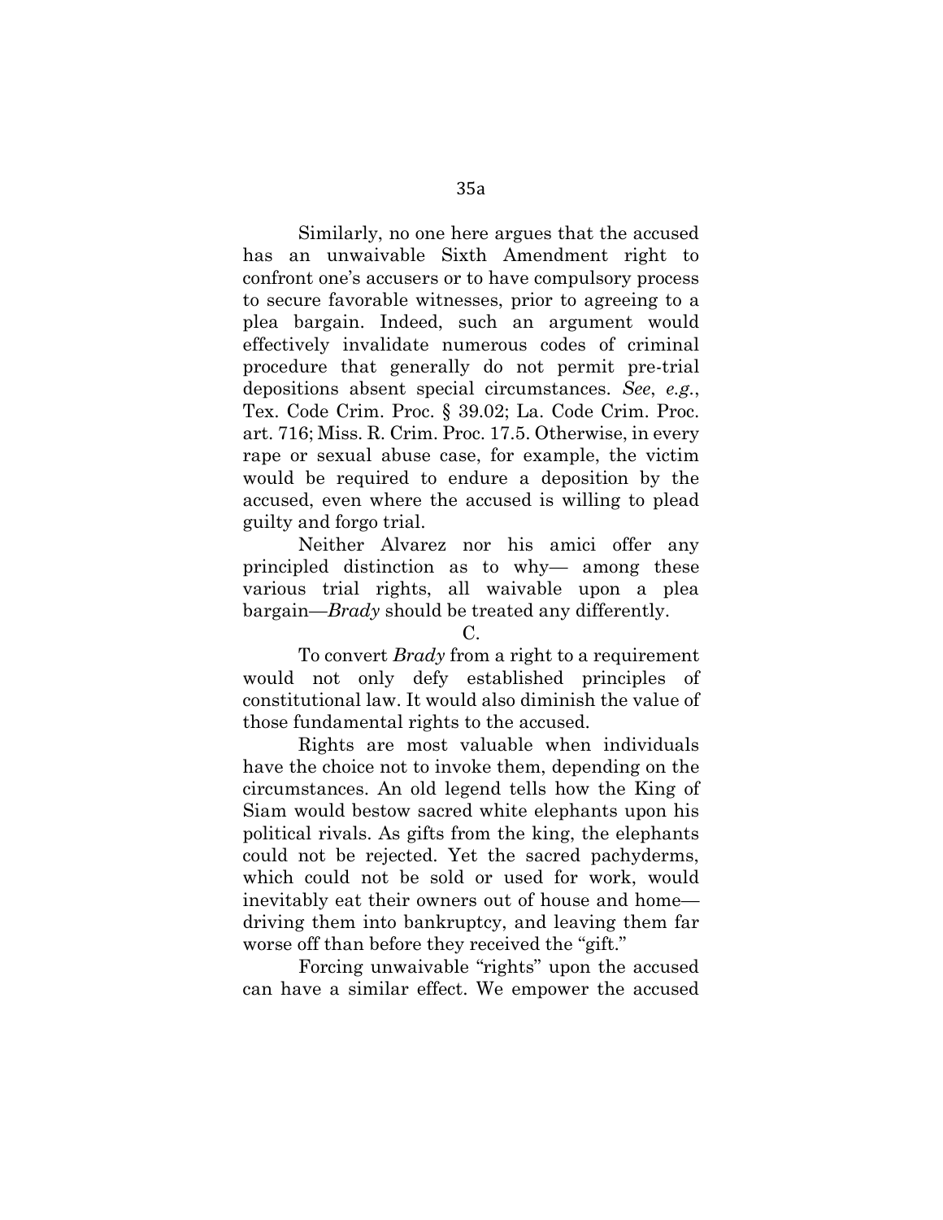Similarly, no one here argues that the accused has an unwaivable Sixth Amendment right to confront one's accusers or to have compulsory process to secure favorable witnesses, prior to agreeing to a plea bargain. Indeed, such an argument would effectively invalidate numerous codes of criminal procedure that generally do not permit pre-trial depositions absent special circumstances. *See*, *e.g.*, Tex. Code Crim. Proc. § 39.02; La. Code Crim. Proc. art. 716; Miss. R. Crim. Proc. 17.5. Otherwise, in every rape or sexual abuse case, for example, the victim would be required to endure a deposition by the accused, even where the accused is willing to plead guilty and forgo trial.

Neither Alvarez nor his amici offer any principled distinction as to why— among these various trial rights, all waivable upon a plea bargain—*Brady* should be treated any differently.

C.

To convert *Brady* from a right to a requirement would not only defy established principles of constitutional law. It would also diminish the value of those fundamental rights to the accused.

Rights are most valuable when individuals have the choice not to invoke them, depending on the circumstances. An old legend tells how the King of Siam would bestow sacred white elephants upon his political rivals. As gifts from the king, the elephants could not be rejected. Yet the sacred pachyderms, which could not be sold or used for work, would inevitably eat their owners out of house and home— driving them into bankruptcy, and leaving them far worse off than before they received the "gift."

Forcing unwaivable "rights" upon the accused can have a similar effect. We empower the accused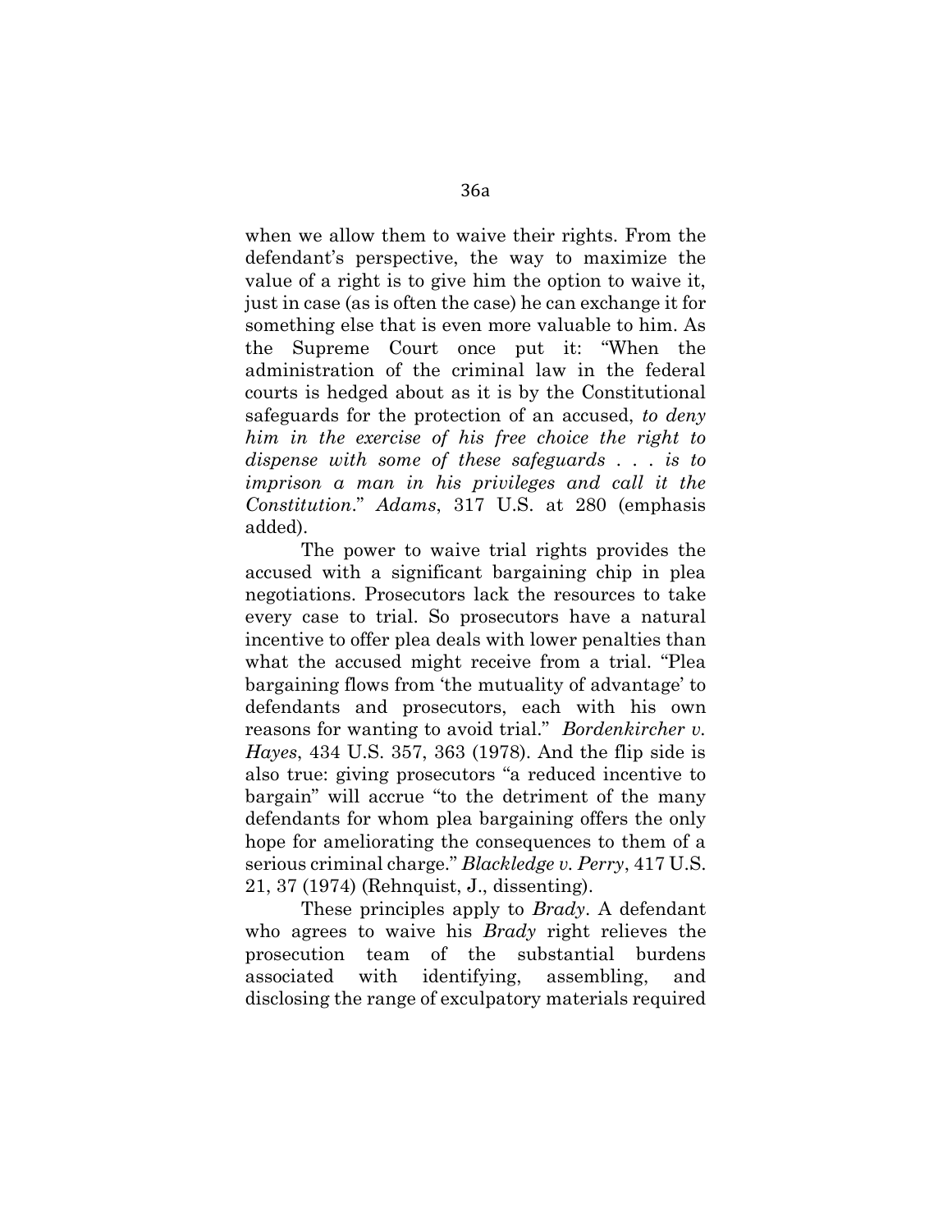when we allow them to waive their rights. From the defendant's perspective, the way to maximize the value of a right is to give him the option to waive it, just in case (as is often the case) he can exchange it for something else that is even more valuable to him. As the Supreme Court once put it: "When the administration of the criminal law in the federal courts is hedged about as it is by the Constitutional safeguards for the protection of an accused, *to deny him in the exercise of his free choice the right to dispense with some of these safeguards . . . is to imprison a man in his privileges and call it the Constitution*." *Adams*, 317 U.S. at 280 (emphasis added).

The power to waive trial rights provides the accused with a significant bargaining chip in plea negotiations. Prosecutors lack the resources to take every case to trial. So prosecutors have a natural incentive to offer plea deals with lower penalties than what the accused might receive from a trial. "Plea bargaining flows from 'the mutuality of advantage' to defendants and prosecutors, each with his own reasons for wanting to avoid trial." *Bordenkircher v. Hayes*, 434 U.S. 357, 363 (1978). And the flip side is also true: giving prosecutors "a reduced incentive to bargain" will accrue "to the detriment of the many defendants for whom plea bargaining offers the only hope for ameliorating the consequences to them of a serious criminal charge." *Blackledge v. Perry*, 417 U.S. 21, 37 (1974) (Rehnquist, J., dissenting).

These principles apply to *Brady*. A defendant who agrees to waive his *Brady* right relieves the prosecution team of the substantial burdens associated with identifying, assembling, and disclosing the range of exculpatory materials required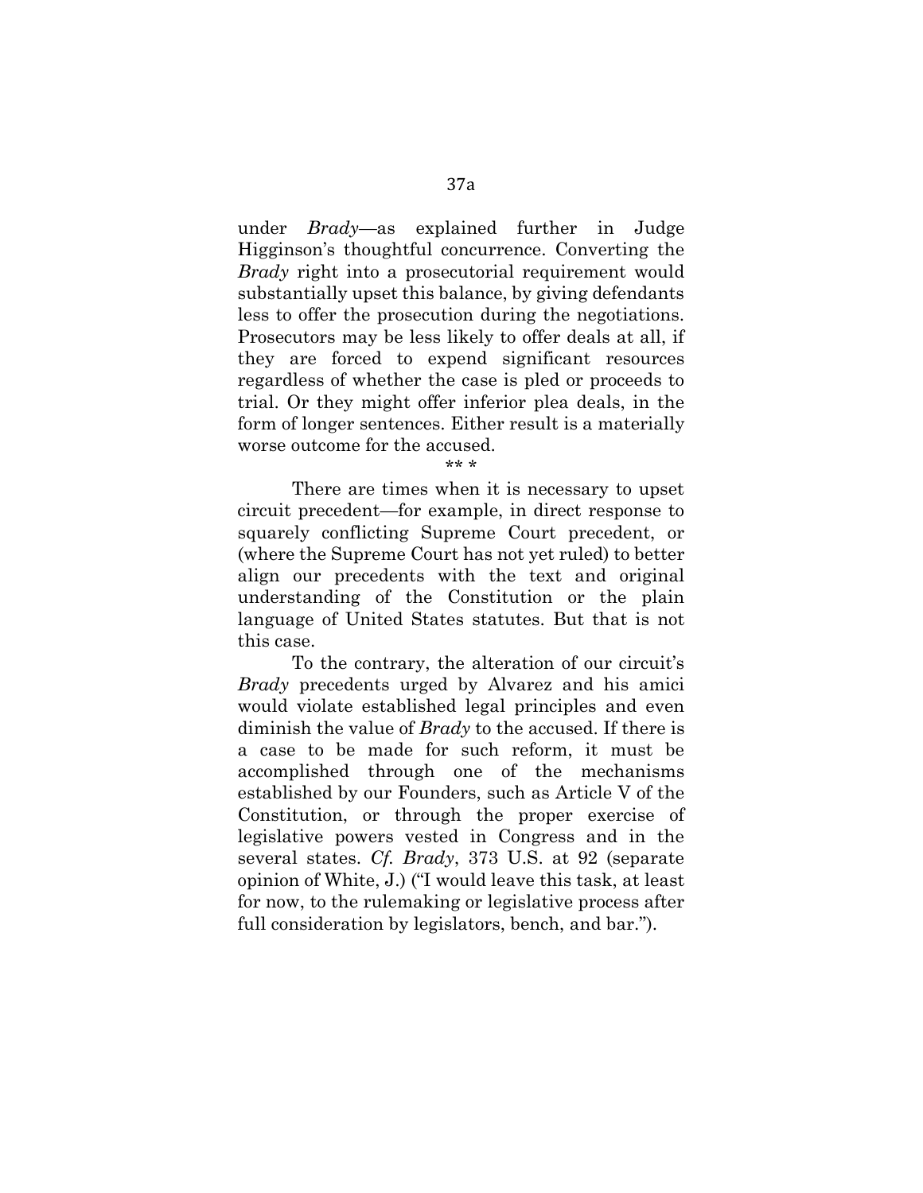under *Brady*—as explained further in Judge Higginson's thoughtful concurrence. Converting the *Brady* right into a prosecutorial requirement would substantially upset this balance, by giving defendants less to offer the prosecution during the negotiations. Prosecutors may be less likely to offer deals at all, if they are forced to expend significant resources regardless of whether the case is pled or proceeds to trial. Or they might offer inferior plea deals, in the form of longer sentences. Either result is a materially worse outcome for the accused.

\*\* \*

There are times when it is necessary to upset circuit precedent—for example, in direct response to squarely conflicting Supreme Court precedent, or (where the Supreme Court has not yet ruled) to better align our precedents with the text and original understanding of the Constitution or the plain language of United States statutes. But that is not this case.

To the contrary, the alteration of our circuit's *Brady* precedents urged by Alvarez and his amici would violate established legal principles and even diminish the value of *Brady* to the accused. If there is a case to be made for such reform, it must be accomplished through one of the mechanisms established by our Founders, such as Article V of the Constitution, or through the proper exercise of legislative powers vested in Congress and in the several states. *Cf. Brady*, 373 U.S. at 92 (separate opinion of White, J.) ("I would leave this task, at least for now, to the rulemaking or legislative process after full consideration by legislators, bench, and bar.").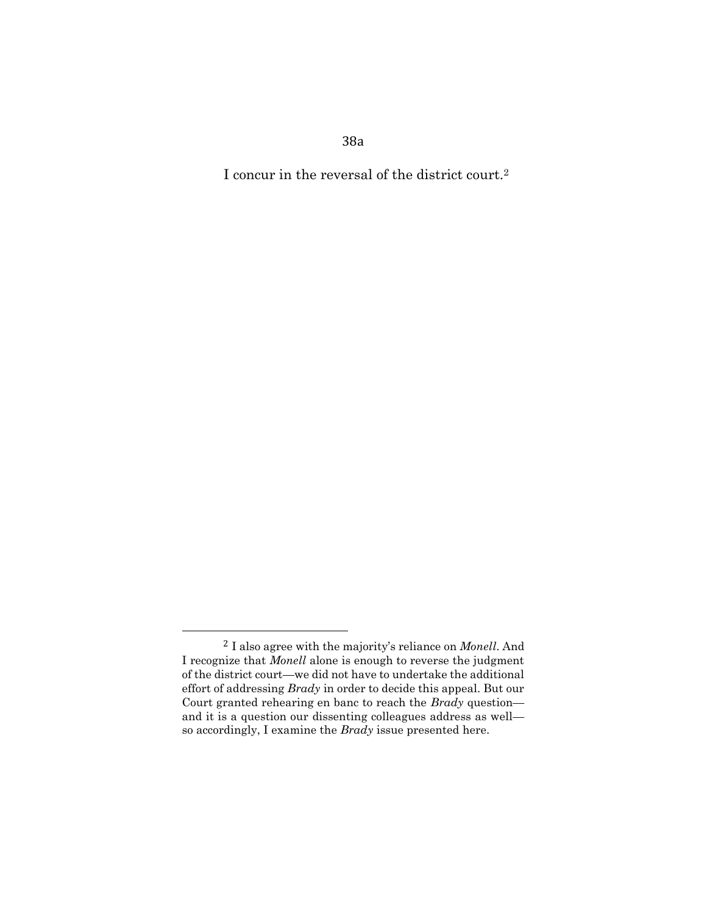I concur in the reversal of the district court.[2]

[2] I also agree with the majority's reliance on *Monell*. And I recognize that *Monell* alone is enough to reverse the judgment of the district court—we did not have to undertake the additional effort of addressing *Brady* in order to decide this appeal. But our Court granted rehearing en banc to reach the *Brady* question—and it is a question our dissenting colleagues address as well—so accordingly, I examine the *Brady* issue presented here.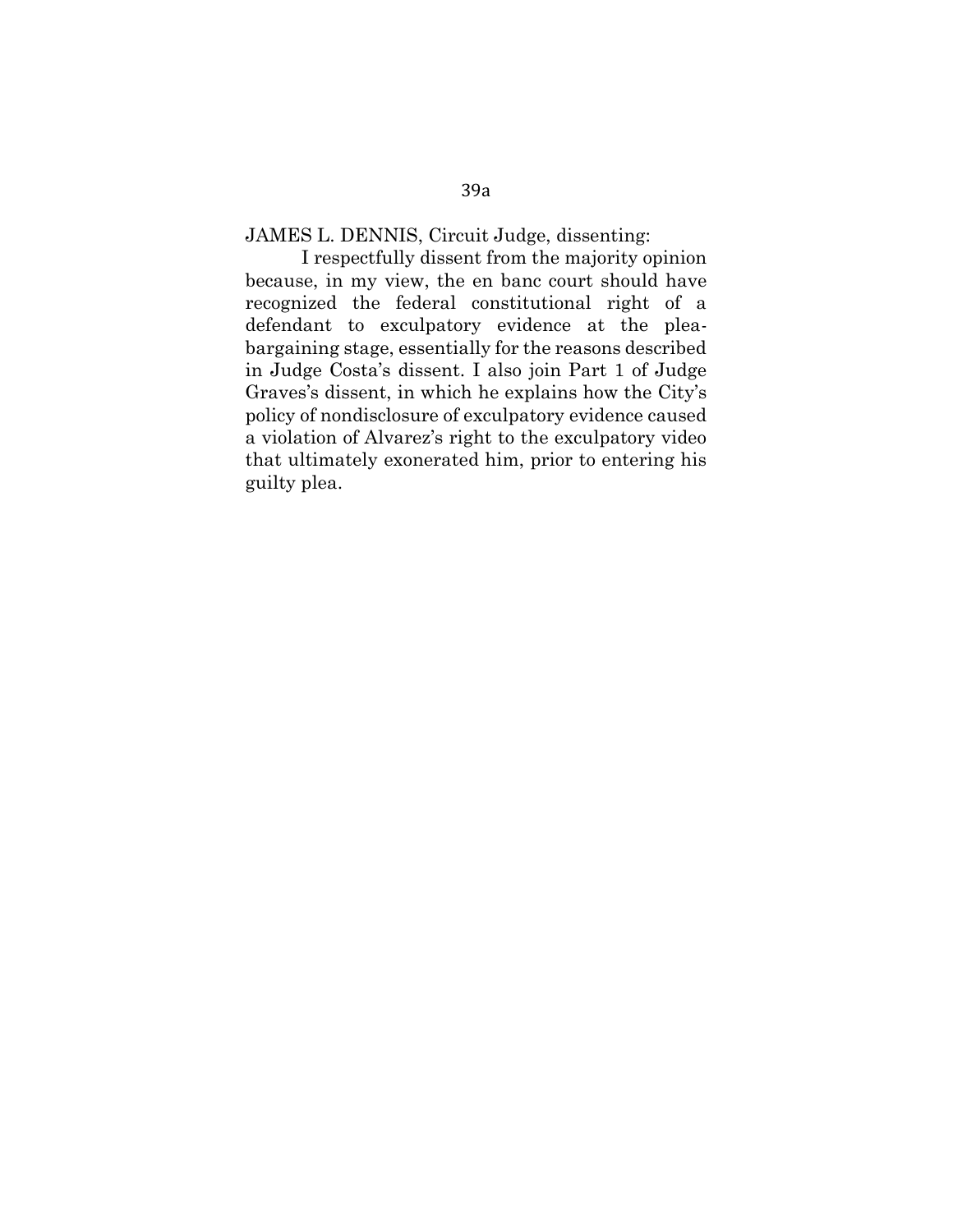JAMES L. DENNIS, Circuit Judge, dissenting:

I respectfully dissent from the majority opinion because, in my view, the en banc court should have recognized the federal constitutional right of a defendant to exculpatory evidence at the plea-bargaining stage, essentially for the reasons described in Judge Costa's dissent. I also join Part 1 of Judge Graves's dissent, in which he explains how the City's policy of nondisclosure of exculpatory evidence caused a violation of Alvarez's right to the exculpatory video that ultimately exonerated him, prior to entering his guilty plea.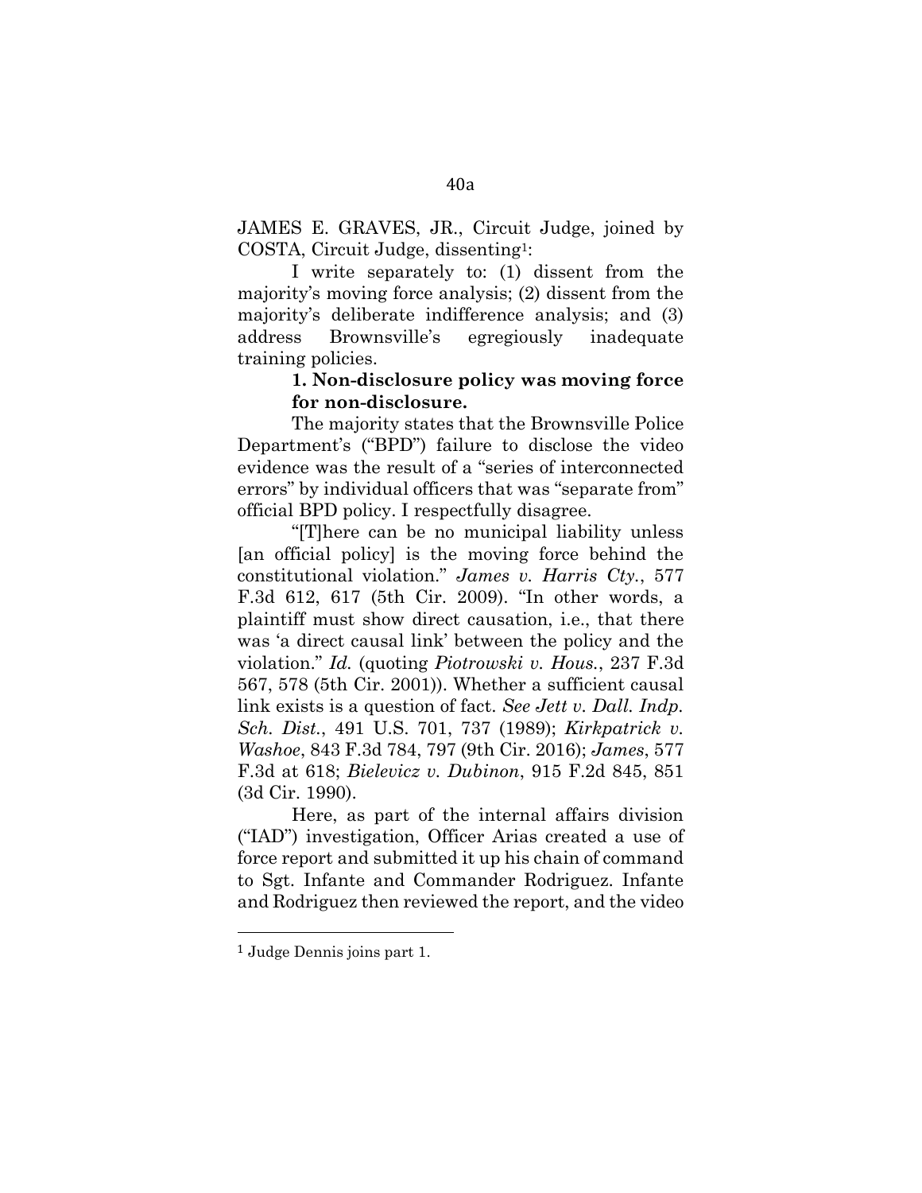JAMES E. GRAVES, JR., Circuit Judge, joined by COSTA, Circuit Judge, dissenting[1]:

I write separately to: (1) dissent from the majority's moving force analysis; (2) dissent from the majority's deliberate indifference analysis; and (3) address Brownsville's egregiously inadequate training policies.

**1. Non-disclosure policy was moving force for non-disclosure.**

The majority states that the Brownsville Police Department's ("BPD") failure to disclose the video evidence was the result of a "series of interconnected errors" by individual officers that was "separate from" official BPD policy. I respectfully disagree.

"[T]here can be no municipal liability unless [an official policy] is the moving force behind the constitutional violation." *James v. Harris Cty.*, 577 F.3d 612, 617 (5th Cir. 2009). "In other words, a plaintiff must show direct causation, i.e., that there was 'a direct causal link' between the policy and the violation." *Id.* (quoting *Piotrowski v. Hous.*, 237 F.3d 567, 578 (5th Cir. 2001)). Whether a sufficient causal link exists is a question of fact. *See Jett v. Dall. Indp. Sch. Dist.*, 491 U.S. 701, 737 (1989); *Kirkpatrick v. Washoe*, 843 F.3d 784, 797 (9th Cir. 2016); *James*, 577 F.3d at 618; *Bielevicz v. Dubinon*, 915 F.2d 845, 851 (3d Cir. 1990).

Here, as part of the internal affairs division ("IAD") investigation, Officer Arias created a use of force report and submitted it up his chain of command to Sgt. Infante and Commander Rodriguez. Infante and Rodriguez then reviewed the report, and the video

[1] Judge Dennis joins part 1.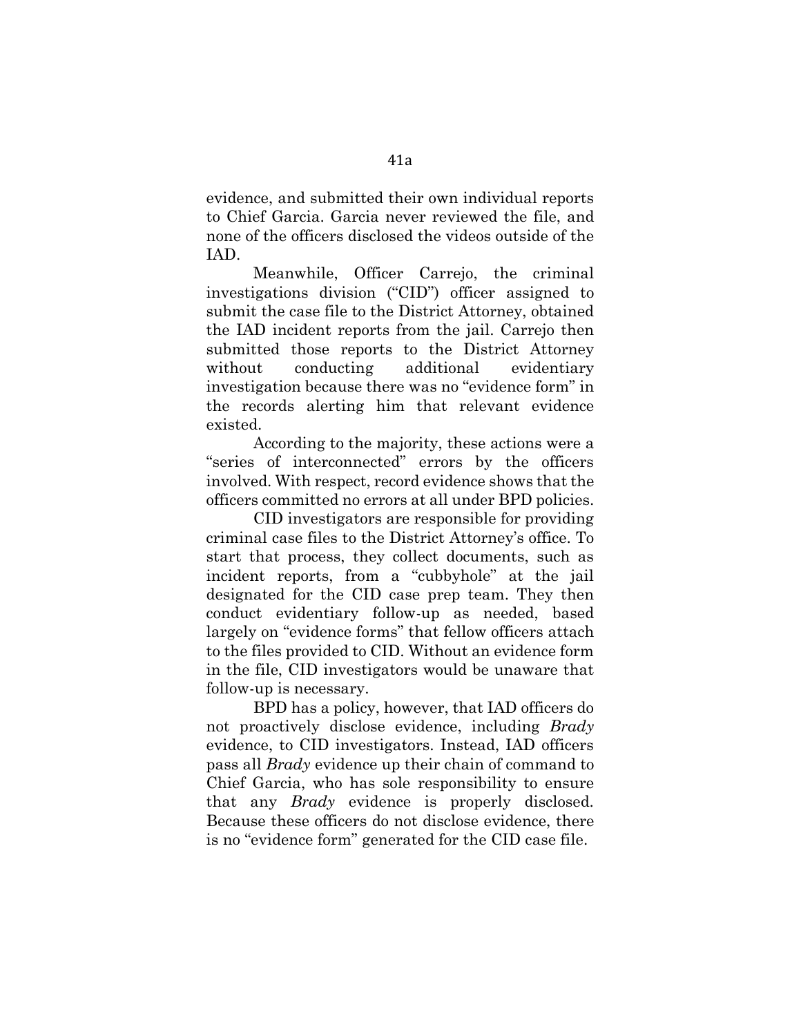evidence, and submitted their own individual reports to Chief Garcia. Garcia never reviewed the file, and none of the officers disclosed the videos outside of the IAD.

Meanwhile, Officer Carrejo, the criminal investigations division ("CID") officer assigned to submit the case file to the District Attorney, obtained the IAD incident reports from the jail. Carrejo then submitted those reports to the District Attorney without conducting additional evidentiary investigation because there was no "evidence form" in the records alerting him that relevant evidence existed.

According to the majority, these actions were a "series of interconnected" errors by the officers involved. With respect, record evidence shows that the officers committed no errors at all under BPD policies.

CID investigators are responsible for providing criminal case files to the District Attorney's office. To start that process, they collect documents, such as incident reports, from a "cubbyhole" at the jail designated for the CID case prep team. They then conduct evidentiary follow-up as needed, based largely on "evidence forms" that fellow officers attach to the files provided to CID. Without an evidence form in the file, CID investigators would be unaware that follow-up is necessary.

BPD has a policy, however, that IAD officers do not proactively disclose evidence, including *Brady* evidence, to CID investigators. Instead, IAD officers pass all *Brady* evidence up their chain of command to Chief Garcia, who has sole responsibility to ensure that any *Brady* evidence is properly disclosed. Because these officers do not disclose evidence, there is no "evidence form" generated for the CID case file.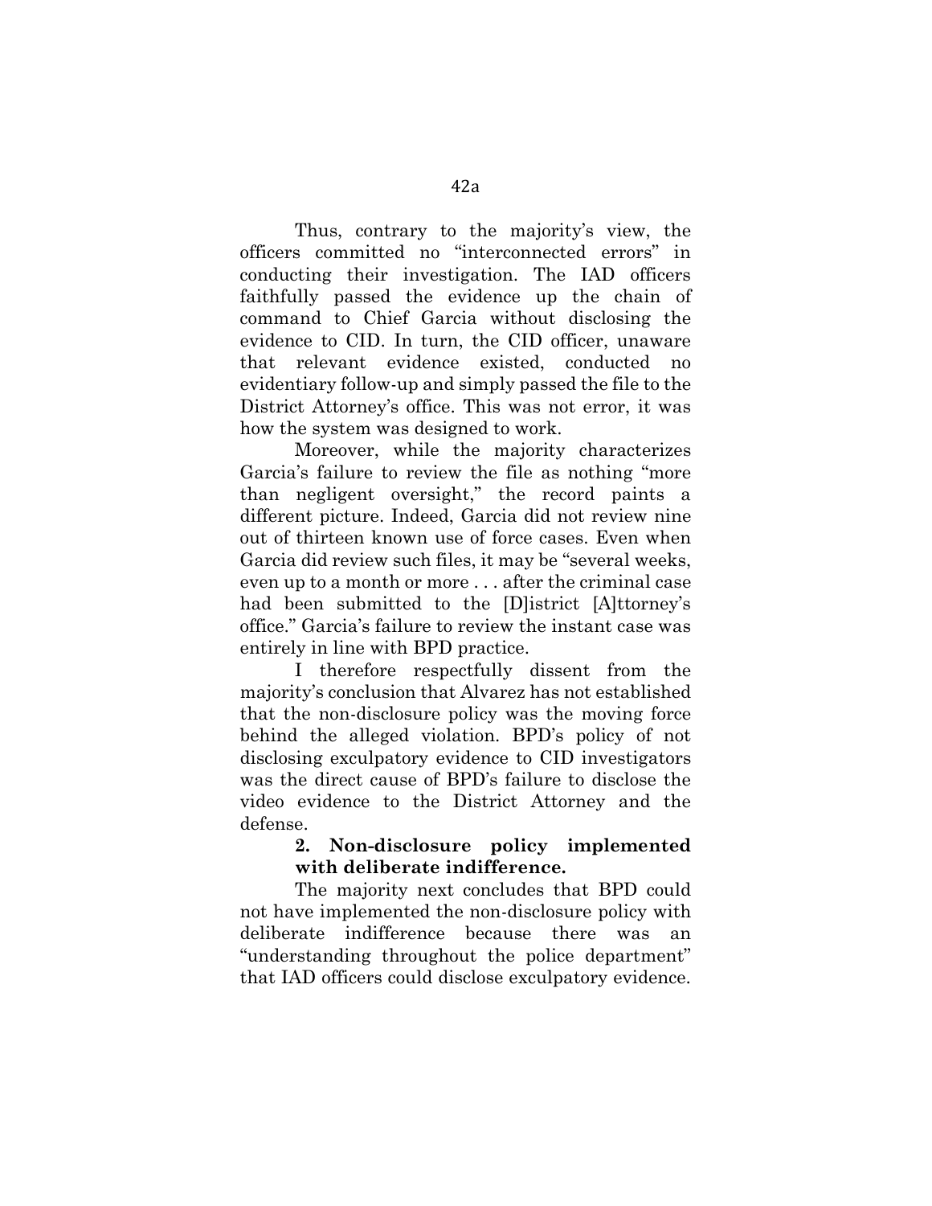Thus, contrary to the majority's view, the officers committed no "interconnected errors" in conducting their investigation. The IAD officers faithfully passed the evidence up the chain of command to Chief Garcia without disclosing the evidence to CID. In turn, the CID officer, unaware that relevant evidence existed, conducted no evidentiary follow-up and simply passed the file to the District Attorney's office. This was not error, it was how the system was designed to work.

Moreover, while the majority characterizes Garcia's failure to review the file as nothing "more than negligent oversight," the record paints a different picture. Indeed, Garcia did not review nine out of thirteen known use of force cases. Even when Garcia did review such files, it may be "several weeks, even up to a month or more . . . after the criminal case had been submitted to the [D]istrict [A]ttorney's office." Garcia's failure to review the instant case was entirely in line with BPD practice.

I therefore respectfully dissent from the majority's conclusion that Alvarez has not established that the non-disclosure policy was the moving force behind the alleged violation. BPD's policy of not disclosing exculpatory evidence to CID investigators was the direct cause of BPD's failure to disclose the video evidence to the District Attorney and the defense.

**2. Non-disclosure policy implemented with deliberate indifference.**

The majority next concludes that BPD could not have implemented the non-disclosure policy with deliberate indifference because there was an "understanding throughout the police department" that IAD officers could disclose exculpatory evidence.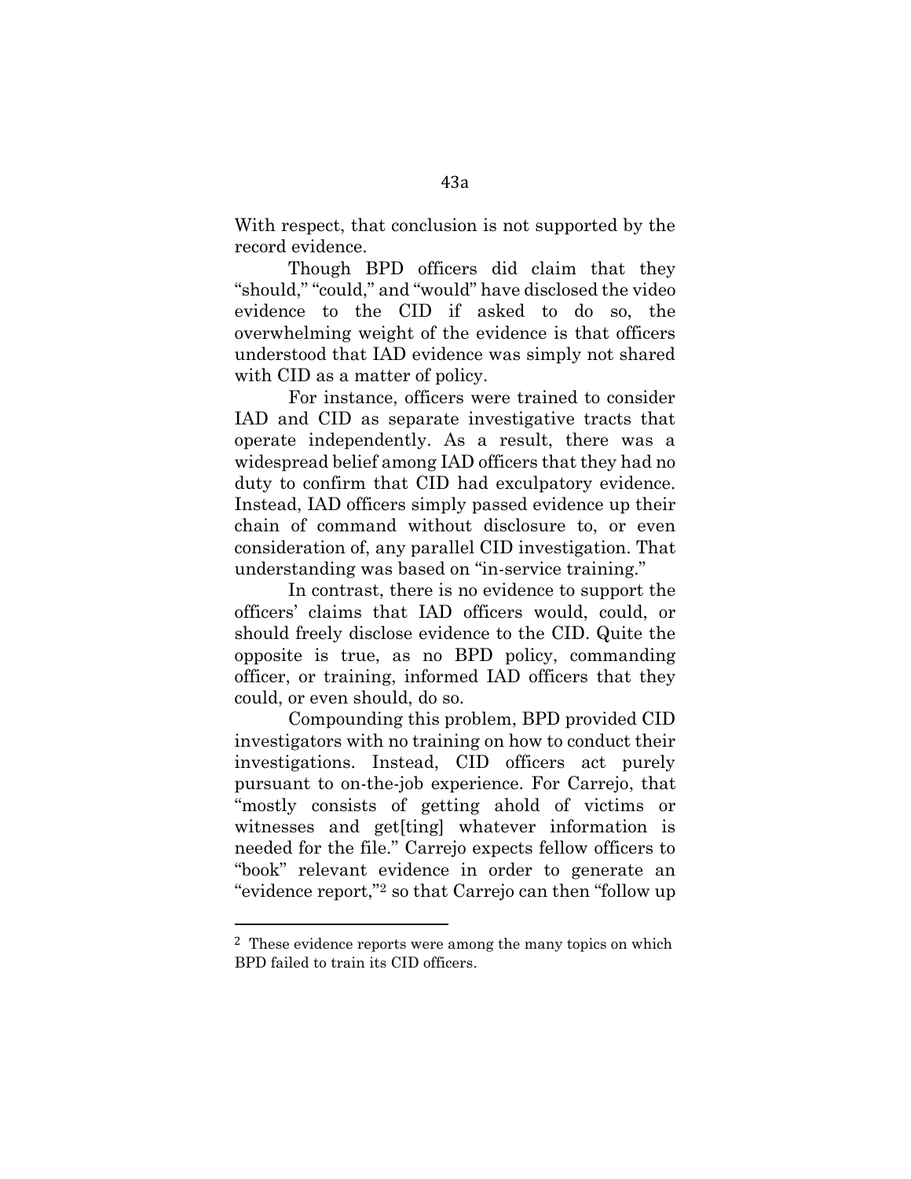With respect, that conclusion is not supported by the record evidence.

Though BPD officers did claim that they "should," "could," and "would" have disclosed the video evidence to the CID if asked to do so, the overwhelming weight of the evidence is that officers understood that IAD evidence was simply not shared with CID as a matter of policy.

For instance, officers were trained to consider IAD and CID as separate investigative tracts that operate independently. As a result, there was a widespread belief among IAD officers that they had no duty to confirm that CID had exculpatory evidence. Instead, IAD officers simply passed evidence up their chain of command without disclosure to, or even consideration of, any parallel CID investigation. That understanding was based on "in-service training."

In contrast, there is no evidence to support the officers' claims that IAD officers would, could, or should freely disclose evidence to the CID. Quite the opposite is true, as no BPD policy, commanding officer, or training, informed IAD officers that they could, or even should, do so.

Compounding this problem, BPD provided CID investigators with no training on how to conduct their investigations. Instead, CID officers act purely pursuant to on-the-job experience. For Carrejo, that "mostly consists of getting ahold of victims or witnesses and get[ting] whatever information is needed for the file." Carrejo expects fellow officers to "book" relevant evidence in order to generate an "evidence report,"[2] so that Carrejo can then "follow up

[2] These evidence reports were among the many topics on which BPD failed to train its CID officers.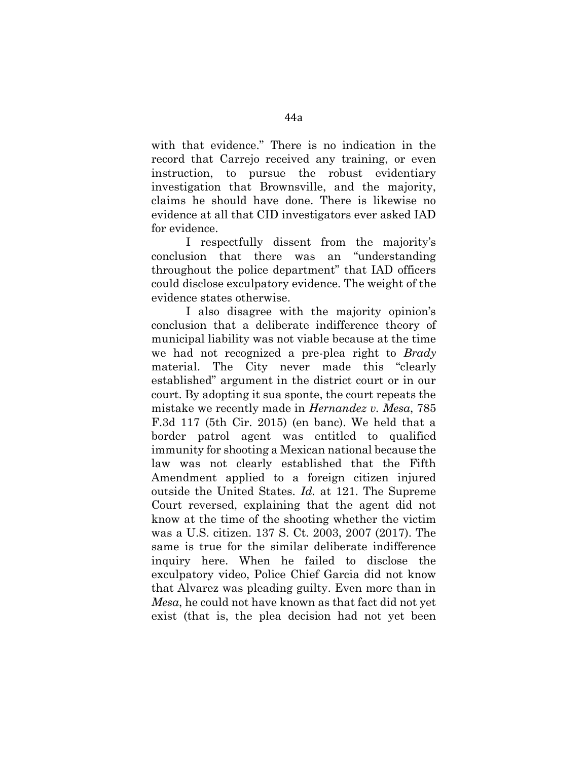with that evidence." There is no indication in the record that Carrejo received any training, or even instruction, to pursue the robust evidentiary investigation that Brownsville, and the majority, claims he should have done. There is likewise no evidence at all that CID investigators ever asked IAD for evidence.

I respectfully dissent from the majority's conclusion that there was an "understanding throughout the police department" that IAD officers could disclose exculpatory evidence. The weight of the evidence states otherwise.

I also disagree with the majority opinion's conclusion that a deliberate indifference theory of municipal liability was not viable because at the time we had not recognized a pre-plea right to *Brady* material. The City never made this "clearly established" argument in the district court or in our court. By adopting it sua sponte, the court repeats the mistake we recently made in *Hernandez v. Mesa*, 785 F.3d 117 (5th Cir. 2015) (en banc). We held that a border patrol agent was entitled to qualified immunity for shooting a Mexican national because the law was not clearly established that the Fifth Amendment applied to a foreign citizen injured outside the United States. *Id.* at 121. The Supreme Court reversed, explaining that the agent did not know at the time of the shooting whether the victim was a U.S. citizen. 137 S. Ct. 2003, 2007 (2017). The same is true for the similar deliberate indifference inquiry here. When he failed to disclose the exculpatory video, Police Chief Garcia did not know that Alvarez was pleading guilty. Even more than in *Mesa*, he could not have known as that fact did not yet exist (that is, the plea decision had not yet been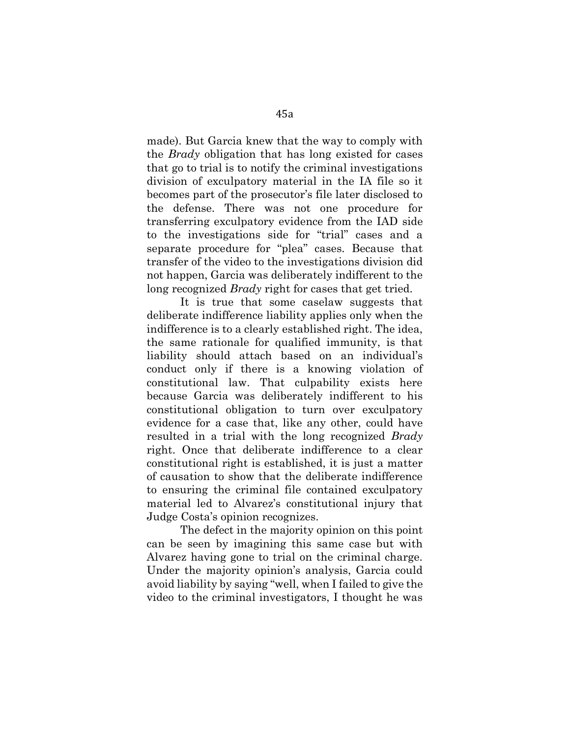made). But Garcia knew that the way to comply with the *Brady* obligation that has long existed for cases that go to trial is to notify the criminal investigations division of exculpatory material in the IA file so it becomes part of the prosecutor's file later disclosed to the defense. There was not one procedure for transferring exculpatory evidence from the IAD side to the investigations side for "trial" cases and a separate procedure for "plea" cases. Because that transfer of the video to the investigations division did not happen, Garcia was deliberately indifferent to the long recognized *Brady* right for cases that get tried.

It is true that some caselaw suggests that deliberate indifference liability applies only when the indifference is to a clearly established right. The idea, the same rationale for qualified immunity, is that liability should attach based on an individual's conduct only if there is a knowing violation of constitutional law. That culpability exists here because Garcia was deliberately indifferent to his constitutional obligation to turn over exculpatory evidence for a case that, like any other, could have resulted in a trial with the long recognized *Brady* right. Once that deliberate indifference to a clear constitutional right is established, it is just a matter of causation to show that the deliberate indifference to ensuring the criminal file contained exculpatory material led to Alvarez's constitutional injury that Judge Costa's opinion recognizes.

The defect in the majority opinion on this point can be seen by imagining this same case but with Alvarez having gone to trial on the criminal charge. Under the majority opinion's analysis, Garcia could avoid liability by saying "well, when I failed to give the video to the criminal investigators, I thought he was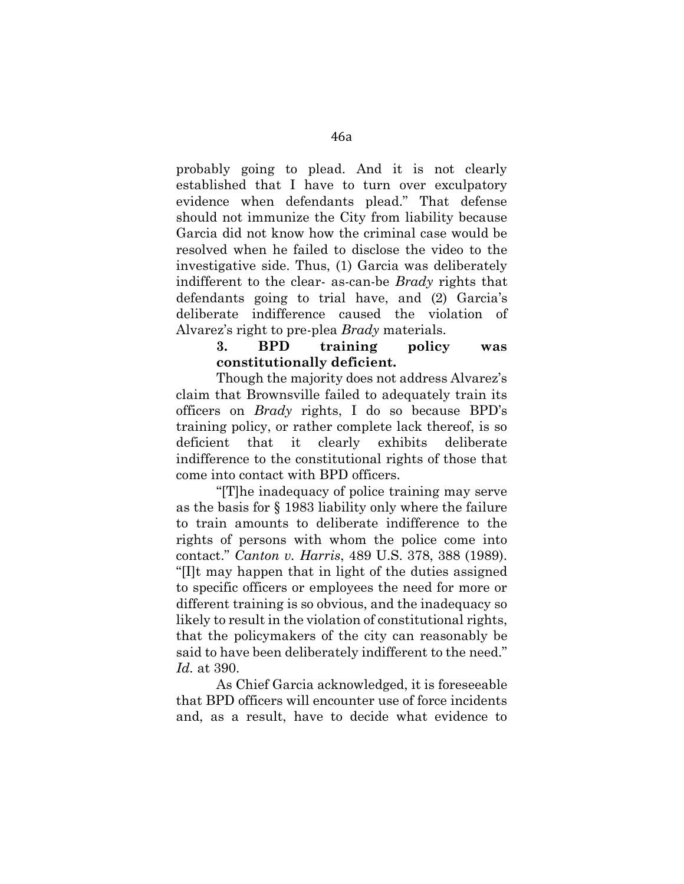probably going to plead. And it is not clearly established that I have to turn over exculpatory evidence when defendants plead." That defense should not immunize the City from liability because Garcia did not know how the criminal case would be resolved when he failed to disclose the video to the investigative side. Thus, (1) Garcia was deliberately indifferent to the clear- as-can-be *Brady* rights that defendants going to trial have, and (2) Garcia's deliberate indifference caused the violation of Alvarez's right to pre-plea *Brady* materials.

**3. BPD training policy was constitutionally deficient.**

Though the majority does not address Alvarez's claim that Brownsville failed to adequately train its officers on *Brady* rights, I do so because BPD's training policy, or rather complete lack thereof, is so deficient that it clearly exhibits deliberate indifference to the constitutional rights of those that come into contact with BPD officers.

"[T]he inadequacy of police training may serve as the basis for § 1983 liability only where the failure to train amounts to deliberate indifference to the rights of persons with whom the police come into contact." *Canton v. Harris*, 489 U.S. 378, 388 (1989). "[I]t may happen that in light of the duties assigned to specific officers or employees the need for more or different training is so obvious, and the inadequacy so likely to result in the violation of constitutional rights, that the policymakers of the city can reasonably be said to have been deliberately indifferent to the need." *Id.* at 390.

As Chief Garcia acknowledged, it is foreseeable that BPD officers will encounter use of force incidents and, as a result, have to decide what evidence to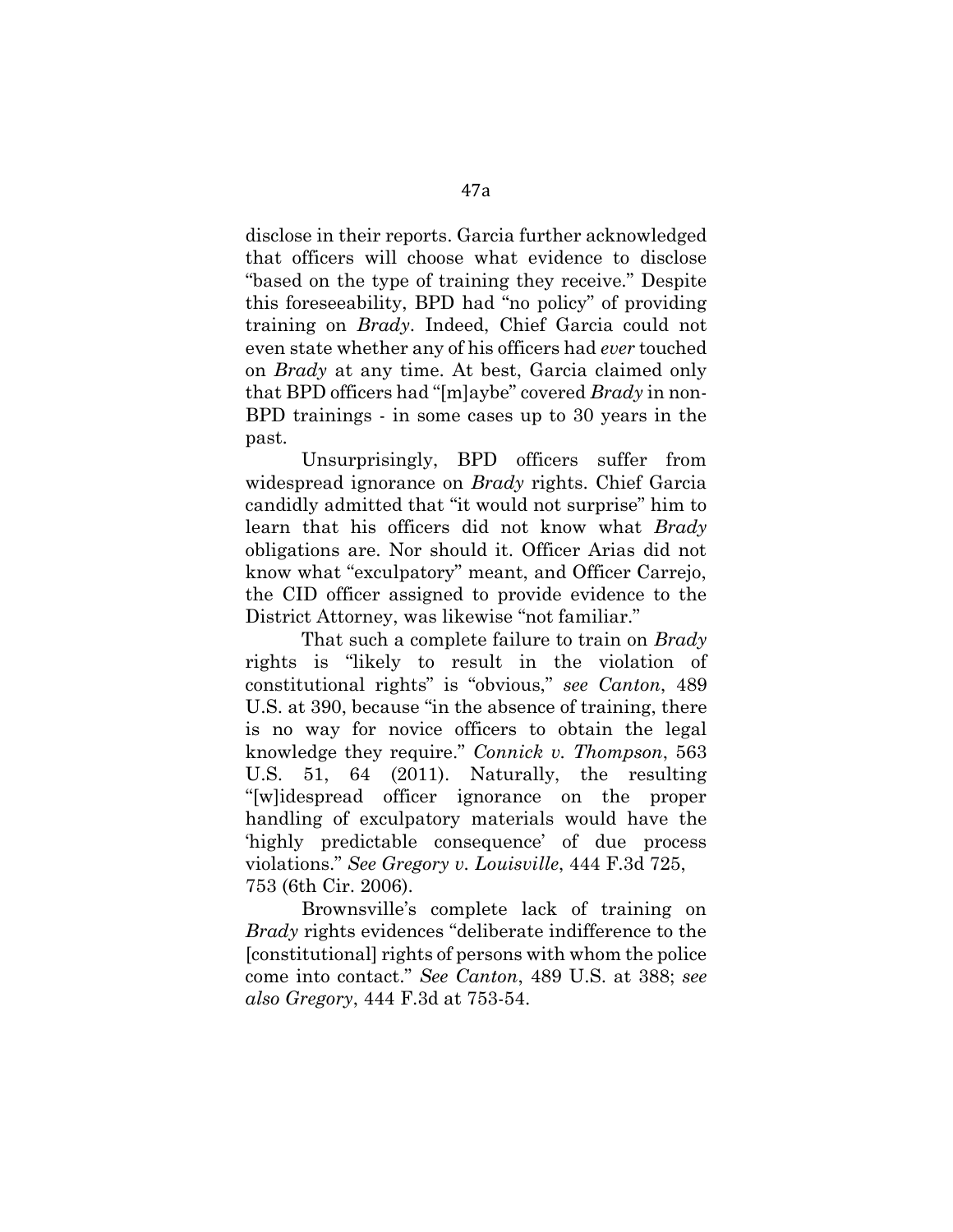disclose in their reports. Garcia further acknowledged that officers will choose what evidence to disclose "based on the type of training they receive." Despite this foreseeability, BPD had "no policy" of providing training on *Brady*. Indeed, Chief Garcia could not even state whether any of his officers had *ever* touched on *Brady* at any time. At best, Garcia claimed only that BPD officers had "[m]aybe" covered *Brady* in non-BPD trainings - in some cases up to 30 years in the past.

Unsurprisingly, BPD officers suffer from widespread ignorance on *Brady* rights. Chief Garcia candidly admitted that "it would not surprise" him to learn that his officers did not know what *Brady* obligations are. Nor should it. Officer Arias did not know what "exculpatory" meant, and Officer Carrejo, the CID officer assigned to provide evidence to the District Attorney, was likewise "not familiar."

That such a complete failure to train on *Brady* rights is "likely to result in the violation of constitutional rights" is "obvious," *see Canton*, 489 U.S. at 390, because "in the absence of training, there is no way for novice officers to obtain the legal knowledge they require." *Connick v. Thompson*, 563 U.S. 51, 64 (2011). Naturally, the resulting "[w]idespread officer ignorance on the proper handling of exculpatory materials would have the 'highly predictable consequence' of due process violations." *See Gregory v. Louisville*, 444 F.3d 725, 753 (6th Cir. 2006).

Brownsville's complete lack of training on *Brady* rights evidences "deliberate indifference to the [constitutional] rights of persons with whom the police come into contact." *See Canton*, 489 U.S. at 388; *see also Gregory*, 444 F.3d at 753-54.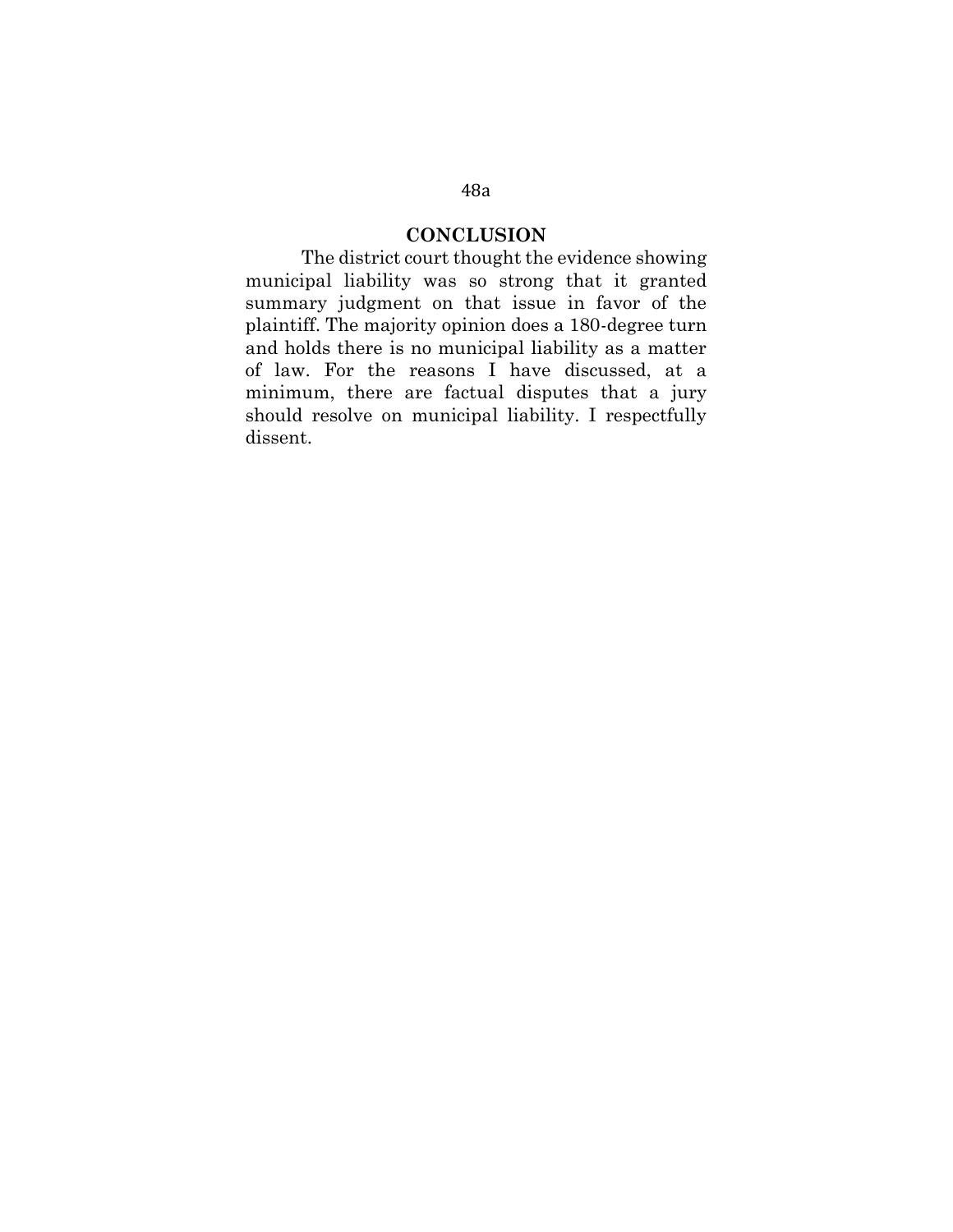## CONCLUSION

The district court thought the evidence showing municipal liability was so strong that it granted summary judgment on that issue in favor of the plaintiff. The majority opinion does a 180-degree turn and holds there is no municipal liability as a matter of law. For the reasons I have discussed, at a minimum, there are factual disputes that a jury should resolve on municipal liability. I respectfully dissent.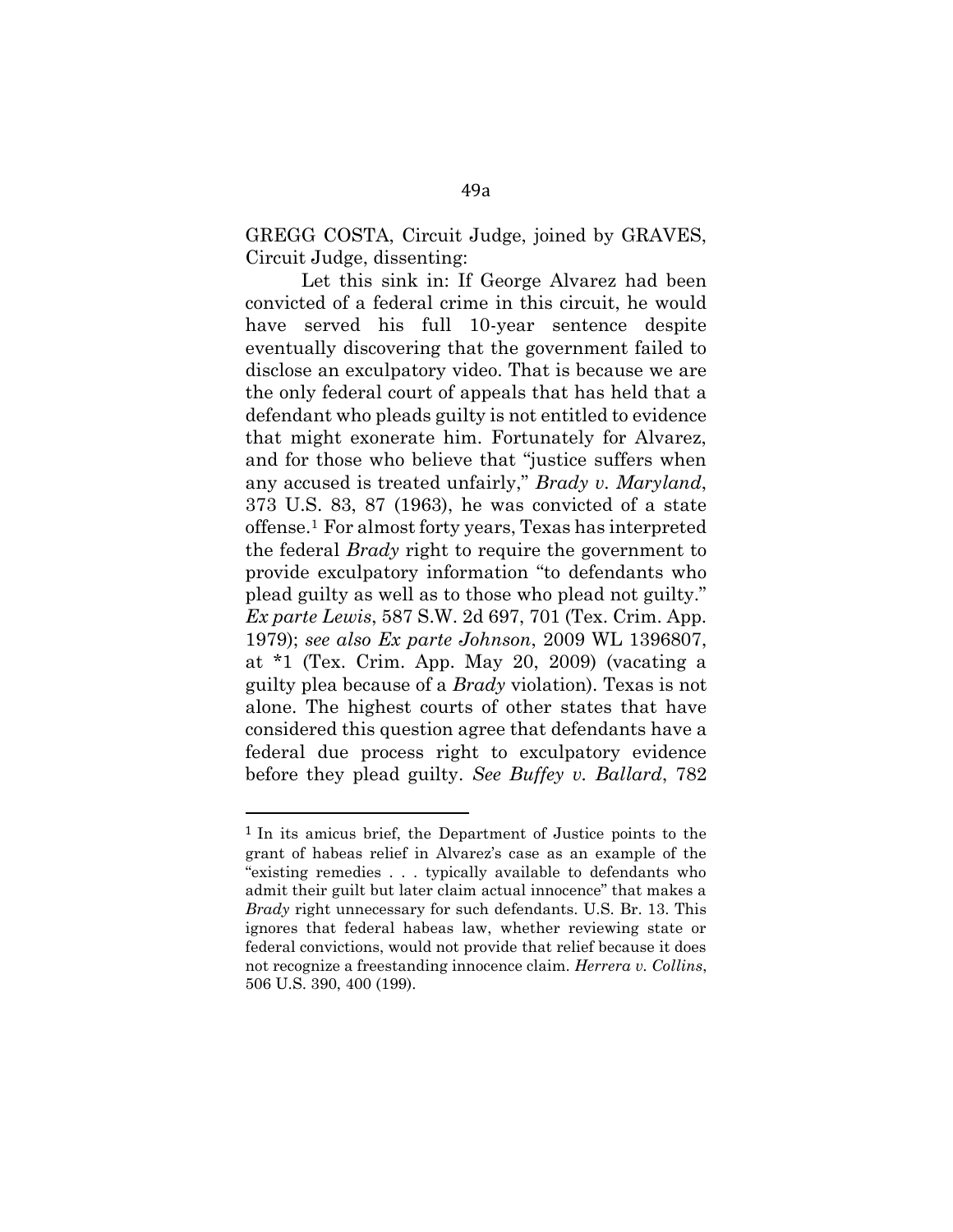GREGG COSTA, Circuit Judge, joined by GRAVES, Circuit Judge, dissenting:

Let this sink in: If George Alvarez had been convicted of a federal crime in this circuit, he would have served his full 10-year sentence despite eventually discovering that the government failed to disclose an exculpatory video. That is because we are the only federal court of appeals that has held that a defendant who pleads guilty is not entitled to evidence that might exonerate him. Fortunately for Alvarez, and for those who believe that "justice suffers when any accused is treated unfairly," *Brady v. Maryland*, 373 U.S. 83, 87 (1963), he was convicted of a state offense.[1] For almost forty years, Texas has interpreted the federal *Brady* right to require the government to provide exculpatory information "to defendants who plead guilty as well as to those who plead not guilty." *Ex parte Lewis*, 587 S.W. 2d 697, 701 (Tex. Crim. App. 1979); *see also Ex parte Johnson*, 2009 WL 1396807, at *1 (Tex. Crim. App. May 20, 2009) (vacating a guilty plea because of a *Brady* violation). Texas is not alone. The highest courts of other states that have considered this question agree that defendants have a federal due process right to exculpatory evidence before they plead guilty. *See Buffey v. Ballard*, 782

---

[1] In its amicus brief, the Department of Justice points to the grant of habeas relief in Alvarez's case as an example of the "existing remedies . . . typically available to defendants who admit their guilt but later claim actual innocence" that makes a *Brady* right unnecessary for such defendants. U.S. Br. 13. This ignores that federal habeas law, whether reviewing state or federal convictions, would not provide that relief because it does not recognize a freestanding innocence claim. *Herrera v. Collins*, 506 U.S. 390, 400 (199).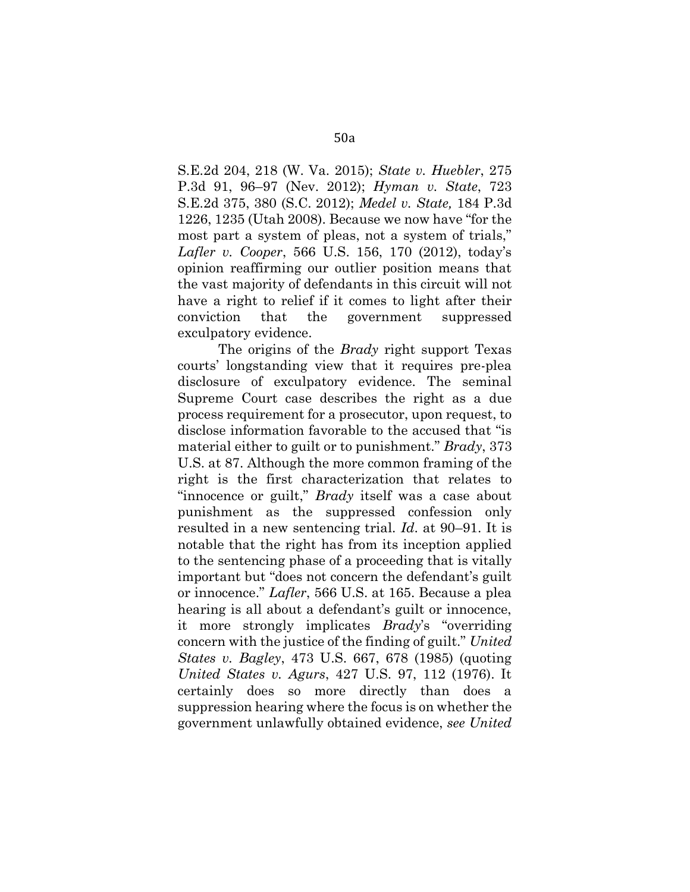S.E.2d 204, 218 (W. Va. 2015); *State v. Huebler*, 275 P.3d 91, 96–97 (Nev. 2012); *Hyman v. State*, 723 S.E.2d 375, 380 (S.C. 2012); *Medel v. State,* 184 P.3d 1226, 1235 (Utah 2008). Because we now have "for the most part a system of pleas, not a system of trials," *Lafler v. Cooper*, 566 U.S. 156, 170 (2012), today's opinion reaffirming our outlier position means that the vast majority of defendants in this circuit will not have a right to relief if it comes to light after their conviction that the government suppressed exculpatory evidence.

The origins of the *Brady* right support Texas courts' longstanding view that it requires pre-plea disclosure of exculpatory evidence. The seminal Supreme Court case describes the right as a due process requirement for a prosecutor, upon request, to disclose information favorable to the accused that "is material either to guilt or to punishment." *Brady*, 373 U.S. at 87. Although the more common framing of the right is the first characterization that relates to "innocence or guilt," *Brady* itself was a case about punishment as the suppressed confession only resulted in a new sentencing trial. *Id*. at 90–91. It is notable that the right has from its inception applied to the sentencing phase of a proceeding that is vitally important but "does not concern the defendant's guilt or innocence." *Lafler*, 566 U.S. at 165. Because a plea hearing is all about a defendant's guilt or innocence, it more strongly implicates *Brady*'s "overriding concern with the justice of the finding of guilt." *United States v. Bagley*, 473 U.S. 667, 678 (1985) (quoting *United States v. Agurs*, 427 U.S. 97, 112 (1976). It certainly does so more directly than does a suppression hearing where the focus is on whether the government unlawfully obtained evidence, *see United*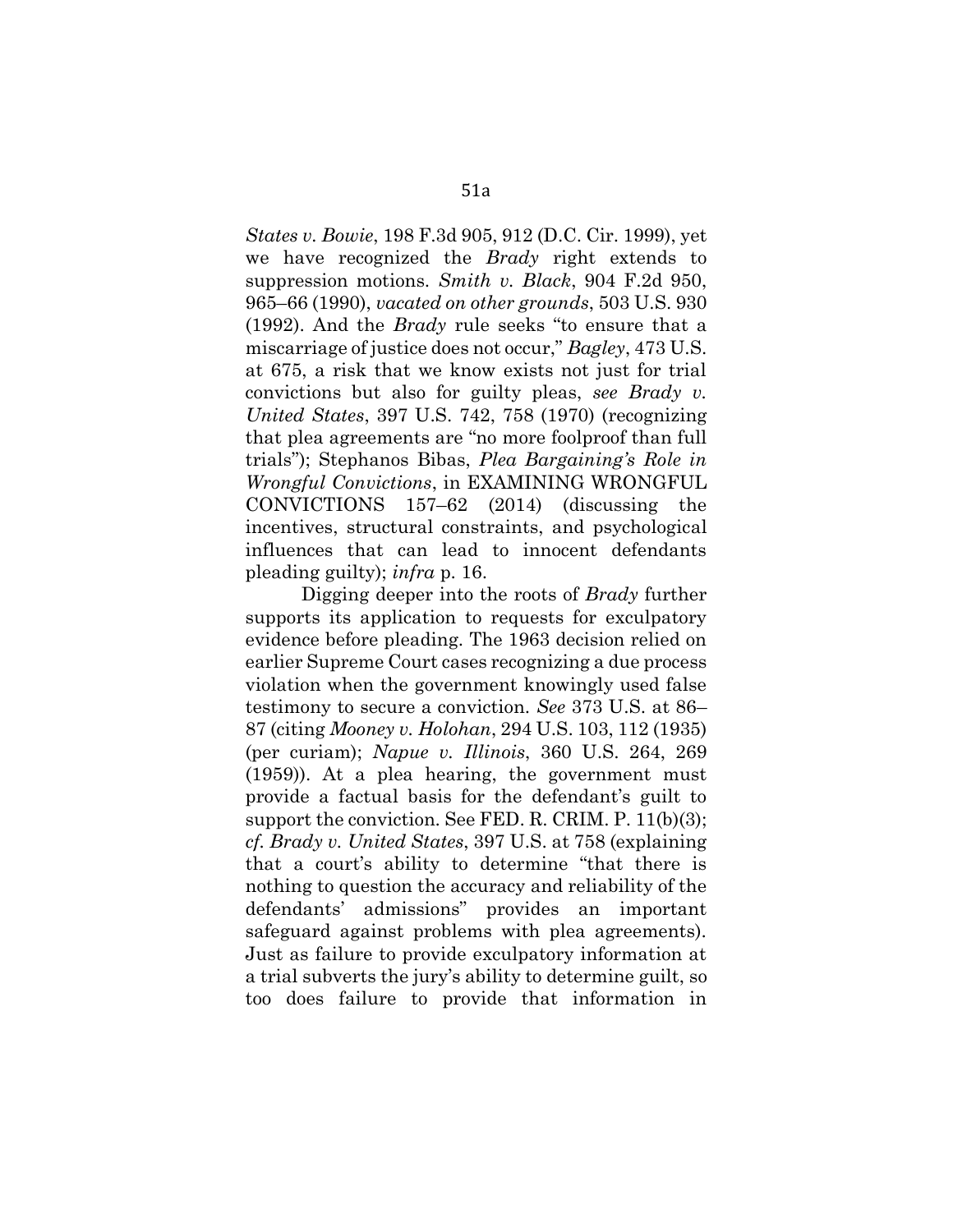*States v. Bowie*, 198 F.3d 905, 912 (D.C. Cir. 1999), yet we have recognized the *Brady* right extends to suppression motions. *Smith v. Black*, 904 F.2d 950, 965–66 (1990), *vacated on other grounds*, 503 U.S. 930 (1992). And the *Brady* rule seeks "to ensure that a miscarriage of justice does not occur," *Bagley*, 473 U.S. at 675, a risk that we know exists not just for trial convictions but also for guilty pleas, *see Brady v. United States*, 397 U.S. 742, 758 (1970) (recognizing that plea agreements are "no more foolproof than full trials"); Stephanos Bibas, *Plea Bargaining's Role in Wrongful Convictions*, in EXAMINING WRONGFUL CONVICTIONS 157–62 (2014) (discussing the incentives, structural constraints, and psychological influences that can lead to innocent defendants pleading guilty); *infra* p. 16.

Digging deeper into the roots of *Brady* further supports its application to requests for exculpatory evidence before pleading. The 1963 decision relied on earlier Supreme Court cases recognizing a due process violation when the government knowingly used false testimony to secure a conviction. *See* 373 U.S. at 86–87 (citing *Mooney v. Holohan*, 294 U.S. 103, 112 (1935) (per curiam); *Napue v. Illinois*, 360 U.S. 264, 269 (1959)). At a plea hearing, the government must provide a factual basis for the defendant's guilt to support the conviction. See FED. R. CRIM. P. 11(b)(3); *cf. Brady v. United States*, 397 U.S. at 758 (explaining that a court's ability to determine "that there is nothing to question the accuracy and reliability of the defendants' admissions" provides an important safeguard against problems with plea agreements). Just as failure to provide exculpatory information at a trial subverts the jury's ability to determine guilt, so too does failure to provide that information in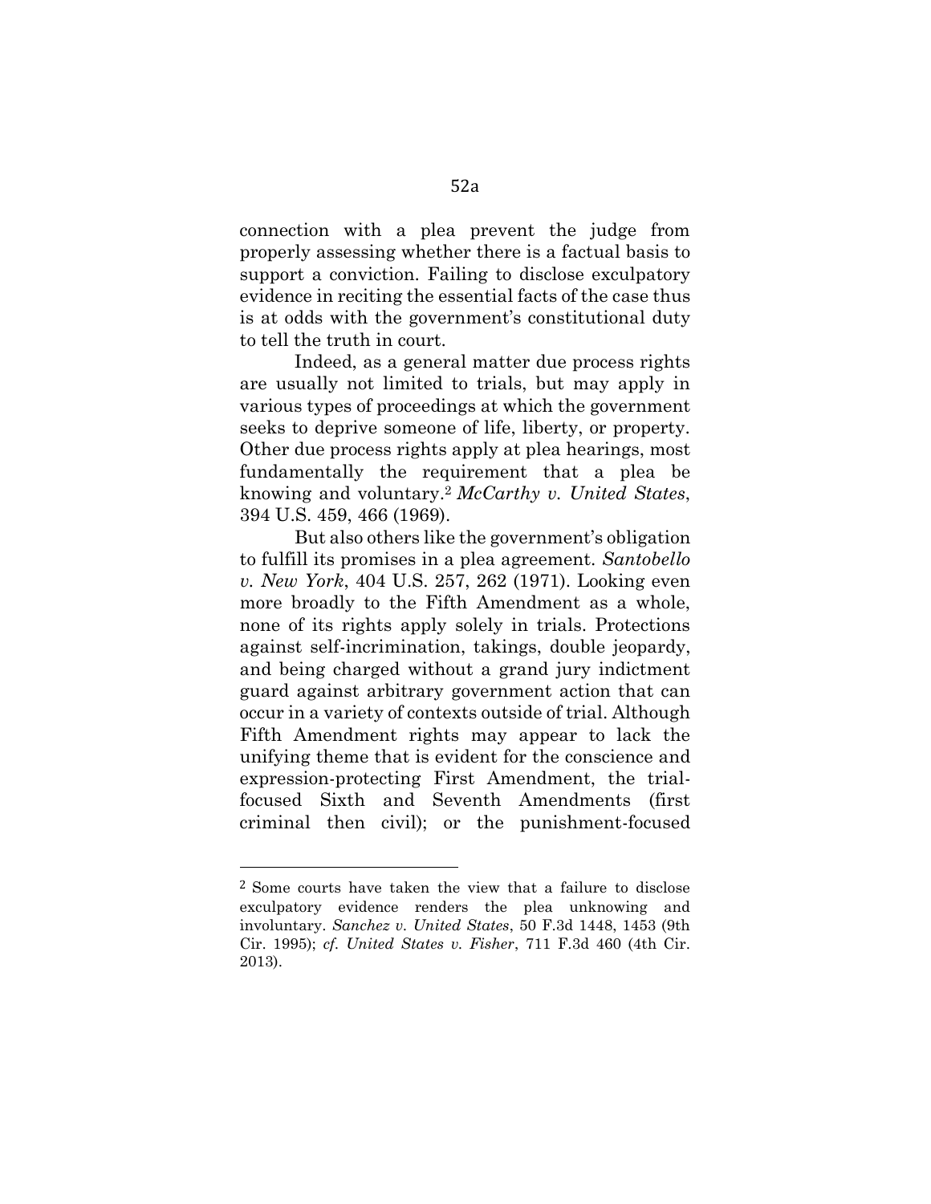connection with a plea prevent the judge from properly assessing whether there is a factual basis to support a conviction. Failing to disclose exculpatory evidence in reciting the essential facts of the case thus is at odds with the government's constitutional duty to tell the truth in court.

Indeed, as a general matter due process rights are usually not limited to trials, but may apply in various types of proceedings at which the government seeks to deprive someone of life, liberty, or property. Other due process rights apply at plea hearings, most fundamentally the requirement that a plea be knowing and voluntary.[2] *McCarthy v. United States*, 394 U.S. 459, 466 (1969).

But also others like the government's obligation to fulfill its promises in a plea agreement. *Santobello v. New York*, 404 U.S. 257, 262 (1971). Looking even more broadly to the Fifth Amendment as a whole, none of its rights apply solely in trials. Protections against self-incrimination, takings, double jeopardy, and being charged without a grand jury indictment guard against arbitrary government action that can occur in a variety of contexts outside of trial. Although Fifth Amendment rights may appear to lack the unifying theme that is evident for the conscience and expression-protecting First Amendment, the trial-focused Sixth and Seventh Amendments (first criminal then civil); or the punishment-focused

---

[2] Some courts have taken the view that a failure to disclose exculpatory evidence renders the plea unknowing and involuntary. *Sanchez v. United States*, 50 F.3d 1448, 1453 (9th Cir. 1995); *cf. United States v. Fisher*, 711 F.3d 460 (4th Cir. 2013).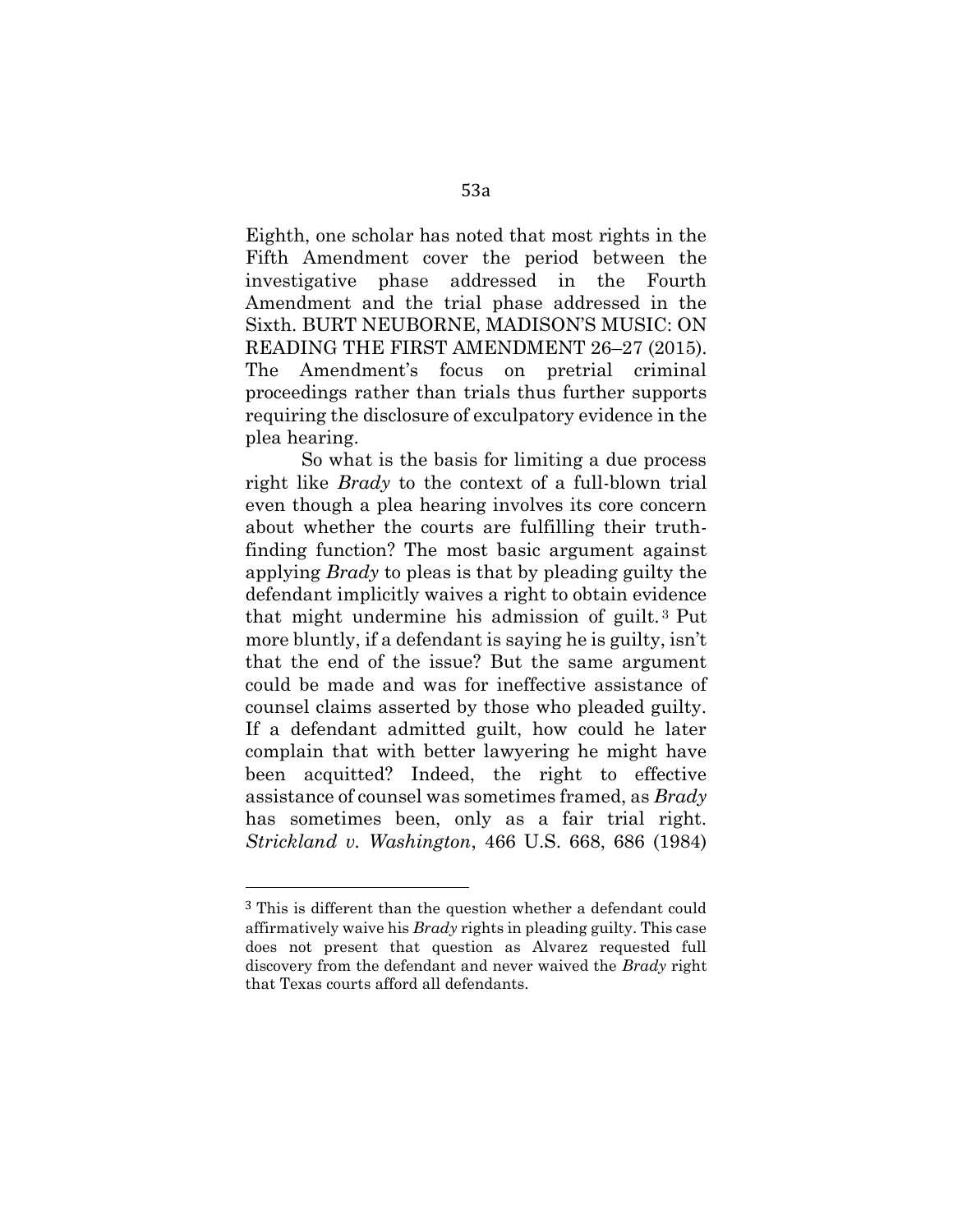Eighth, one scholar has noted that most rights in the Fifth Amendment cover the period between the investigative phase addressed in the Fourth Amendment and the trial phase addressed in the Sixth. BURT NEUBORNE, MADISON'S MUSIC: ON READING THE FIRST AMENDMENT 26–27 (2015). The Amendment's focus on pretrial criminal proceedings rather than trials thus further supports requiring the disclosure of exculpatory evidence in the plea hearing.

So what is the basis for limiting a due process right like *Brady* to the context of a full-blown trial even though a plea hearing involves its core concern about whether the courts are fulfilling their truth-finding function? The most basic argument against applying *Brady* to pleas is that by pleading guilty the defendant implicitly waives a right to obtain evidence that might undermine his admission of guilt.[3] Put more bluntly, if a defendant is saying he is guilty, isn't that the end of the issue? But the same argument could be made and was for ineffective assistance of counsel claims asserted by those who pleaded guilty. If a defendant admitted guilt, how could he later complain that with better lawyering he might have been acquitted? Indeed, the right to effective assistance of counsel was sometimes framed, as *Brady* has sometimes been, only as a fair trial right. *Strickland v. Washington*, 466 U.S. 668, 686 (1984)

[3] This is different than the question whether a defendant could affirmatively waive his *Brady* rights in pleading guilty. This case does not present that question as Alvarez requested full discovery from the defendant and never waived the *Brady* right that Texas courts afford all defendants.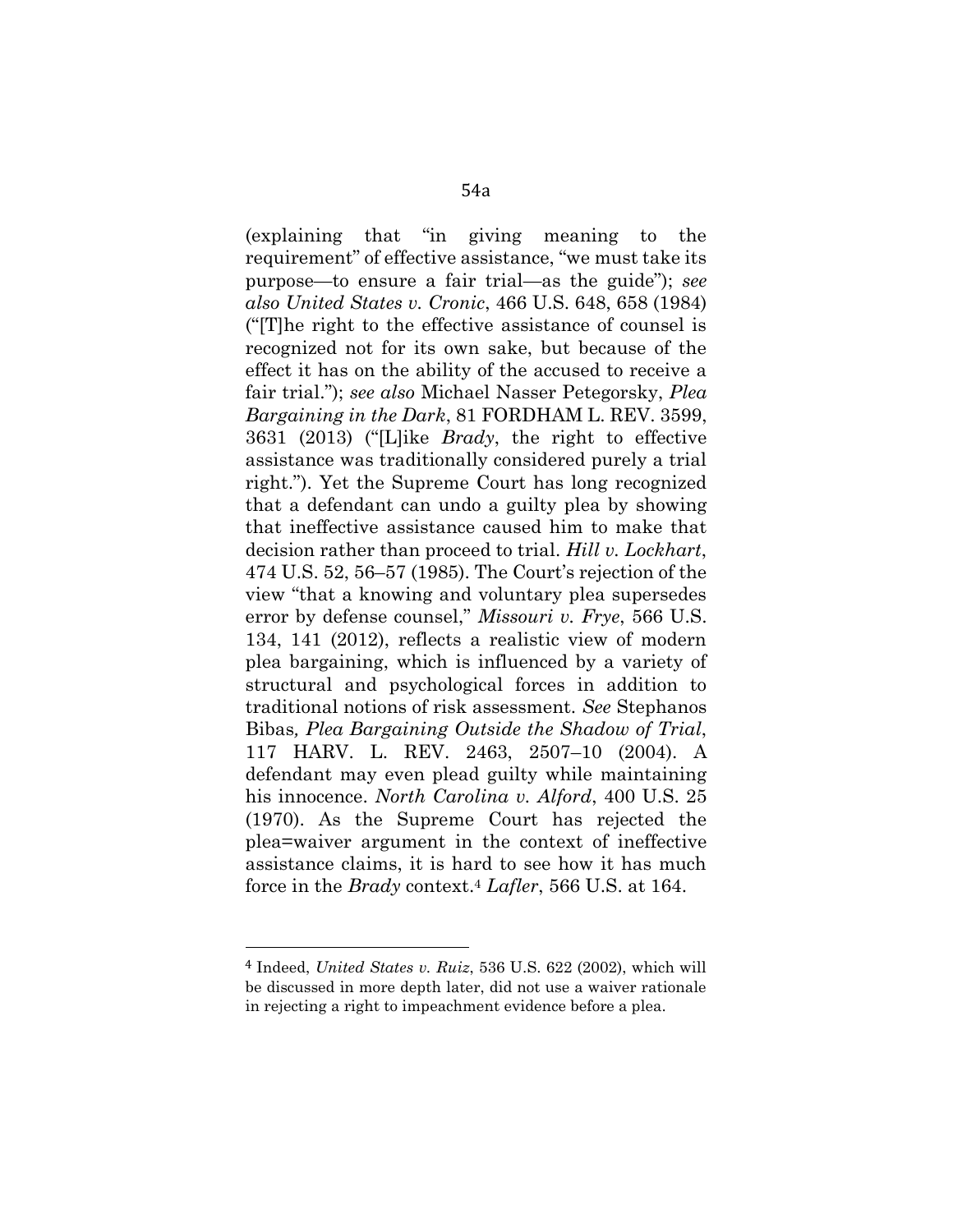(explaining that "in giving meaning to the requirement" of effective assistance, "we must take its purpose—to ensure a fair trial—as the guide"); *see also United States v. Cronic*, 466 U.S. 648, 658 (1984) ("[T]he right to the effective assistance of counsel is recognized not for its own sake, but because of the effect it has on the ability of the accused to receive a fair trial."); *see also* Michael Nasser Petegorsky, *Plea Bargaining in the Dark*, 81 FORDHAM L. REV. 3599, 3631 (2013) ("[L]ike *Brady*, the right to effective assistance was traditionally considered purely a trial right."). Yet the Supreme Court has long recognized that a defendant can undo a guilty plea by showing that ineffective assistance caused him to make that decision rather than proceed to trial. *Hill v. Lockhart*, 474 U.S. 52, 56–57 (1985). The Court's rejection of the view "that a knowing and voluntary plea supersedes error by defense counsel," *Missouri v. Frye*, 566 U.S. 134, 141 (2012), reflects a realistic view of modern plea bargaining, which is influenced by a variety of structural and psychological forces in addition to traditional notions of risk assessment. *See* Stephanos Bibas*, Plea Bargaining Outside the Shadow of Trial*, 117 HARV. L. REV. 2463, 2507–10 (2004). A defendant may even plead guilty while maintaining his innocence. *North Carolina v. Alford*, 400 U.S. 25 (1970). As the Supreme Court has rejected the plea=waiver argument in the context of ineffective assistance claims, it is hard to see how it has much force in the *Brady* context.[4] *Lafler*, 566 U.S. at 164.

---

[4] Indeed, *United States v. Ruiz*, 536 U.S. 622 (2002), which will be discussed in more depth later, did not use a waiver rationale in rejecting a right to impeachment evidence before a plea.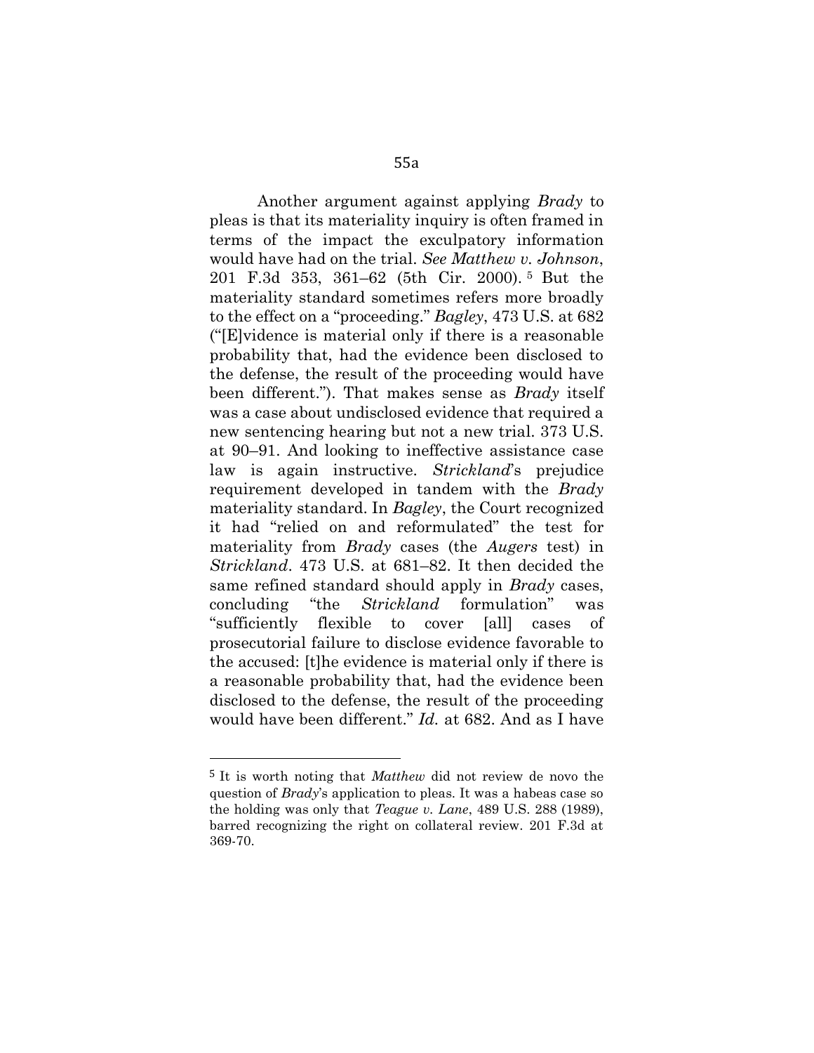Another argument against applying *Brady* to pleas is that its materiality inquiry is often framed in terms of the impact the exculpatory information would have had on the trial. *See Matthew v. Johnson*, 201 F.3d 353, 361–62 (5th Cir. 2000).[5] But the materiality standard sometimes refers more broadly to the effect on a "proceeding." *Bagley*, 473 U.S. at 682 ("[E]vidence is material only if there is a reasonable probability that, had the evidence been disclosed to the defense, the result of the proceeding would have been different."). That makes sense as *Brady* itself was a case about undisclosed evidence that required a new sentencing hearing but not a new trial. 373 U.S. at 90–91. And looking to ineffective assistance case law is again instructive. *Strickland*'s prejudice requirement developed in tandem with the *Brady* materiality standard. In *Bagley*, the Court recognized it had "relied on and reformulated" the test for materiality from *Brady* cases (the *Augers* test) in *Strickland*. 473 U.S. at 681–82. It then decided the same refined standard should apply in *Brady* cases, concluding "the *Strickland* formulation" was "sufficiently flexible to cover [all] cases of prosecutorial failure to disclose evidence favorable to the accused: [t]he evidence is material only if there is a reasonable probability that, had the evidence been disclosed to the defense, the result of the proceeding would have been different." *Id.* at 682. And as I have

---

[5] It is worth noting that *Matthew* did not review de novo the question of *Brady*'s application to pleas. It was a habeas case so the holding was only that *Teague v. Lane*, 489 U.S. 288 (1989), barred recognizing the right on collateral review. 201 F.3d at 369-70.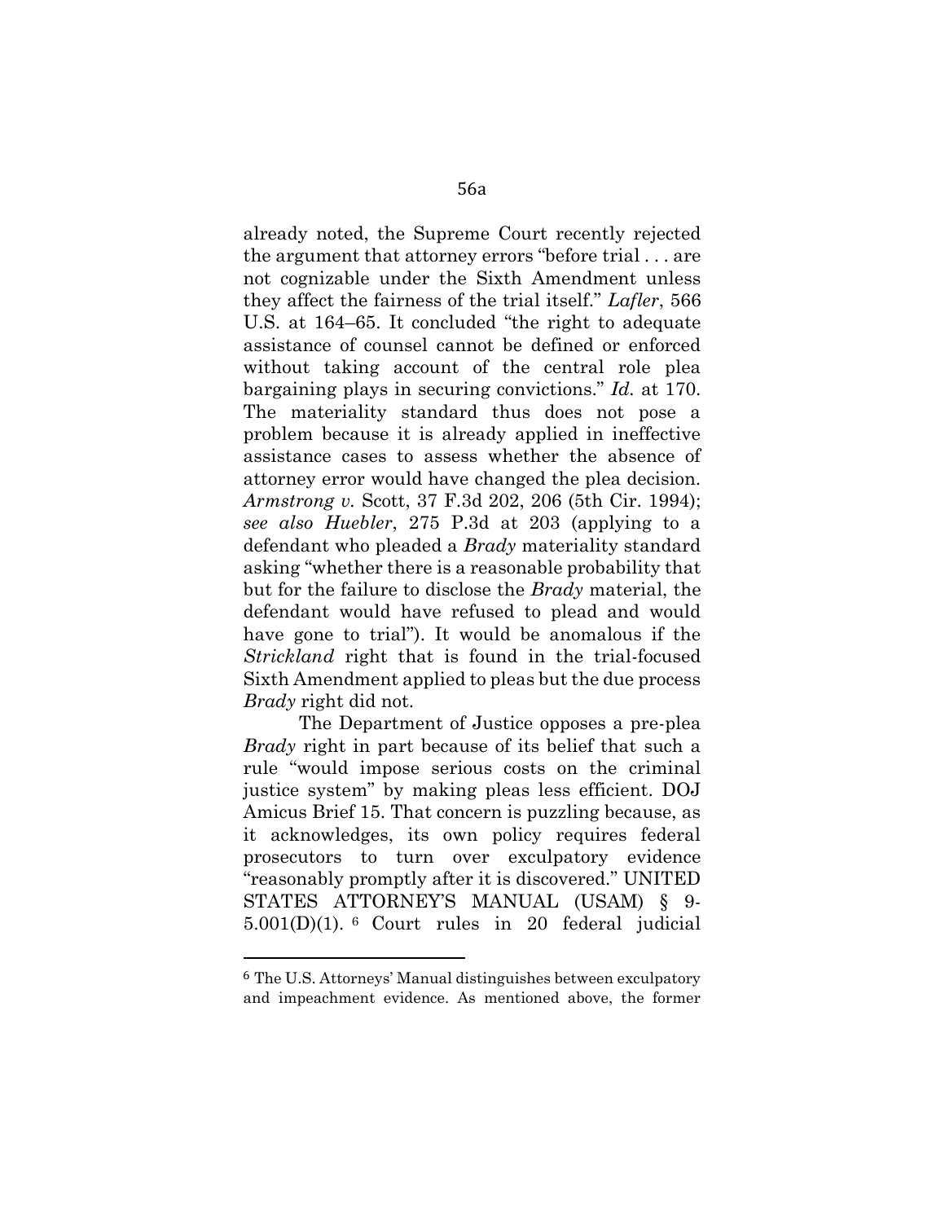already noted, the Supreme Court recently rejected the argument that attorney errors "before trial . . . are not cognizable under the Sixth Amendment unless they affect the fairness of the trial itself." *Lafler*, 566 U.S. at 164–65. It concluded "the right to adequate assistance of counsel cannot be defined or enforced without taking account of the central role plea bargaining plays in securing convictions." *Id.* at 170. The materiality standard thus does not pose a problem because it is already applied in ineffective assistance cases to assess whether the absence of attorney error would have changed the plea decision. *Armstrong v.* Scott, 37 F.3d 202, 206 (5th Cir. 1994); *see also Huebler*, 275 P.3d at 203 (applying to a defendant who pleaded a *Brady* materiality standard asking "whether there is a reasonable probability that but for the failure to disclose the *Brady* material, the defendant would have refused to plead and would have gone to trial"). It would be anomalous if the *Strickland* right that is found in the trial-focused Sixth Amendment applied to pleas but the due process *Brady* right did not.

The Department of Justice opposes a pre-plea *Brady* right in part because of its belief that such a rule "would impose serious costs on the criminal justice system" by making pleas less efficient. DOJ Amicus Brief 15. That concern is puzzling because, as it acknowledges, its own policy requires federal prosecutors to turn over exculpatory evidence "reasonably promptly after it is discovered." UNITED STATES ATTORNEY'S MANUAL (USAM) § 9-5.001(D)(1).[6] Court rules in 20 federal judicial

---

[6] The U.S. Attorneys' Manual distinguishes between exculpatory and impeachment evidence. As mentioned above, the former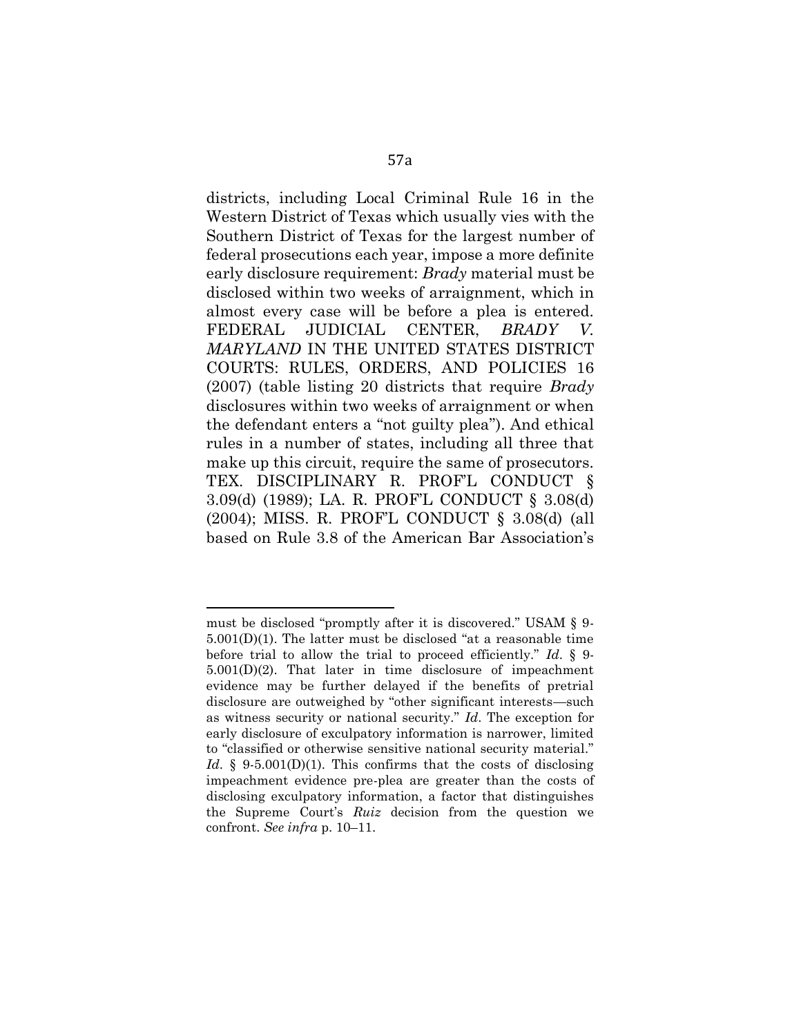districts, including Local Criminal Rule 16 in the Western District of Texas which usually vies with the Southern District of Texas for the largest number of federal prosecutions each year, impose a more definite early disclosure requirement: *Brady* material must be disclosed within two weeks of arraignment, which in almost every case will be before a plea is entered. FEDERAL JUDICIAL CENTER, *BRADY V. MARYLAND* IN THE UNITED STATES DISTRICT COURTS: RULES, ORDERS, AND POLICIES 16 (2007) (table listing 20 districts that require *Brady* disclosures within two weeks of arraignment or when the defendant enters a "not guilty plea"). And ethical rules in a number of states, including all three that make up this circuit, require the same of prosecutors. TEX. DISCIPLINARY R. PROF'L CONDUCT § 3.09(d) (1989); LA. R. PROF'L CONDUCT § 3.08(d) (2004); MISS. R. PROF'L CONDUCT § 3.08(d) (all based on Rule 3.8 of the American Bar Association's

---

must be disclosed "promptly after it is discovered." USAM § 9-5.001(D)(1). The latter must be disclosed "at a reasonable time before trial to allow the trial to proceed efficiently." *Id*. § 9-5.001(D)(2). That later in time disclosure of impeachment evidence may be further delayed if the benefits of pretrial disclosure are outweighed by "other significant interests—such as witness security or national security." *Id*. The exception for early disclosure of exculpatory information is narrower, limited to "classified or otherwise sensitive national security material." *Id*. § 9-5.001(D)(1). This confirms that the costs of disclosing impeachment evidence pre-plea are greater than the costs of disclosing exculpatory information, a factor that distinguishes the Supreme Court's *Ruiz* decision from the question we confront. *See infra* p. 10–11.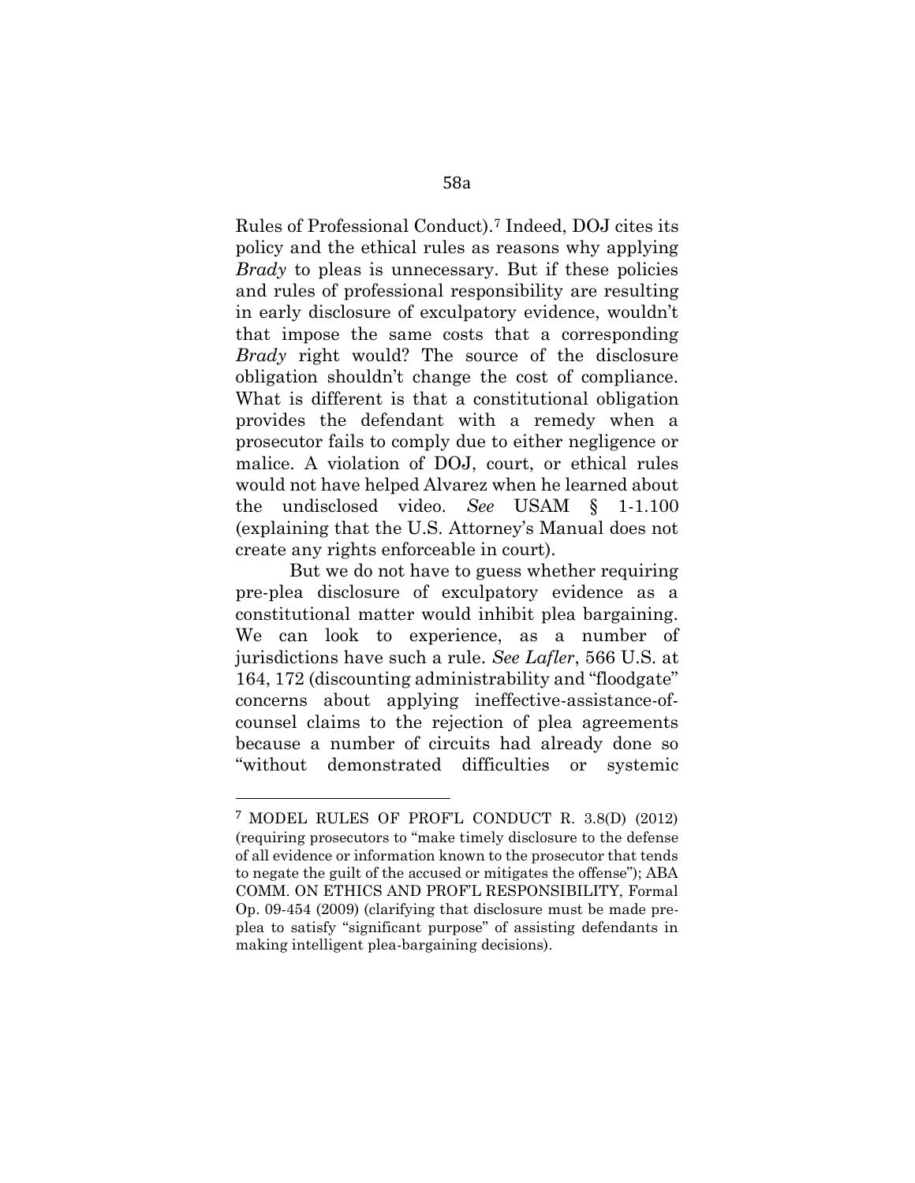Rules of Professional Conduct).[7] Indeed, DOJ cites its policy and the ethical rules as reasons why applying *Brady* to pleas is unnecessary. But if these policies and rules of professional responsibility are resulting in early disclosure of exculpatory evidence, wouldn't that impose the same costs that a corresponding *Brady* right would? The source of the disclosure obligation shouldn't change the cost of compliance. What is different is that a constitutional obligation provides the defendant with a remedy when a prosecutor fails to comply due to either negligence or malice. A violation of DOJ, court, or ethical rules would not have helped Alvarez when he learned about the undisclosed video. *See* USAM § 1-1.100 (explaining that the U.S. Attorney's Manual does not create any rights enforceable in court).

But we do not have to guess whether requiring pre-plea disclosure of exculpatory evidence as a constitutional matter would inhibit plea bargaining. We can look to experience, as a number of jurisdictions have such a rule. *See Lafler*, 566 U.S. at 164, 172 (discounting administrability and "floodgate" concerns about applying ineffective-assistance-of-counsel claims to the rejection of plea agreements because a number of circuits had already done so "without demonstrated difficulties or systemic

---

[7] MODEL RULES OF PROF'L CONDUCT R. 3.8(D) (2012) (requiring prosecutors to "make timely disclosure to the defense of all evidence or information known to the prosecutor that tends to negate the guilt of the accused or mitigates the offense"); ABA COMM. ON ETHICS AND PROF'L RESPONSIBILITY, Formal Op. 09-454 (2009) (clarifying that disclosure must be made pre-plea to satisfy "significant purpose" of assisting defendants in making intelligent plea-bargaining decisions).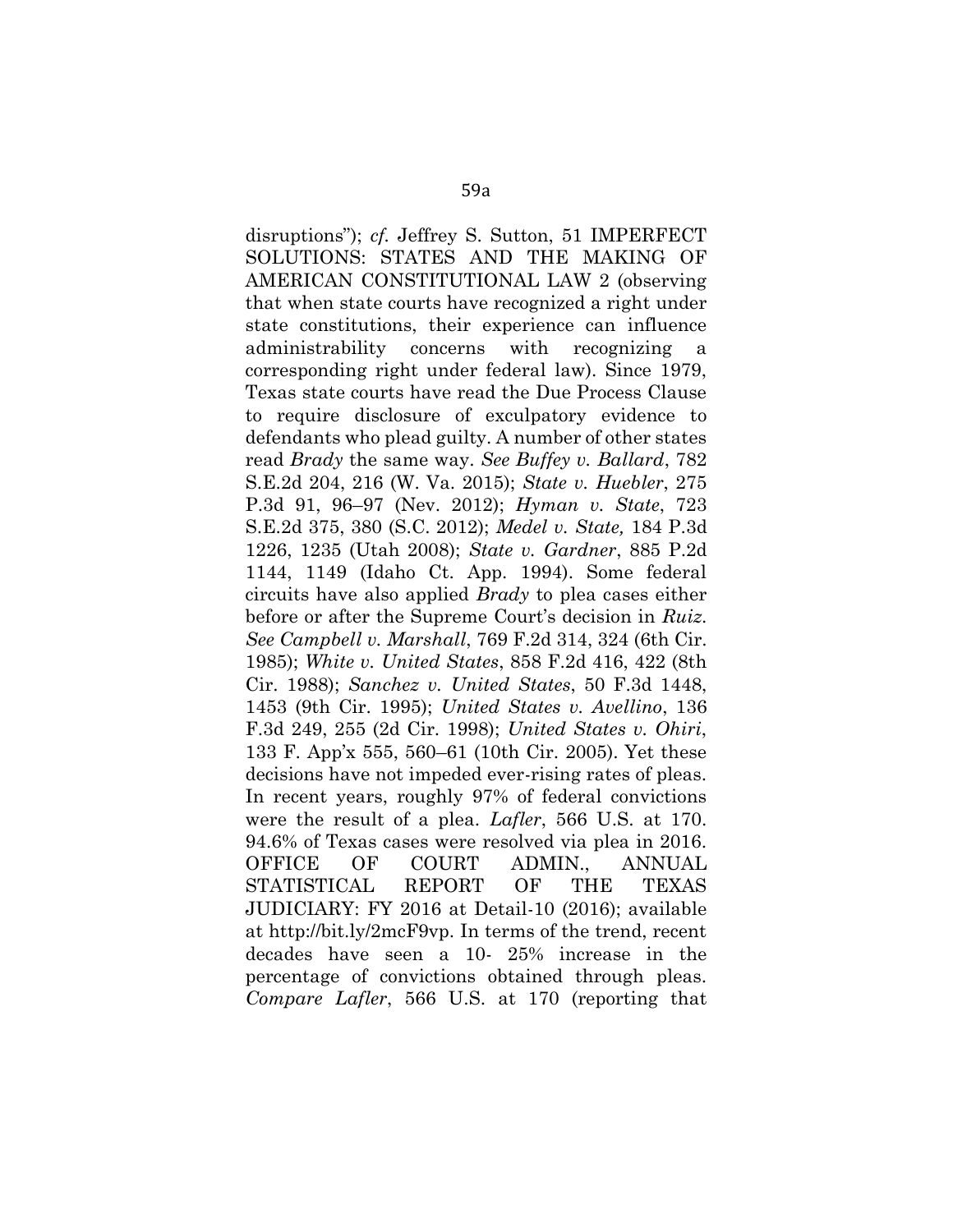disruptions"); *cf.* Jeffrey S. Sutton, 51 IMPERFECT SOLUTIONS: STATES AND THE MAKING OF AMERICAN CONSTITUTIONAL LAW 2 (observing that when state courts have recognized a right under state constitutions, their experience can influence administrability concerns with recognizing a corresponding right under federal law). Since 1979, Texas state courts have read the Due Process Clause to require disclosure of exculpatory evidence to defendants who plead guilty. A number of other states read *Brady* the same way. *See Buffey v. Ballard*, 782 S.E.2d 204, 216 (W. Va. 2015); *State v. Huebler*, 275 P.3d 91, 96–97 (Nev. 2012); *Hyman v. State*, 723 S.E.2d 375, 380 (S.C. 2012); *Medel v. State,* 184 P.3d 1226, 1235 (Utah 2008); *State v. Gardner*, 885 P.2d 1144, 1149 (Idaho Ct. App. 1994). Some federal circuits have also applied *Brady* to plea cases either before or after the Supreme Court's decision in *Ruiz*. *See Campbell v. Marshall*, 769 F.2d 314, 324 (6th Cir. 1985); *White v. United States*, 858 F.2d 416, 422 (8th Cir. 1988); *Sanchez v. United States*, 50 F.3d 1448, 1453 (9th Cir. 1995); *United States v. Avellino*, 136 F.3d 249, 255 (2d Cir. 1998); *United States v. Ohiri*, 133 F. App'x 555, 560–61 (10th Cir. 2005). Yet these decisions have not impeded ever-rising rates of pleas. In recent years, roughly 97% of federal convictions were the result of a plea. *Lafler*, 566 U.S. at 170. 94.6% of Texas cases were resolved via plea in 2016. OFFICE OF COURT ADMIN., ANNUAL STATISTICAL REPORT OF THE TEXAS JUDICIARY: FY 2016 at Detail-10 (2016); available at http://bit.ly/2mcF9vp. In terms of the trend, recent decades have seen a 10- 25% increase in the percentage of convictions obtained through pleas. *Compare Lafler*, 566 U.S. at 170 (reporting that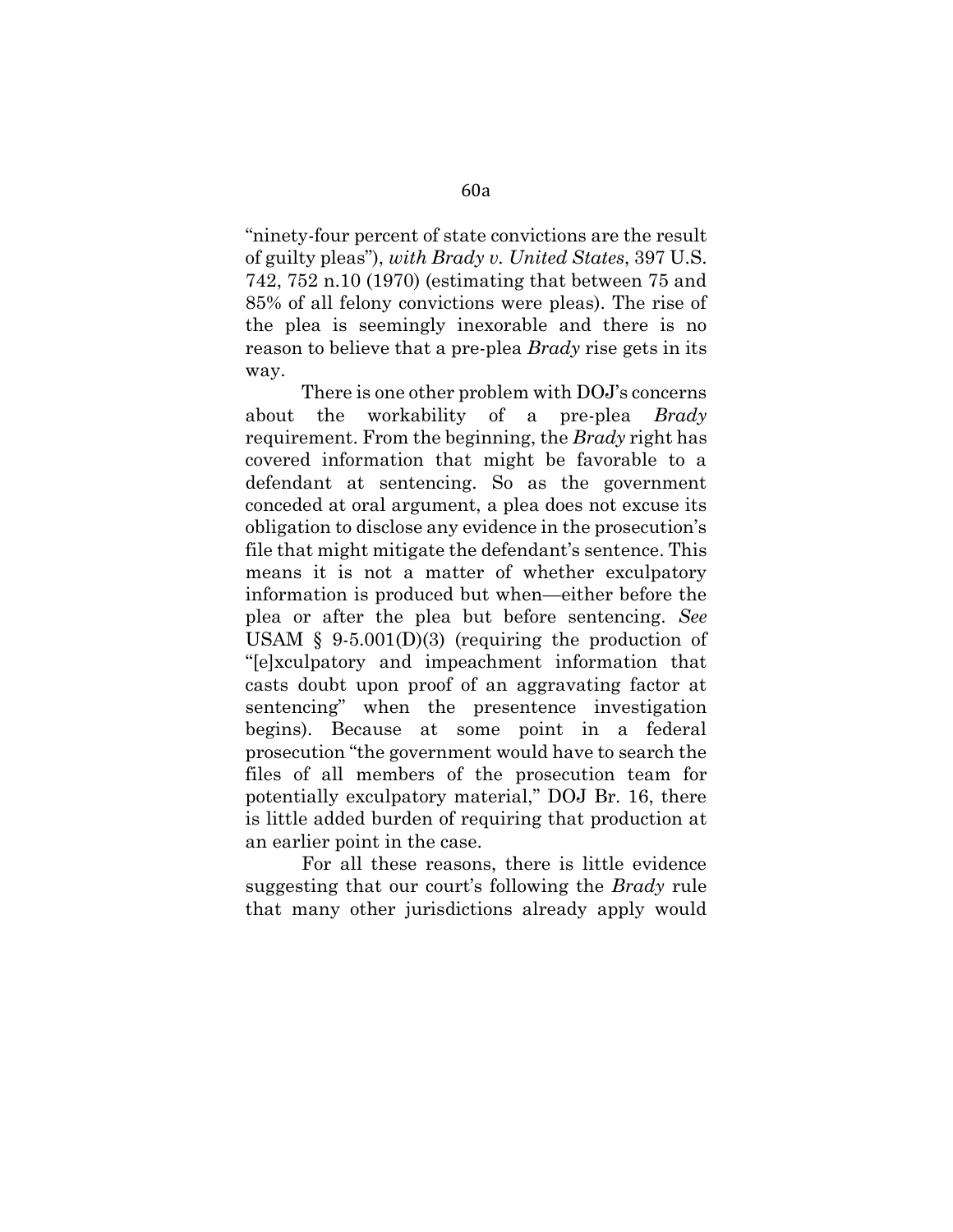"ninety-four percent of state convictions are the result of guilty pleas"), *with Brady v. United States*, 397 U.S. 742, 752 n.10 (1970) (estimating that between 75 and 85% of all felony convictions were pleas). The rise of the plea is seemingly inexorable and there is no reason to believe that a pre-plea *Brady* rise gets in its way.

There is one other problem with DOJ's concerns about the workability of a pre-plea *Brady* requirement. From the beginning, the *Brady* right has covered information that might be favorable to a defendant at sentencing. So as the government conceded at oral argument, a plea does not excuse its obligation to disclose any evidence in the prosecution's file that might mitigate the defendant's sentence. This means it is not a matter of whether exculpatory information is produced but when—either before the plea or after the plea but before sentencing. *See* USAM § 9-5.001(D)(3) (requiring the production of "[e]xculpatory and impeachment information that casts doubt upon proof of an aggravating factor at sentencing" when the presentence investigation begins). Because at some point in a federal prosecution "the government would have to search the files of all members of the prosecution team for potentially exculpatory material," DOJ Br. 16, there is little added burden of requiring that production at an earlier point in the case.

For all these reasons, there is little evidence suggesting that our court's following the *Brady* rule that many other jurisdictions already apply would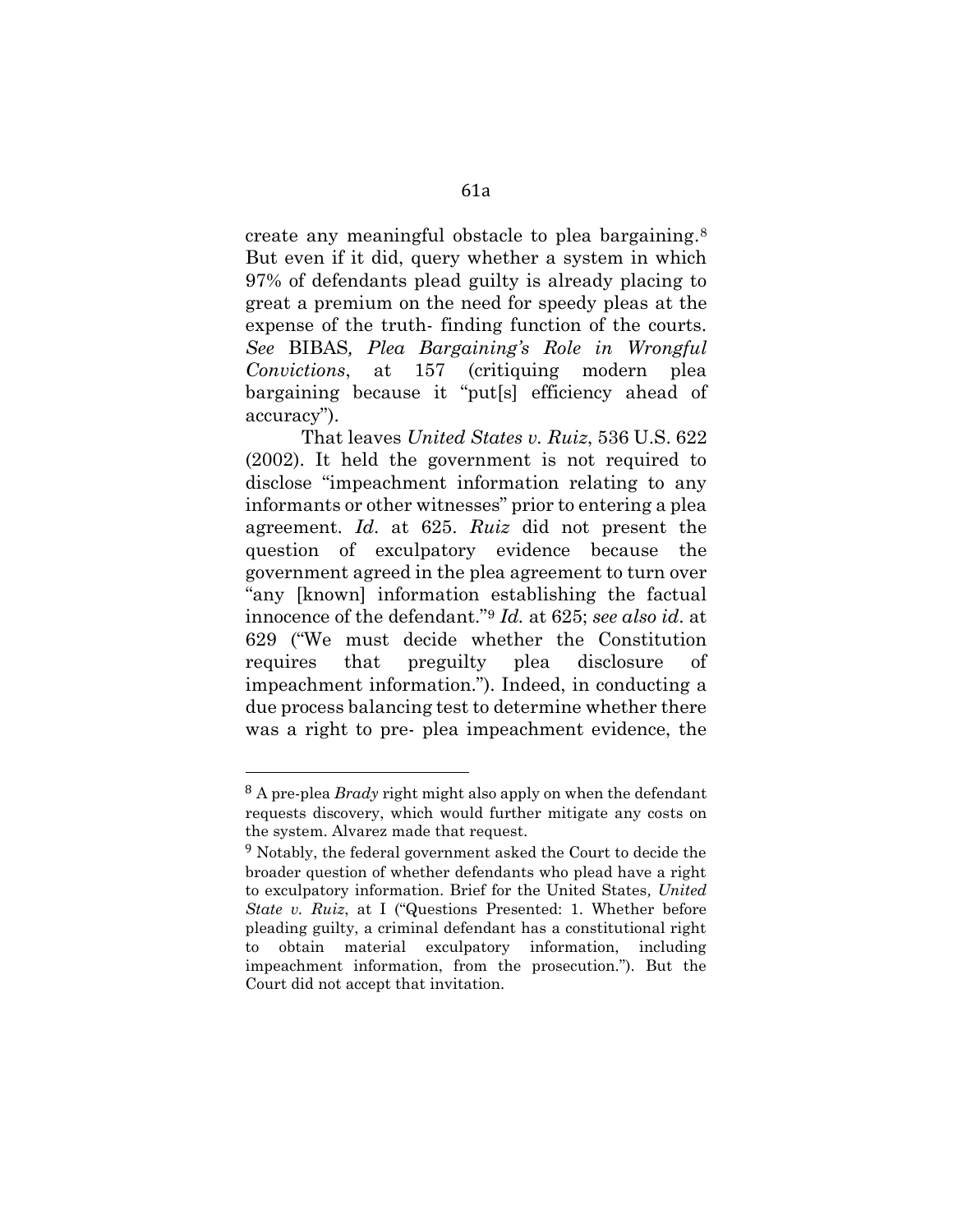create any meaningful obstacle to plea bargaining.[8] But even if it did, query whether a system in which 97% of defendants plead guilty is already placing to great a premium on the need for speedy pleas at the expense of the truth- finding function of the courts. *See* BIBAS*, Plea Bargaining's Role in Wrongful Convictions*, at 157 (critiquing modern plea bargaining because it "put[s] efficiency ahead of accuracy").

That leaves *United States v. Ruiz*, 536 U.S. 622 (2002). It held the government is not required to disclose "impeachment information relating to any informants or other witnesses" prior to entering a plea agreement. *Id*. at 625. *Ruiz* did not present the question of exculpatory evidence because the government agreed in the plea agreement to turn over "any [known] information establishing the factual innocence of the defendant."[9] *Id.* at 625; *see also id*. at 629 ("We must decide whether the Constitution requires that preguilty plea disclosure of impeachment information."). Indeed, in conducting a due process balancing test to determine whether there was a right to pre- plea impeachment evidence, the

---

[8] A pre-plea *Brady* right might also apply on when the defendant requests discovery, which would further mitigate any costs on the system. Alvarez made that request.

[9] Notably, the federal government asked the Court to decide the broader question of whether defendants who plead have a right to exculpatory information. Brief for the United States*, United State v. Ruiz*, at I ("Questions Presented: 1. Whether before pleading guilty, a criminal defendant has a constitutional right to obtain material exculpatory information, including impeachment information, from the prosecution."). But the Court did not accept that invitation.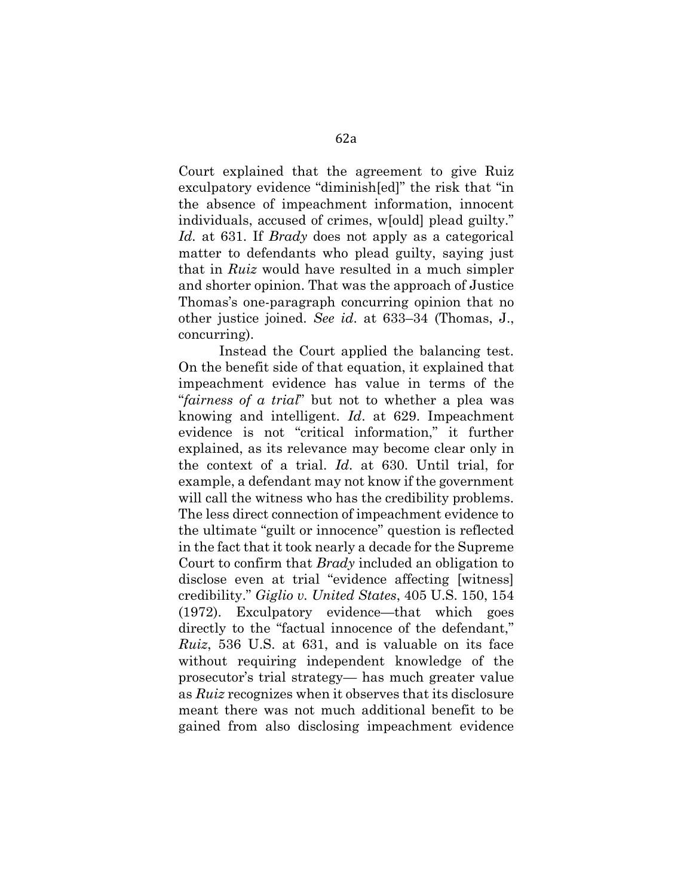Court explained that the agreement to give Ruiz exculpatory evidence "diminish[ed]" the risk that "in the absence of impeachment information, innocent individuals, accused of crimes, w[ould] plead guilty." *Id.* at 631. If *Brady* does not apply as a categorical matter to defendants who plead guilty, saying just that in *Ruiz* would have resulted in a much simpler and shorter opinion. That was the approach of Justice Thomas's one-paragraph concurring opinion that no other justice joined. *See id*. at 633–34 (Thomas, J., concurring).

Instead the Court applied the balancing test. On the benefit side of that equation, it explained that impeachment evidence has value in terms of the "*fairness of a trial*" but not to whether a plea was knowing and intelligent. *Id*. at 629. Impeachment evidence is not "critical information," it further explained, as its relevance may become clear only in the context of a trial. *Id*. at 630. Until trial, for example, a defendant may not know if the government will call the witness who has the credibility problems. The less direct connection of impeachment evidence to the ultimate "guilt or innocence" question is reflected in the fact that it took nearly a decade for the Supreme Court to confirm that *Brady* included an obligation to disclose even at trial "evidence affecting [witness] credibility." *Giglio v. United States*, 405 U.S. 150, 154 (1972). Exculpatory evidence—that which goes directly to the "factual innocence of the defendant," *Ruiz*, 536 U.S. at 631, and is valuable on its face without requiring independent knowledge of the prosecutor's trial strategy— has much greater value as *Ruiz* recognizes when it observes that its disclosure meant there was not much additional benefit to be gained from also disclosing impeachment evidence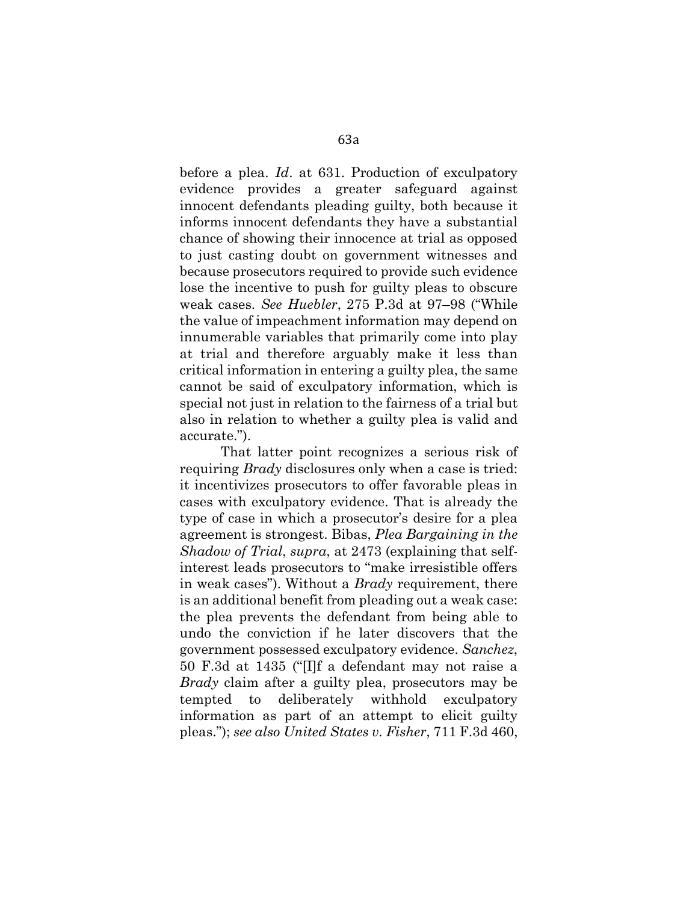before a plea. *Id*. at 631. Production of exculpatory evidence provides a greater safeguard against innocent defendants pleading guilty, both because it informs innocent defendants they have a substantial chance of showing their innocence at trial as opposed to just casting doubt on government witnesses and because prosecutors required to provide such evidence lose the incentive to push for guilty pleas to obscure weak cases. *See Huebler*, 275 P.3d at 97–98 ("While the value of impeachment information may depend on innumerable variables that primarily come into play at trial and therefore arguably make it less than critical information in entering a guilty plea, the same cannot be said of exculpatory information, which is special not just in relation to the fairness of a trial but also in relation to whether a guilty plea is valid and accurate.").

That latter point recognizes a serious risk of requiring *Brady* disclosures only when a case is tried: it incentivizes prosecutors to offer favorable pleas in cases with exculpatory evidence. That is already the type of case in which a prosecutor's desire for a plea agreement is strongest. Bibas, *Plea Bargaining in the Shadow of Trial*, *supra*, at 2473 (explaining that self-interest leads prosecutors to "make irresistible offers in weak cases"). Without a *Brady* requirement, there is an additional benefit from pleading out a weak case: the plea prevents the defendant from being able to undo the conviction if he later discovers that the government possessed exculpatory evidence. *Sanchez*, 50 F.3d at 1435 ("[I]f a defendant may not raise a *Brady* claim after a guilty plea, prosecutors may be tempted to deliberately withhold exculpatory information as part of an attempt to elicit guilty pleas."); *see also United States v. Fisher*, 711 F.3d 460,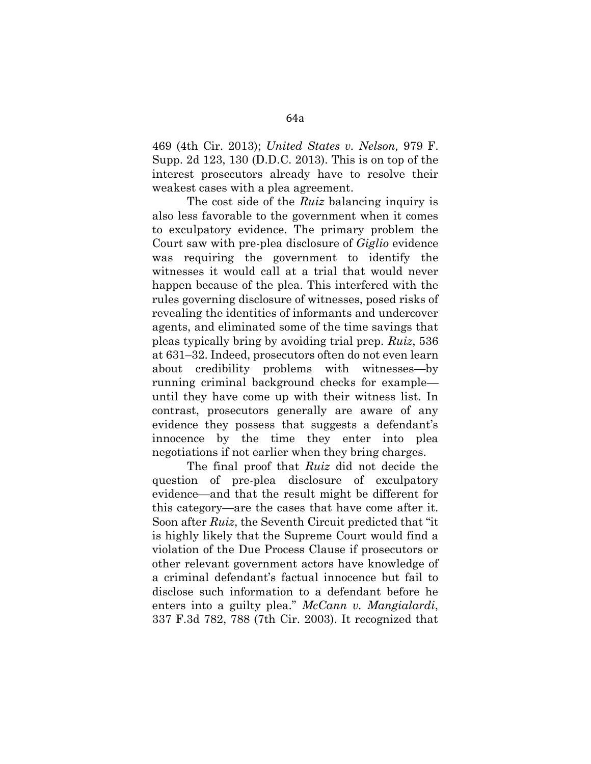469 (4th Cir. 2013); *United States v. Nelson,* 979 F. Supp. 2d 123, 130 (D.D.C. 2013). This is on top of the interest prosecutors already have to resolve their weakest cases with a plea agreement.

The cost side of the *Ruiz* balancing inquiry is also less favorable to the government when it comes to exculpatory evidence. The primary problem the Court saw with pre-plea disclosure of *Giglio* evidence was requiring the government to identify the witnesses it would call at a trial that would never happen because of the plea. This interfered with the rules governing disclosure of witnesses, posed risks of revealing the identities of informants and undercover agents, and eliminated some of the time savings that pleas typically bring by avoiding trial prep. *Ruiz*, 536 at 631–32. Indeed, prosecutors often do not even learn about credibility problems with witnesses—by running criminal background checks for example—until they have come up with their witness list. In contrast, prosecutors generally are aware of any evidence they possess that suggests a defendant's innocence by the time they enter into plea negotiations if not earlier when they bring charges.

The final proof that *Ruiz* did not decide the question of pre-plea disclosure of exculpatory evidence—and that the result might be different for this category—are the cases that have come after it. Soon after *Ruiz*, the Seventh Circuit predicted that "it is highly likely that the Supreme Court would find a violation of the Due Process Clause if prosecutors or other relevant government actors have knowledge of a criminal defendant's factual innocence but fail to disclose such information to a defendant before he enters into a guilty plea." *McCann v. Mangialardi*, 337 F.3d 782, 788 (7th Cir. 2003). It recognized that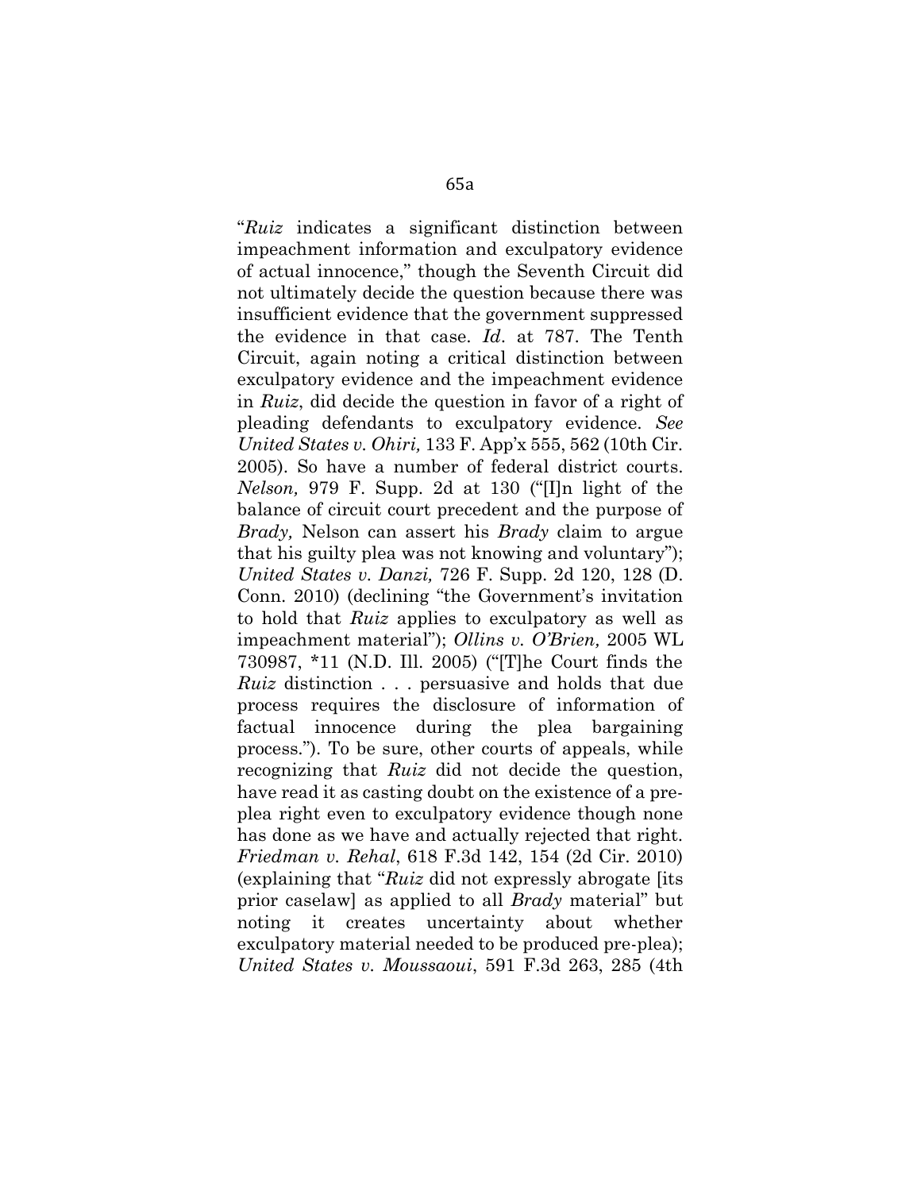"*Ruiz* indicates a significant distinction between impeachment information and exculpatory evidence of actual innocence," though the Seventh Circuit did not ultimately decide the question because there was insufficient evidence that the government suppressed the evidence in that case. *Id*. at 787. The Tenth Circuit, again noting a critical distinction between exculpatory evidence and the impeachment evidence in *Ruiz*, did decide the question in favor of a right of pleading defendants to exculpatory evidence. *See United States v. Ohiri,* 133 F. App'x 555, 562 (10th Cir. 2005). So have a number of federal district courts. *Nelson,* 979 F. Supp. 2d at 130 ("[I]n light of the balance of circuit court precedent and the purpose of *Brady,* Nelson can assert his *Brady* claim to argue that his guilty plea was not knowing and voluntary"); *United States v. Danzi,* 726 F. Supp. 2d 120, 128 (D. Conn. 2010) (declining "the Government's invitation to hold that *Ruiz* applies to exculpatory as well as impeachment material"); *Ollins v. O'Brien,* 2005 WL 730987, *11 (N.D. Ill. 2005) ("[T]he Court finds the *Ruiz* distinction . . . persuasive and holds that due process requires the disclosure of information of factual innocence during the plea bargaining process."). To be sure, other courts of appeals, while recognizing that *Ruiz* did not decide the question, have read it as casting doubt on the existence of a pre-plea right even to exculpatory evidence though none has done as we have and actually rejected that right. *Friedman v. Rehal*, 618 F.3d 142, 154 (2d Cir. 2010) (explaining that "*Ruiz* did not expressly abrogate [its prior caselaw] as applied to all *Brady* material" but noting it creates uncertainty about whether exculpatory material needed to be produced pre-plea); *United States v. Moussaoui*, 591 F.3d 263, 285 (4th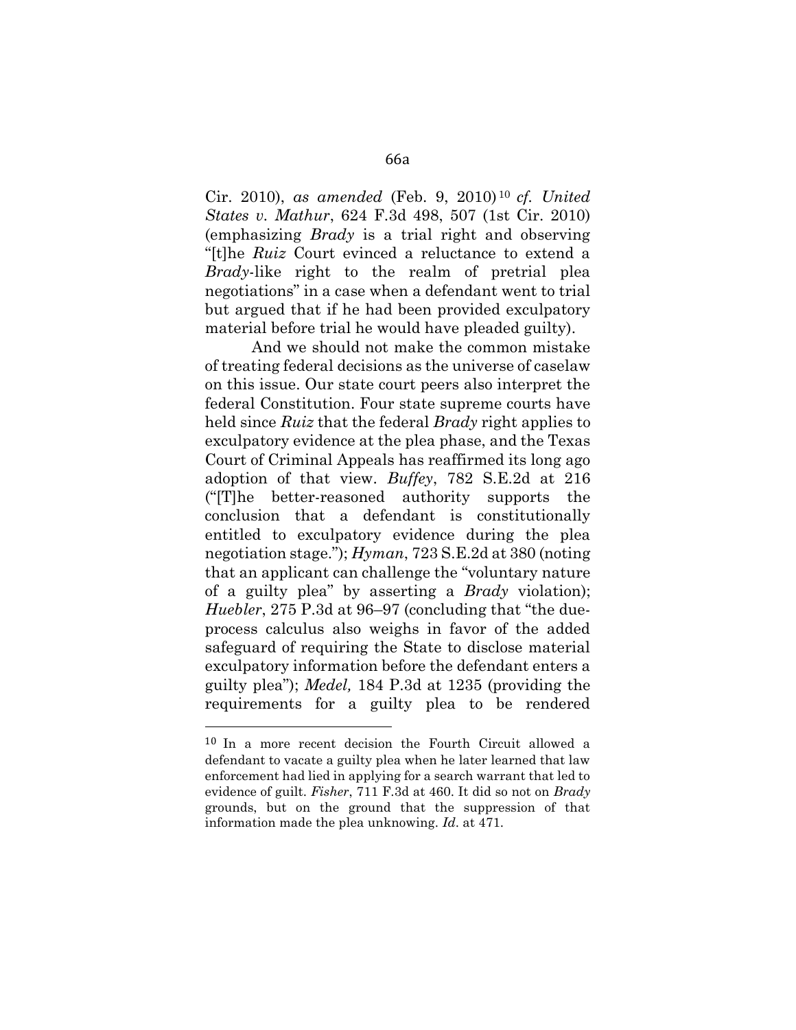Cir. 2010), *as amended* (Feb. 9, 2010)[10] *cf. United States v. Mathur*, 624 F.3d 498, 507 (1st Cir. 2010) (emphasizing *Brady* is a trial right and observing "[t]he *Ruiz* Court evinced a reluctance to extend a *Brady*-like right to the realm of pretrial plea negotiations" in a case when a defendant went to trial but argued that if he had been provided exculpatory material before trial he would have pleaded guilty).

And we should not make the common mistake of treating federal decisions as the universe of caselaw on this issue. Our state court peers also interpret the federal Constitution. Four state supreme courts have held since *Ruiz* that the federal *Brady* right applies to exculpatory evidence at the plea phase, and the Texas Court of Criminal Appeals has reaffirmed its long ago adoption of that view. *Buffey*, 782 S.E.2d at 216 ("[T]he better-reasoned authority supports the conclusion that a defendant is constitutionally entitled to exculpatory evidence during the plea negotiation stage."); *Hyman*, 723 S.E.2d at 380 (noting that an applicant can challenge the "voluntary nature of a guilty plea" by asserting a *Brady* violation); *Huebler*, 275 P.3d at 96–97 (concluding that "the due-process calculus also weighs in favor of the added safeguard of requiring the State to disclose material exculpatory information before the defendant enters a guilty plea"); *Medel,* 184 P.3d at 1235 (providing the requirements for a guilty plea to be rendered

---

[10] In a more recent decision the Fourth Circuit allowed a defendant to vacate a guilty plea when he later learned that law enforcement had lied in applying for a search warrant that led to evidence of guilt. *Fisher*, 711 F.3d at 460. It did so not on *Brady* grounds, but on the ground that the suppression of that information made the plea unknowing. *Id*. at 471.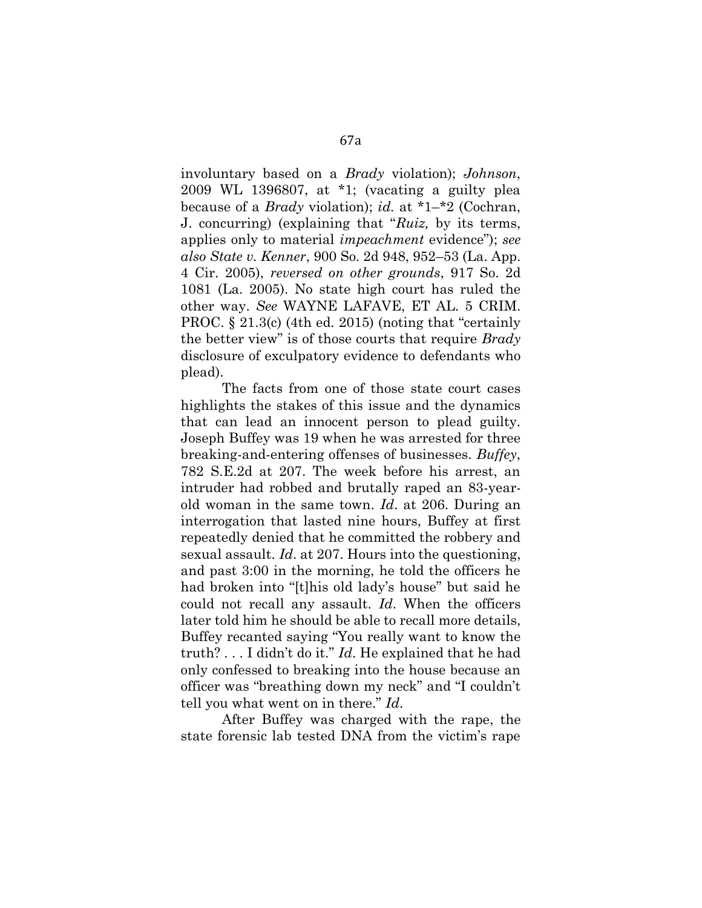involuntary based on a *Brady* violation); *Johnson*, 2009 WL 1396807, at *1; (vacating a guilty plea because of a *Brady* violation); *id.* at *1–*2 (Cochran, J. concurring) (explaining that "*Ruiz,* by its terms, applies only to material *impeachment* evidence"); *see also State v. Kenner*, 900 So. 2d 948, 952–53 (La. App. 4 Cir. 2005), *reversed on other grounds*, 917 So. 2d 1081 (La. 2005). No state high court has ruled the other way. *See* WAYNE LAFAVE, ET AL. 5 CRIM. PROC. § 21.3(c) (4th ed. 2015) (noting that "certainly the better view" is of those courts that require *Brady* disclosure of exculpatory evidence to defendants who plead).

The facts from one of those state court cases highlights the stakes of this issue and the dynamics that can lead an innocent person to plead guilty. Joseph Buffey was 19 when he was arrested for three breaking-and-entering offenses of businesses. *Buffey*, 782 S.E.2d at 207. The week before his arrest, an intruder had robbed and brutally raped an 83-year-old woman in the same town. *Id*. at 206. During an interrogation that lasted nine hours, Buffey at first repeatedly denied that he committed the robbery and sexual assault. *Id*. at 207. Hours into the questioning, and past 3:00 in the morning, he told the officers he had broken into "[t]his old lady's house" but said he could not recall any assault. *Id*. When the officers later told him he should be able to recall more details, Buffey recanted saying "You really want to know the truth? . . . I didn't do it." *Id*. He explained that he had only confessed to breaking into the house because an officer was "breathing down my neck" and "I couldn't tell you what went on in there." *Id*.

After Buffey was charged with the rape, the state forensic lab tested DNA from the victim's rape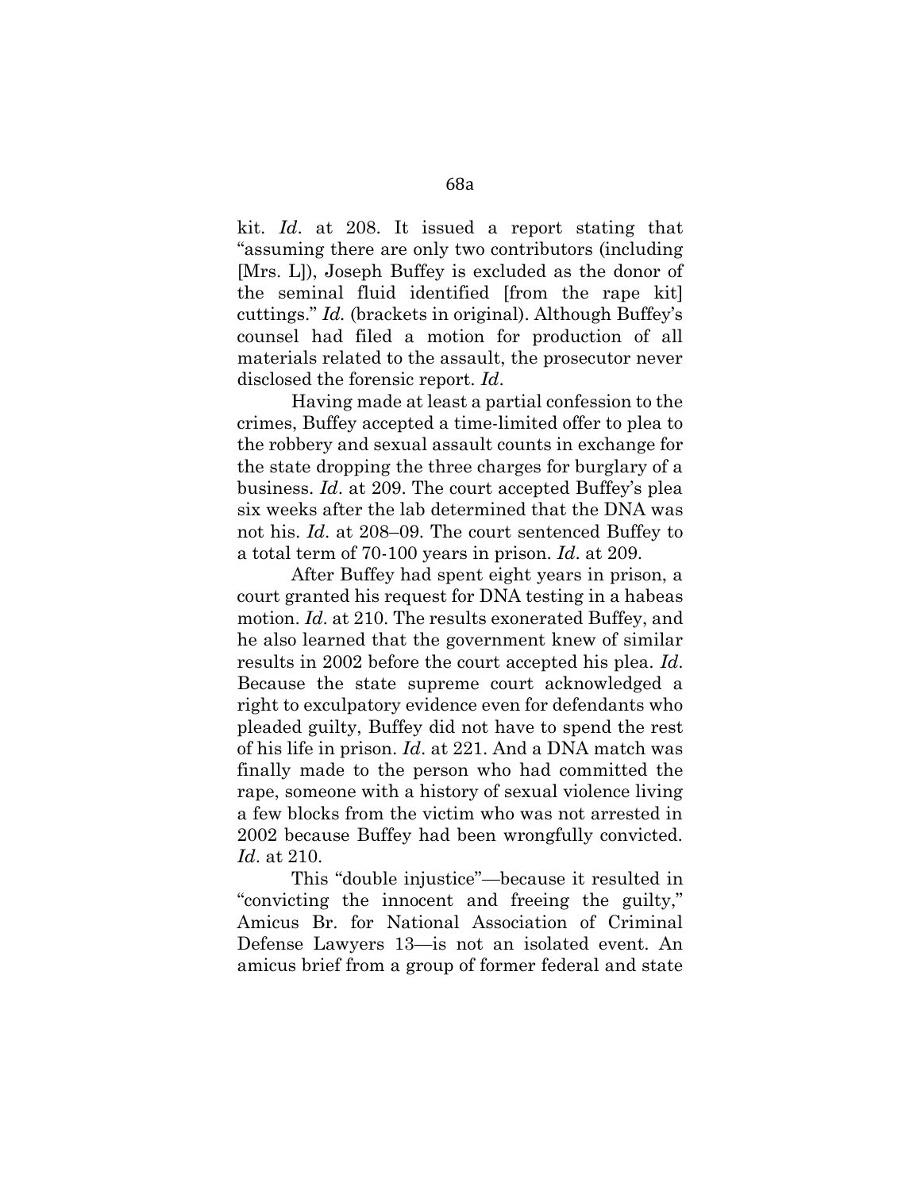kit. *Id*. at 208. It issued a report stating that "assuming there are only two contributors (including [Mrs. L]), Joseph Buffey is excluded as the donor of the seminal fluid identified [from the rape kit] cuttings." *Id.* (brackets in original). Although Buffey's counsel had filed a motion for production of all materials related to the assault, the prosecutor never disclosed the forensic report. *Id*.

Having made at least a partial confession to the crimes, Buffey accepted a time-limited offer to plea to the robbery and sexual assault counts in exchange for the state dropping the three charges for burglary of a business. *Id*. at 209. The court accepted Buffey's plea six weeks after the lab determined that the DNA was not his. *Id*. at 208–09. The court sentenced Buffey to a total term of 70-100 years in prison. *Id*. at 209.

After Buffey had spent eight years in prison, a court granted his request for DNA testing in a habeas motion. *Id*. at 210. The results exonerated Buffey, and he also learned that the government knew of similar results in 2002 before the court accepted his plea. *Id*. Because the state supreme court acknowledged a right to exculpatory evidence even for defendants who pleaded guilty, Buffey did not have to spend the rest of his life in prison. *Id*. at 221. And a DNA match was finally made to the person who had committed the rape, someone with a history of sexual violence living a few blocks from the victim who was not arrested in 2002 because Buffey had been wrongfully convicted. *Id*. at 210.

This "double injustice"—because it resulted in "convicting the innocent and freeing the guilty," Amicus Br. for National Association of Criminal Defense Lawyers 13—is not an isolated event. An amicus brief from a group of former federal and state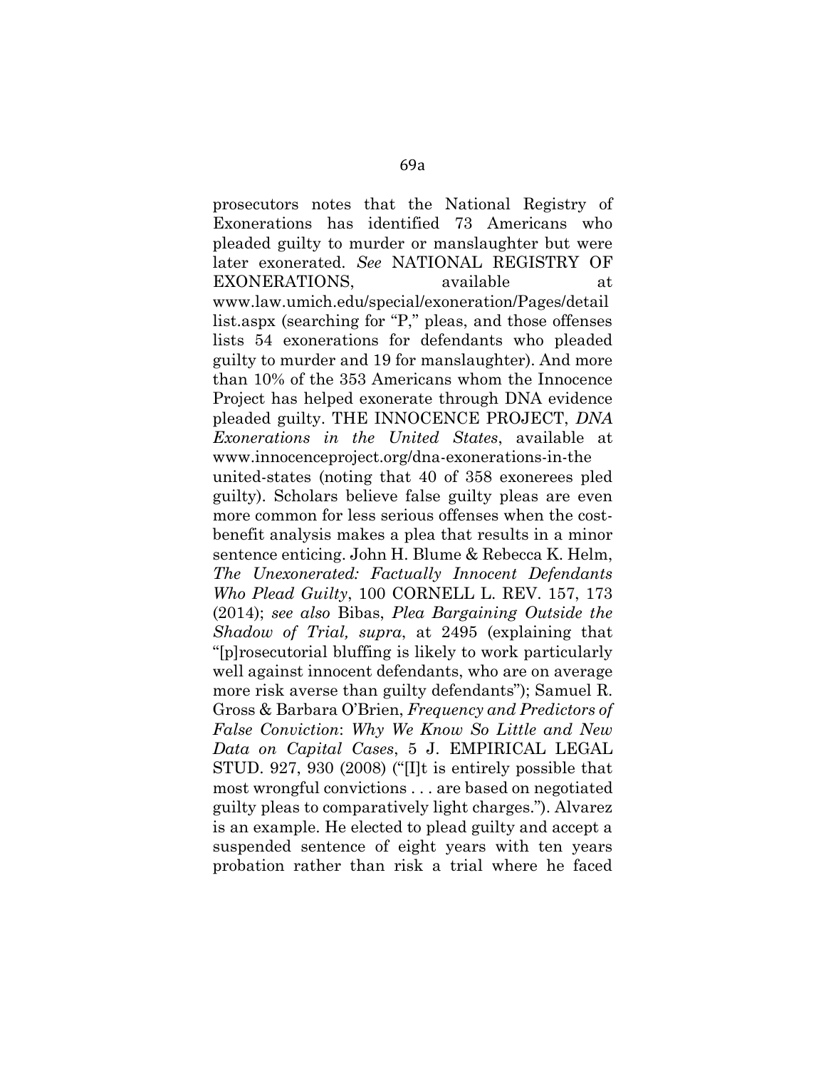prosecutors notes that the National Registry of Exonerations has identified 73 Americans who pleaded guilty to murder or manslaughter but were later exonerated. *See* NATIONAL REGISTRY OF EXONERATIONS, available at www.law.umich.edu/special/exoneration/Pages/detail list.aspx (searching for "P," pleas, and those offenses lists 54 exonerations for defendants who pleaded guilty to murder and 19 for manslaughter). And more than 10% of the 353 Americans whom the Innocence Project has helped exonerate through DNA evidence pleaded guilty. THE INNOCENCE PROJECT, *DNA Exonerations in the United States*, available at www.innocenceproject.org/dna-exonerations-in-the united-states (noting that 40 of 358 exonerees pled guilty). Scholars believe false guilty pleas are even more common for less serious offenses when the cost-benefit analysis makes a plea that results in a minor sentence enticing. John H. Blume & Rebecca K. Helm, *The Unexonerated: Factually Innocent Defendants Who Plead Guilty*, 100 CORNELL L. REV. 157, 173 (2014); *see also* Bibas, *Plea Bargaining Outside the Shadow of Trial, supra*, at 2495 (explaining that "[p]rosecutorial bluffing is likely to work particularly well against innocent defendants, who are on average more risk averse than guilty defendants"); Samuel R. Gross & Barbara O'Brien, *Frequency and Predictors of False Conviction*: *Why We Know So Little and New Data on Capital Cases*, 5 J. EMPIRICAL LEGAL STUD. 927, 930 (2008) ("[I]t is entirely possible that most wrongful convictions . . . are based on negotiated guilty pleas to comparatively light charges."). Alvarez is an example. He elected to plead guilty and accept a suspended sentence of eight years with ten years probation rather than risk a trial where he faced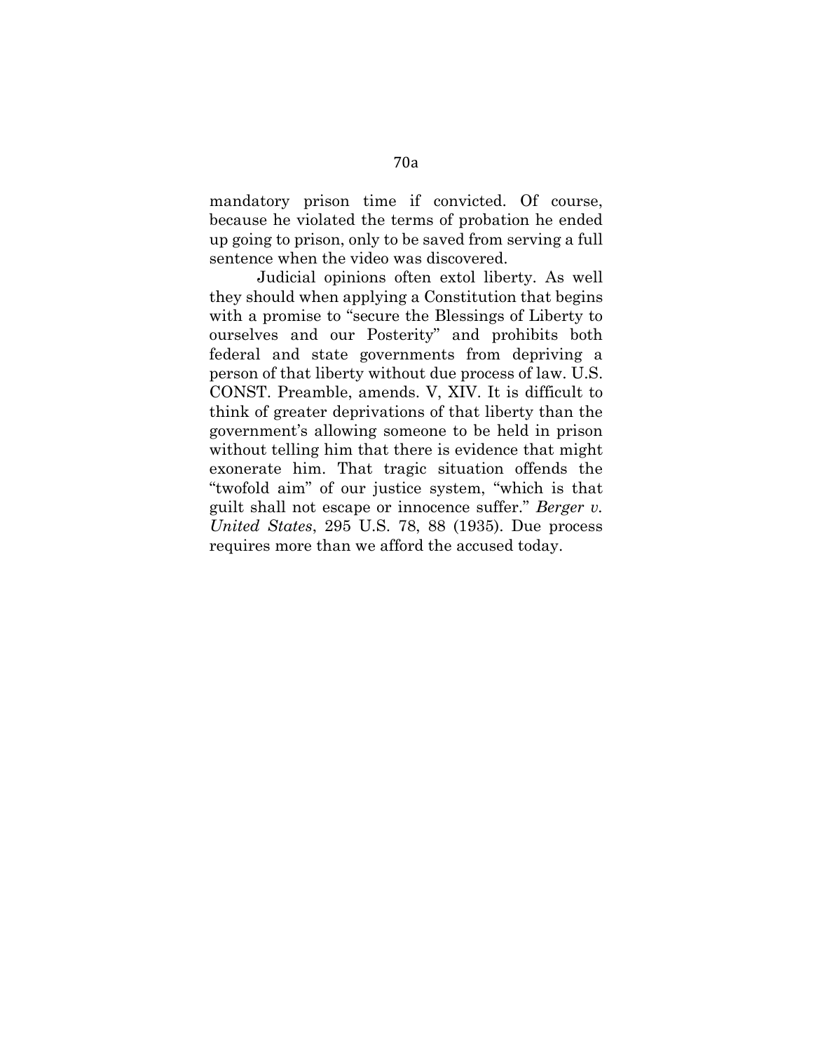mandatory prison time if convicted. Of course, because he violated the terms of probation he ended up going to prison, only to be saved from serving a full sentence when the video was discovered.

Judicial opinions often extol liberty. As well they should when applying a Constitution that begins with a promise to "secure the Blessings of Liberty to ourselves and our Posterity" and prohibits both federal and state governments from depriving a person of that liberty without due process of law. U.S. CONST. Preamble, amends. V, XIV. It is difficult to think of greater deprivations of that liberty than the government's allowing someone to be held in prison without telling him that there is evidence that might exonerate him. That tragic situation offends the "twofold aim" of our justice system, "which is that guilt shall not escape or innocence suffer." *Berger v. United States*, 295 U.S. 78, 88 (1935). Due process requires more than we afford the accused today.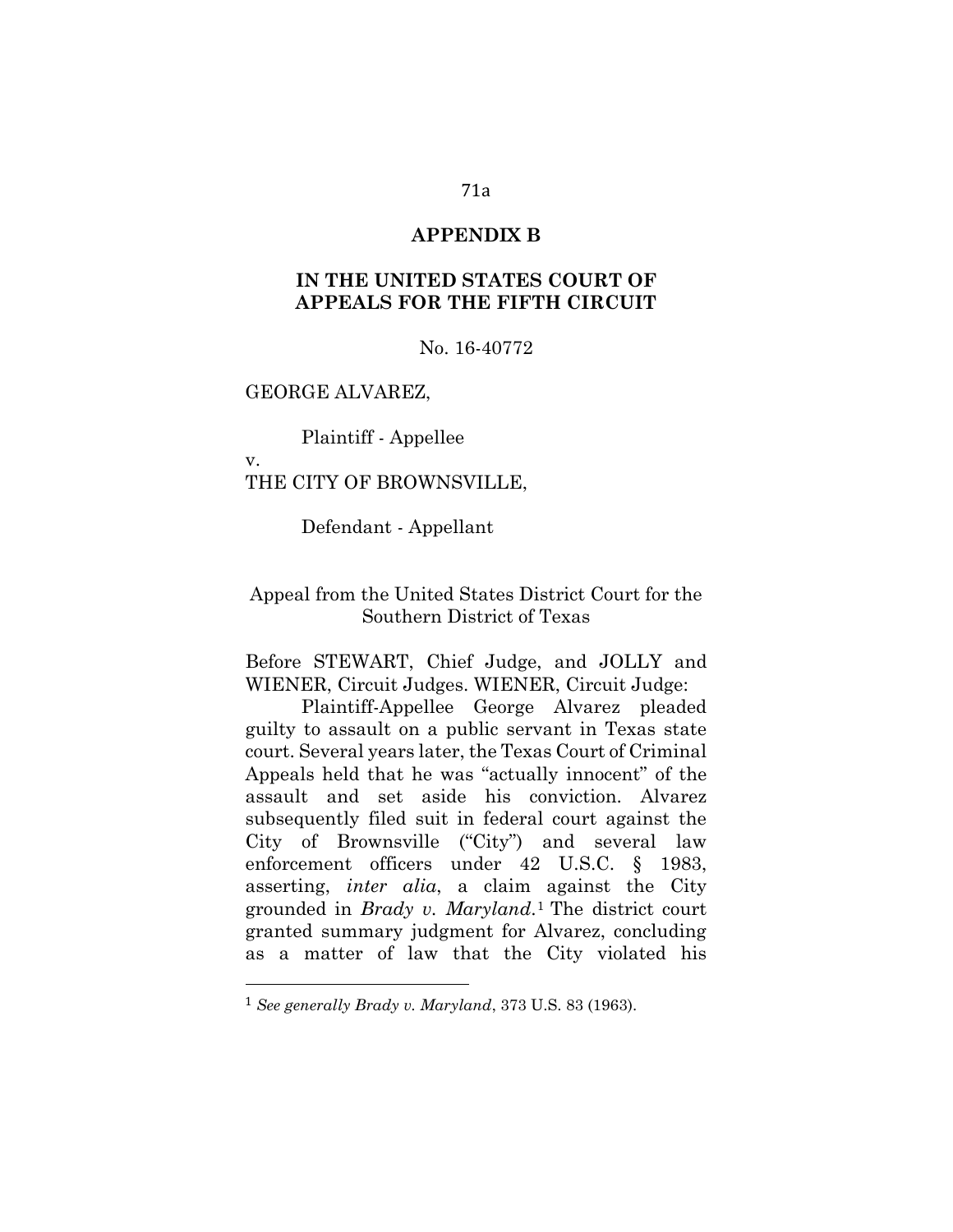## APPENDIX B

## IN THE UNITED STATES COURT OF APPEALS FOR THE FIFTH CIRCUIT

No. 16-40772

GEORGE ALVAREZ,

Plaintiff - Appellee

v.

THE CITY OF BROWNSVILLE,

Defendant - Appellant

Appeal from the United States District Court for the Southern District of Texas

Before STEWART, Chief Judge, and JOLLY and WIENER, Circuit Judges. WIENER, Circuit Judge:

Plaintiff-Appellee George Alvarez pleaded guilty to assault on a public servant in Texas state court. Several years later, the Texas Court of Criminal Appeals held that he was "actually innocent" of the assault and set aside his conviction. Alvarez subsequently filed suit in federal court against the City of Brownsville ("City") and several law enforcement officers under 42 U.S.C. § 1983, asserting, *inter alia*, a claim against the City grounded in *Brady v. Maryland*.[1] The district court granted summary judgment for Alvarez, concluding as a matter of law that the City violated his

---

[1] *See generally Brady v. Maryland*, 373 U.S. 83 (1963).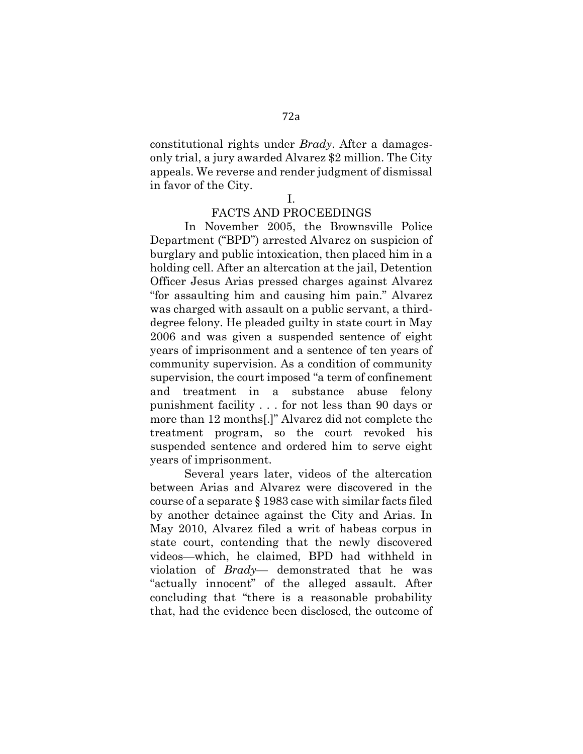constitutional rights under *Brady*. After a damages-only trial, a jury awarded Alvarez $2 million. The City appeals. We reverse and render judgment of dismissal in favor of the City.

## I.

## FACTS AND PROCEEDINGS

In November 2005, the Brownsville Police Department ("BPD") arrested Alvarez on suspicion of burglary and public intoxication, then placed him in a holding cell. After an altercation at the jail, Detention Officer Jesus Arias pressed charges against Alvarez "for assaulting him and causing him pain." Alvarez was charged with assault on a public servant, a third-degree felony. He pleaded guilty in state court in May 2006 and was given a suspended sentence of eight years of imprisonment and a sentence of ten years of community supervision. As a condition of community supervision, the court imposed "a term of confinement and treatment in a substance abuse felony punishment facility . . . for not less than 90 days or more than 12 months[.]" Alvarez did not complete the treatment program, so the court revoked his suspended sentence and ordered him to serve eight years of imprisonment.

Several years later, videos of the altercation between Arias and Alvarez were discovered in the course of a separate § 1983 case with similar facts filed by another detainee against the City and Arias. In May 2010, Alvarez filed a writ of habeas corpus in state court, contending that the newly discovered videos—which, he claimed, BPD had withheld in violation of *Brady*— demonstrated that he was "actually innocent" of the alleged assault. After concluding that "there is a reasonable probability that, had the evidence been disclosed, the outcome of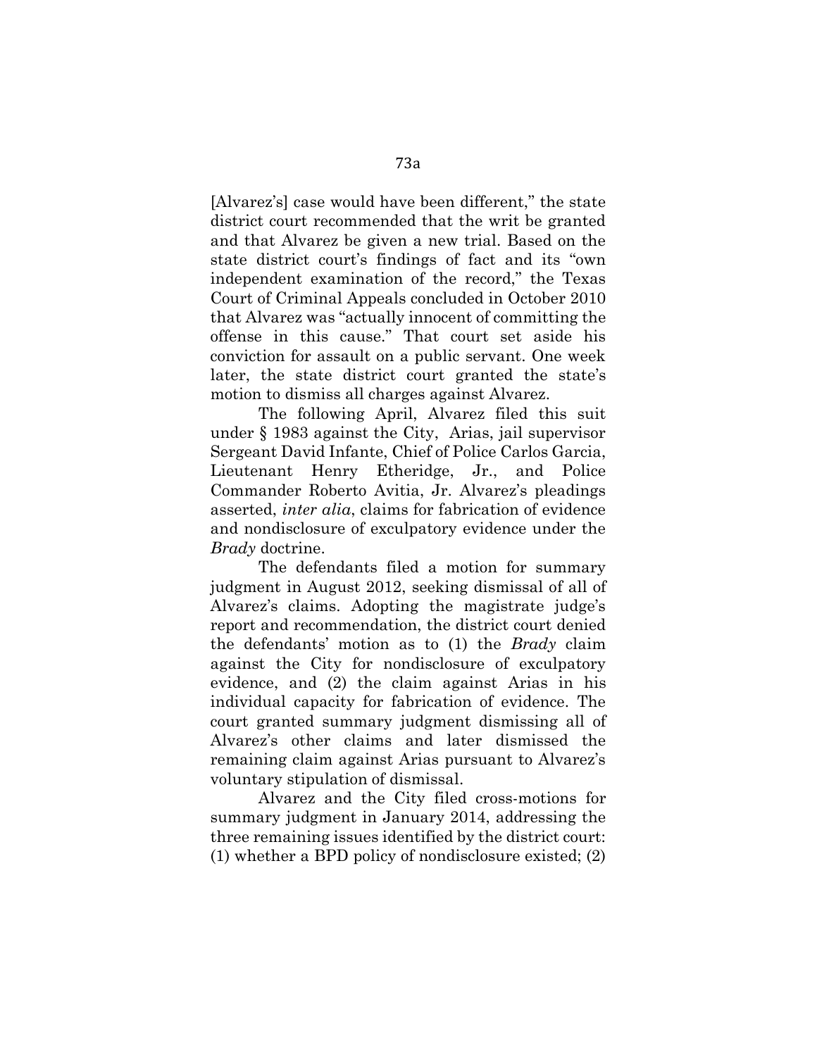[Alvarez's] case would have been different," the state district court recommended that the writ be granted and that Alvarez be given a new trial. Based on the state district court's findings of fact and its "own independent examination of the record," the Texas Court of Criminal Appeals concluded in October 2010 that Alvarez was "actually innocent of committing the offense in this cause." That court set aside his conviction for assault on a public servant. One week later, the state district court granted the state's motion to dismiss all charges against Alvarez.

The following April, Alvarez filed this suit under § 1983 against the City, Arias, jail supervisor Sergeant David Infante, Chief of Police Carlos Garcia, Lieutenant Henry Etheridge, Jr., and Police Commander Roberto Avitia, Jr. Alvarez's pleadings asserted, *inter alia*, claims for fabrication of evidence and nondisclosure of exculpatory evidence under the *Brady* doctrine.

The defendants filed a motion for summary judgment in August 2012, seeking dismissal of all of Alvarez's claims. Adopting the magistrate judge's report and recommendation, the district court denied the defendants' motion as to (1) the *Brady* claim against the City for nondisclosure of exculpatory evidence, and (2) the claim against Arias in his individual capacity for fabrication of evidence. The court granted summary judgment dismissing all of Alvarez's other claims and later dismissed the remaining claim against Arias pursuant to Alvarez's voluntary stipulation of dismissal.

Alvarez and the City filed cross-motions for summary judgment in January 2014, addressing the three remaining issues identified by the district court: (1) whether a BPD policy of nondisclosure existed; (2)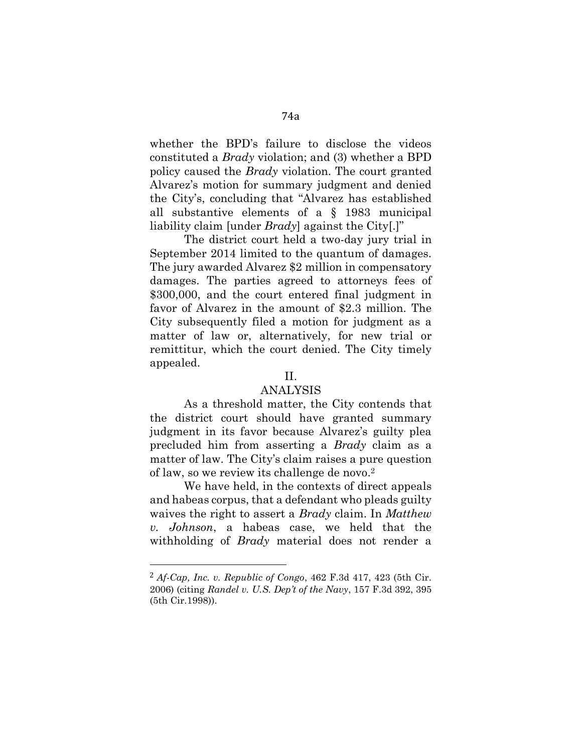whether the BPD's failure to disclose the videos constituted a *Brady* violation; and (3) whether a BPD policy caused the *Brady* violation. The court granted Alvarez's motion for summary judgment and denied the City's, concluding that "Alvarez has established all substantive elements of a § 1983 municipal liability claim [under *Brady*] against the City[.]"

The district court held a two-day jury trial in September 2014 limited to the quantum of damages. The jury awarded Alvarez $2 million in compensatory damages. The parties agreed to attorneys fees of $300,000, and the court entered final judgment in favor of Alvarez in the amount of $2.3 million. The City subsequently filed a motion for judgment as a matter of law or, alternatively, for new trial or remittitur, which the court denied. The City timely appealed.

## II.

## ANALYSIS

As a threshold matter, the City contends that the district court should have granted summary judgment in its favor because Alvarez's guilty plea precluded him from asserting a *Brady* claim as a matter of law. The City's claim raises a pure question of law, so we review its challenge de novo.[2]

We have held, in the contexts of direct appeals and habeas corpus, that a defendant who pleads guilty waives the right to assert a *Brady* claim. In *Matthew v. Johnson*, a habeas case, we held that the withholding of *Brady* material does not render a

---

[2] *Af-Cap, Inc. v. Republic of Congo*, 462 F.3d 417, 423 (5th Cir. 2006) (citing *Randel v. U.S. Dep't of the Navy*, 157 F.3d 392, 395 (5th Cir.1998)).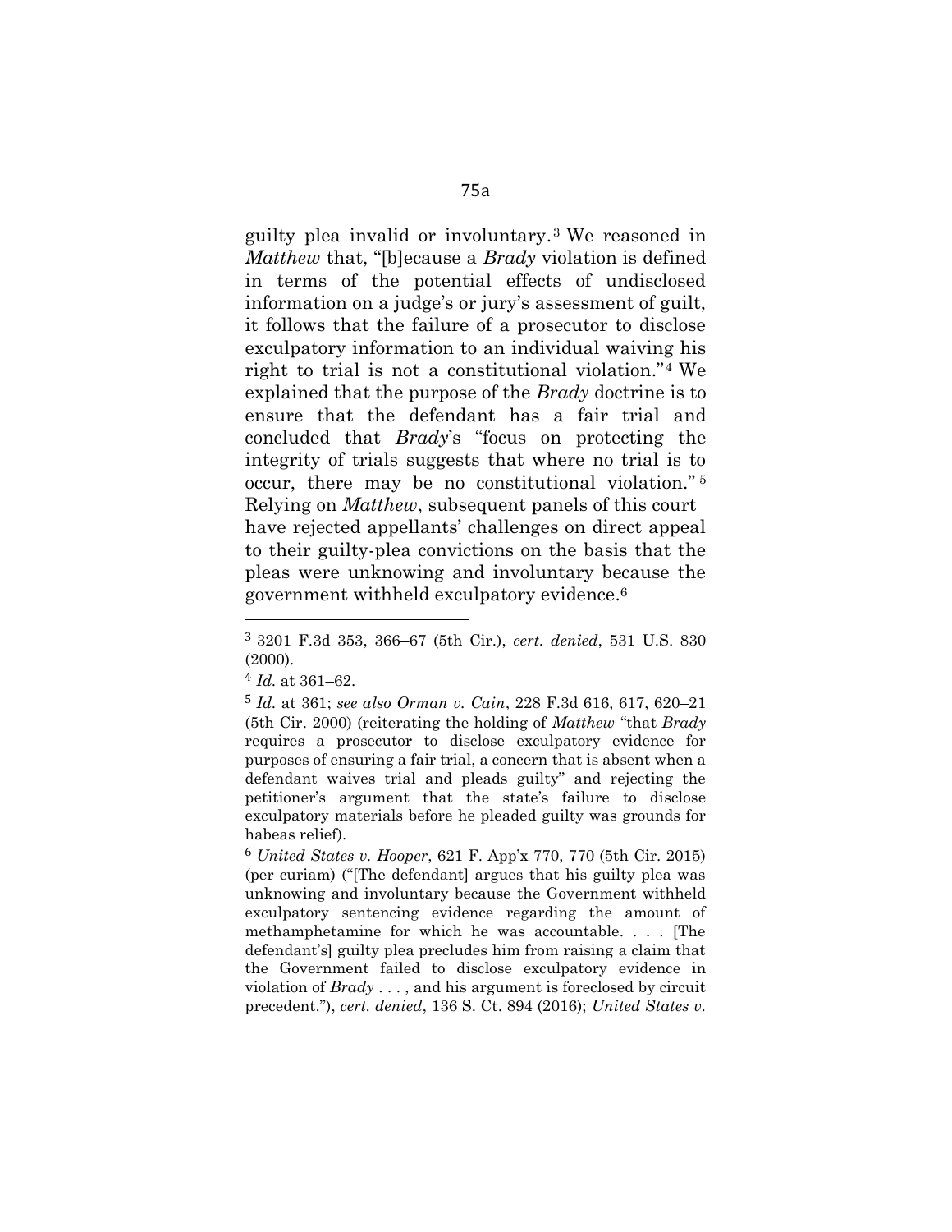guilty plea invalid or involuntary.[3] We reasoned in *Matthew* that, "[b]ecause a *Brady* violation is defined in terms of the potential effects of undisclosed information on a judge's or jury's assessment of guilt, it follows that the failure of a prosecutor to disclose exculpatory information to an individual waiving his right to trial is not a constitutional violation."[4] We explained that the purpose of the *Brady* doctrine is to ensure that the defendant has a fair trial and concluded that *Brady*'s "focus on protecting the integrity of trials suggests that where no trial is to occur, there may be no constitutional violation."[5] Relying on *Matthew*, subsequent panels of this court have rejected appellants' challenges on direct appeal to their guilty-plea convictions on the basis that the pleas were unknowing and involuntary because the government withheld exculpatory evidence.[6]

---

[3] 3201 F.3d 353, 366–67 (5th Cir.), *cert. denied*, 531 U.S. 830 (2000).

[4] *Id.* at 361–62.

[5] *Id.* at 361; *see also Orman v. Cain*, 228 F.3d 616, 617, 620–21 (5th Cir. 2000) (reiterating the holding of *Matthew* "that *Brady* requires a prosecutor to disclose exculpatory evidence for purposes of ensuring a fair trial, a concern that is absent when a defendant waives trial and pleads guilty" and rejecting the petitioner's argument that the state's failure to disclose exculpatory materials before he pleaded guilty was grounds for habeas relief).

[6] *United States v. Hooper*, 621 F. App'x 770, 770 (5th Cir. 2015) (per curiam) ("[The defendant] argues that his guilty plea was unknowing and involuntary because the Government withheld exculpatory sentencing evidence regarding the amount of methamphetamine for which he was accountable. . . . [The defendant's] guilty plea precludes him from raising a claim that the Government failed to disclose exculpatory evidence in violation of *Brady* . . . , and his argument is foreclosed by circuit precedent."), *cert. denied*, 136 S. Ct. 894 (2016); *United States v.*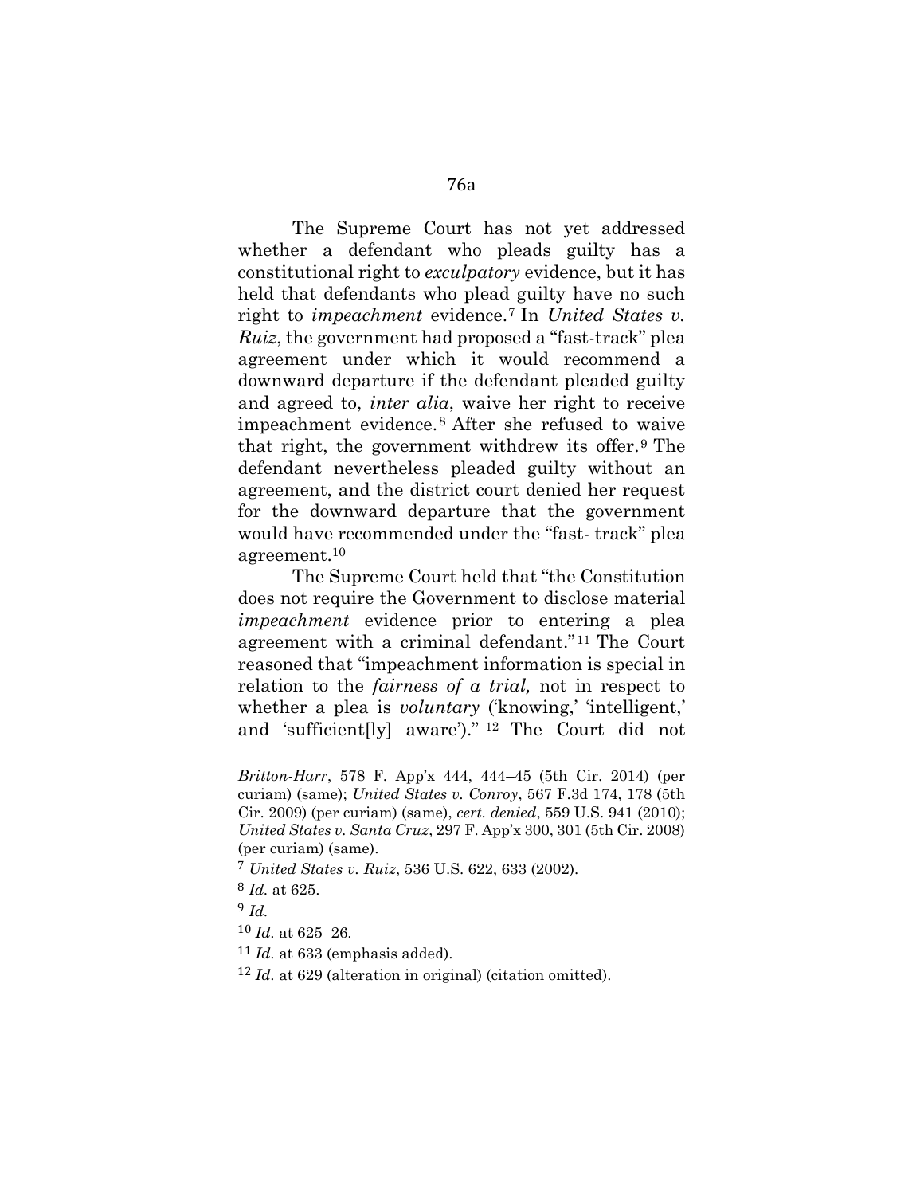The Supreme Court has not yet addressed whether a defendant who pleads guilty has a constitutional right to *exculpatory* evidence, but it has held that defendants who plead guilty have no such right to *impeachment* evidence.[7] In *United States v. Ruiz*, the government had proposed a "fast-track" plea agreement under which it would recommend a downward departure if the defendant pleaded guilty and agreed to, *inter alia*, waive her right to receive impeachment evidence.[8] After she refused to waive that right, the government withdrew its offer.[9] The defendant nevertheless pleaded guilty without an agreement, and the district court denied her request for the downward departure that the government would have recommended under the "fast- track" plea agreement.[10]

The Supreme Court held that "the Constitution does not require the Government to disclose material *impeachment* evidence prior to entering a plea agreement with a criminal defendant."[11] The Court reasoned that "impeachment information is special in relation to the *fairness of a trial,* not in respect to whether a plea is *voluntary* ('knowing,' 'intelligent,' and 'sufficient[ly] aware')."[12] The Court did not

---

*Britton-Harr*, 578 F. App'x 444, 444–45 (5th Cir. 2014) (per curiam) (same); *United States v. Conroy*, 567 F.3d 174, 178 (5th Cir. 2009) (per curiam) (same), *cert. denied*, 559 U.S. 941 (2010); *United States v. Santa Cruz*, 297 F. App'x 300, 301 (5th Cir. 2008) (per curiam) (same).

[7] *United States v. Ruiz*, 536 U.S. 622, 633 (2002).

[8] *Id.* at 625.

[9] *Id.*

[10] *Id.* at 625–26.

[11] *Id.* at 633 (emphasis added).

[12] *Id.* at 629 (alteration in original) (citation omitted).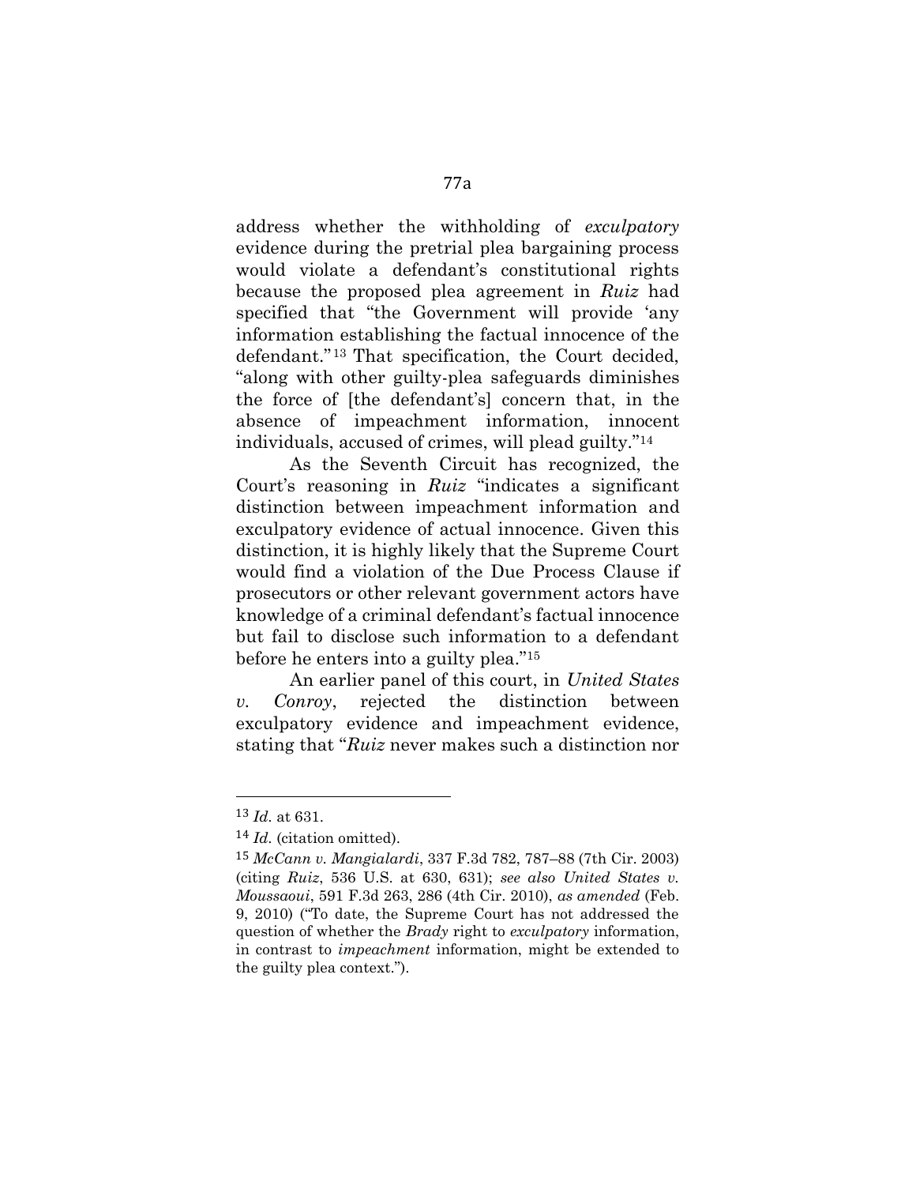address whether the withholding of *exculpatory* evidence during the pretrial plea bargaining process would violate a defendant's constitutional rights because the proposed plea agreement in *Ruiz* had specified that "the Government will provide 'any information establishing the factual innocence of the defendant."[13] That specification, the Court decided, "along with other guilty-plea safeguards diminishes the force of [the defendant's] concern that, in the absence of impeachment information, innocent individuals, accused of crimes, will plead guilty."[14]

As the Seventh Circuit has recognized, the Court's reasoning in *Ruiz* "indicates a significant distinction between impeachment information and exculpatory evidence of actual innocence. Given this distinction, it is highly likely that the Supreme Court would find a violation of the Due Process Clause if prosecutors or other relevant government actors have knowledge of a criminal defendant's factual innocence but fail to disclose such information to a defendant before he enters into a guilty plea."[15]

An earlier panel of this court, in *United States v. Conroy*, rejected the distinction between exculpatory evidence and impeachment evidence, stating that "*Ruiz* never makes such a distinction nor

---

[13] *Id.* at 631.

[14] *Id.* (citation omitted).

[15] *McCann v. Mangialardi*, 337 F.3d 782, 787–88 (7th Cir. 2003) (citing *Ruiz*, 536 U.S. at 630, 631); *see also United States v. Moussaoui*, 591 F.3d 263, 286 (4th Cir. 2010), *as amended* (Feb. 9, 2010) ("To date, the Supreme Court has not addressed the question of whether the *Brady* right to *exculpatory* information, in contrast to *impeachment* information, might be extended to the guilty plea context.").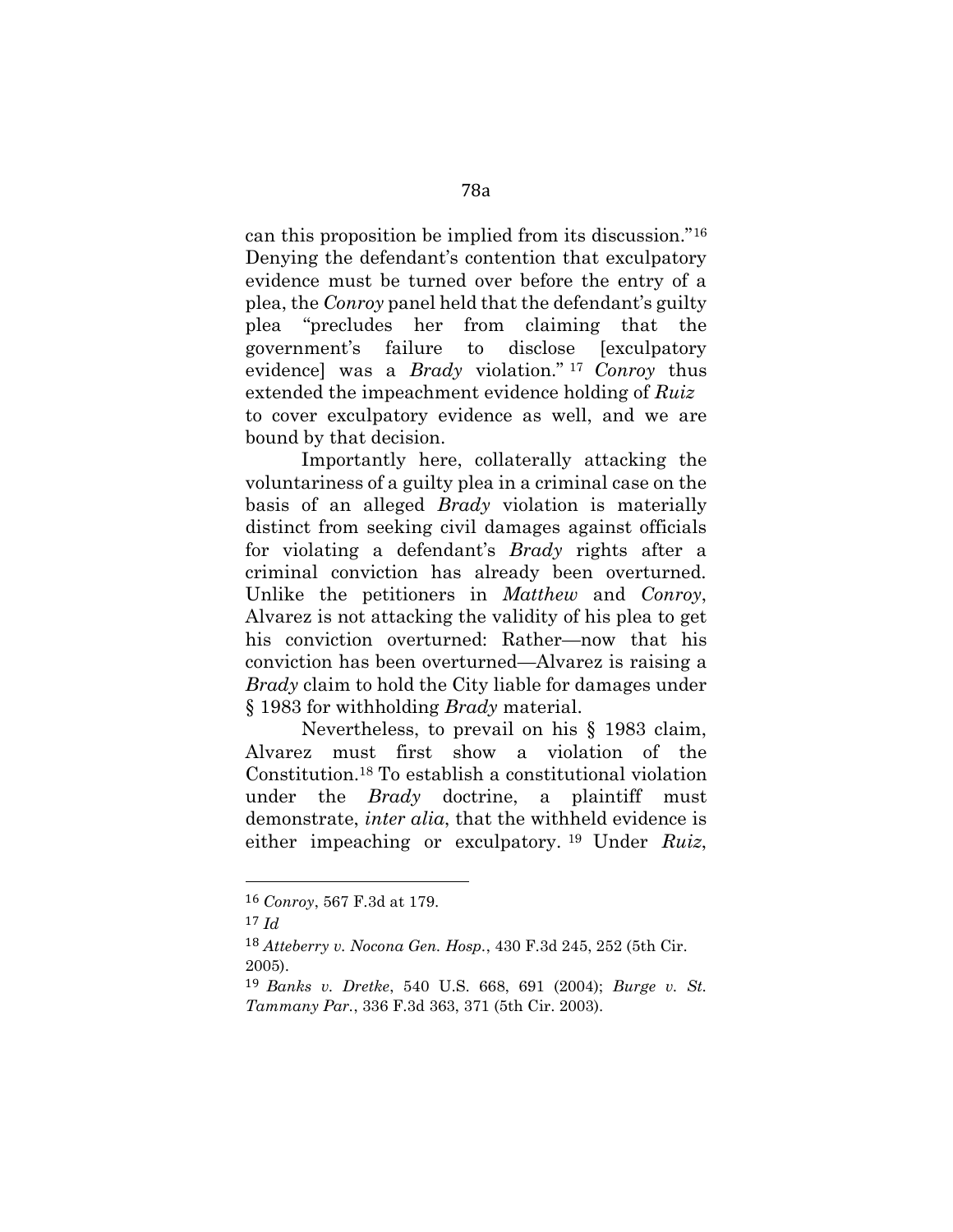can this proposition be implied from its discussion."[16] Denying the defendant's contention that exculpatory evidence must be turned over before the entry of a plea, the *Conroy* panel held that the defendant's guilty plea "precludes her from claiming that the government's failure to disclose [exculpatory evidence] was a *Brady* violation." [17] *Conroy* thus extended the impeachment evidence holding of *Ruiz* to cover exculpatory evidence as well, and we are bound by that decision.

Importantly here, collaterally attacking the voluntariness of a guilty plea in a criminal case on the basis of an alleged *Brady* violation is materially distinct from seeking civil damages against officials for violating a defendant's *Brady* rights after a criminal conviction has already been overturned. Unlike the petitioners in *Matthew* and *Conroy*, Alvarez is not attacking the validity of his plea to get his conviction overturned: Rather—now that his conviction has been overturned—Alvarez is raising a *Brady* claim to hold the City liable for damages under § 1983 for withholding *Brady* material.

Nevertheless, to prevail on his § 1983 claim, Alvarez must first show a violation of the Constitution.[18] To establish a constitutional violation under the *Brady* doctrine, a plaintiff must demonstrate, *inter alia*, that the withheld evidence is either impeaching or exculpatory. [19] Under *Ruiz*,

---

[16] *Conroy*, 567 F.3d at 179.

[17] *Id*

[18] *Atteberry v. Nocona Gen. Hosp.*, 430 F.3d 245, 252 (5th Cir. 2005).

[19] *Banks v. Dretke*, 540 U.S. 668, 691 (2004); *Burge v. St. Tammany Par.*, 336 F.3d 363, 371 (5th Cir. 2003).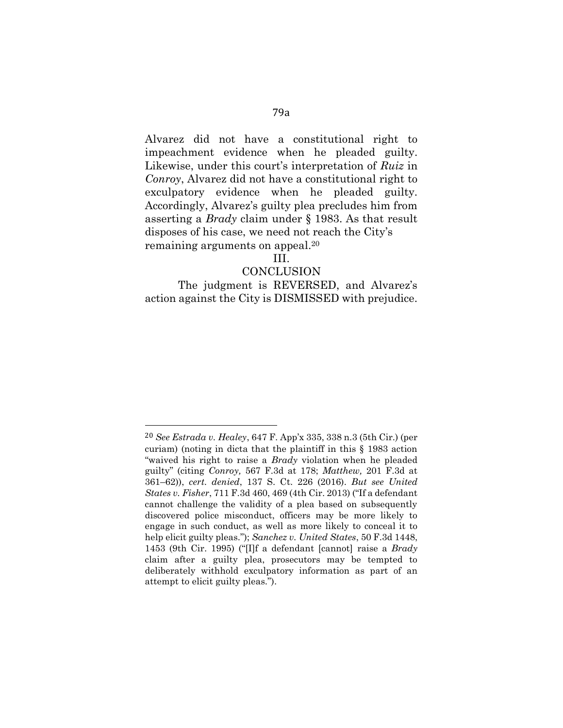Alvarez did not have a constitutional right to impeachment evidence when he pleaded guilty. Likewise, under this court's interpretation of *Ruiz* in *Conroy*, Alvarez did not have a constitutional right to exculpatory evidence when he pleaded guilty. Accordingly, Alvarez's guilty plea precludes him from asserting a *Brady* claim under § 1983. As that result disposes of his case, we need not reach the City's remaining arguments on appeal.[20]

III.

CONCLUSION

The judgment is REVERSED, and Alvarez's action against the City is DISMISSED with prejudice.

---

[20] *See Estrada v. Healey*, 647 F. App'x 335, 338 n.3 (5th Cir.) (per curiam) (noting in dicta that the plaintiff in this § 1983 action "waived his right to raise a *Brady* violation when he pleaded guilty" (citing *Conroy,* 567 F.3d at 178; *Matthew,* 201 F.3d at 361–62)), *cert. denied*, 137 S. Ct. 226 (2016). *But see United States v. Fisher*, 711 F.3d 460, 469 (4th Cir. 2013) ("If a defendant cannot challenge the validity of a plea based on subsequently discovered police misconduct, officers may be more likely to engage in such conduct, as well as more likely to conceal it to help elicit guilty pleas."); *Sanchez v. United States*, 50 F.3d 1448, 1453 (9th Cir. 1995) ("[I]f a defendant [cannot] raise a *Brady* claim after a guilty plea, prosecutors may be tempted to deliberately withhold exculpatory information as part of an attempt to elicit guilty pleas.").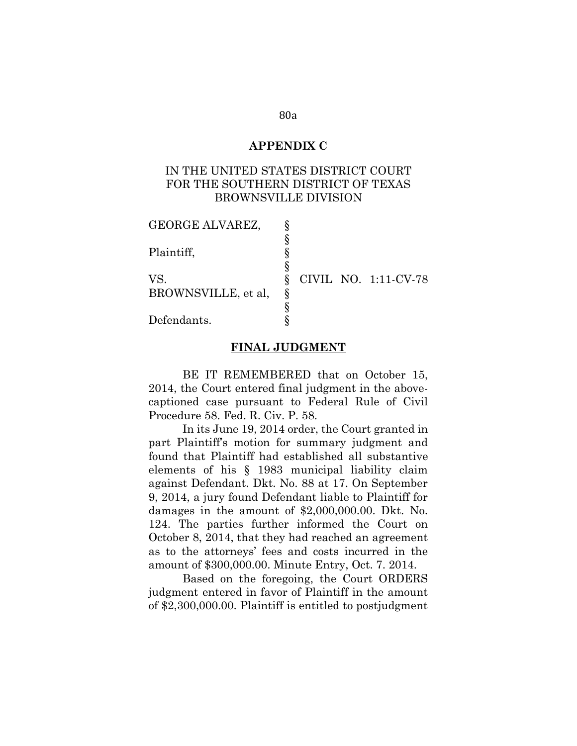## APPENDIX C

IN THE UNITED STATES DISTRICT COURT
FOR THE SOUTHERN DISTRICT OF TEXAS
BROWNSVILLE DIVISION

| | | |
|---|---|---|
| GEORGE ALVAREZ, | § | |
| | § | |
| Plaintiff, | § | |
| | § | |
| VS. | § | CIVIL NO. 1:11-CV-78 |
| BROWNSVILLE, et al, | § | |
| | § | |
| Defendants. | § | |

## **FINAL JUDGMENT**

BE IT REMEMBERED that on October 15, 2014, the Court entered final judgment in the above-captioned case pursuant to Federal Rule of Civil Procedure 58. Fed. R. Civ. P. 58.

In its June 19, 2014 order, the Court granted in part Plaintiff's motion for summary judgment and found that Plaintiff had established all substantive elements of his § 1983 municipal liability claim against Defendant. Dkt. No. 88 at 17. On September 9, 2014, a jury found Defendant liable to Plaintiff for damages in the amount of $2,000,000.00. Dkt. No. 124. The parties further informed the Court on October 8, 2014, that they had reached an agreement as to the attorneys' fees and costs incurred in the amount of $300,000.00. Minute Entry, Oct. 7. 2014.

Based on the foregoing, the Court ORDERS judgment entered in favor of Plaintiff in the amount of $2,300,000.00. Plaintiff is entitled to postjudgment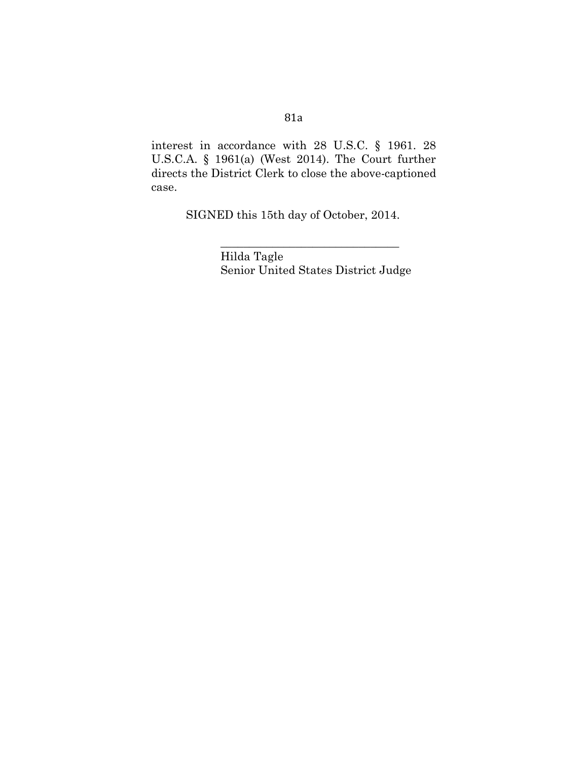interest in accordance with 28 U.S.C. § 1961. 28 U.S.C.A. § 1961(a) (West 2014). The Court further directs the District Clerk to close the above-captioned case.

SIGNED this 15th day of October, 2014.

\_\_\_\_\_\_\_\_\_\_\_\_\_\_\_\_\_\_\_\_\_\_\_\_\_\_\_\_\_\_\_\_

Hilda Tagle
Senior United States District Judge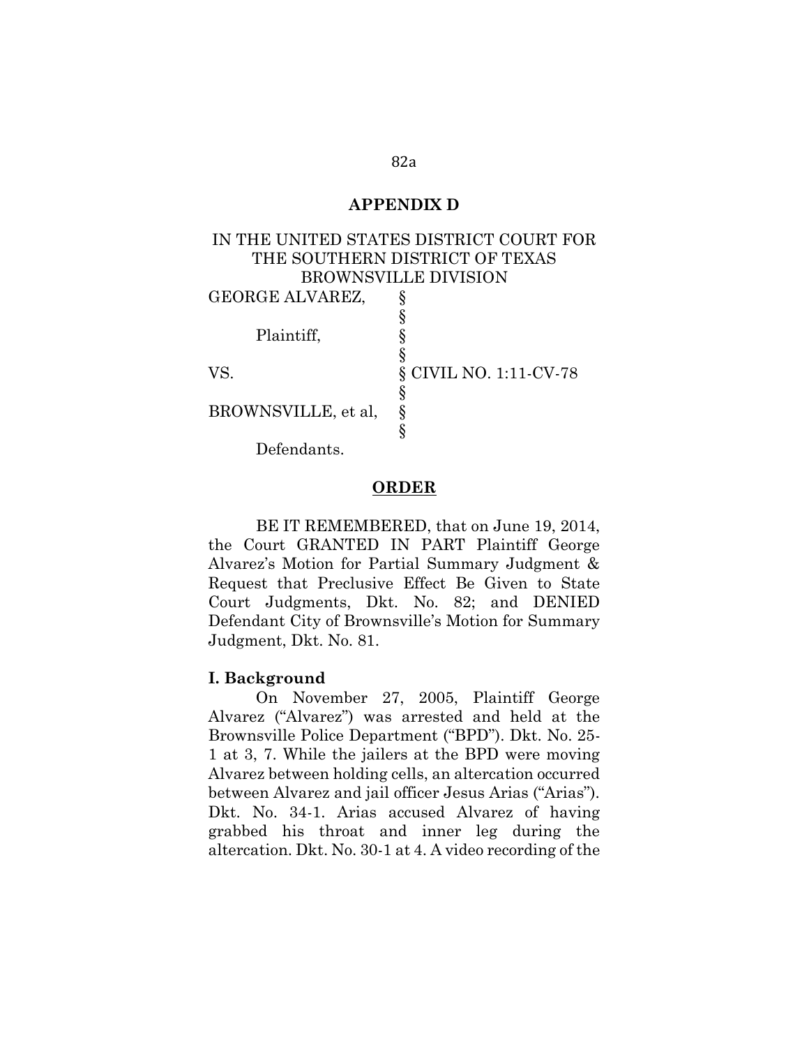## APPENDIX D

IN THE UNITED STATES DISTRICT COURT FOR THE SOUTHERN DISTRICT OF TEXAS BROWNSVILLE DIVISION

| | | |
|---|---|---|
| GEORGE ALVAREZ, | § | |
| | § | |
| Plaintiff, | § | |
| | § | |
| VS. | § | CIVIL NO. 1:11-CV-78 |
| | § | |
| BROWNSVILLE, et al, | § | |
| | § | |
| Defendants. | | |

### ORDER

BE IT REMEMBERED, that on June 19, 2014, the Court GRANTED IN PART Plaintiff George Alvarez's Motion for Partial Summary Judgment & Request that Preclusive Effect Be Given to State Court Judgments, Dkt. No. 82; and DENIED Defendant City of Brownsville's Motion for Summary Judgment, Dkt. No. 81.

**I. Background**

On November 27, 2005, Plaintiff George Alvarez ("Alvarez") was arrested and held at the Brownsville Police Department ("BPD"). Dkt. No. 25-1 at 3, 7. While the jailers at the BPD were moving Alvarez between holding cells, an altercation occurred between Alvarez and jail officer Jesus Arias ("Arias"). Dkt. No. 34-1. Arias accused Alvarez of having grabbed his throat and inner leg during the altercation. Dkt. No. 30-1 at 4. A video recording of the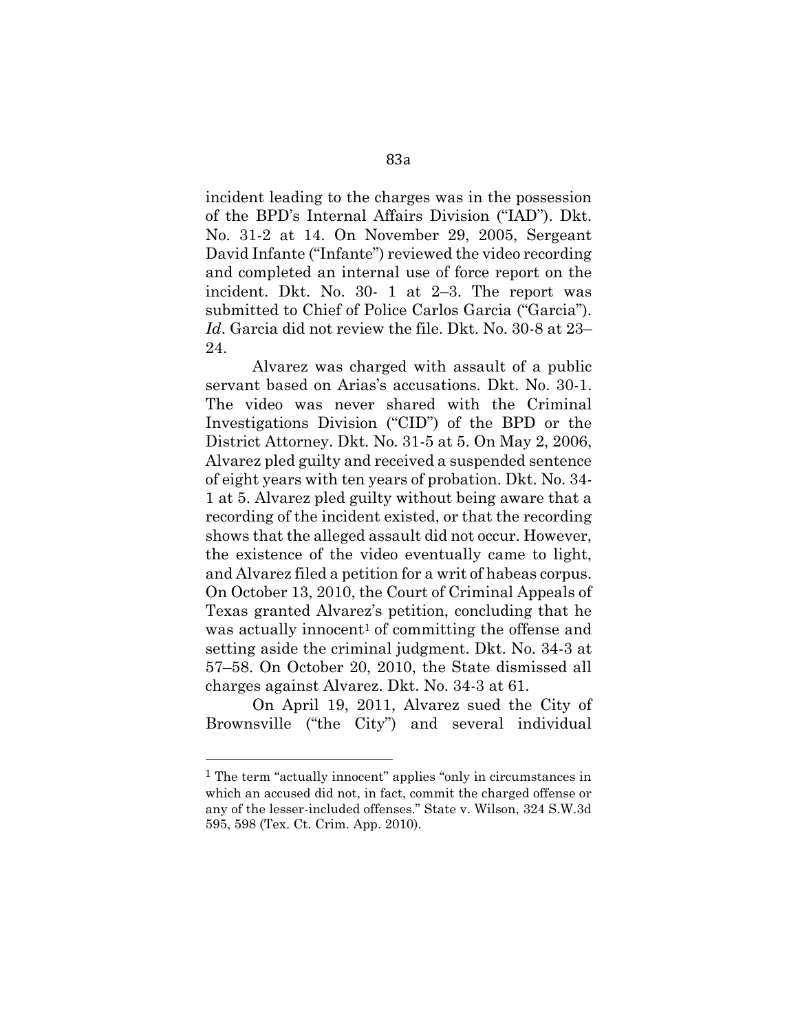incident leading to the charges was in the possession of the BPD's Internal Affairs Division ("IAD"). Dkt. No. 31-2 at 14. On November 29, 2005, Sergeant David Infante ("Infante") reviewed the video recording and completed an internal use of force report on the incident. Dkt. No. 30- 1 at 2–3. The report was submitted to Chief of Police Carlos Garcia ("Garcia"). *Id*. Garcia did not review the file. Dkt. No. 30-8 at 23–24.

Alvarez was charged with assault of a public servant based on Arias's accusations. Dkt. No. 30-1. The video was never shared with the Criminal Investigations Division ("CID") of the BPD or the District Attorney. Dkt. No. 31-5 at 5. On May 2, 2006, Alvarez pled guilty and received a suspended sentence of eight years with ten years of probation. Dkt. No. 34-1 at 5. Alvarez pled guilty without being aware that a recording of the incident existed, or that the recording shows that the alleged assault did not occur. However, the existence of the video eventually came to light, and Alvarez filed a petition for a writ of habeas corpus. On October 13, 2010, the Court of Criminal Appeals of Texas granted Alvarez's petition, concluding that he was actually innocent[1] of committing the offense and setting aside the criminal judgment. Dkt. No. 34-3 at 57–58. On October 20, 2010, the State dismissed all charges against Alvarez. Dkt. No. 34-3 at 61.

On April 19, 2011, Alvarez sued the City of Brownsville ("the City") and several individual

---

[1] The term "actually innocent" applies "only in circumstances in which an accused did not, in fact, commit the charged offense or any of the lesser-included offenses." State v. Wilson, 324 S.W.3d 595, 598 (Tex. Ct. Crim. App. 2010).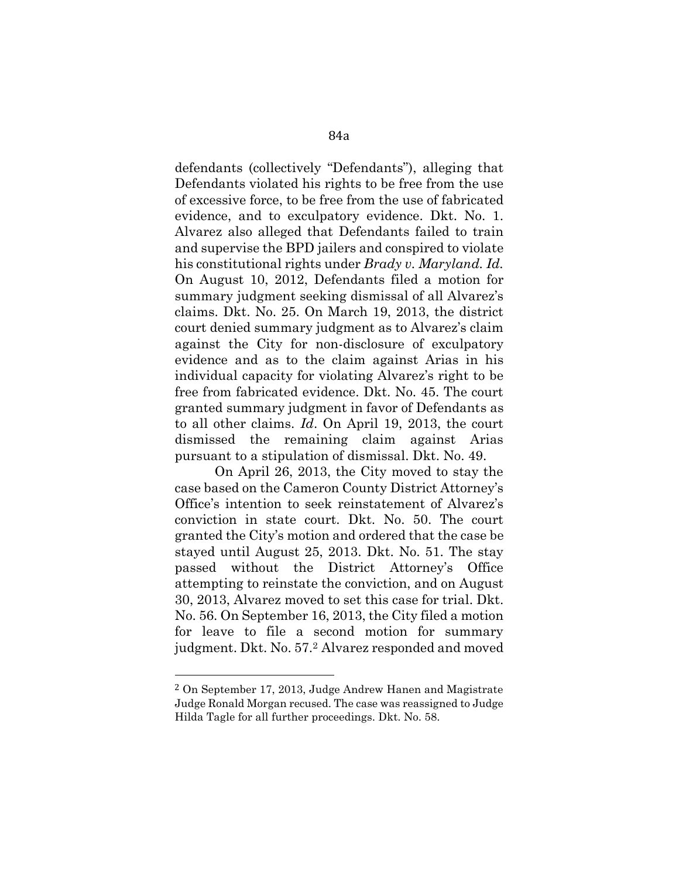defendants (collectively "Defendants"), alleging that Defendants violated his rights to be free from the use of excessive force, to be free from the use of fabricated evidence, and to exculpatory evidence. Dkt. No. 1. Alvarez also alleged that Defendants failed to train and supervise the BPD jailers and conspired to violate his constitutional rights under *Brady v. Maryland*. *Id.* On August 10, 2012, Defendants filed a motion for summary judgment seeking dismissal of all Alvarez's claims. Dkt. No. 25. On March 19, 2013, the district court denied summary judgment as to Alvarez's claim against the City for non-disclosure of exculpatory evidence and as to the claim against Arias in his individual capacity for violating Alvarez's right to be free from fabricated evidence. Dkt. No. 45. The court granted summary judgment in favor of Defendants as to all other claims. *Id*. On April 19, 2013, the court dismissed the remaining claim against Arias pursuant to a stipulation of dismissal. Dkt. No. 49.

On April 26, 2013, the City moved to stay the case based on the Cameron County District Attorney's Office's intention to seek reinstatement of Alvarez's conviction in state court. Dkt. No. 50. The court granted the City's motion and ordered that the case be stayed until August 25, 2013. Dkt. No. 51. The stay passed without the District Attorney's Office attempting to reinstate the conviction, and on August 30, 2013, Alvarez moved to set this case for trial. Dkt. No. 56. On September 16, 2013, the City filed a motion for leave to file a second motion for summary judgment. Dkt. No. 57.[2] Alvarez responded and moved

---

[2] On September 17, 2013, Judge Andrew Hanen and Magistrate Judge Ronald Morgan recused. The case was reassigned to Judge Hilda Tagle for all further proceedings. Dkt. No. 58.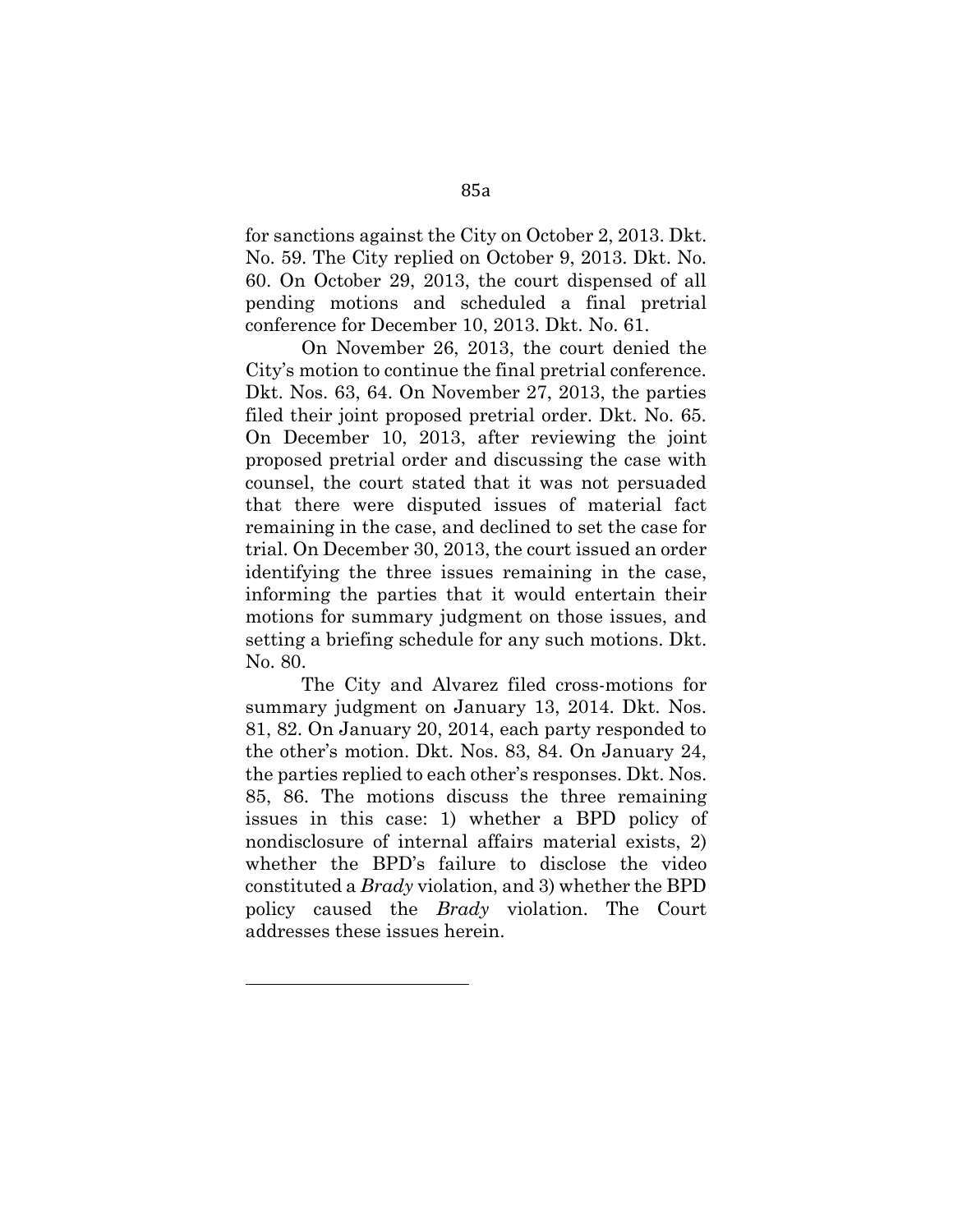for sanctions against the City on October 2, 2013. Dkt. No. 59. The City replied on October 9, 2013. Dkt. No. 60. On October 29, 2013, the court dispensed of all pending motions and scheduled a final pretrial conference for December 10, 2013. Dkt. No. 61.

On November 26, 2013, the court denied the City's motion to continue the final pretrial conference. Dkt. Nos. 63, 64. On November 27, 2013, the parties filed their joint proposed pretrial order. Dkt. No. 65. On December 10, 2013, after reviewing the joint proposed pretrial order and discussing the case with counsel, the court stated that it was not persuaded that there were disputed issues of material fact remaining in the case, and declined to set the case for trial. On December 30, 2013, the court issued an order identifying the three issues remaining in the case, informing the parties that it would entertain their motions for summary judgment on those issues, and setting a briefing schedule for any such motions. Dkt. No. 80.

The City and Alvarez filed cross-motions for summary judgment on January 13, 2014. Dkt. Nos. 81, 82. On January 20, 2014, each party responded to the other's motion. Dkt. Nos. 83, 84. On January 24, the parties replied to each other's responses. Dkt. Nos. 85, 86. The motions discuss the three remaining issues in this case: 1) whether a BPD policy of nondisclosure of internal affairs material exists, 2) whether the BPD's failure to disclose the video constituted a *Brady* violation, and 3) whether the BPD policy caused the *Brady* violation. The Court addresses these issues herein.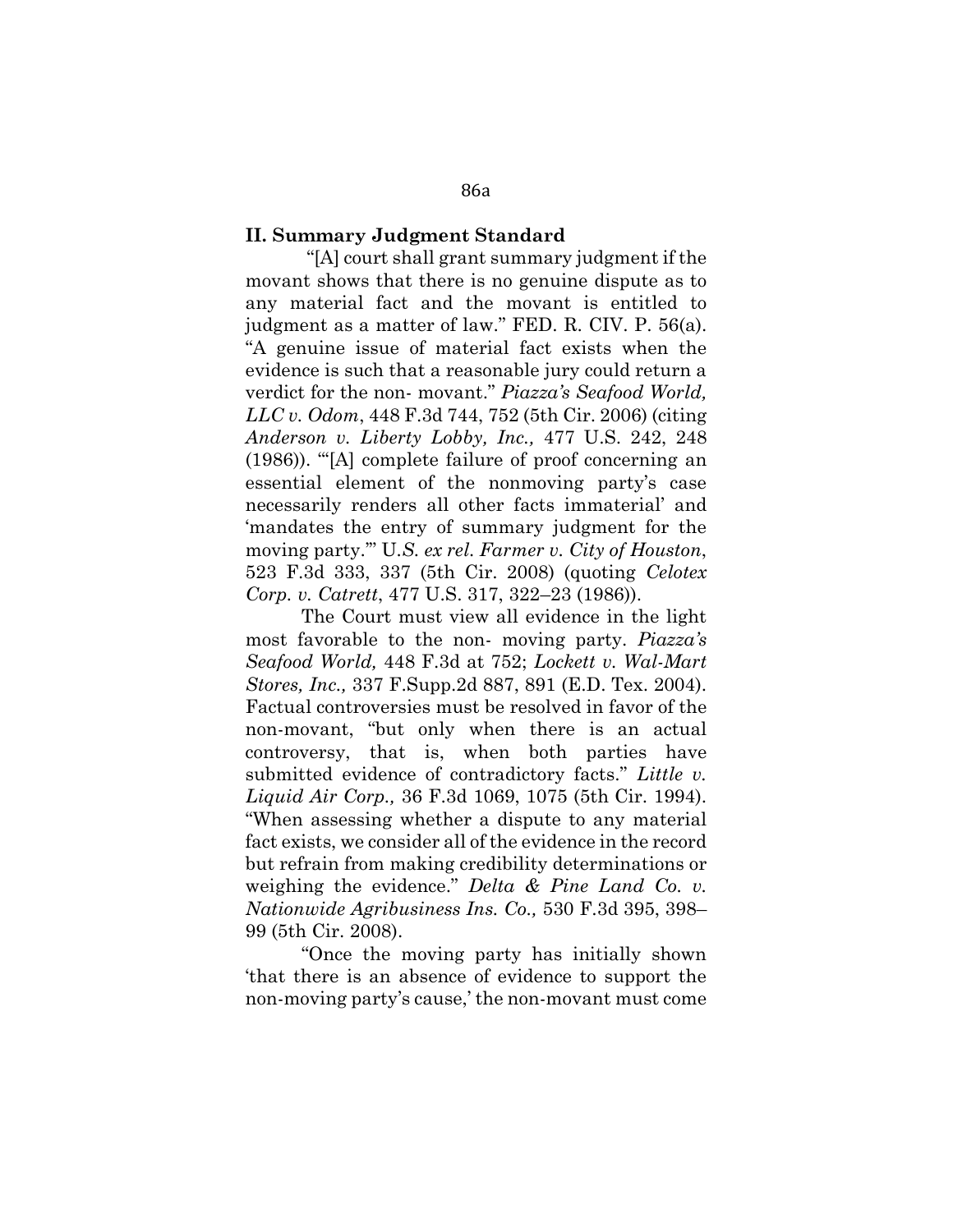## II. Summary Judgment Standard

"[A] court shall grant summary judgment if the movant shows that there is no genuine dispute as to any material fact and the movant is entitled to judgment as a matter of law." FED. R. CIV. P. 56(a). "A genuine issue of material fact exists when the evidence is such that a reasonable jury could return a verdict for the non- movant." *Piazza's Seafood World, LLC v. Odom*, 448 F.3d 744, 752 (5th Cir. 2006) (citing *Anderson v. Liberty Lobby, Inc.,* 477 U.S. 242, 248 (1986)). "'[A] complete failure of proof concerning an essential element of the nonmoving party's case necessarily renders all other facts immaterial' and 'mandates the entry of summary judgment for the moving party.'" U.*S. ex rel. Farmer v. City of Houston*, 523 F.3d 333, 337 (5th Cir. 2008) (quoting *Celotex Corp. v. Catrett*, 477 U.S. 317, 322–23 (1986)).

The Court must view all evidence in the light most favorable to the non- moving party. *Piazza's Seafood World,* 448 F.3d at 752; *Lockett v. Wal-Mart Stores, Inc.,* 337 F.Supp.2d 887, 891 (E.D. Tex. 2004). Factual controversies must be resolved in favor of the non-movant, "but only when there is an actual controversy, that is, when both parties have submitted evidence of contradictory facts." *Little v. Liquid Air Corp.,* 36 F.3d 1069, 1075 (5th Cir. 1994). "When assessing whether a dispute to any material fact exists, we consider all of the evidence in the record but refrain from making credibility determinations or weighing the evidence." *Delta & Pine Land Co. v. Nationwide Agribusiness Ins. Co.,* 530 F.3d 395, 398–99 (5th Cir. 2008).

"Once the moving party has initially shown 'that there is an absence of evidence to support the non-moving party's cause,' the non-movant must come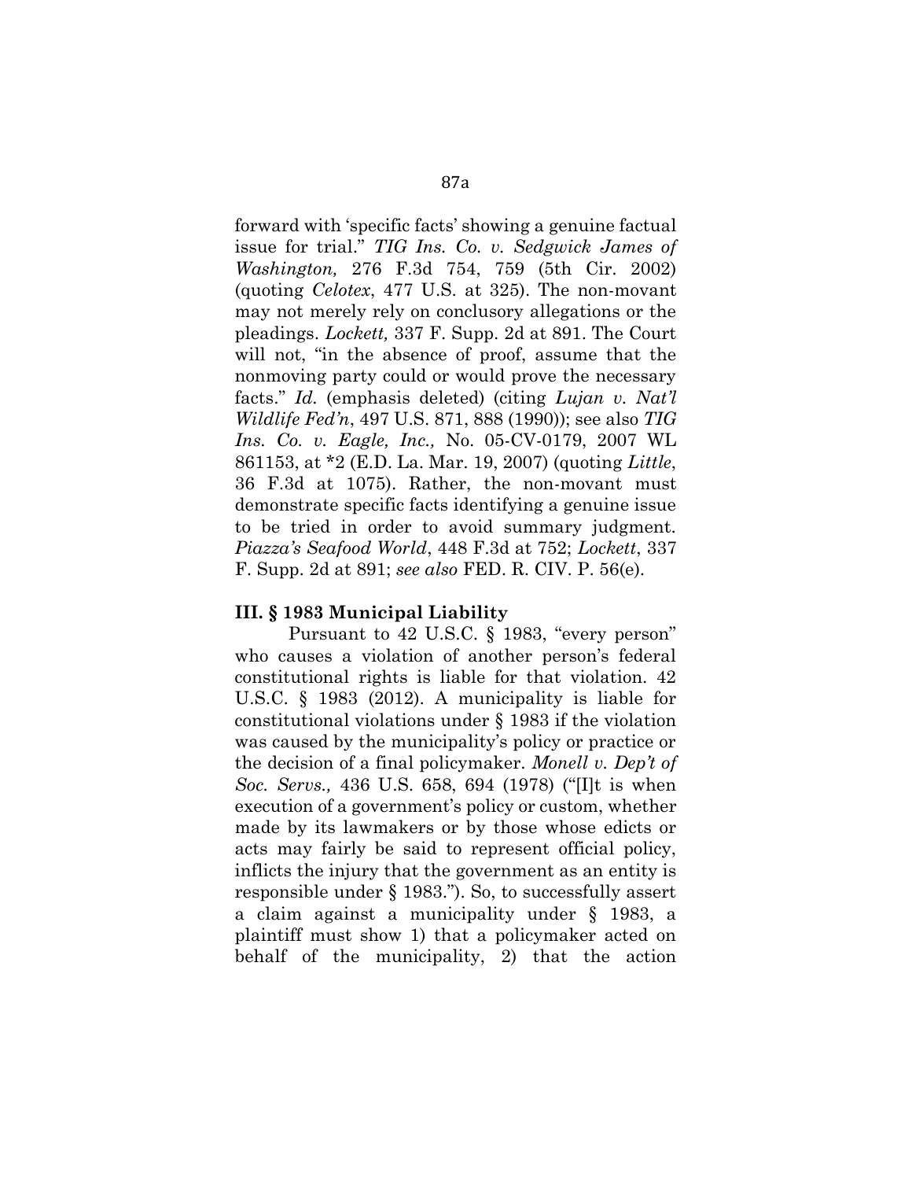forward with 'specific facts' showing a genuine factual issue for trial." *TIG Ins. Co. v. Sedgwick James of Washington,* 276 F.3d 754, 759 (5th Cir. 2002) (quoting *Celotex*, 477 U.S. at 325). The non-movant may not merely rely on conclusory allegations or the pleadings. *Lockett,* 337 F. Supp. 2d at 891. The Court will not, "in the absence of proof, assume that the nonmoving party could or would prove the necessary facts." *Id.* (emphasis deleted) (citing *Lujan v. Nat'l Wildlife Fed'n*, 497 U.S. 871, 888 (1990)); see also *TIG Ins. Co. v. Eagle, Inc.,* No. 05-CV-0179, 2007 WL 861153, at *2 (E.D. La. Mar. 19, 2007) (quoting *Little*, 36 F.3d at 1075). Rather, the non-movant must demonstrate specific facts identifying a genuine issue to be tried in order to avoid summary judgment. *Piazza's Seafood World*, 448 F.3d at 752; *Lockett*, 337 F. Supp. 2d at 891; *see also* FED. R. CIV. P. 56(e).

## III. § 1983 Municipal Liability

Pursuant to 42 U.S.C. § 1983, "every person" who causes a violation of another person's federal constitutional rights is liable for that violation. 42 U.S.C. § 1983 (2012). A municipality is liable for constitutional violations under § 1983 if the violation was caused by the municipality's policy or practice or the decision of a final policymaker. *Monell v. Dep't of Soc. Servs.,* 436 U.S. 658, 694 (1978) ("[I]t is when execution of a government's policy or custom, whether made by its lawmakers or by those whose edicts or acts may fairly be said to represent official policy, inflicts the injury that the government as an entity is responsible under § 1983."). So, to successfully assert a claim against a municipality under § 1983, a plaintiff must show 1) that a policymaker acted on behalf of the municipality, 2) that the action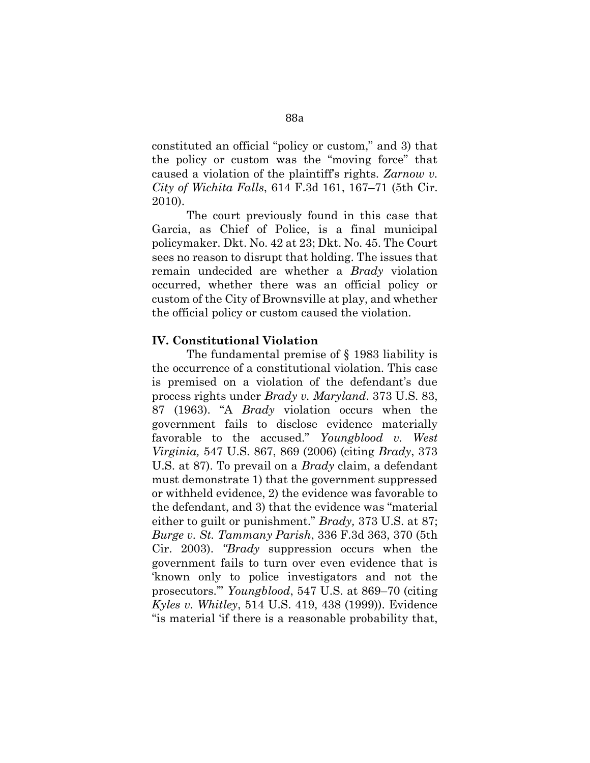constituted an official "policy or custom," and 3) that the policy or custom was the "moving force" that caused a violation of the plaintiff's rights. *Zarnow v. City of Wichita Falls*, 614 F.3d 161, 167–71 (5th Cir. 2010).

The court previously found in this case that Garcia, as Chief of Police, is a final municipal policymaker. Dkt. No. 42 at 23; Dkt. No. 45. The Court sees no reason to disrupt that holding. The issues that remain undecided are whether a *Brady* violation occurred, whether there was an official policy or custom of the City of Brownsville at play, and whether the official policy or custom caused the violation.

## IV. Constitutional Violation

The fundamental premise of § 1983 liability is the occurrence of a constitutional violation. This case is premised on a violation of the defendant's due process rights under *Brady v. Maryland*. 373 U.S. 83, 87 (1963). "A *Brady* violation occurs when the government fails to disclose evidence materially favorable to the accused." *Youngblood v. West Virginia,* 547 U.S. 867, 869 (2006) (citing *Brady*, 373 U.S. at 87). To prevail on a *Brady* claim, a defendant must demonstrate 1) that the government suppressed or withheld evidence, 2) the evidence was favorable to the defendant, and 3) that the evidence was "material either to guilt or punishment." *Brady,* 373 U.S. at 87; *Burge v. St. Tammany Parish*, 336 F.3d 363, 370 (5th Cir. 2003). "*Brady* suppression occurs when the government fails to turn over even evidence that is 'known only to police investigators and not the prosecutors.'" *Youngblood*, 547 U.S. at 869–70 (citing *Kyles v. Whitley*, 514 U.S. 419, 438 (1999)). Evidence "is material 'if there is a reasonable probability that,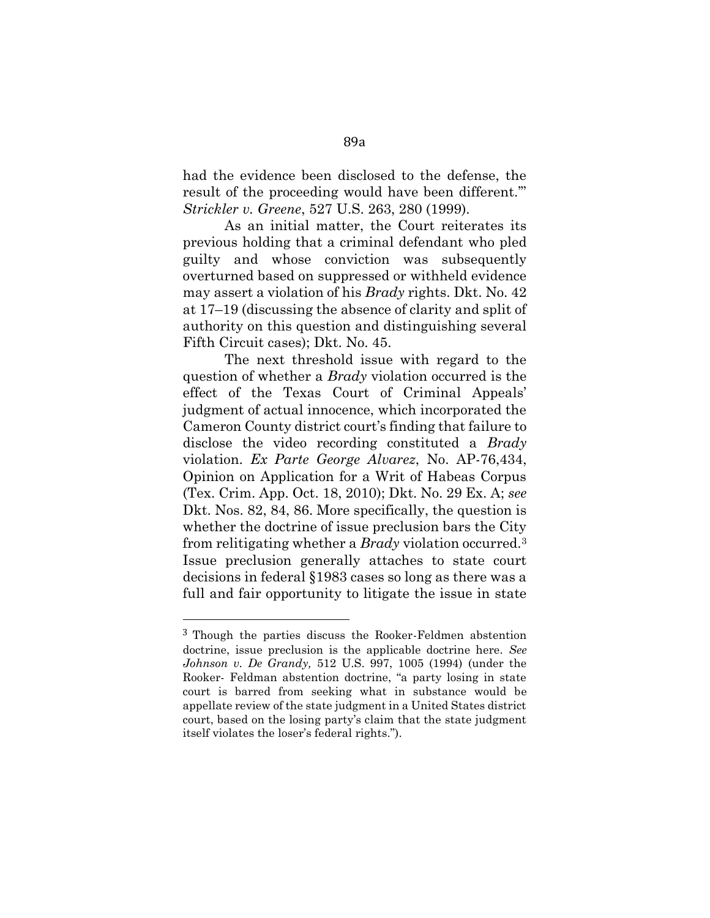had the evidence been disclosed to the defense, the result of the proceeding would have been different.'" *Strickler v. Greene*, 527 U.S. 263, 280 (1999).

As an initial matter, the Court reiterates its previous holding that a criminal defendant who pled guilty and whose conviction was subsequently overturned based on suppressed or withheld evidence may assert a violation of his *Brady* rights. Dkt. No. 42 at 17–19 (discussing the absence of clarity and split of authority on this question and distinguishing several Fifth Circuit cases); Dkt. No. 45.

The next threshold issue with regard to the question of whether a *Brady* violation occurred is the effect of the Texas Court of Criminal Appeals' judgment of actual innocence, which incorporated the Cameron County district court's finding that failure to disclose the video recording constituted a *Brady* violation. *Ex Parte George Alvarez*, No. AP-76,434, Opinion on Application for a Writ of Habeas Corpus (Tex. Crim. App. Oct. 18, 2010); Dkt. No. 29 Ex. A; *see* Dkt. Nos. 82, 84, 86. More specifically, the question is whether the doctrine of issue preclusion bars the City from relitigating whether a *Brady* violation occurred.[3] Issue preclusion generally attaches to state court decisions in federal §1983 cases so long as there was a full and fair opportunity to litigate the issue in state

---

[3] Though the parties discuss the Rooker-Feldmen abstention doctrine, issue preclusion is the applicable doctrine here. *See Johnson v. De Grandy,* 512 U.S. 997, 1005 (1994) (under the Rooker- Feldman abstention doctrine, "a party losing in state court is barred from seeking what in substance would be appellate review of the state judgment in a United States district court, based on the losing party's claim that the state judgment itself violates the loser's federal rights.").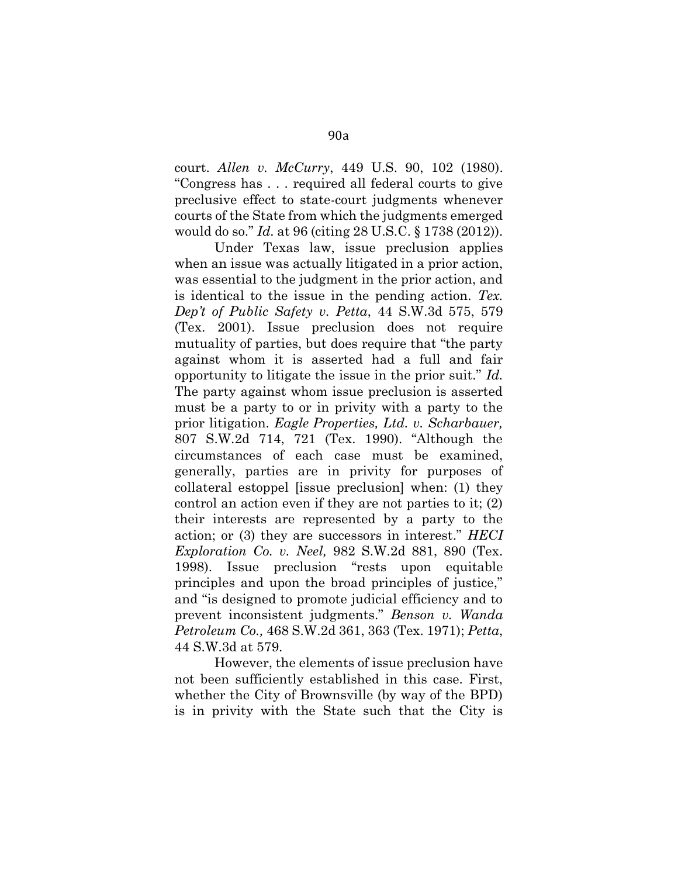court. *Allen v. McCurry*, 449 U.S. 90, 102 (1980). "Congress has . . . required all federal courts to give preclusive effect to state-court judgments whenever courts of the State from which the judgments emerged would do so." *Id.* at 96 (citing 28 U.S.C. § 1738 (2012)).

Under Texas law, issue preclusion applies when an issue was actually litigated in a prior action, was essential to the judgment in the prior action, and is identical to the issue in the pending action. *Tex. Dep't of Public Safety v. Petta*, 44 S.W.3d 575, 579 (Tex. 2001). Issue preclusion does not require mutuality of parties, but does require that "the party against whom it is asserted had a full and fair opportunity to litigate the issue in the prior suit." *Id.* The party against whom issue preclusion is asserted must be a party to or in privity with a party to the prior litigation. *Eagle Properties, Ltd. v. Scharbauer,* 807 S.W.2d 714, 721 (Tex. 1990). "Although the circumstances of each case must be examined, generally, parties are in privity for purposes of collateral estoppel [issue preclusion] when: (1) they control an action even if they are not parties to it; (2) their interests are represented by a party to the action; or (3) they are successors in interest." *HECI Exploration Co. v. Neel,* 982 S.W.2d 881, 890 (Tex. 1998). Issue preclusion "rests upon equitable principles and upon the broad principles of justice," and "is designed to promote judicial efficiency and to prevent inconsistent judgments." *Benson v. Wanda Petroleum Co.,* 468 S.W.2d 361, 363 (Tex. 1971); *Petta*, 44 S.W.3d at 579.

However, the elements of issue preclusion have not been sufficiently established in this case. First, whether the City of Brownsville (by way of the BPD) is in privity with the State such that the City is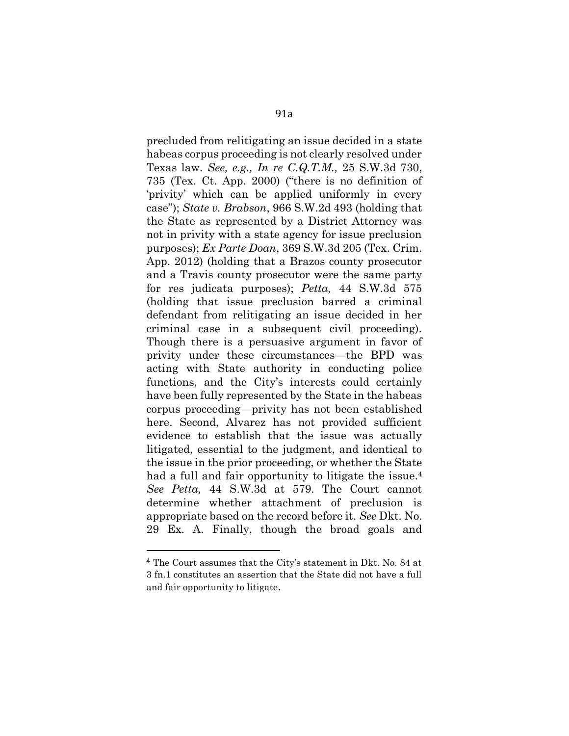precluded from relitigating an issue decided in a state habeas corpus proceeding is not clearly resolved under Texas law. *See, e.g., In re C.Q.T.M.,* 25 S.W.3d 730, 735 (Tex. Ct. App. 2000) ("there is no definition of 'privity' which can be applied uniformly in every case"); *State v. Brabson*, 966 S.W.2d 493 (holding that the State as represented by a District Attorney was not in privity with a state agency for issue preclusion purposes); *Ex Parte Doan*, 369 S.W.3d 205 (Tex. Crim. App. 2012) (holding that a Brazos county prosecutor and a Travis county prosecutor were the same party for res judicata purposes); *Petta,* 44 S.W.3d 575 (holding that issue preclusion barred a criminal defendant from relitigating an issue decided in her criminal case in a subsequent civil proceeding). Though there is a persuasive argument in favor of privity under these circumstances—the BPD was acting with State authority in conducting police functions, and the City's interests could certainly have been fully represented by the State in the habeas corpus proceeding—privity has not been established here. Second, Alvarez has not provided sufficient evidence to establish that the issue was actually litigated, essential to the judgment, and identical to the issue in the prior proceeding, or whether the State had a full and fair opportunity to litigate the issue.[4] *See Petta,* 44 S.W.3d at 579. The Court cannot determine whether attachment of preclusion is appropriate based on the record before it. *See* Dkt. No. 29 Ex. A. Finally, though the broad goals and

[4] The Court assumes that the City's statement in Dkt. No. 84 at 3 fn.1 constitutes an assertion that the State did not have a full and fair opportunity to litigate.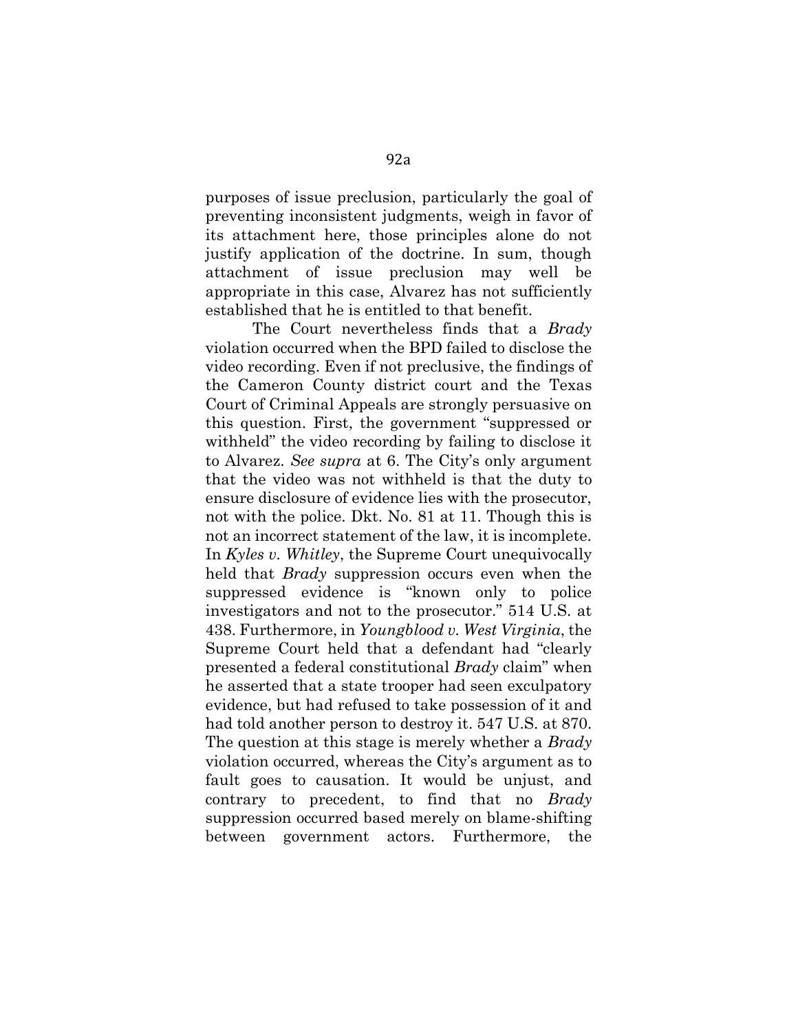purposes of issue preclusion, particularly the goal of preventing inconsistent judgments, weigh in favor of its attachment here, those principles alone do not justify application of the doctrine. In sum, though attachment of issue preclusion may well be appropriate in this case, Alvarez has not sufficiently established that he is entitled to that benefit.

The Court nevertheless finds that a *Brady* violation occurred when the BPD failed to disclose the video recording. Even if not preclusive, the findings of the Cameron County district court and the Texas Court of Criminal Appeals are strongly persuasive on this question. First, the government "suppressed or withheld" the video recording by failing to disclose it to Alvarez. *See supra* at 6. The City's only argument that the video was not withheld is that the duty to ensure disclosure of evidence lies with the prosecutor, not with the police. Dkt. No. 81 at 11. Though this is not an incorrect statement of the law, it is incomplete. In *Kyles v. Whitley*, the Supreme Court unequivocally held that *Brady* suppression occurs even when the suppressed evidence is "known only to police investigators and not to the prosecutor." 514 U.S. at 438. Furthermore, in *Youngblood v. West Virginia*, the Supreme Court held that a defendant had "clearly presented a federal constitutional *Brady* claim" when he asserted that a state trooper had seen exculpatory evidence, but had refused to take possession of it and had told another person to destroy it. 547 U.S. at 870. The question at this stage is merely whether a *Brady* violation occurred, whereas the City's argument as to fault goes to causation. It would be unjust, and contrary to precedent, to find that no *Brady* suppression occurred based merely on blame-shifting between government actors. Furthermore, the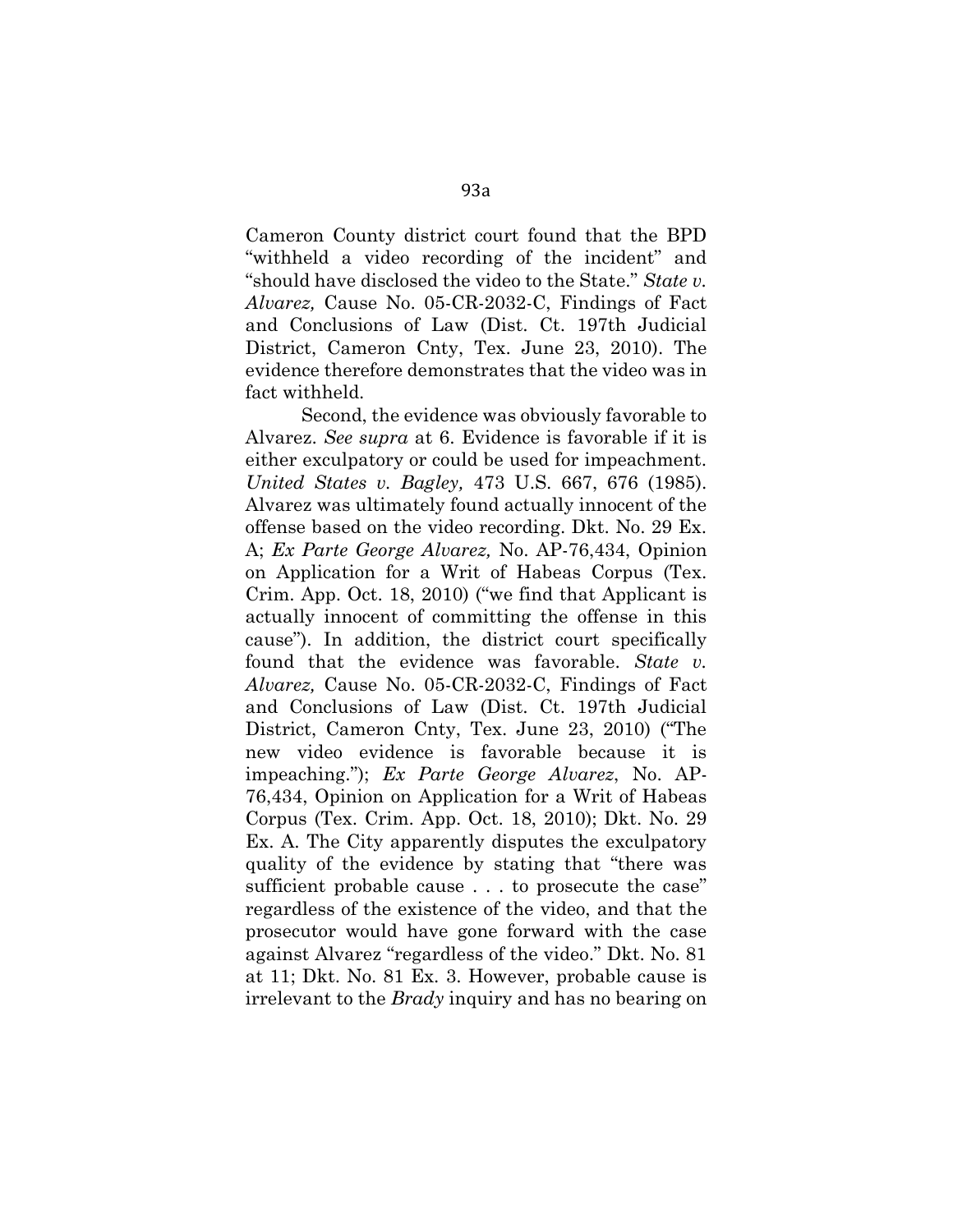Cameron County district court found that the BPD "withheld a video recording of the incident" and "should have disclosed the video to the State." *State v. Alvarez,* Cause No. 05-CR-2032-C, Findings of Fact and Conclusions of Law (Dist. Ct. 197th Judicial District, Cameron Cnty, Tex. June 23, 2010). The evidence therefore demonstrates that the video was in fact withheld.

Second, the evidence was obviously favorable to Alvarez. *See supra* at 6. Evidence is favorable if it is either exculpatory or could be used for impeachment. *United States v. Bagley,* 473 U.S. 667, 676 (1985). Alvarez was ultimately found actually innocent of the offense based on the video recording. Dkt. No. 29 Ex. A; *Ex Parte George Alvarez,* No. AP-76,434, Opinion on Application for a Writ of Habeas Corpus (Tex. Crim. App. Oct. 18, 2010) ("we find that Applicant is actually innocent of committing the offense in this cause"). In addition, the district court specifically found that the evidence was favorable. *State v. Alvarez,* Cause No. 05-CR-2032-C, Findings of Fact and Conclusions of Law (Dist. Ct. 197th Judicial District, Cameron Cnty, Tex. June 23, 2010) ("The new video evidence is favorable because it is impeaching."); *Ex Parte George Alvarez*, No. AP-76,434, Opinion on Application for a Writ of Habeas Corpus (Tex. Crim. App. Oct. 18, 2010); Dkt. No. 29 Ex. A. The City apparently disputes the exculpatory quality of the evidence by stating that "there was sufficient probable cause . . . to prosecute the case" regardless of the existence of the video, and that the prosecutor would have gone forward with the case against Alvarez "regardless of the video." Dkt. No. 81 at 11; Dkt. No. 81 Ex. 3. However, probable cause is irrelevant to the *Brady* inquiry and has no bearing on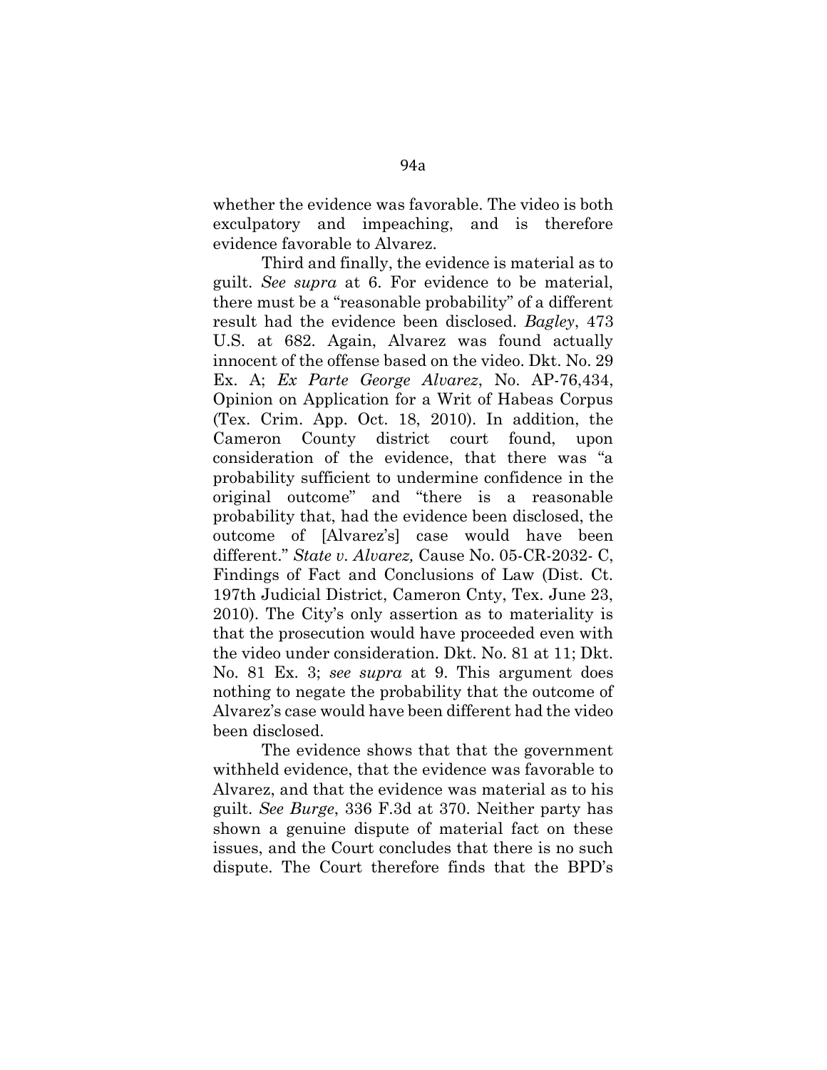whether the evidence was favorable. The video is both exculpatory and impeaching, and is therefore evidence favorable to Alvarez.

Third and finally, the evidence is material as to guilt. *See supra* at 6. For evidence to be material, there must be a "reasonable probability" of a different result had the evidence been disclosed. *Bagley*, 473 U.S. at 682. Again, Alvarez was found actually innocent of the offense based on the video. Dkt. No. 29 Ex. A; *Ex Parte George Alvarez*, No. AP-76,434, Opinion on Application for a Writ of Habeas Corpus (Tex. Crim. App. Oct. 18, 2010). In addition, the Cameron County district court found, upon consideration of the evidence, that there was "a probability sufficient to undermine confidence in the original outcome" and "there is a reasonable probability that, had the evidence been disclosed, the outcome of [Alvarez's] case would have been different." *State v. Alvarez,* Cause No. 05-CR-2032- C, Findings of Fact and Conclusions of Law (Dist. Ct. 197th Judicial District, Cameron Cnty, Tex. June 23, 2010). The City's only assertion as to materiality is that the prosecution would have proceeded even with the video under consideration. Dkt. No. 81 at 11; Dkt. No. 81 Ex. 3; *see supra* at 9. This argument does nothing to negate the probability that the outcome of Alvarez's case would have been different had the video been disclosed.

The evidence shows that that the government withheld evidence, that the evidence was favorable to Alvarez, and that the evidence was material as to his guilt. *See Burge*, 336 F.3d at 370. Neither party has shown a genuine dispute of material fact on these issues, and the Court concludes that there is no such dispute. The Court therefore finds that the BPD's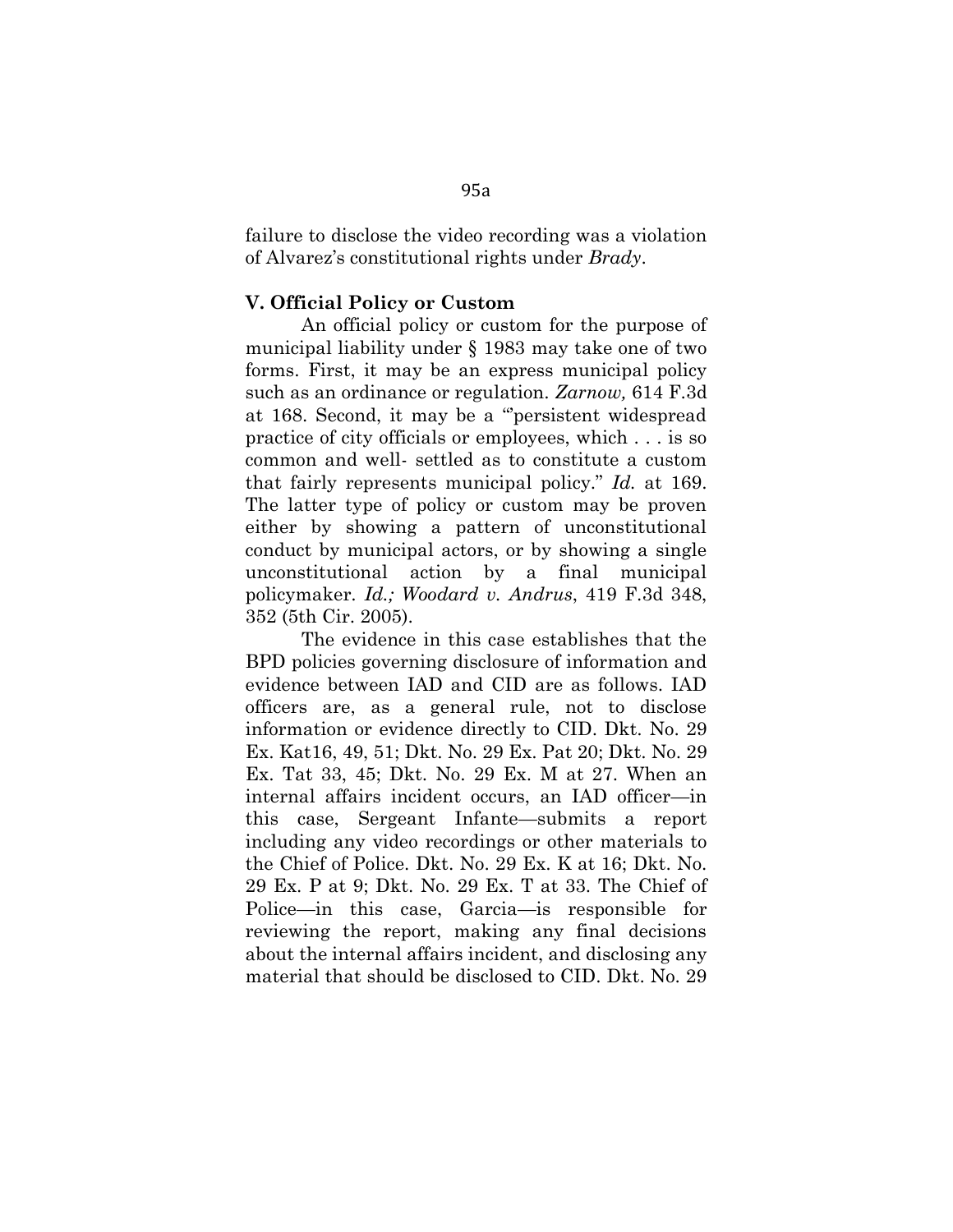failure to disclose the video recording was a violation of Alvarez's constitutional rights under *Brady*.

**V. Official Policy or Custom**

An official policy or custom for the purpose of municipal liability under § 1983 may take one of two forms. First, it may be an express municipal policy such as an ordinance or regulation. *Zarnow,* 614 F.3d at 168. Second, it may be a "'persistent widespread practice of city officials or employees, which . . . is so common and well- settled as to constitute a custom that fairly represents municipal policy." *Id.* at 169. The latter type of policy or custom may be proven either by showing a pattern of unconstitutional conduct by municipal actors, or by showing a single unconstitutional action by a final municipal policymaker. *Id.; Woodard v. Andrus*, 419 F.3d 348, 352 (5th Cir. 2005).

The evidence in this case establishes that the BPD policies governing disclosure of information and evidence between IAD and CID are as follows. IAD officers are, as a general rule, not to disclose information or evidence directly to CID. Dkt. No. 29 Ex. Kat16, 49, 51; Dkt. No. 29 Ex. Pat 20; Dkt. No. 29 Ex. Tat 33, 45; Dkt. No. 29 Ex. M at 27. When an internal affairs incident occurs, an IAD officer—in this case, Sergeant Infante—submits a report including any video recordings or other materials to the Chief of Police. Dkt. No. 29 Ex. K at 16; Dkt. No. 29 Ex. P at 9; Dkt. No. 29 Ex. T at 33. The Chief of Police—in this case, Garcia—is responsible for reviewing the report, making any final decisions about the internal affairs incident, and disclosing any material that should be disclosed to CID. Dkt. No. 29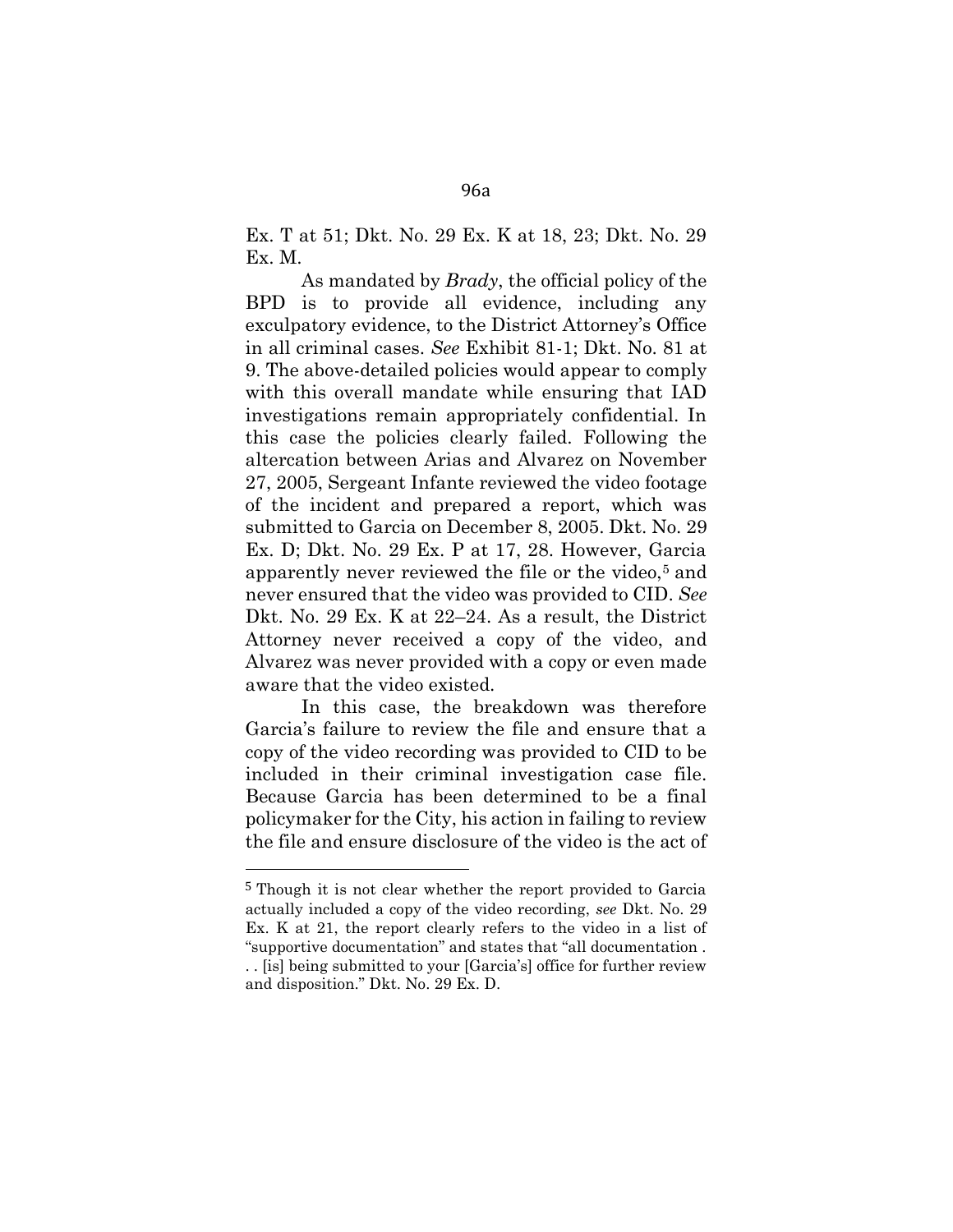Ex. T at 51; Dkt. No. 29 Ex. K at 18, 23; Dkt. No. 29 Ex. M.

As mandated by *Brady*, the official policy of the BPD is to provide all evidence, including any exculpatory evidence, to the District Attorney's Office in all criminal cases. *See* Exhibit 81-1; Dkt. No. 81 at 9. The above-detailed policies would appear to comply with this overall mandate while ensuring that IAD investigations remain appropriately confidential. In this case the policies clearly failed. Following the altercation between Arias and Alvarez on November 27, 2005, Sergeant Infante reviewed the video footage of the incident and prepared a report, which was submitted to Garcia on December 8, 2005. Dkt. No. 29 Ex. D; Dkt. No. 29 Ex. P at 17, 28. However, Garcia apparently never reviewed the file or the video,[5] and never ensured that the video was provided to CID. *See* Dkt. No. 29 Ex. K at 22–24. As a result, the District Attorney never received a copy of the video, and Alvarez was never provided with a copy or even made aware that the video existed.

In this case, the breakdown was therefore Garcia's failure to review the file and ensure that a copy of the video recording was provided to CID to be included in their criminal investigation case file. Because Garcia has been determined to be a final policymaker for the City, his action in failing to review the file and ensure disclosure of the video is the act of

[5] Though it is not clear whether the report provided to Garcia actually included a copy of the video recording, *see* Dkt. No. 29 Ex. K at 21, the report clearly refers to the video in a list of "supportive documentation" and states that "all documentation . . . [is] being submitted to your [Garcia's] office for further review and disposition." Dkt. No. 29 Ex. D.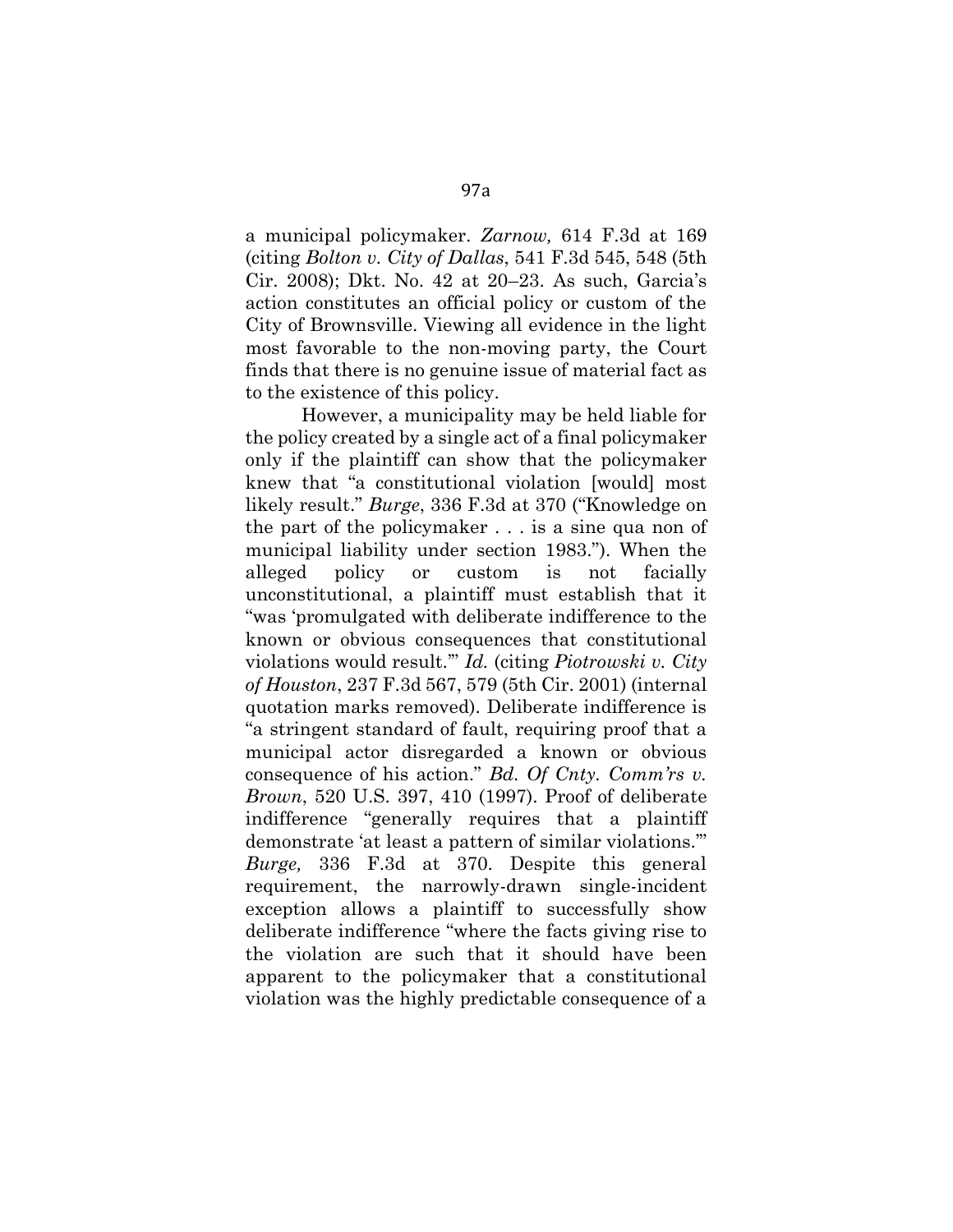a municipal policymaker. *Zarnow,* 614 F.3d at 169 (citing *Bolton v. City of Dallas*, 541 F.3d 545, 548 (5th Cir. 2008); Dkt. No. 42 at 20–23. As such, Garcia's action constitutes an official policy or custom of the City of Brownsville. Viewing all evidence in the light most favorable to the non-moving party, the Court finds that there is no genuine issue of material fact as to the existence of this policy.

However, a municipality may be held liable for the policy created by a single act of a final policymaker only if the plaintiff can show that the policymaker knew that "a constitutional violation [would] most likely result." *Burge*, 336 F.3d at 370 ("Knowledge on the part of the policymaker . . . is a sine qua non of municipal liability under section 1983."). When the alleged policy or custom is not facially unconstitutional, a plaintiff must establish that it "was 'promulgated with deliberate indifference to the known or obvious consequences that constitutional violations would result.'" *Id.* (citing *Piotrowski v. City of Houston*, 237 F.3d 567, 579 (5th Cir. 2001) (internal quotation marks removed). Deliberate indifference is "a stringent standard of fault, requiring proof that a municipal actor disregarded a known or obvious consequence of his action." *Bd. Of Cnty. Comm'rs v. Brown*, 520 U.S. 397, 410 (1997). Proof of deliberate indifference "generally requires that a plaintiff demonstrate 'at least a pattern of similar violations.'" *Burge,* 336 F.3d at 370. Despite this general requirement, the narrowly-drawn single-incident exception allows a plaintiff to successfully show deliberate indifference "where the facts giving rise to the violation are such that it should have been apparent to the policymaker that a constitutional violation was the highly predictable consequence of a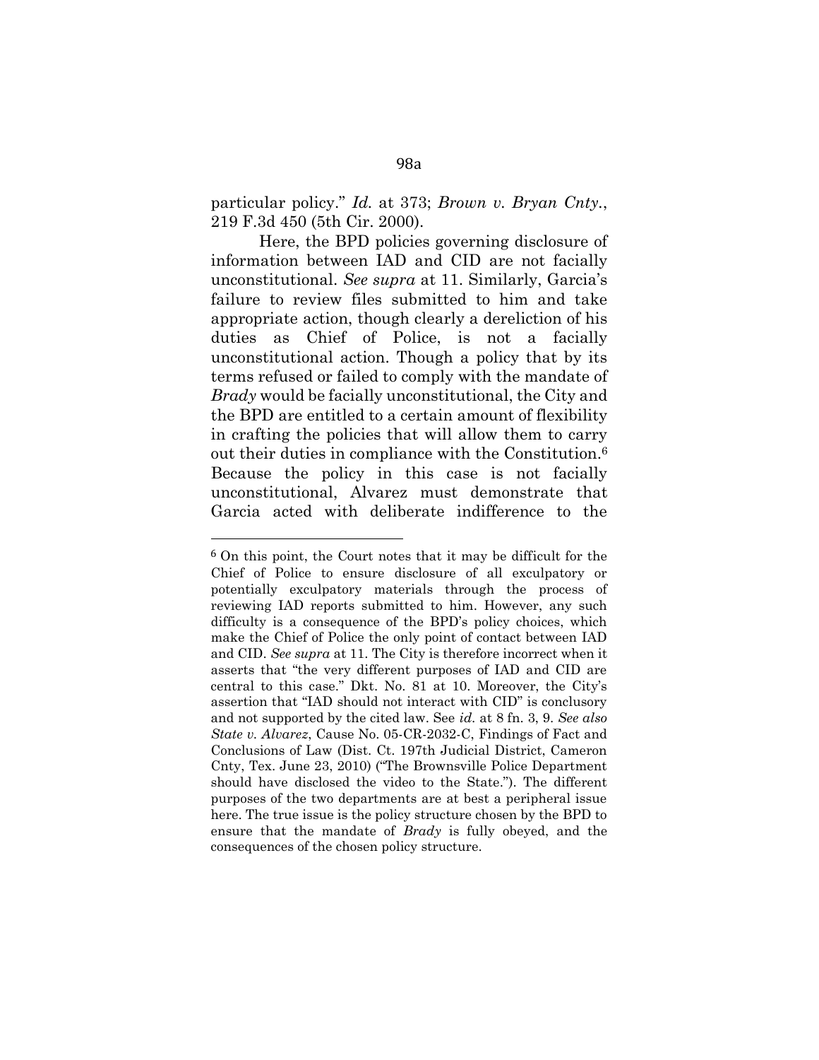particular policy." *Id.* at 373; *Brown v. Bryan Cnty.*, 219 F.3d 450 (5th Cir. 2000).

Here, the BPD policies governing disclosure of information between IAD and CID are not facially unconstitutional. *See supra* at 11. Similarly, Garcia's failure to review files submitted to him and take appropriate action, though clearly a dereliction of his duties as Chief of Police, is not a facially unconstitutional action. Though a policy that by its terms refused or failed to comply with the mandate of *Brady* would be facially unconstitutional, the City and the BPD are entitled to a certain amount of flexibility in crafting the policies that will allow them to carry out their duties in compliance with the Constitution.[6] Because the policy in this case is not facially unconstitutional, Alvarez must demonstrate that Garcia acted with deliberate indifference to the

---

[6] On this point, the Court notes that it may be difficult for the Chief of Police to ensure disclosure of all exculpatory or potentially exculpatory materials through the process of reviewing IAD reports submitted to him. However, any such difficulty is a consequence of the BPD's policy choices, which make the Chief of Police the only point of contact between IAD and CID. *See supra* at 11. The City is therefore incorrect when it asserts that "the very different purposes of IAD and CID are central to this case." Dkt. No. 81 at 10. Moreover, the City's assertion that "IAD should not interact with CID" is conclusory and not supported by the cited law. See *id.* at 8 fn. 3, 9. *See also State v. Alvarez*, Cause No. 05-CR-2032-C, Findings of Fact and Conclusions of Law (Dist. Ct. 197th Judicial District, Cameron Cnty, Tex. June 23, 2010) ("The Brownsville Police Department should have disclosed the video to the State."). The different purposes of the two departments are at best a peripheral issue here. The true issue is the policy structure chosen by the BPD to ensure that the mandate of *Brady* is fully obeyed, and the consequences of the chosen policy structure.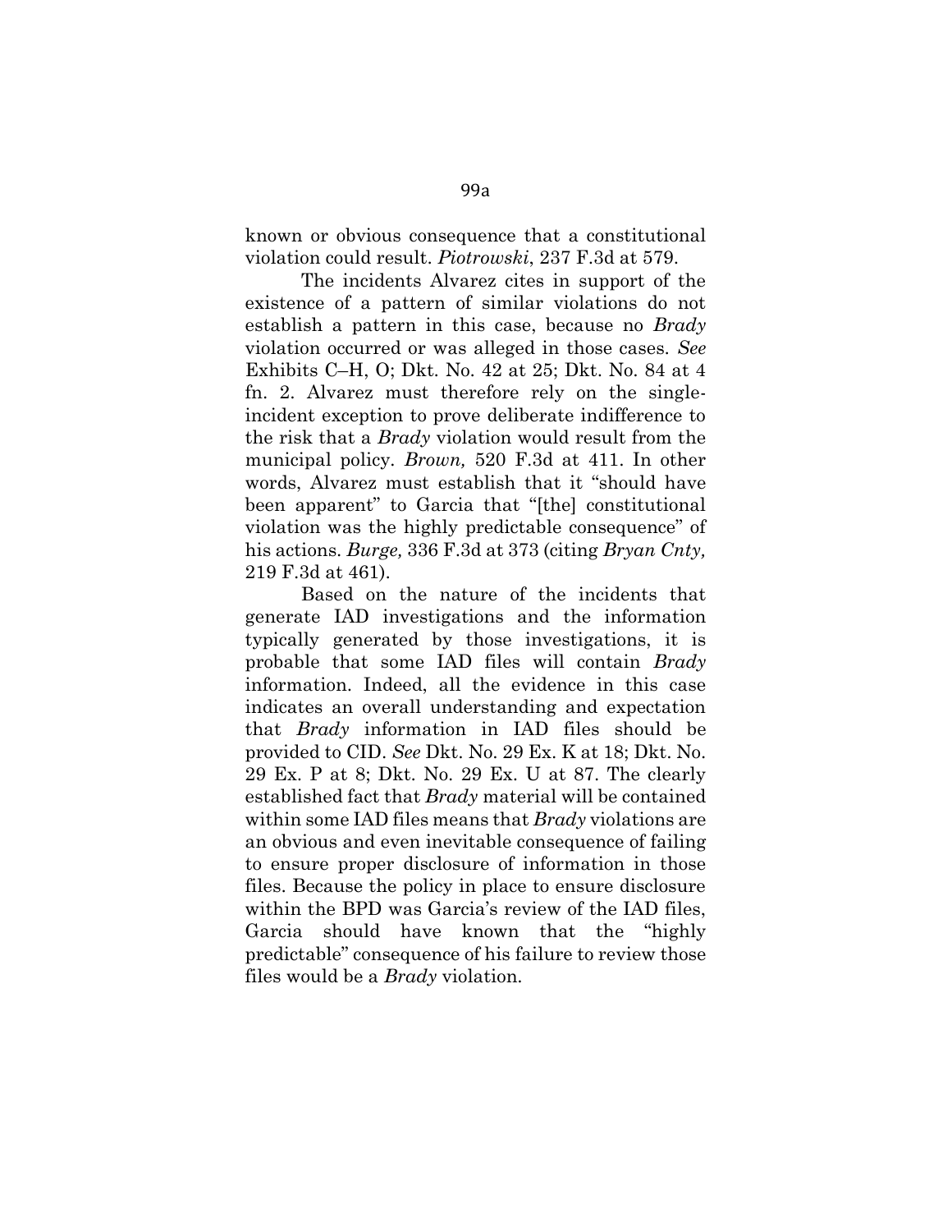known or obvious consequence that a constitutional violation could result. *Piotrowski*, 237 F.3d at 579.

The incidents Alvarez cites in support of the existence of a pattern of similar violations do not establish a pattern in this case, because no *Brady* violation occurred or was alleged in those cases. *See* Exhibits C–H, O; Dkt. No. 42 at 25; Dkt. No. 84 at 4 fn. 2. Alvarez must therefore rely on the single-incident exception to prove deliberate indifference to the risk that a *Brady* violation would result from the municipal policy. *Brown,* 520 F.3d at 411. In other words, Alvarez must establish that it "should have been apparent" to Garcia that "[the] constitutional violation was the highly predictable consequence" of his actions. *Burge,* 336 F.3d at 373 (citing *Bryan Cnty,* 219 F.3d at 461).

Based on the nature of the incidents that generate IAD investigations and the information typically generated by those investigations, it is probable that some IAD files will contain *Brady* information. Indeed, all the evidence in this case indicates an overall understanding and expectation that *Brady* information in IAD files should be provided to CID. *See* Dkt. No. 29 Ex. K at 18; Dkt. No. 29 Ex. P at 8; Dkt. No. 29 Ex. U at 87. The clearly established fact that *Brady* material will be contained within some IAD files means that *Brady* violations are an obvious and even inevitable consequence of failing to ensure proper disclosure of information in those files. Because the policy in place to ensure disclosure within the BPD was Garcia's review of the IAD files, Garcia should have known that the "highly predictable" consequence of his failure to review those files would be a *Brady* violation.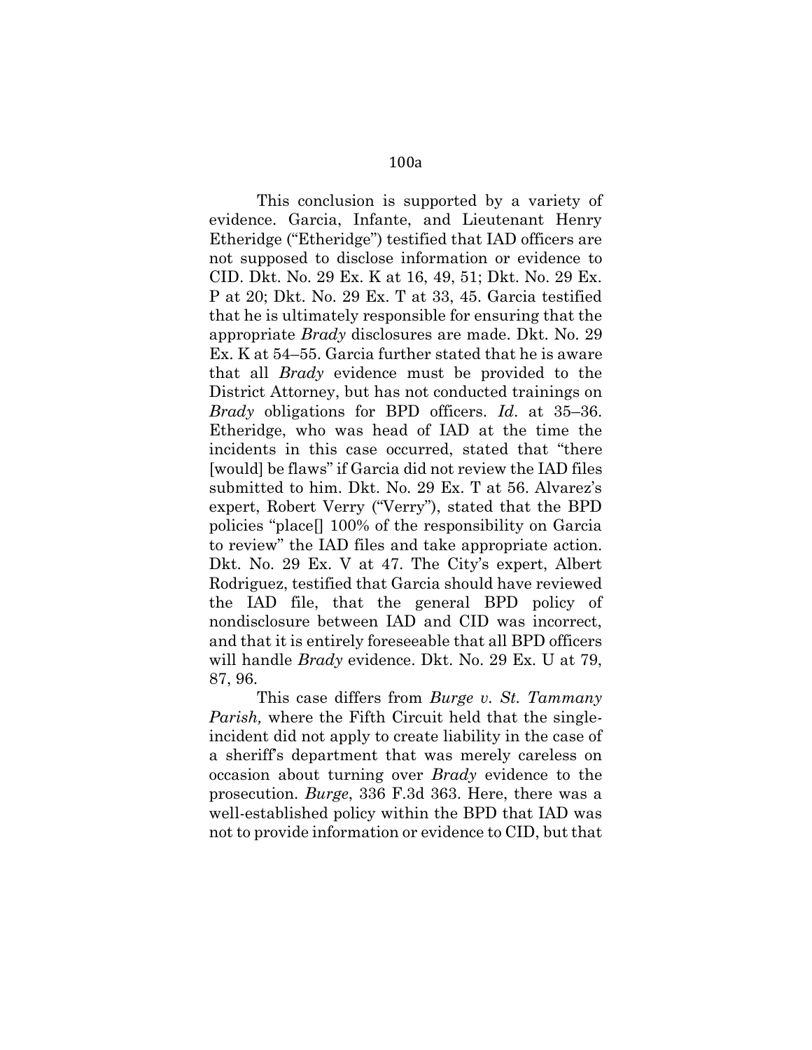This conclusion is supported by a variety of evidence. Garcia, Infante, and Lieutenant Henry Etheridge ("Etheridge") testified that IAD officers are not supposed to disclose information or evidence to CID. Dkt. No. 29 Ex. K at 16, 49, 51; Dkt. No. 29 Ex. P at 20; Dkt. No. 29 Ex. T at 33, 45. Garcia testified that he is ultimately responsible for ensuring that the appropriate *Brady* disclosures are made. Dkt. No. 29 Ex. K at 54–55. Garcia further stated that he is aware that all *Brady* evidence must be provided to the District Attorney, but has not conducted trainings on *Brady* obligations for BPD officers. *Id.* at 35–36. Etheridge, who was head of IAD at the time the incidents in this case occurred, stated that "there [would] be flaws" if Garcia did not review the IAD files submitted to him. Dkt. No. 29 Ex. T at 56. Alvarez's expert, Robert Verry ("Verry"), stated that the BPD policies "place[] 100% of the responsibility on Garcia to review" the IAD files and take appropriate action. Dkt. No. 29 Ex. V at 47. The City's expert, Albert Rodriguez, testified that Garcia should have reviewed the IAD file, that the general BPD policy of nondisclosure between IAD and CID was incorrect, and that it is entirely foreseeable that all BPD officers will handle *Brady* evidence. Dkt. No. 29 Ex. U at 79, 87, 96.

This case differs from *Burge v. St. Tammany Parish,* where the Fifth Circuit held that the single-incident did not apply to create liability in the case of a sheriff's department that was merely careless on occasion about turning over *Brady* evidence to the prosecution. *Burge*, 336 F.3d 363. Here, there was a well-established policy within the BPD that IAD was not to provide information or evidence to CID, but that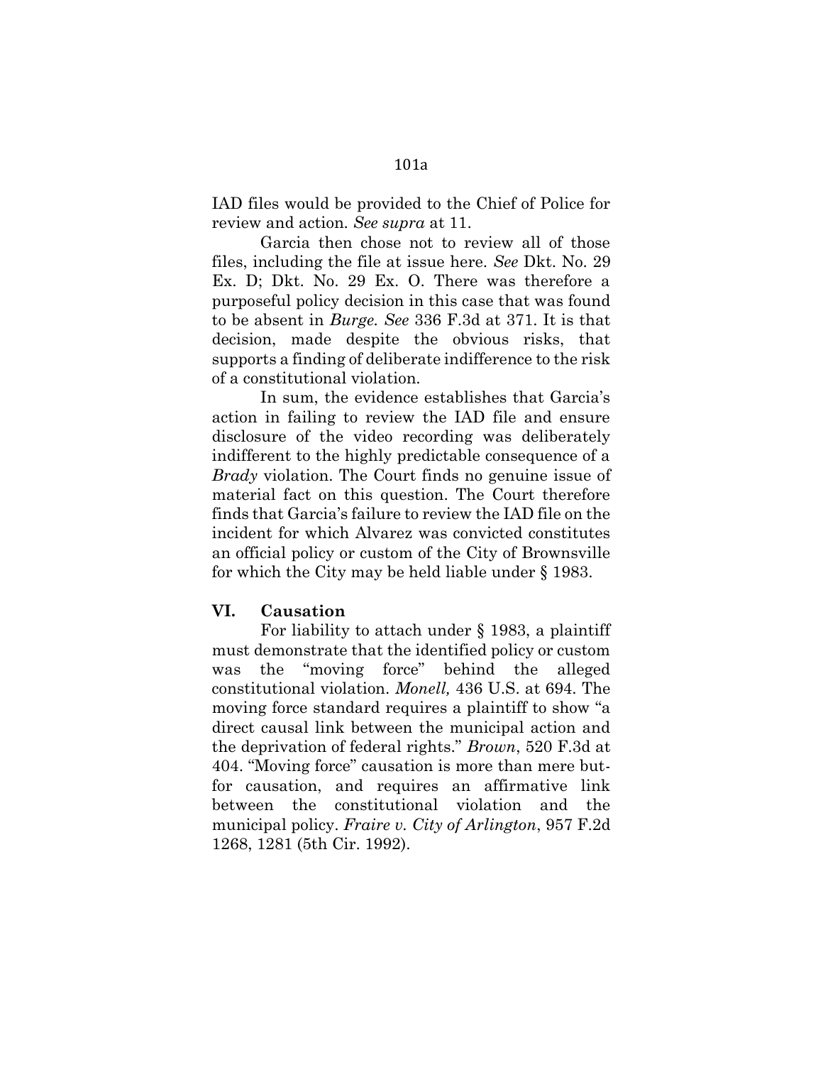IAD files would be provided to the Chief of Police for review and action. *See supra* at 11.

Garcia then chose not to review all of those files, including the file at issue here. *See* Dkt. No. 29 Ex. D; Dkt. No. 29 Ex. O. There was therefore a purposeful policy decision in this case that was found to be absent in *Burge. See* 336 F.3d at 371. It is that decision, made despite the obvious risks, that supports a finding of deliberate indifference to the risk of a constitutional violation.

In sum, the evidence establishes that Garcia's action in failing to review the IAD file and ensure disclosure of the video recording was deliberately indifferent to the highly predictable consequence of a *Brady* violation. The Court finds no genuine issue of material fact on this question. The Court therefore finds that Garcia's failure to review the IAD file on the incident for which Alvarez was convicted constitutes an official policy or custom of the City of Brownsville for which the City may be held liable under § 1983.

## VI. Causation

For liability to attach under § 1983, a plaintiff must demonstrate that the identified policy or custom was the "moving force" behind the alleged constitutional violation. *Monell,* 436 U.S. at 694. The moving force standard requires a plaintiff to show "a direct causal link between the municipal action and the deprivation of federal rights." *Brown*, 520 F.3d at 404. "Moving force" causation is more than mere but-for causation, and requires an affirmative link between the constitutional violation and the municipal policy. *Fraire v. City of Arlington*, 957 F.2d 1268, 1281 (5th Cir. 1992).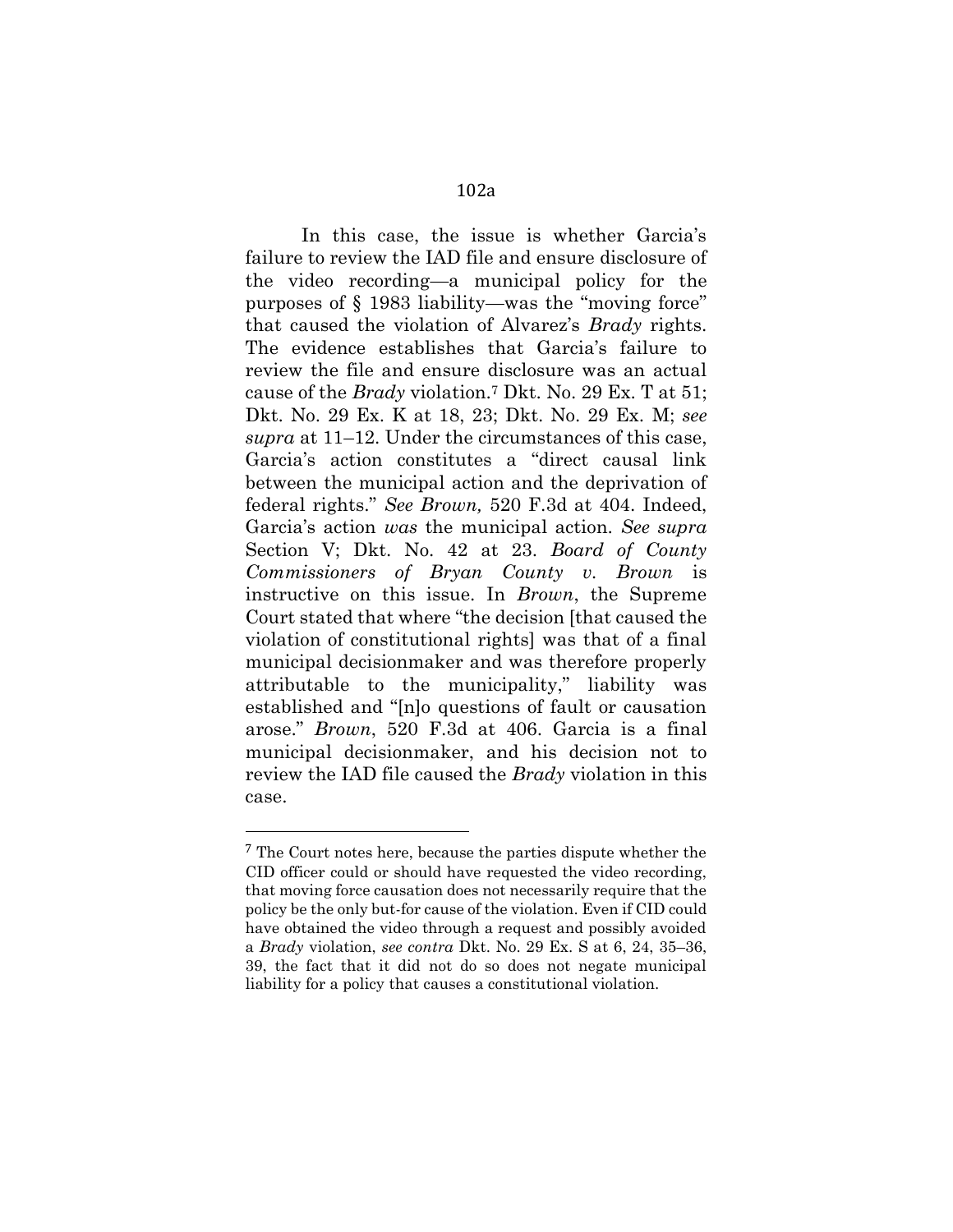In this case, the issue is whether Garcia's failure to review the IAD file and ensure disclosure of the video recording—a municipal policy for the purposes of § 1983 liability—was the "moving force" that caused the violation of Alvarez's *Brady* rights. The evidence establishes that Garcia's failure to review the file and ensure disclosure was an actual cause of the *Brady* violation.[7] Dkt. No. 29 Ex. T at 51; Dkt. No. 29 Ex. K at 18, 23; Dkt. No. 29 Ex. M; *see supra* at 11–12. Under the circumstances of this case, Garcia's action constitutes a "direct causal link between the municipal action and the deprivation of federal rights." *See Brown,* 520 F.3d at 404. Indeed, Garcia's action *was* the municipal action. *See supra* Section V; Dkt. No. 42 at 23. *Board of County Commissioners of Bryan County v. Brown* is instructive on this issue. In *Brown*, the Supreme Court stated that where "the decision [that caused the violation of constitutional rights] was that of a final municipal decisionmaker and was therefore properly attributable to the municipality," liability was established and "[n]o questions of fault or causation arose." *Brown*, 520 F.3d at 406. Garcia is a final municipal decisionmaker, and his decision not to review the IAD file caused the *Brady* violation in this case.

---

[7] The Court notes here, because the parties dispute whether the CID officer could or should have requested the video recording, that moving force causation does not necessarily require that the policy be the only but-for cause of the violation. Even if CID could have obtained the video through a request and possibly avoided a *Brady* violation, *see contra* Dkt. No. 29 Ex. S at 6, 24, 35–36, 39, the fact that it did not do so does not negate municipal liability for a policy that causes a constitutional violation.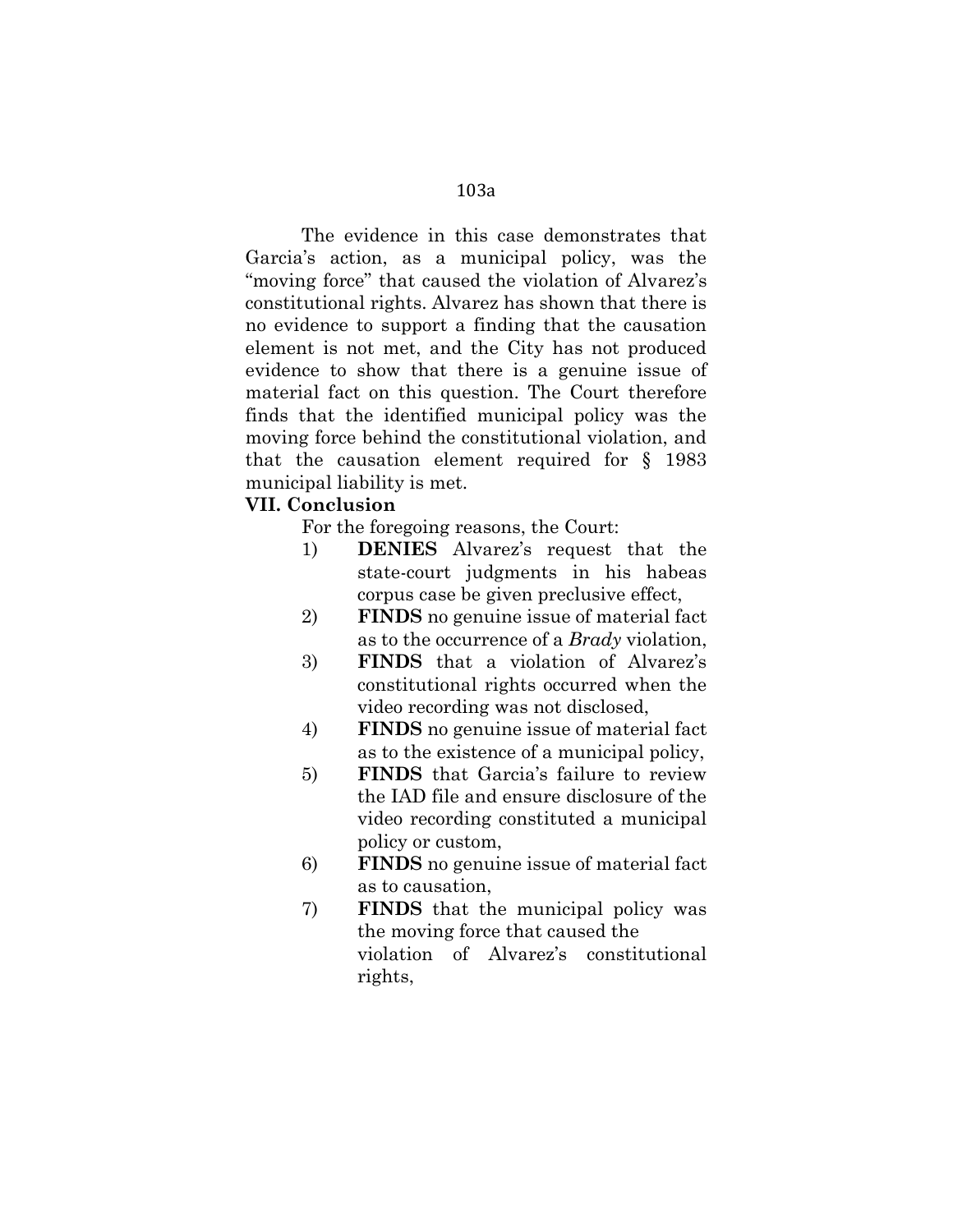The evidence in this case demonstrates that Garcia's action, as a municipal policy, was the "moving force" that caused the violation of Alvarez's constitutional rights. Alvarez has shown that there is no evidence to support a finding that the causation element is not met, and the City has not produced evidence to show that there is a genuine issue of material fact on this question. The Court therefore finds that the identified municipal policy was the moving force behind the constitutional violation, and that the causation element required for § 1983 municipal liability is met.

**VII. Conclusion**

For the foregoing reasons, the Court:

1) **DENIES** Alvarez's request that the state-court judgments in his habeas corpus case be given preclusive effect,
2) **FINDS** no genuine issue of material fact as to the occurrence of a *Brady* violation,
3) **FINDS** that a violation of Alvarez's constitutional rights occurred when the video recording was not disclosed,
4) **FINDS** no genuine issue of material fact as to the existence of a municipal policy,
5) **FINDS** that Garcia's failure to review the IAD file and ensure disclosure of the video recording constituted a municipal policy or custom,
6) **FINDS** no genuine issue of material fact as to causation,
7) **FINDS** that the municipal policy was the moving force that caused the violation of Alvarez's constitutional rights,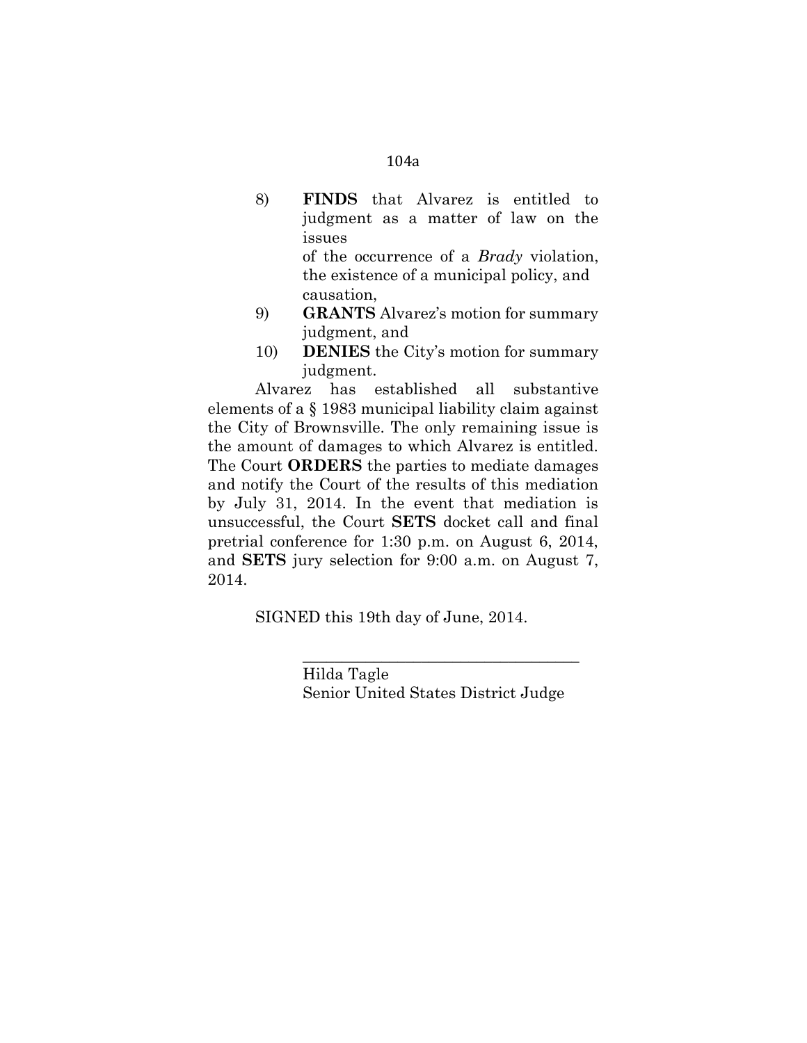8) **FINDS** that Alvarez is entitled to judgment as a matter of law on the issues of the occurrence of a *Brady* violation, the existence of a municipal policy, and causation,
9) **GRANTS** Alvarez's motion for summary judgment, and
10) **DENIES** the City's motion for summary judgment.

Alvarez has established all substantive elements of a § 1983 municipal liability claim against the City of Brownsville. The only remaining issue is the amount of damages to which Alvarez is entitled. The Court **ORDERS** the parties to mediate damages and notify the Court of the results of this mediation by July 31, 2014. In the event that mediation is unsuccessful, the Court **SETS** docket call and final pretrial conference for 1:30 p.m. on August 6, 2014, and **SETS** jury selection for 9:00 a.m. on August 7, 2014.

SIGNED this 19th day of June, 2014.

\_\_\_\_\_\_\_\_\_\_\_\_\_\_\_\_\_\_\_\_\_\_\_\_\_\_\_\_\_\_\_\_\_\_\_

Hilda Tagle
Senior United States District Judge